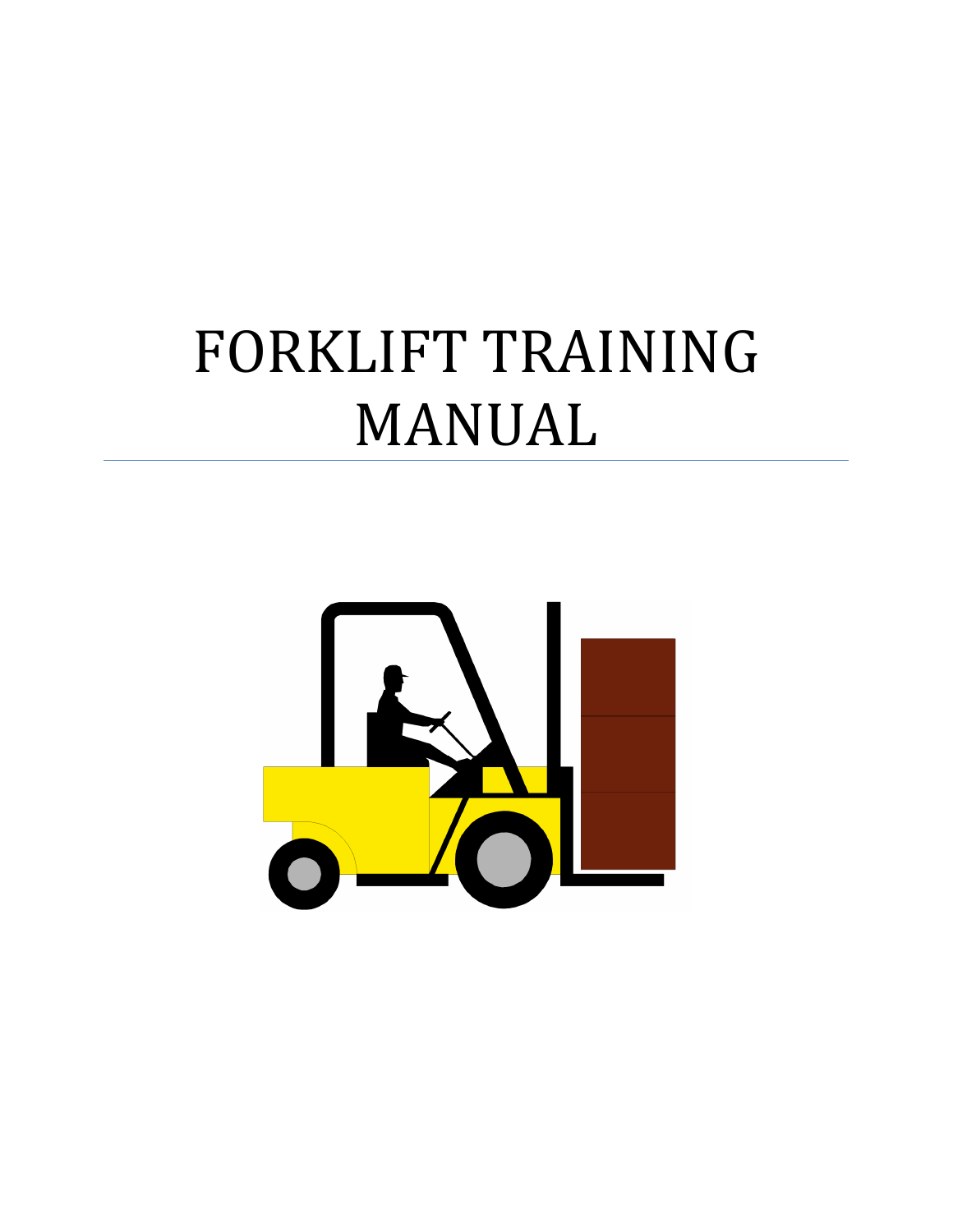# FORKLIFT TRAINING MANUAL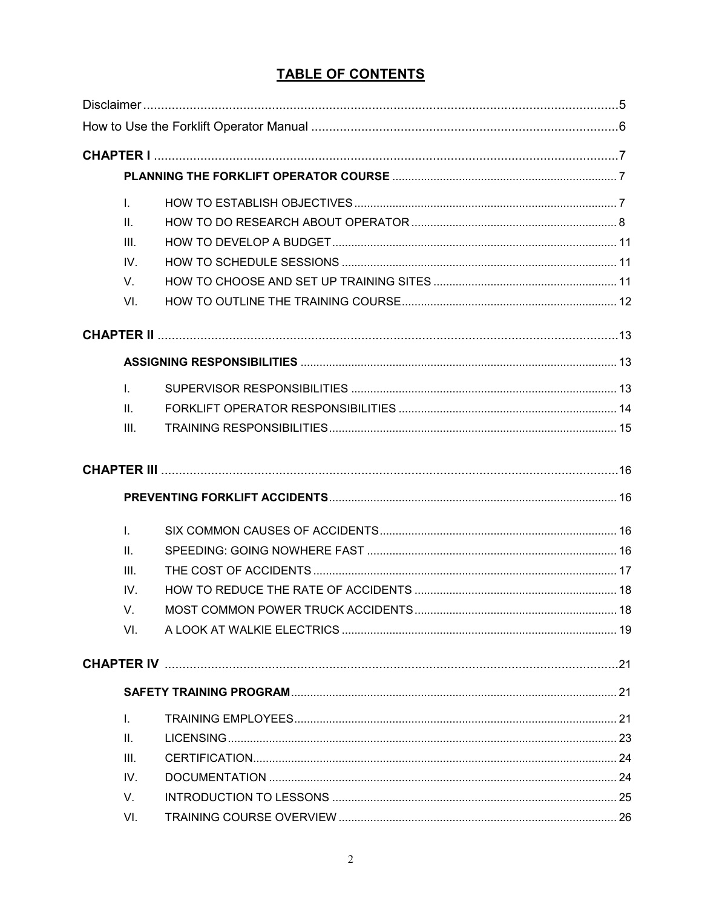# TABLE OF CONTENTS

Disclaimer .......... 5

How to Use the Forklift Operator Manual .......... 6

**CHAPTER I** .......... 7

**PLANNING THE FORKLIFT OPERATOR COURSE** .......... 7

I. HOW TO ESTABLISH OBJECTIVES .......... 7
II. HOW TO DO RESEARCH ABOUT OPERATOR .......... 8
III. HOW TO DEVELOP A BUDGET .......... 11
IV. HOW TO SCHEDULE SESSIONS .......... 11
V. HOW TO CHOOSE AND SET UP TRAINING SITES .......... 11
VI. HOW TO OUTLINE THE TRAINING COURSE .......... 12

**CHAPTER II** .......... 13

**ASSIGNING RESPONSIBILITIES** .......... 13

I. SUPERVISOR RESPONSIBILITIES .......... 13
II. FORKLIFT OPERATOR RESPONSIBILITIES .......... 14
III. TRAINING RESPONSIBILITIES .......... 15

**CHAPTER III** .......... 16

**PREVENTING FORKLIFT ACCIDENTS** .......... 16

I. SIX COMMON CAUSES OF ACCIDENTS .......... 16
II. SPEEDING: GOING NOWHERE FAST .......... 16
III. THE COST OF ACCIDENTS .......... 17
IV. HOW TO REDUCE THE RATE OF ACCIDENTS .......... 18
V. MOST COMMON POWER TRUCK ACCIDENTS .......... 18
VI. A LOOK AT WALKIE ELECTRICS .......... 19

**CHAPTER IV** .......... 21

**SAFETY TRAINING PROGRAM** .......... 21

I. TRAINING EMPLOYEES .......... 21
II. LICENSING .......... 23
III. CERTIFICATION .......... 24
IV. DOCUMENTATION .......... 24
V. INTRODUCTION TO LESSONS .......... 25
VI. TRAINING COURSE OVERVIEW .......... 26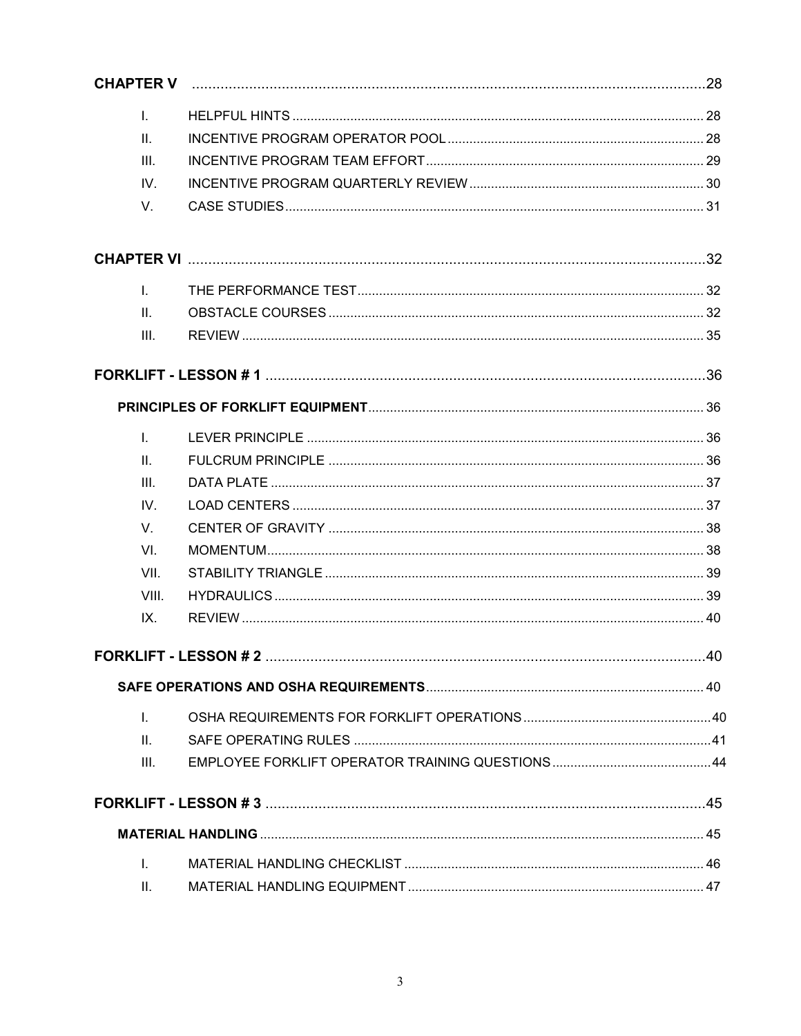**CHAPTER V** .......... 28

- I. HELPFUL HINTS .......... 28
- II. INCENTIVE PROGRAM OPERATOR POOL .......... 28
- III. INCENTIVE PROGRAM TEAM EFFORT .......... 29
- IV. INCENTIVE PROGRAM QUARTERLY REVIEW .......... 30
- V. CASE STUDIES .......... 31

**CHAPTER VI** .......... 32

- I. THE PERFORMANCE TEST .......... 32
- II. OBSTACLE COURSES .......... 32
- III. REVIEW .......... 35

**FORKLIFT - LESSON # 1** .......... 36

**PRINCIPLES OF FORKLIFT EQUIPMENT** .......... 36

- I. LEVER PRINCIPLE .......... 36
- II. FULCRUM PRINCIPLE .......... 36
- III. DATA PLATE .......... 37
- IV. LOAD CENTERS .......... 37
- V. CENTER OF GRAVITY .......... 38
- VI. MOMENTUM .......... 38
- VII. STABILITY TRIANGLE .......... 39
- VIII. HYDRAULICS .......... 39
- IX. REVIEW .......... 40

**FORKLIFT - LESSON # 2** .......... 40

**SAFE OPERATIONS AND OSHA REQUIREMENTS** .......... 40

- I. OSHA REQUIREMENTS FOR FORKLIFT OPERATIONS .......... 40
- II. SAFE OPERATING RULES .......... 41
- III. EMPLOYEE FORKLIFT OPERATOR TRAINING QUESTIONS .......... 44

**FORKLIFT - LESSON # 3** .......... 45

**MATERIAL HANDLING** .......... 45

- I. MATERIAL HANDLING CHECKLIST .......... 46
- II. MATERIAL HANDLING EQUIPMENT .......... 47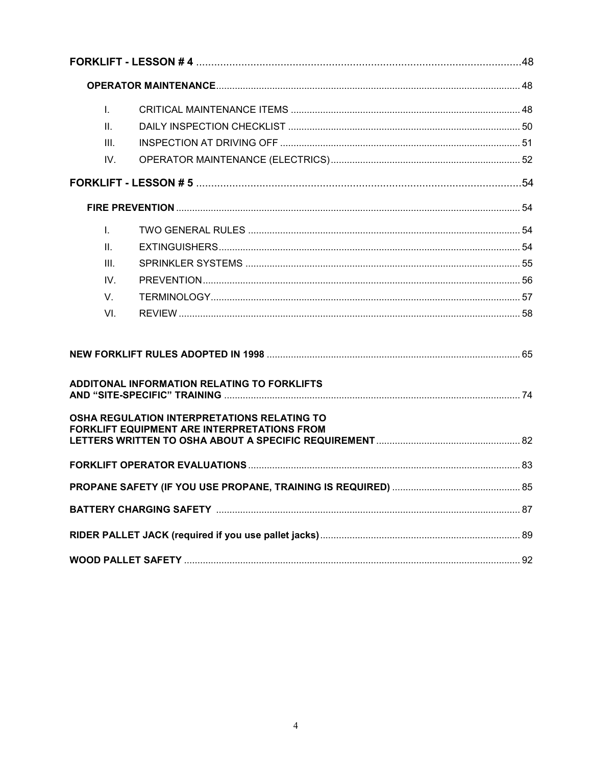**FORKLIFT - LESSON # 4** .....48

**OPERATOR MAINTENANCE** ..... 48

| | | |
|---|---|---|
| I. | CRITICAL MAINTENANCE ITEMS | 48 |
| II. | DAILY INSPECTION CHECKLIST | 50 |
| III. | INSPECTION AT DRIVING OFF | 51 |
| IV. | OPERATOR MAINTENANCE (ELECTRICS) | 52 |

**FORKLIFT - LESSON # 5** .....54

**FIRE PREVENTION** ..... 54

| | | |
|---|---|---|
| I. | TWO GENERAL RULES | 54 |
| II. | EXTINGUISHERS | 54 |
| III. | SPRINKLER SYSTEMS | 55 |
| IV. | PREVENTION | 56 |
| V. | TERMINOLOGY | 57 |
| VI. | REVIEW | 58 |

**NEW FORKLIFT RULES ADOPTED IN 1998** ..... 65

**ADDITONAL INFORMATION RELATING TO FORKLIFTS AND "SITE-SPECIFIC" TRAINING** ..... 74

**OSHA REGULATION INTERPRETATIONS RELATING TO FORKLIFT EQUIPMENT ARE INTERPRETATIONS FROM LETTERS WRITTEN TO OSHA ABOUT A SPECIFIC REQUIREMENT** ..... 82

**FORKLIFT OPERATOR EVALUATIONS** ..... 83

**PROPANE SAFETY (IF YOU USE PROPANE, TRAINING IS REQUIRED)** ..... 85

**BATTERY CHARGING SAFETY** ..... 87

**RIDER PALLET JACK (required if you use pallet jacks)** ..... 89

**WOOD PALLET SAFETY** ..... 92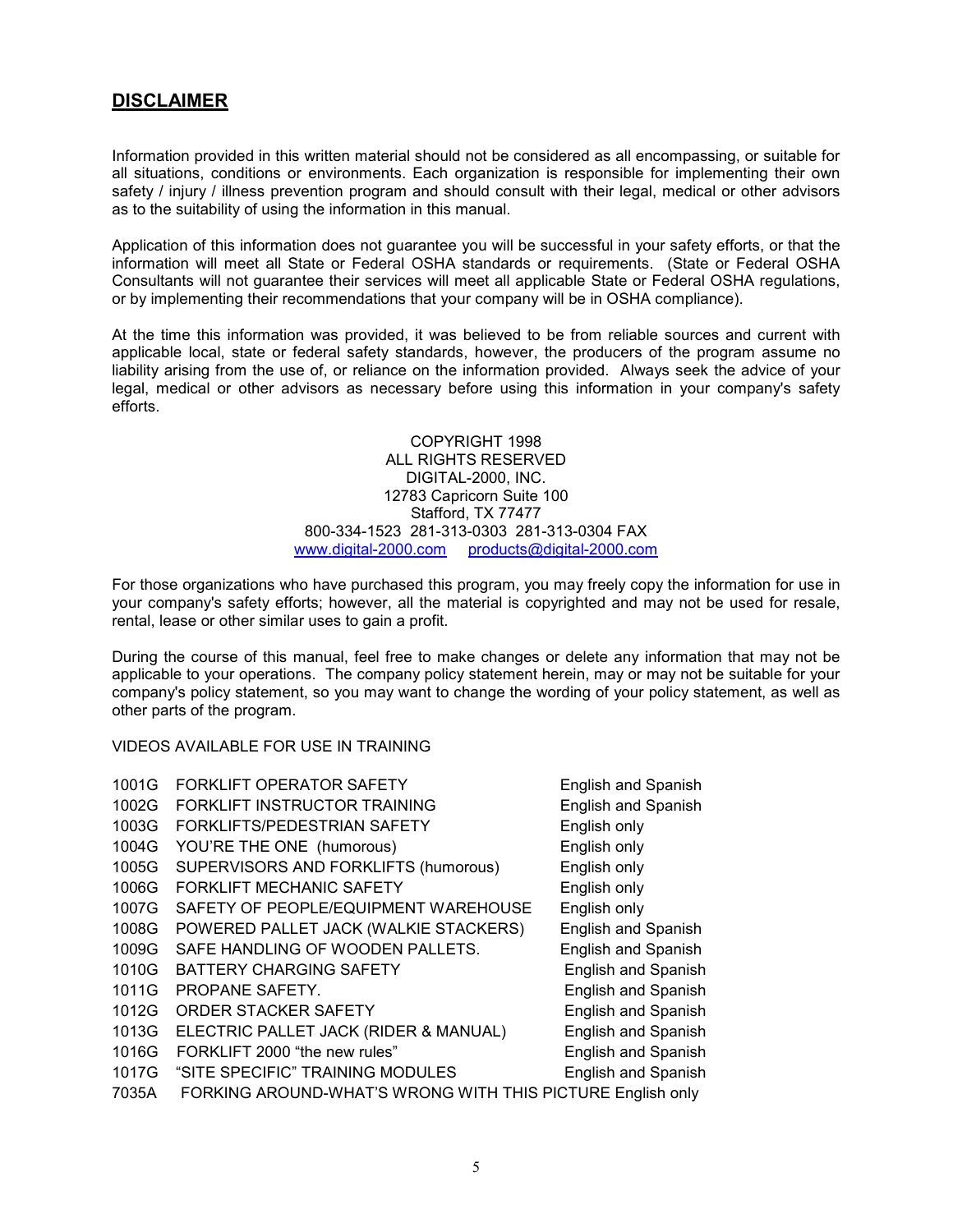## DISCLAIMER

Information provided in this written material should not be considered as all encompassing, or suitable for all situations, conditions or environments. Each organization is responsible for implementing their own safety / injury / illness prevention program and should consult with their legal, medical or other advisors as to the suitability of using the information in this manual.

Application of this information does not guarantee you will be successful in your safety efforts, or that the information will meet all State or Federal OSHA standards or requirements. (State or Federal OSHA Consultants will not guarantee their services will meet all applicable State or Federal OSHA regulations, or by implementing their recommendations that your company will be in OSHA compliance).

At the time this information was provided, it was believed to be from reliable sources and current with applicable local, state or federal safety standards, however, the producers of the program assume no liability arising from the use of, or reliance on the information provided. Always seek the advice of your legal, medical or other advisors as necessary before using this information in your company's safety efforts.

COPYRIGHT 1998
ALL RIGHTS RESERVED
DIGITAL-2000, INC.
12783 Capricorn Suite 100
Stafford, TX 77477
800-334-1523 281-313-0303 281-313-0304 FAX
www.digital-2000.com products@digital-2000.com

For those organizations who have purchased this program, you may freely copy the information for use in your company's safety efforts; however, all the material is copyrighted and may not be used for resale, rental, lease or other similar uses to gain a profit.

During the course of this manual, feel free to make changes or delete any information that may not be applicable to your operations. The company policy statement herein, may or may not be suitable for your company's policy statement, so you may want to change the wording of your policy statement, as well as other parts of the program.

VIDEOS AVAILABLE FOR USE IN TRAINING

| | | |
|---|---|---|
| 1001G | FORKLIFT OPERATOR SAFETY | English and Spanish |
| 1002G | FORKLIFT INSTRUCTOR TRAINING | English and Spanish |
| 1003G | FORKLIFTS/PEDESTRIAN SAFETY | English only |
| 1004G | YOU'RE THE ONE (humorous) | English only |
| 1005G | SUPERVISORS AND FORKLIFTS (humorous) | English only |
| 1006G | FORKLIFT MECHANIC SAFETY | English only |
| 1007G | SAFETY OF PEOPLE/EQUIPMENT WAREHOUSE | English only |
| 1008G | POWERED PALLET JACK (WALKIE STACKERS) | English and Spanish |
| 1009G | SAFE HANDLING OF WOODEN PALLETS. | English and Spanish |
| 1010G | BATTERY CHARGING SAFETY | English and Spanish |
| 1011G | PROPANE SAFETY. | English and Spanish |
| 1012G | ORDER STACKER SAFETY | English and Spanish |
| 1013G | ELECTRIC PALLET JACK (RIDER & MANUAL) | English and Spanish |
| 1016G | FORKLIFT 2000 "the new rules" | English and Spanish |
| 1017G | "SITE SPECIFIC" TRAINING MODULES | English and Spanish |
| 7035A | FORKING AROUND-WHAT'S WRONG WITH THIS PICTURE | English only |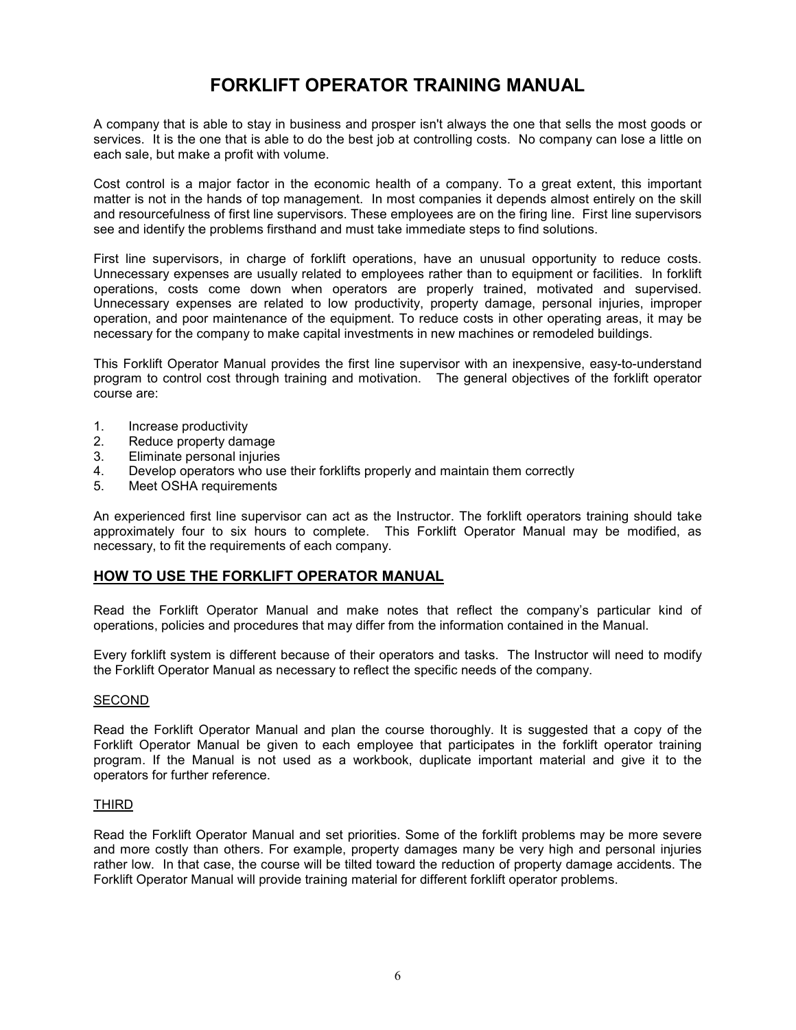# FORKLIFT OPERATOR TRAINING MANUAL

A company that is able to stay in business and prosper isn't always the one that sells the most goods or services. It is the one that is able to do the best job at controlling costs. No company can lose a little on each sale, but make a profit with volume.

Cost control is a major factor in the economic health of a company. To a great extent, this important matter is not in the hands of top management. In most companies it depends almost entirely on the skill and resourcefulness of first line supervisors. These employees are on the firing line. First line supervisors see and identify the problems firsthand and must take immediate steps to find solutions.

First line supervisors, in charge of forklift operations, have an unusual opportunity to reduce costs. Unnecessary expenses are usually related to employees rather than to equipment or facilities. In forklift operations, costs come down when operators are properly trained, motivated and supervised. Unnecessary expenses are related to low productivity, property damage, personal injuries, improper operation, and poor maintenance of the equipment. To reduce costs in other operating areas, it may be necessary for the company to make capital investments in new machines or remodeled buildings.

This Forklift Operator Manual provides the first line supervisor with an inexpensive, easy-to-understand program to control cost through training and motivation. The general objectives of the forklift operator course are:

1. Increase productivity
2. Reduce property damage
3. Eliminate personal injuries
4. Develop operators who use their forklifts properly and maintain them correctly
5. Meet OSHA requirements

An experienced first line supervisor can act as the Instructor. The forklift operators training should take approximately four to six hours to complete. This Forklift Operator Manual may be modified, as necessary, to fit the requirements of each company.

## HOW TO USE THE FORKLIFT OPERATOR MANUAL

Read the Forklift Operator Manual and make notes that reflect the company's particular kind of operations, policies and procedures that may differ from the information contained in the Manual.

Every forklift system is different because of their operators and tasks. The Instructor will need to modify the Forklift Operator Manual as necessary to reflect the specific needs of the company.

### SECOND

Read the Forklift Operator Manual and plan the course thoroughly. It is suggested that a copy of the Forklift Operator Manual be given to each employee that participates in the forklift operator training program. If the Manual is not used as a workbook, duplicate important material and give it to the operators for further reference.

### THIRD

Read the Forklift Operator Manual and set priorities. Some of the forklift problems may be more severe and more costly than others. For example, property damages many be very high and personal injuries rather low. In that case, the course will be tilted toward the reduction of property damage accidents. The Forklift Operator Manual will provide training material for different forklift operator problems.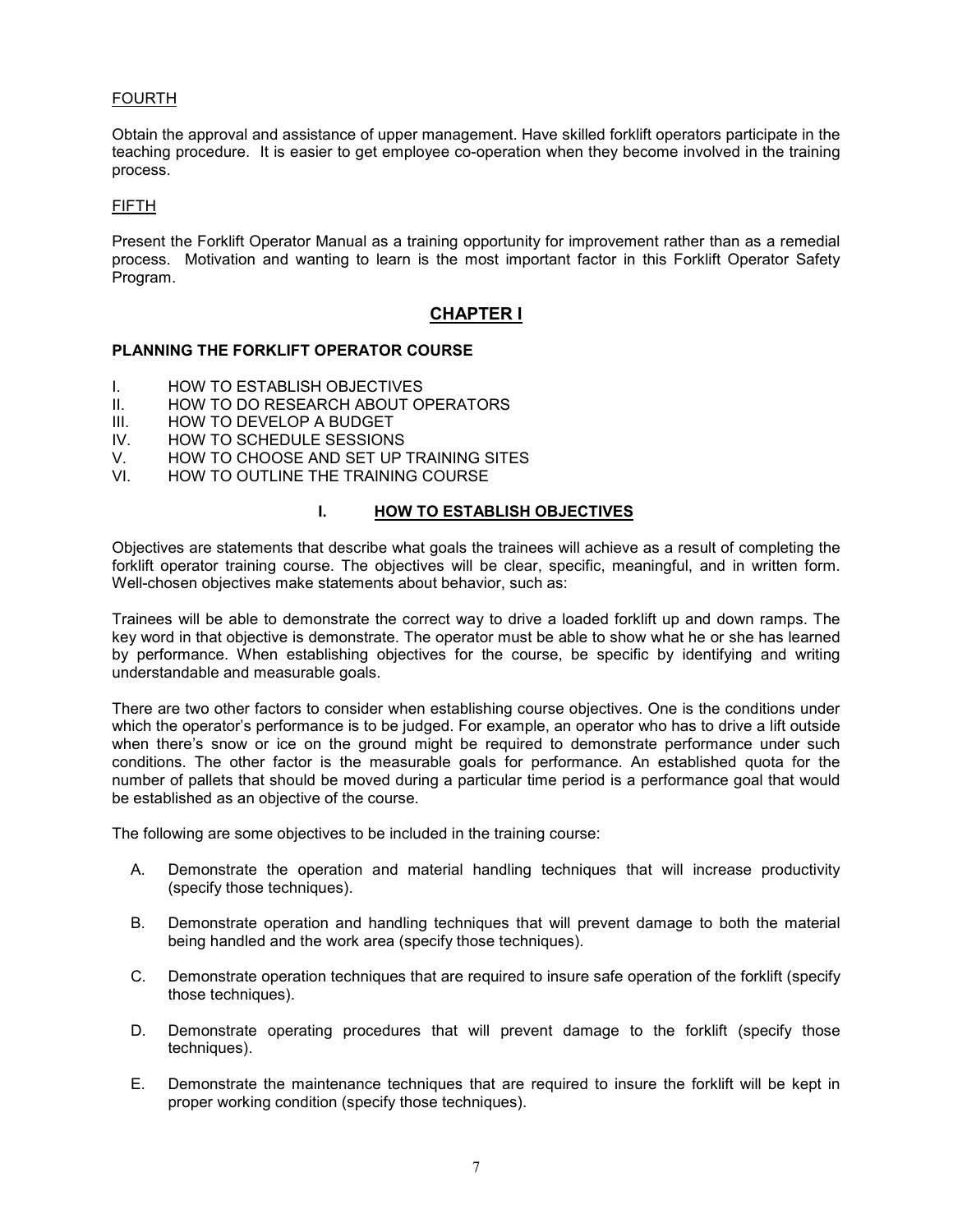FOURTH

Obtain the approval and assistance of upper management. Have skilled forklift operators participate in the teaching procedure. It is easier to get employee co-operation when they become involved in the training process.

FIFTH

Present the Forklift Operator Manual as a training opportunity for improvement rather than as a remedial process. Motivation and wanting to learn is the most important factor in this Forklift Operator Safety Program.

# CHAPTER I

## PLANNING THE FORKLIFT OPERATOR COURSE

I. HOW TO ESTABLISH OBJECTIVES
II. HOW TO DO RESEARCH ABOUT OPERATORS
III. HOW TO DEVELOP A BUDGET
IV. HOW TO SCHEDULE SESSIONS
V. HOW TO CHOOSE AND SET UP TRAINING SITES
VI. HOW TO OUTLINE THE TRAINING COURSE

### I. HOW TO ESTABLISH OBJECTIVES

Objectives are statements that describe what goals the trainees will achieve as a result of completing the forklift operator training course. The objectives will be clear, specific, meaningful, and in written form. Well-chosen objectives make statements about behavior, such as:

Trainees will be able to demonstrate the correct way to drive a loaded forklift up and down ramps. The key word in that objective is demonstrate. The operator must be able to show what he or she has learned by performance. When establishing objectives for the course, be specific by identifying and writing understandable and measurable goals.

There are two other factors to consider when establishing course objectives. One is the conditions under which the operator's performance is to be judged. For example, an operator who has to drive a lift outside when there's snow or ice on the ground might be required to demonstrate performance under such conditions. The other factor is the measurable goals for performance. An established quota for the number of pallets that should be moved during a particular time period is a performance goal that would be established as an objective of the course.

The following are some objectives to be included in the training course:

A. Demonstrate the operation and material handling techniques that will increase productivity (specify those techniques).

B. Demonstrate operation and handling techniques that will prevent damage to both the material being handled and the work area (specify those techniques).

C. Demonstrate operation techniques that are required to insure safe operation of the forklift (specify those techniques).

D. Demonstrate operating procedures that will prevent damage to the forklift (specify those techniques).

E. Demonstrate the maintenance techniques that are required to insure the forklift will be kept in proper working condition (specify those techniques).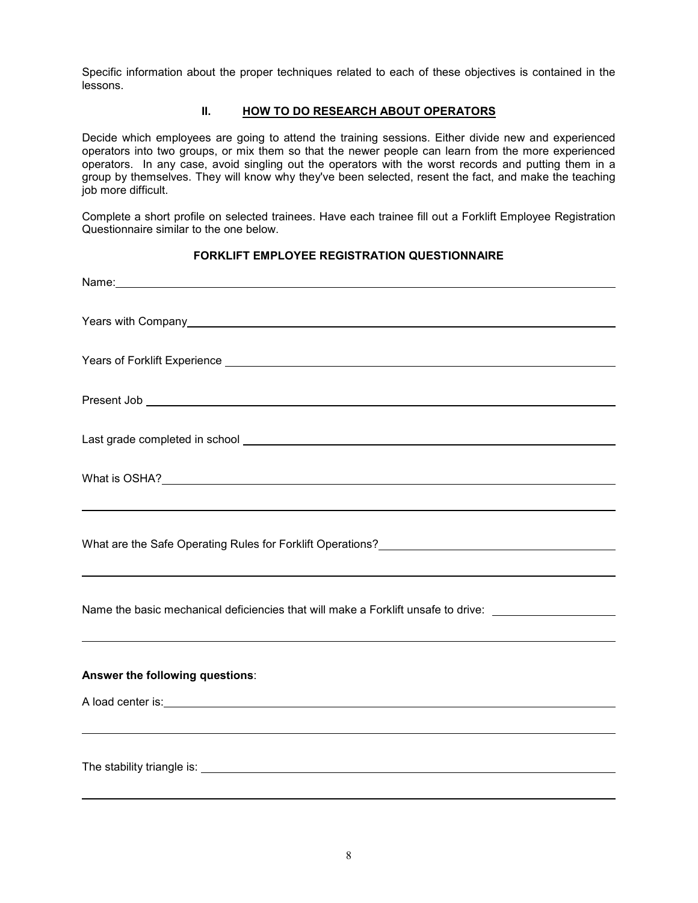Specific information about the proper techniques related to each of these objectives is contained in the lessons.

## II. HOW TO DO RESEARCH ABOUT OPERATORS

Decide which employees are going to attend the training sessions. Either divide new and experienced operators into two groups, or mix them so that the newer people can learn from the more experienced operators. In any case, avoid singling out the operators with the worst records and putting them in a group by themselves. They will know why they've been selected, resent the fact, and make the teaching job more difficult.

Complete a short profile on selected trainees. Have each trainee fill out a Forklift Employee Registration Questionnaire similar to the one below.

### FORKLIFT EMPLOYEE REGISTRATION QUESTIONNAIRE

Name: ______________________________________________

Years with Company ______________________________________________

Years of Forklift Experience ______________________________________________

Present Job ______________________________________________

Last grade completed in school ______________________________________________

What is OSHA? ______________________________________________

______________________________________________

What are the Safe Operating Rules for Forklift Operations? ______________________________________________

______________________________________________

Name the basic mechanical deficiencies that will make a Forklift unsafe to drive: ____________________

______________________________________________

**Answer the following questions**:

A load center is: ______________________________________________

______________________________________________

The stability triangle is: ______________________________________________

______________________________________________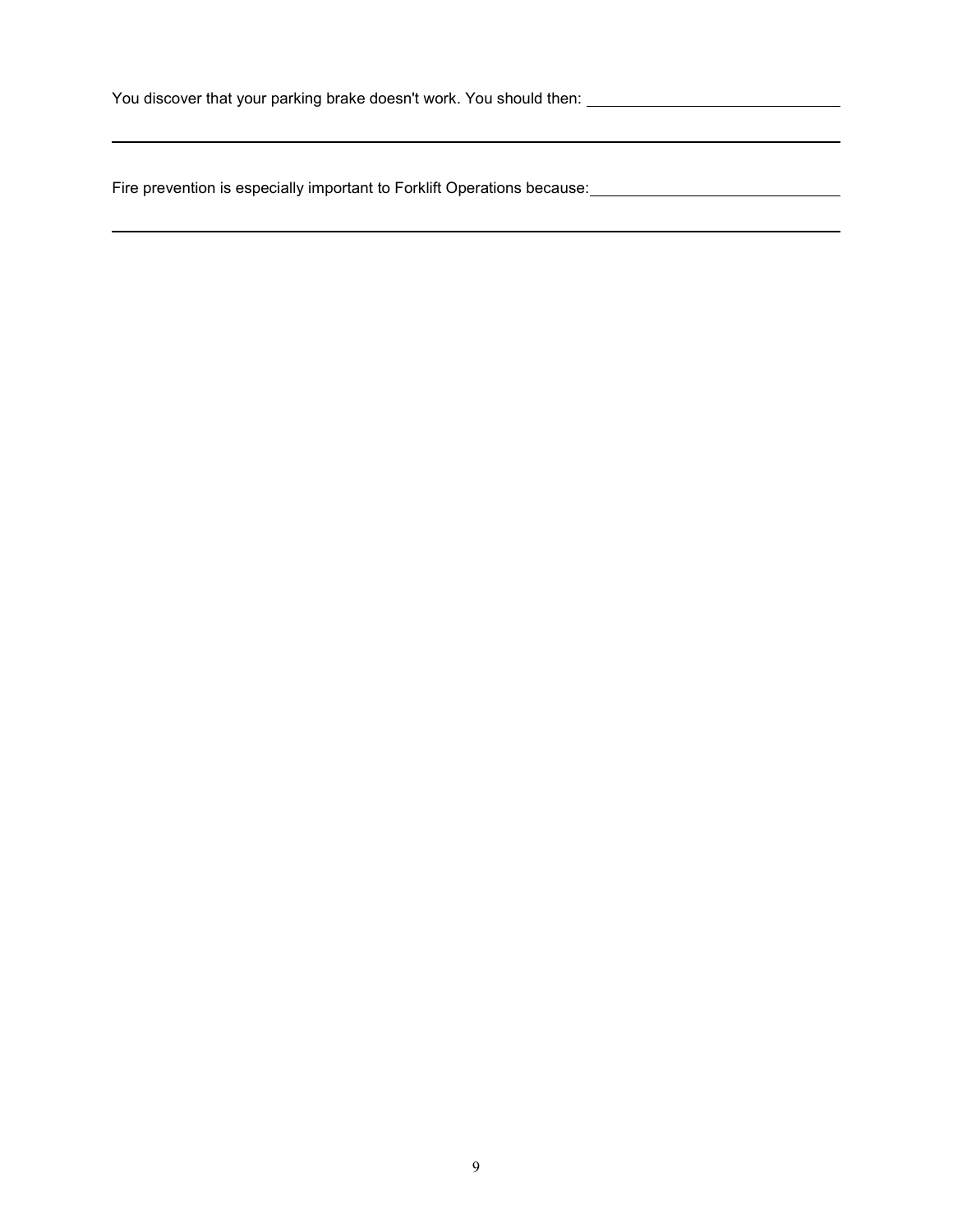You discover that your parking brake doesn't work. You should then: ______________________________

______________________________________________________________________________

Fire prevention is especially important to Forklift Operations because: ______________________________

______________________________________________________________________________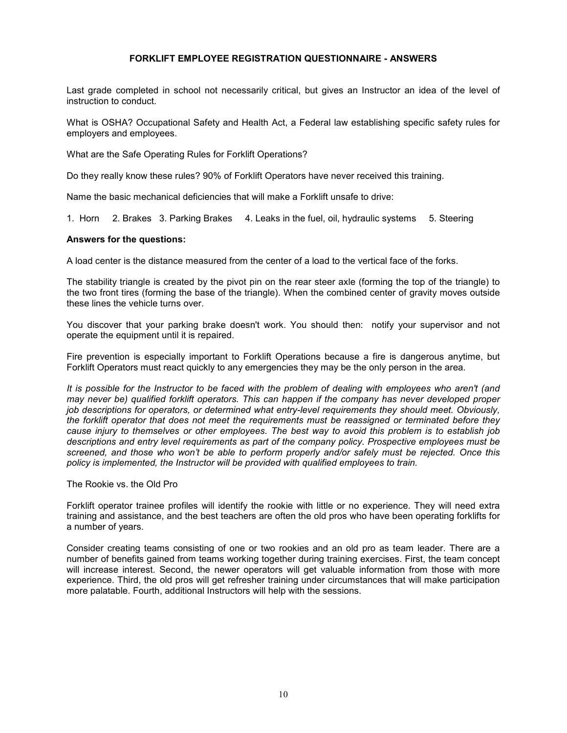## FORKLIFT EMPLOYEE REGISTRATION QUESTIONNAIRE - ANSWERS

Last grade completed in school not necessarily critical, but gives an Instructor an idea of the level of instruction to conduct.

What is OSHA? Occupational Safety and Health Act, a Federal law establishing specific safety rules for employers and employees.

What are the Safe Operating Rules for Forklift Operations?

Do they really know these rules? 90% of Forklift Operators have never received this training.

Name the basic mechanical deficiencies that will make a Forklift unsafe to drive:

1. Horn 2. Brakes 3. Parking Brakes 4. Leaks in the fuel, oil, hydraulic systems 5. Steering

**Answers for the questions:**

A load center is the distance measured from the center of a load to the vertical face of the forks.

The stability triangle is created by the pivot pin on the rear steer axle (forming the top of the triangle) to the two front tires (forming the base of the triangle). When the combined center of gravity moves outside these lines the vehicle turns over.

You discover that your parking brake doesn't work. You should then: notify your supervisor and not operate the equipment until it is repaired.

Fire prevention is especially important to Forklift Operations because a fire is dangerous anytime, but Forklift Operators must react quickly to any emergencies they may be the only person in the area.

*It is possible for the Instructor to be faced with the problem of dealing with employees who aren't (and may never be) qualified forklift operators. This can happen if the company has never developed proper job descriptions for operators, or determined what entry-level requirements they should meet. Obviously, the forklift operator that does not meet the requirements must be reassigned or terminated before they cause injury to themselves or other employees. The best way to avoid this problem is to establish job descriptions and entry level requirements as part of the company policy. Prospective employees must be screened, and those who won't be able to perform properly and/or safely must be rejected. Once this policy is implemented, the Instructor will be provided with qualified employees to train.*

The Rookie vs. the Old Pro

Forklift operator trainee profiles will identify the rookie with little or no experience. They will need extra training and assistance, and the best teachers are often the old pros who have been operating forklifts for a number of years.

Consider creating teams consisting of one or two rookies and an old pro as team leader. There are a number of benefits gained from teams working together during training exercises. First, the team concept will increase interest. Second, the newer operators will get valuable information from those with more experience. Third, the old pros will get refresher training under circumstances that will make participation more palatable. Fourth, additional Instructors will help with the sessions.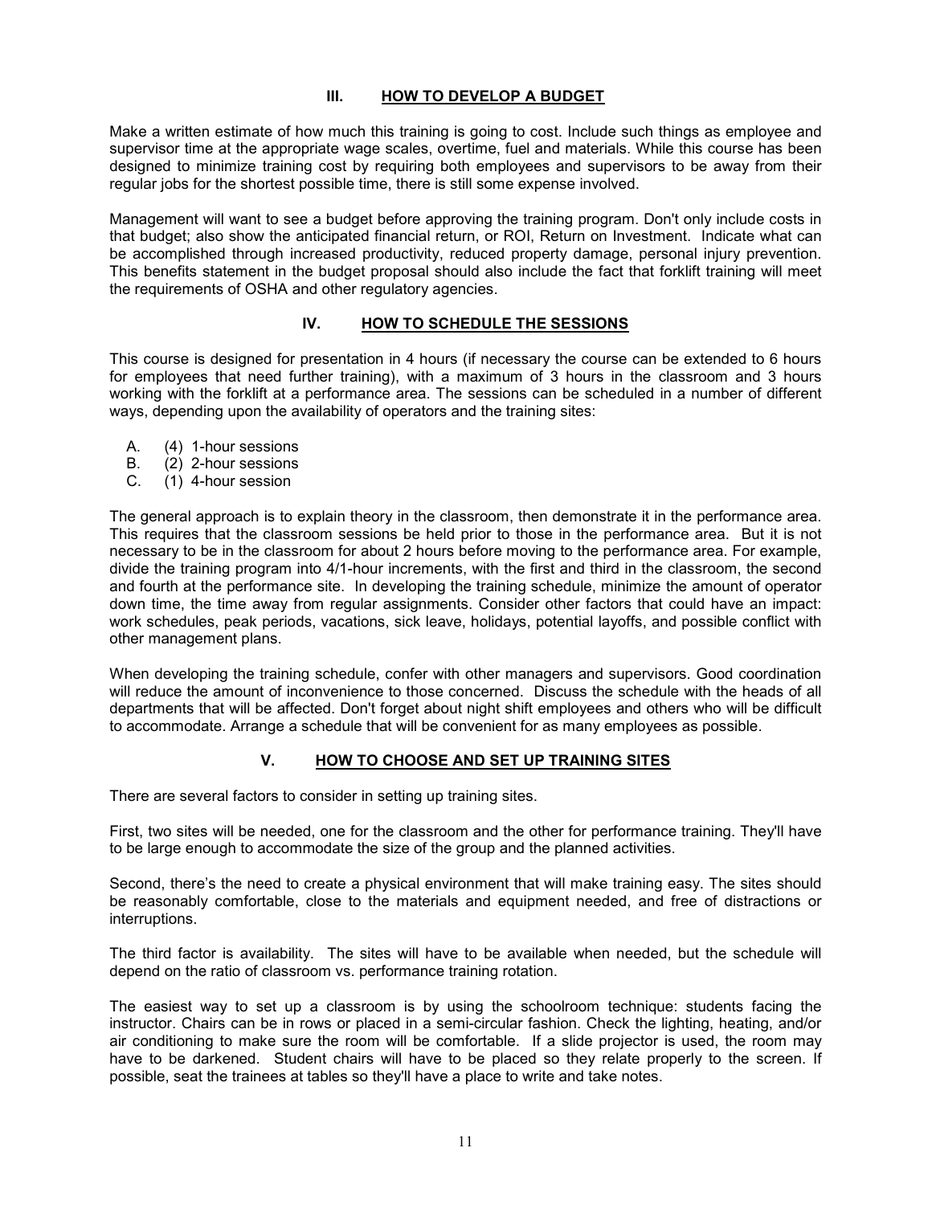## III. HOW TO DEVELOP A BUDGET

Make a written estimate of how much this training is going to cost. Include such things as employee and supervisor time at the appropriate wage scales, overtime, fuel and materials. While this course has been designed to minimize training cost by requiring both employees and supervisors to be away from their regular jobs for the shortest possible time, there is still some expense involved.

Management will want to see a budget before approving the training program. Don't only include costs in that budget; also show the anticipated financial return, or ROI, Return on Investment. Indicate what can be accomplished through increased productivity, reduced property damage, personal injury prevention. This benefits statement in the budget proposal should also include the fact that forklift training will meet the requirements of OSHA and other regulatory agencies.

## IV. HOW TO SCHEDULE THE SESSIONS

This course is designed for presentation in 4 hours (if necessary the course can be extended to 6 hours for employees that need further training), with a maximum of 3 hours in the classroom and 3 hours working with the forklift at a performance area. The sessions can be scheduled in a number of different ways, depending upon the availability of operators and the training sites:

A. (4) 1-hour sessions
B. (2) 2-hour sessions
C. (1) 4-hour session

The general approach is to explain theory in the classroom, then demonstrate it in the performance area. This requires that the classroom sessions be held prior to those in the performance area. But it is not necessary to be in the classroom for about 2 hours before moving to the performance area. For example, divide the training program into 4/1-hour increments, with the first and third in the classroom, the second and fourth at the performance site. In developing the training schedule, minimize the amount of operator down time, the time away from regular assignments. Consider other factors that could have an impact: work schedules, peak periods, vacations, sick leave, holidays, potential layoffs, and possible conflict with other management plans.

When developing the training schedule, confer with other managers and supervisors. Good coordination will reduce the amount of inconvenience to those concerned. Discuss the schedule with the heads of all departments that will be affected. Don't forget about night shift employees and others who will be difficult to accommodate. Arrange a schedule that will be convenient for as many employees as possible.

## V. HOW TO CHOOSE AND SET UP TRAINING SITES

There are several factors to consider in setting up training sites.

First, two sites will be needed, one for the classroom and the other for performance training. They'll have to be large enough to accommodate the size of the group and the planned activities.

Second, there's the need to create a physical environment that will make training easy. The sites should be reasonably comfortable, close to the materials and equipment needed, and free of distractions or interruptions.

The third factor is availability. The sites will have to be available when needed, but the schedule will depend on the ratio of classroom vs. performance training rotation.

The easiest way to set up a classroom is by using the schoolroom technique: students facing the instructor. Chairs can be in rows or placed in a semi-circular fashion. Check the lighting, heating, and/or air conditioning to make sure the room will be comfortable. If a slide projector is used, the room may have to be darkened. Student chairs will have to be placed so they relate properly to the screen. If possible, seat the trainees at tables so they'll have a place to write and take notes.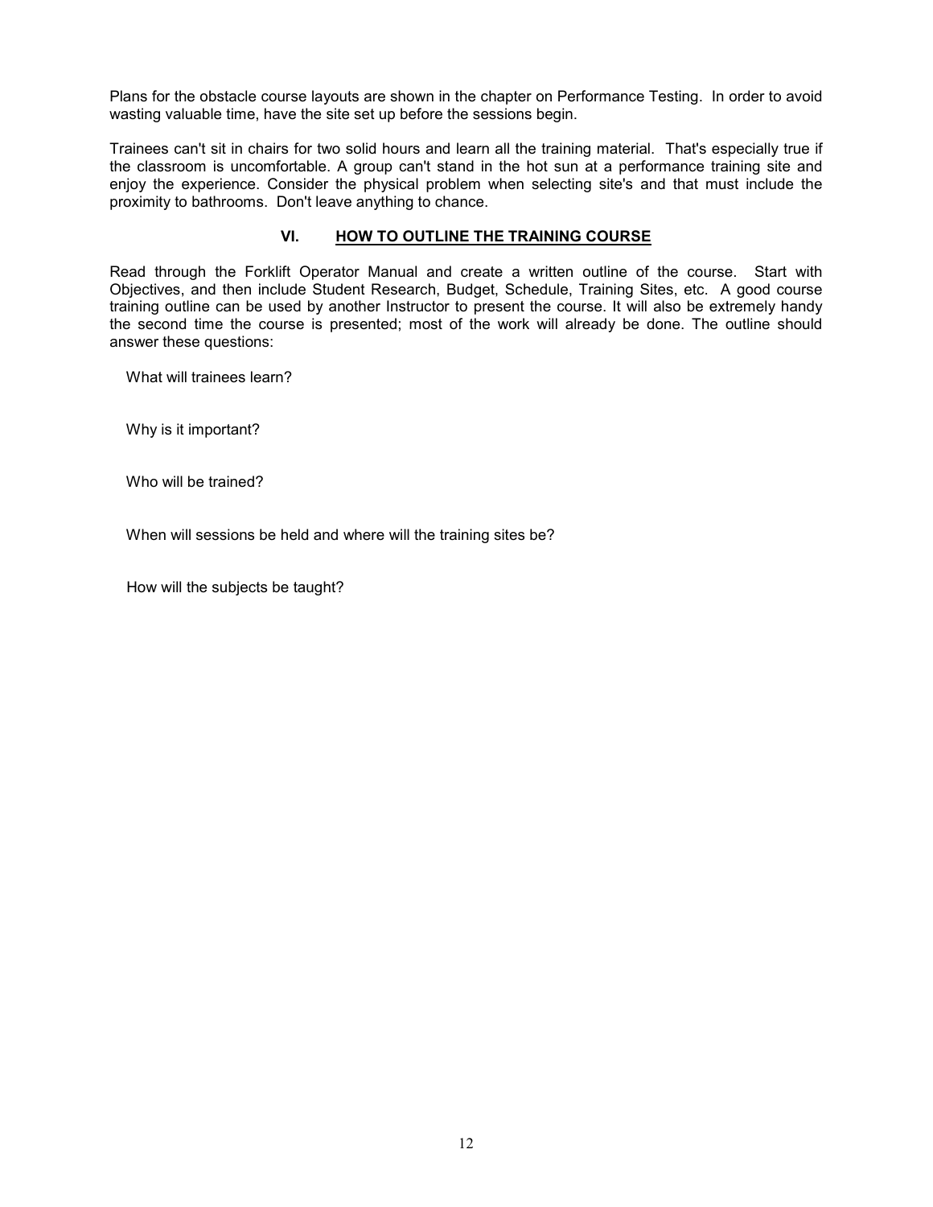Plans for the obstacle course layouts are shown in the chapter on Performance Testing. In order to avoid wasting valuable time, have the site set up before the sessions begin.

Trainees can't sit in chairs for two solid hours and learn all the training material. That's especially true if the classroom is uncomfortable. A group can't stand in the hot sun at a performance training site and enjoy the experience. Consider the physical problem when selecting site's and that must include the proximity to bathrooms. Don't leave anything to chance.

## VI. HOW TO OUTLINE THE TRAINING COURSE

Read through the Forklift Operator Manual and create a written outline of the course. Start with Objectives, and then include Student Research, Budget, Schedule, Training Sites, etc. A good course training outline can be used by another Instructor to present the course. It will also be extremely handy the second time the course is presented; most of the work will already be done. The outline should answer these questions:

What will trainees learn?

Why is it important?

Who will be trained?

When will sessions be held and where will the training sites be?

How will the subjects be taught?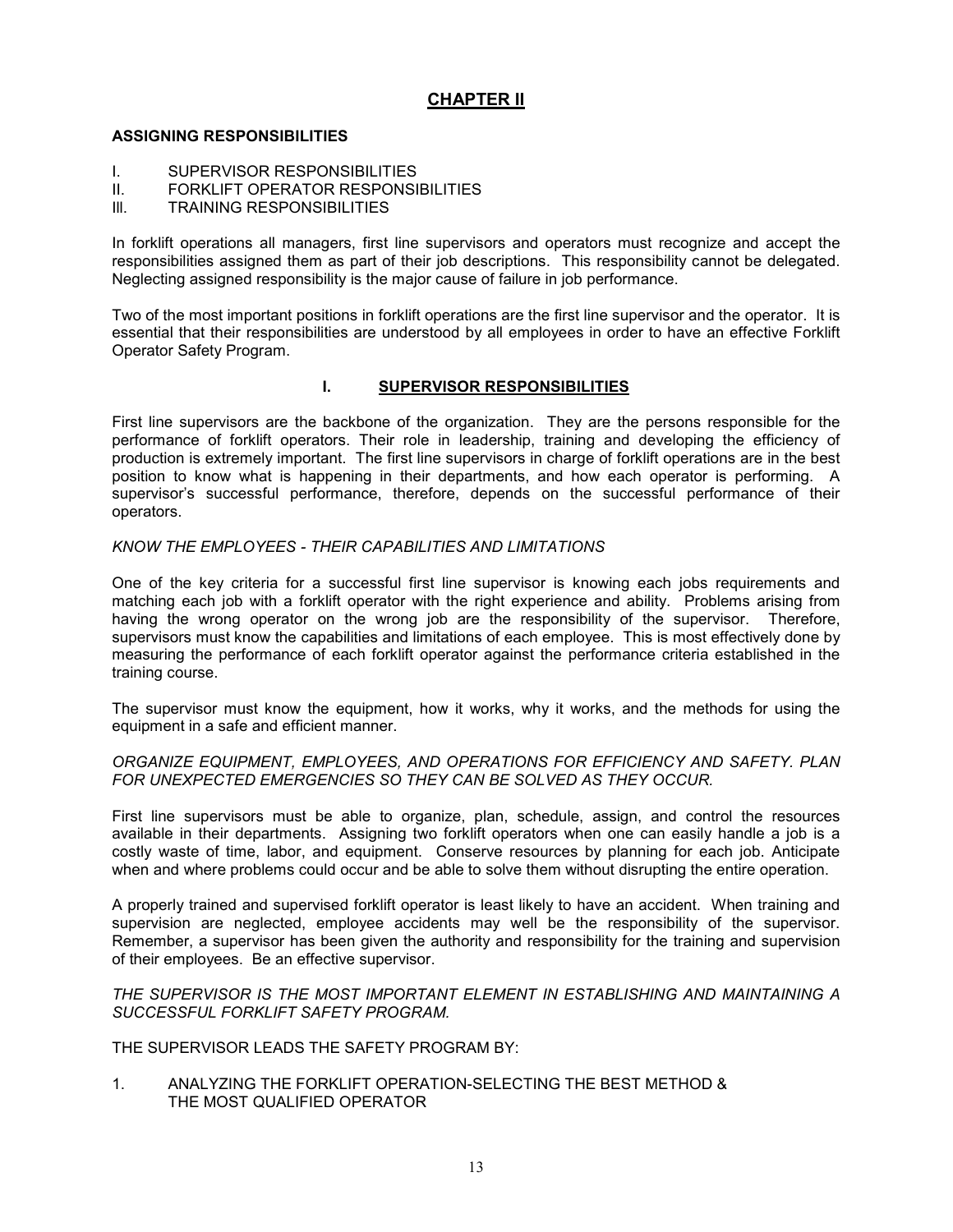# CHAPTER II

**ASSIGNING RESPONSIBILITIES**

I. SUPERVISOR RESPONSIBILITIES
II. FORKLIFT OPERATOR RESPONSIBILITIES
III. TRAINING RESPONSIBILITIES

In forklift operations all managers, first line supervisors and operators must recognize and accept the responsibilities assigned them as part of their job descriptions. This responsibility cannot be delegated. Neglecting assigned responsibility is the major cause of failure in job performance.

Two of the most important positions in forklift operations are the first line supervisor and the operator. It is essential that their responsibilities are understood by all employees in order to have an effective Forklift Operator Safety Program.

## I. SUPERVISOR RESPONSIBILITIES

First line supervisors are the backbone of the organization. They are the persons responsible for the performance of forklift operators. Their role in leadership, training and developing the efficiency of production is extremely important. The first line supervisors in charge of forklift operations are in the best position to know what is happening in their departments, and how each operator is performing. A supervisor's successful performance, therefore, depends on the successful performance of their operators.

*KNOW THE EMPLOYEES - THEIR CAPABILITIES AND LIMITATIONS*

One of the key criteria for a successful first line supervisor is knowing each jobs requirements and matching each job with a forklift operator with the right experience and ability. Problems arising from having the wrong operator on the wrong job are the responsibility of the supervisor. Therefore, supervisors must know the capabilities and limitations of each employee. This is most effectively done by measuring the performance of each forklift operator against the performance criteria established in the training course.

The supervisor must know the equipment, how it works, why it works, and the methods for using the equipment in a safe and efficient manner.

*ORGANIZE EQUIPMENT, EMPLOYEES, AND OPERATIONS FOR EFFICIENCY AND SAFETY. PLAN FOR UNEXPECTED EMERGENCIES SO THEY CAN BE SOLVED AS THEY OCCUR.*

First line supervisors must be able to organize, plan, schedule, assign, and control the resources available in their departments. Assigning two forklift operators when one can easily handle a job is a costly waste of time, labor, and equipment. Conserve resources by planning for each job. Anticipate when and where problems could occur and be able to solve them without disrupting the entire operation.

A properly trained and supervised forklift operator is least likely to have an accident. When training and supervision are neglected, employee accidents may well be the responsibility of the supervisor. Remember, a supervisor has been given the authority and responsibility for the training and supervision of their employees. Be an effective supervisor.

*THE SUPERVISOR IS THE MOST IMPORTANT ELEMENT IN ESTABLISHING AND MAINTAINING A SUCCESSFUL FORKLIFT SAFETY PROGRAM.*

THE SUPERVISOR LEADS THE SAFETY PROGRAM BY:

1. ANALYZING THE FORKLIFT OPERATION-SELECTING THE BEST METHOD & THE MOST QUALIFIED OPERATOR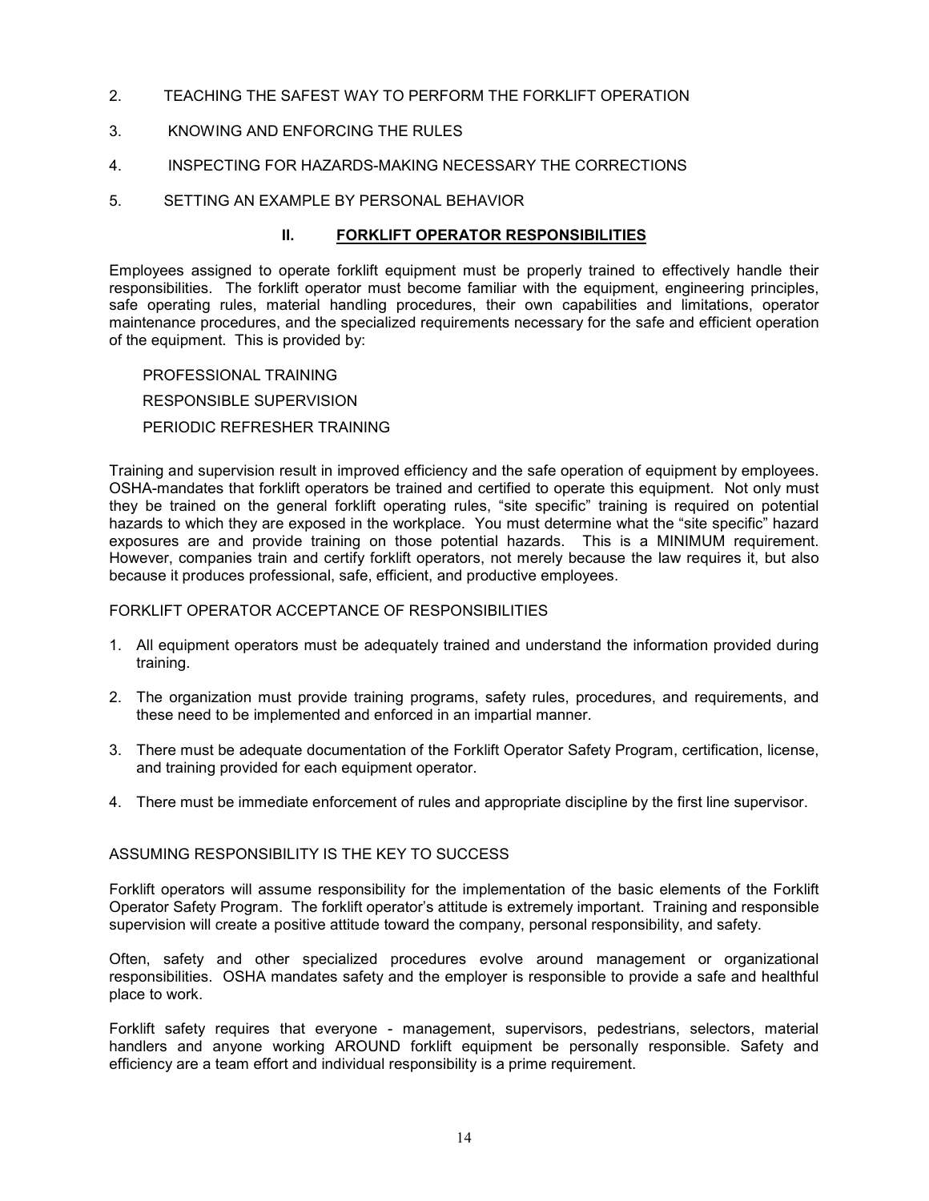2. TEACHING THE SAFEST WAY TO PERFORM THE FORKLIFT OPERATION

3. KNOWING AND ENFORCING THE RULES

4. INSPECTING FOR HAZARDS-MAKING NECESSARY THE CORRECTIONS

5. SETTING AN EXAMPLE BY PERSONAL BEHAVIOR

## II. FORKLIFT OPERATOR RESPONSIBILITIES

Employees assigned to operate forklift equipment must be properly trained to effectively handle their responsibilities. The forklift operator must become familiar with the equipment, engineering principles, safe operating rules, material handling procedures, their own capabilities and limitations, operator maintenance procedures, and the specialized requirements necessary for the safe and efficient operation of the equipment. This is provided by:

PROFESSIONAL TRAINING

RESPONSIBLE SUPERVISION

PERIODIC REFRESHER TRAINING

Training and supervision result in improved efficiency and the safe operation of equipment by employees. OSHA-mandates that forklift operators be trained and certified to operate this equipment. Not only must they be trained on the general forklift operating rules, "site specific" training is required on potential hazards to which they are exposed in the workplace. You must determine what the "site specific" hazard exposures are and provide training on those potential hazards. This is a MINIMUM requirement. However, companies train and certify forklift operators, not merely because the law requires it, but also because it produces professional, safe, efficient, and productive employees.

FORKLIFT OPERATOR ACCEPTANCE OF RESPONSIBILITIES

1. All equipment operators must be adequately trained and understand the information provided during training.

2. The organization must provide training programs, safety rules, procedures, and requirements, and these need to be implemented and enforced in an impartial manner.

3. There must be adequate documentation of the Forklift Operator Safety Program, certification, license, and training provided for each equipment operator.

4. There must be immediate enforcement of rules and appropriate discipline by the first line supervisor.

ASSUMING RESPONSIBILITY IS THE KEY TO SUCCESS

Forklift operators will assume responsibility for the implementation of the basic elements of the Forklift Operator Safety Program. The forklift operator's attitude is extremely important. Training and responsible supervision will create a positive attitude toward the company, personal responsibility, and safety.

Often, safety and other specialized procedures evolve around management or organizational responsibilities. OSHA mandates safety and the employer is responsible to provide a safe and healthful place to work.

Forklift safety requires that everyone - management, supervisors, pedestrians, selectors, material handlers and anyone working AROUND forklift equipment be personally responsible. Safety and efficiency are a team effort and individual responsibility is a prime requirement.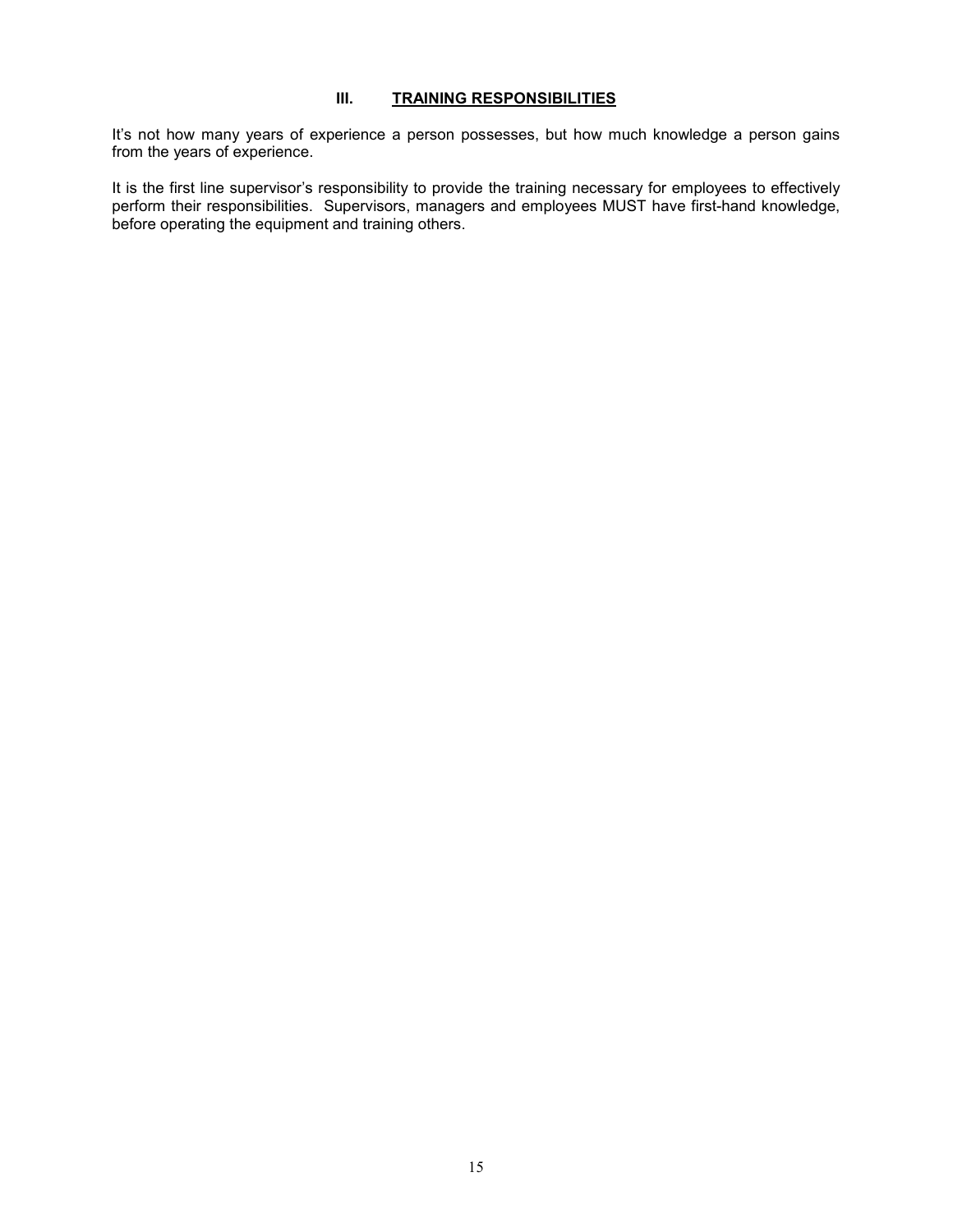## III. TRAINING RESPONSIBILITIES

It's not how many years of experience a person possesses, but how much knowledge a person gains from the years of experience.

It is the first line supervisor's responsibility to provide the training necessary for employees to effectively perform their responsibilities. Supervisors, managers and employees MUST have first-hand knowledge, before operating the equipment and training others.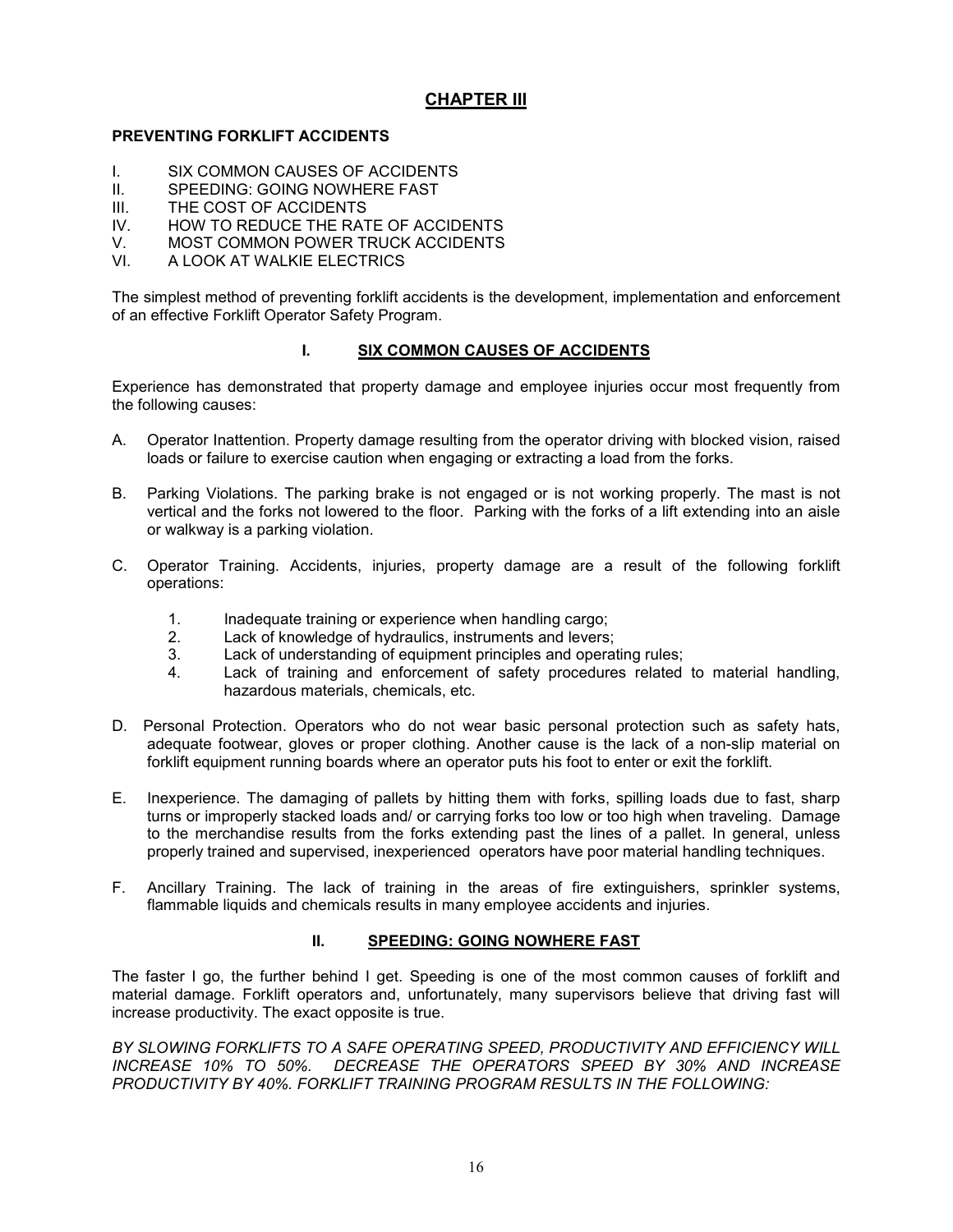# CHAPTER III

**PREVENTING FORKLIFT ACCIDENTS**

I. SIX COMMON CAUSES OF ACCIDENTS
II. SPEEDING: GOING NOWHERE FAST
III. THE COST OF ACCIDENTS
IV. HOW TO REDUCE THE RATE OF ACCIDENTS
V. MOST COMMON POWER TRUCK ACCIDENTS
VI. A LOOK AT WALKIE ELECTRICS

The simplest method of preventing forklift accidents is the development, implementation and enforcement of an effective Forklift Operator Safety Program.

## I. SIX COMMON CAUSES OF ACCIDENTS

Experience has demonstrated that property damage and employee injuries occur most frequently from the following causes:

A. Operator Inattention. Property damage resulting from the operator driving with blocked vision, raised loads or failure to exercise caution when engaging or extracting a load from the forks.

B. Parking Violations. The parking brake is not engaged or is not working properly. The mast is not vertical and the forks not lowered to the floor. Parking with the forks of a lift extending into an aisle or walkway is a parking violation.

C. Operator Training. Accidents, injuries, property damage are a result of the following forklift operations:

   1. Inadequate training or experience when handling cargo;
   2. Lack of knowledge of hydraulics, instruments and levers;
   3. Lack of understanding of equipment principles and operating rules;
   4. Lack of training and enforcement of safety procedures related to material handling, hazardous materials, chemicals, etc.

D. Personal Protection. Operators who do not wear basic personal protection such as safety hats, adequate footwear, gloves or proper clothing. Another cause is the lack of a non-slip material on forklift equipment running boards where an operator puts his foot to enter or exit the forklift.

E. Inexperience. The damaging of pallets by hitting them with forks, spilling loads due to fast, sharp turns or improperly stacked loads and/ or carrying forks too low or too high when traveling. Damage to the merchandise results from the forks extending past the lines of a pallet. In general, unless properly trained and supervised, inexperienced operators have poor material handling techniques.

F. Ancillary Training. The lack of training in the areas of fire extinguishers, sprinkler systems, flammable liquids and chemicals results in many employee accidents and injuries.

## II. SPEEDING: GOING NOWHERE FAST

The faster I go, the further behind I get. Speeding is one of the most common causes of forklift and material damage. Forklift operators and, unfortunately, many supervisors believe that driving fast will increase productivity. The exact opposite is true.

*BY SLOWING FORKLIFTS TO A SAFE OPERATING SPEED, PRODUCTIVITY AND EFFICIENCY WILL INCREASE 10% TO 50%. DECREASE THE OPERATORS SPEED BY 30% AND INCREASE PRODUCTIVITY BY 40%. FORKLIFT TRAINING PROGRAM RESULTS IN THE FOLLOWING:*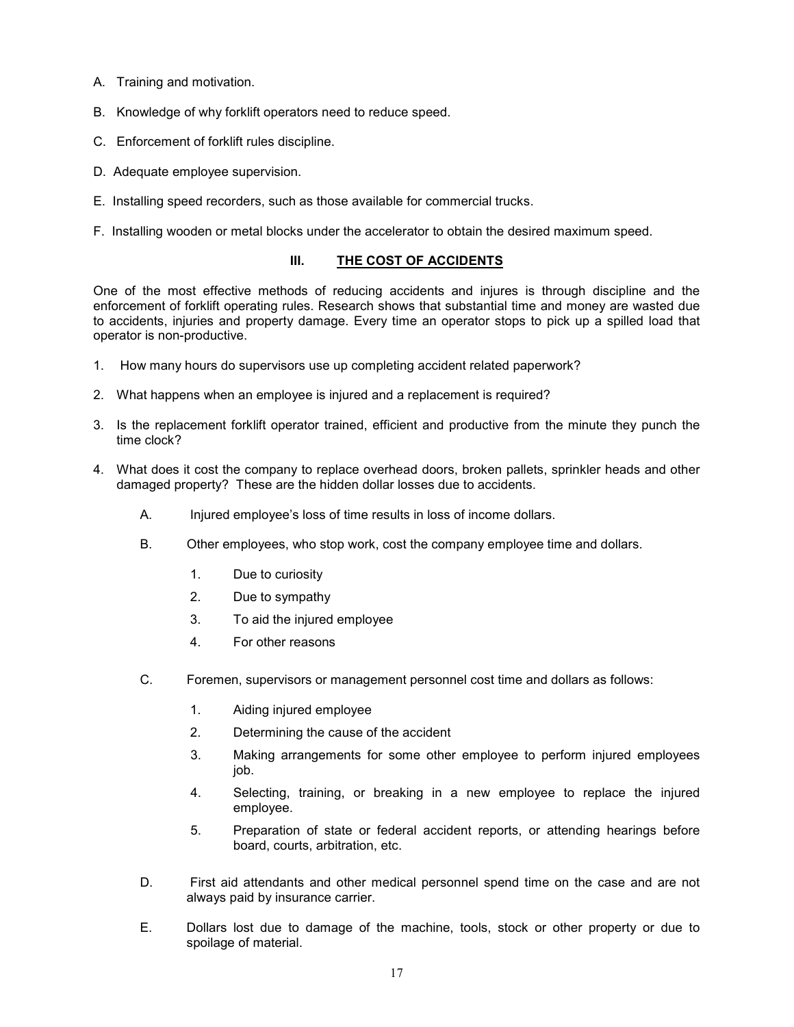A. Training and motivation.

B. Knowledge of why forklift operators need to reduce speed.

C. Enforcement of forklift rules discipline.

D. Adequate employee supervision.

E. Installing speed recorders, such as those available for commercial trucks.

F. Installing wooden or metal blocks under the accelerator to obtain the desired maximum speed.

## III. THE COST OF ACCIDENTS

One of the most effective methods of reducing accidents and injures is through discipline and the enforcement of forklift operating rules. Research shows that substantial time and money are wasted due to accidents, injuries and property damage. Every time an operator stops to pick up a spilled load that operator is non-productive.

1. How many hours do supervisors use up completing accident related paperwork?

2. What happens when an employee is injured and a replacement is required?

3. Is the replacement forklift operator trained, efficient and productive from the minute they punch the time clock?

4. What does it cost the company to replace overhead doors, broken pallets, sprinkler heads and other damaged property? These are the hidden dollar losses due to accidents.

   A. Injured employee's loss of time results in loss of income dollars.

   B. Other employees, who stop work, cost the company employee time and dollars.

      1. Due to curiosity
      2. Due to sympathy
      3. To aid the injured employee
      4. For other reasons

   C. Foremen, supervisors or management personnel cost time and dollars as follows:

      1. Aiding injured employee
      2. Determining the cause of the accident
      3. Making arrangements for some other employee to perform injured employees job.
      4. Selecting, training, or breaking in a new employee to replace the injured employee.
      5. Preparation of state or federal accident reports, or attending hearings before board, courts, arbitration, etc.

   D. First aid attendants and other medical personnel spend time on the case and are not always paid by insurance carrier.

   E. Dollars lost due to damage of the machine, tools, stock or other property or due to spoilage of material.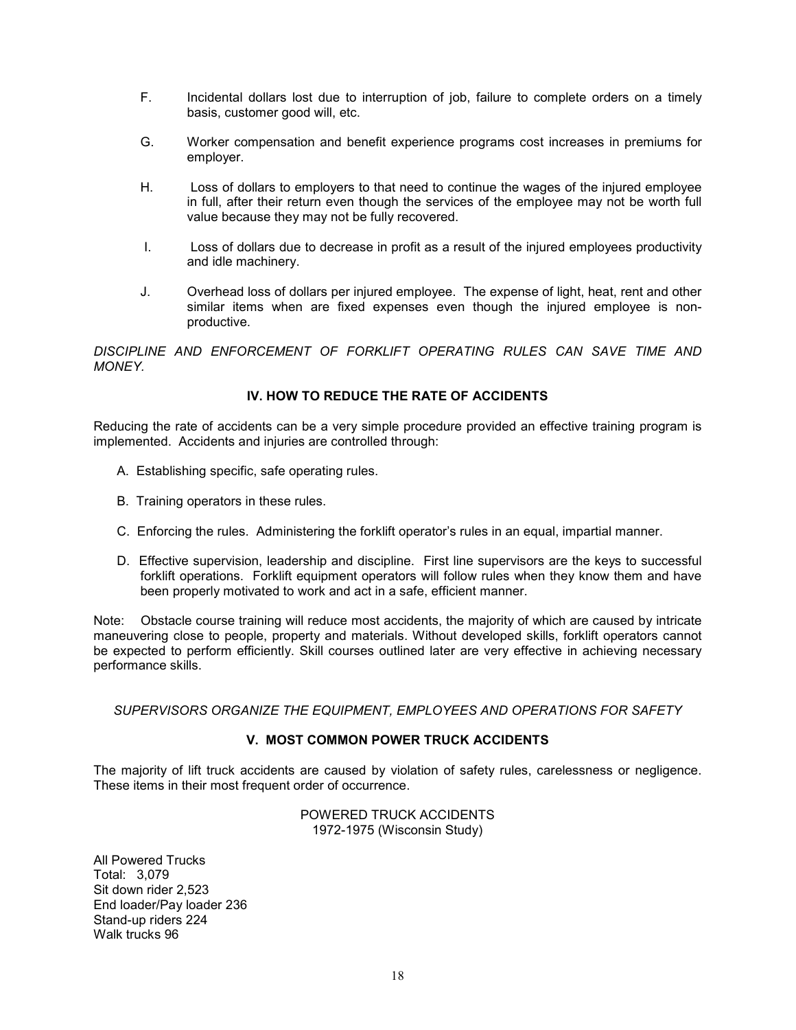F. Incidental dollars lost due to interruption of job, failure to complete orders on a timely basis, customer good will, etc.

G. Worker compensation and benefit experience programs cost increases in premiums for employer.

H. Loss of dollars to employers to that need to continue the wages of the injured employee in full, after their return even though the services of the employee may not be worth full value because they may not be fully recovered.

I. Loss of dollars due to decrease in profit as a result of the injured employees productivity and idle machinery.

J. Overhead loss of dollars per injured employee. The expense of light, heat, rent and other similar items when are fixed expenses even though the injured employee is non-productive.

*DISCIPLINE AND ENFORCEMENT OF FORKLIFT OPERATING RULES CAN SAVE TIME AND MONEY.*

## IV. HOW TO REDUCE THE RATE OF ACCIDENTS

Reducing the rate of accidents can be a very simple procedure provided an effective training program is implemented. Accidents and injuries are controlled through:

A. Establishing specific, safe operating rules.

B. Training operators in these rules.

C. Enforcing the rules. Administering the forklift operator's rules in an equal, impartial manner.

D. Effective supervision, leadership and discipline. First line supervisors are the keys to successful forklift operations. Forklift equipment operators will follow rules when they know them and have been properly motivated to work and act in a safe, efficient manner.

Note: Obstacle course training will reduce most accidents, the majority of which are caused by intricate maneuvering close to people, property and materials. Without developed skills, forklift operators cannot be expected to perform efficiently. Skill courses outlined later are very effective in achieving necessary performance skills.

*SUPERVISORS ORGANIZE THE EQUIPMENT, EMPLOYEES AND OPERATIONS FOR SAFETY*

## V. MOST COMMON POWER TRUCK ACCIDENTS

The majority of lift truck accidents are caused by violation of safety rules, carelessness or negligence. These items in their most frequent order of occurrence.

POWERED TRUCK ACCIDENTS
1972-1975 (Wisconsin Study)

All Powered Trucks
Total: 3,079
Sit down rider 2,523
End loader/Pay loader 236
Stand-up riders 224
Walk trucks 96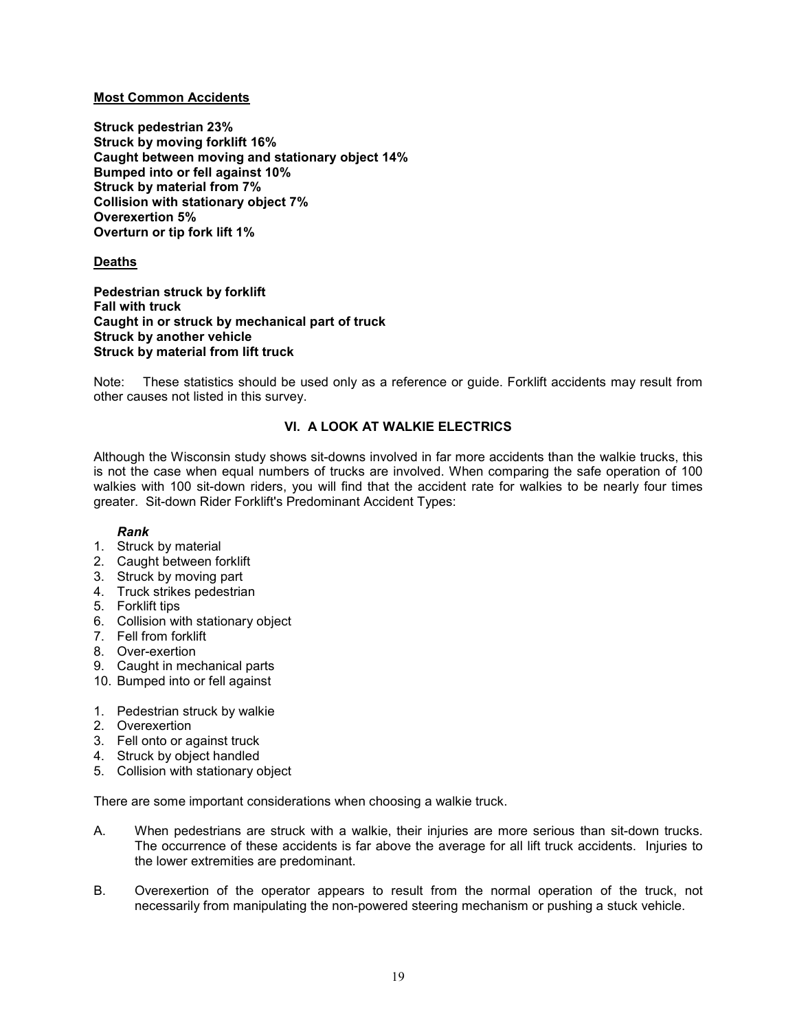**<u>Most Common Accidents</u>**

**Struck pedestrian 23%**
**Struck by moving forklift 16%**
**Caught between moving and stationary object 14%**
**Bumped into or fell against 10%**
**Struck by material from 7%**
**Collision with stationary object 7%**
**Overexertion 5%**
**Overturn or tip fork lift 1%**

**<u>Deaths</u>**

**Pedestrian struck by forklift**
**Fall with truck**
**Caught in or struck by mechanical part of truck**
**Struck by another vehicle**
**Struck by material from lift truck**

Note: These statistics should be used only as a reference or guide. Forklift accidents may result from other causes not listed in this survey.

## VI. A LOOK AT WALKIE ELECTRICS

Although the Wisconsin study shows sit-downs involved in far more accidents than the walkie trucks, this is not the case when equal numbers of trucks are involved. When comparing the safe operation of 100 walkies with 100 sit-down riders, you will find that the accident rate for walkies to be nearly four times greater. Sit-down Rider Forklift's Predominant Accident Types:

***Rank***

1. Struck by material
2. Caught between forklift
3. Struck by moving part
4. Truck strikes pedestrian
5. Forklift tips
6. Collision with stationary object
7. Fell from forklift
8. Over-exertion
9. Caught in mechanical parts
10. Bumped into or fell against

1. Pedestrian struck by walkie
2. Overexertion
3. Fell onto or against truck
4. Struck by object handled
5. Collision with stationary object

There are some important considerations when choosing a walkie truck.

A. When pedestrians are struck with a walkie, their injuries are more serious than sit-down trucks. The occurrence of these accidents is far above the average for all lift truck accidents. Injuries to the lower extremities are predominant.

B. Overexertion of the operator appears to result from the normal operation of the truck, not necessarily from manipulating the non-powered steering mechanism or pushing a stuck vehicle.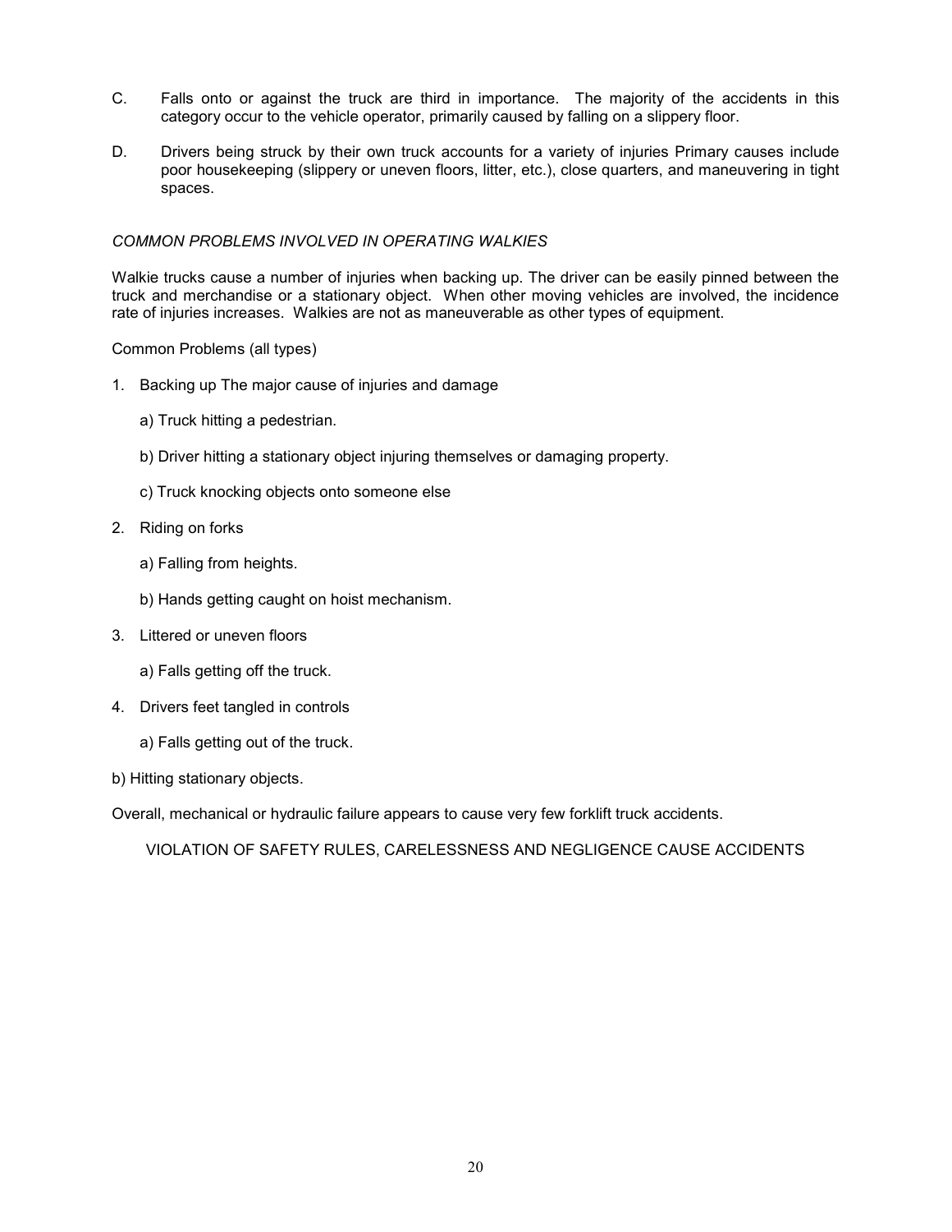C. Falls onto or against the truck are third in importance. The majority of the accidents in this category occur to the vehicle operator, primarily caused by falling on a slippery floor.

D. Drivers being struck by their own truck accounts for a variety of injuries Primary causes include poor housekeeping (slippery or uneven floors, litter, etc.), close quarters, and maneuvering in tight spaces.

*COMMON PROBLEMS INVOLVED IN OPERATING WALKIES*

Walkie trucks cause a number of injuries when backing up. The driver can be easily pinned between the truck and merchandise or a stationary object. When other moving vehicles are involved, the incidence rate of injuries increases. Walkies are not as maneuverable as other types of equipment.

Common Problems (all types)

1. Backing up The major cause of injuries and damage

   a) Truck hitting a pedestrian.

   b) Driver hitting a stationary object injuring themselves or damaging property.

   c) Truck knocking objects onto someone else

2. Riding on forks

   a) Falling from heights.

   b) Hands getting caught on hoist mechanism.

3. Littered or uneven floors

   a) Falls getting off the truck.

4. Drivers feet tangled in controls

   a) Falls getting out of the truck.

b) Hitting stationary objects.

Overall, mechanical or hydraulic failure appears to cause very few forklift truck accidents.

VIOLATION OF SAFETY RULES, CARELESSNESS AND NEGLIGENCE CAUSE ACCIDENTS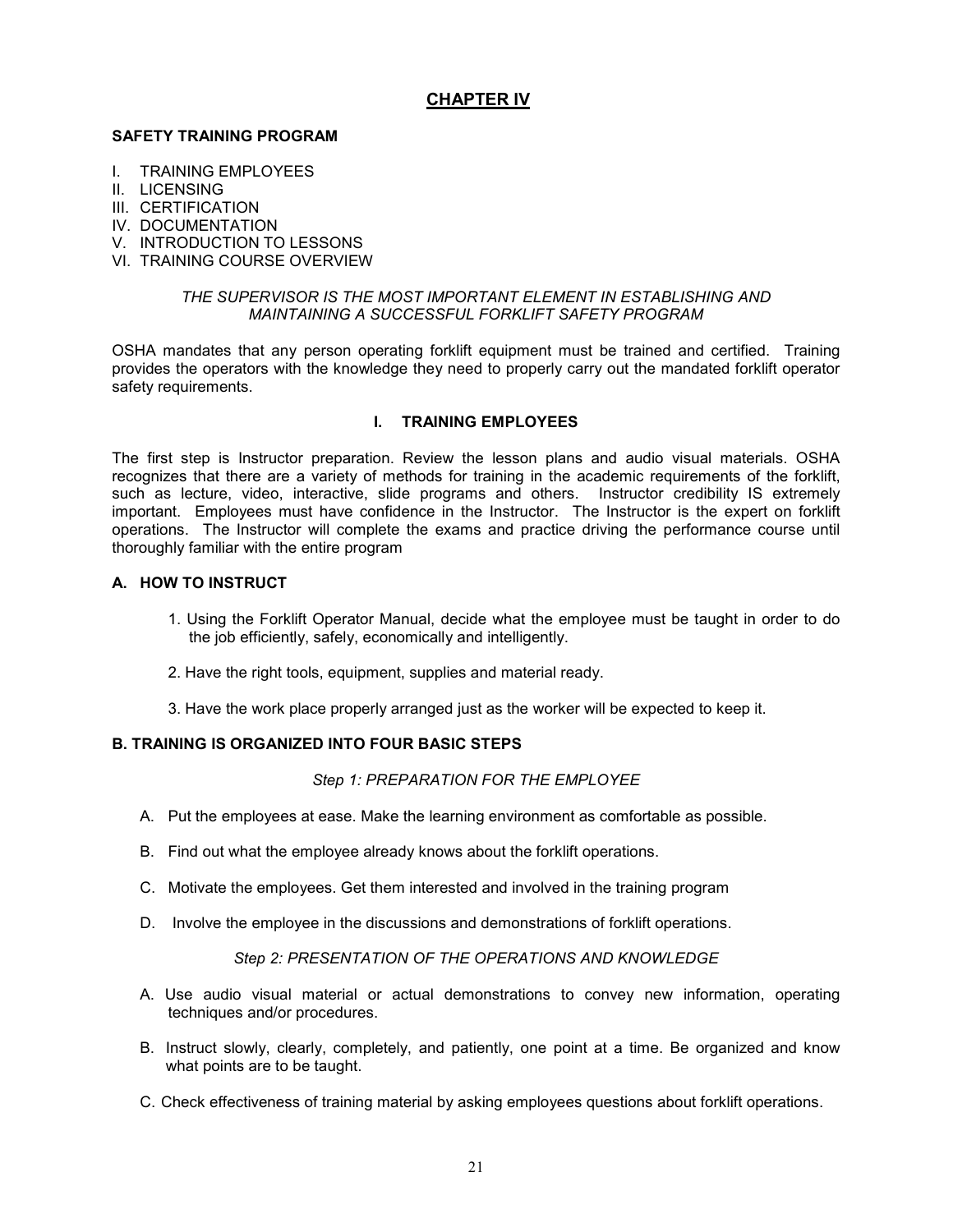# CHAPTER IV

**SAFETY TRAINING PROGRAM**

I. TRAINING EMPLOYEES
II. LICENSING
III. CERTIFICATION
IV. DOCUMENTATION
V. INTRODUCTION TO LESSONS
VI. TRAINING COURSE OVERVIEW

*THE SUPERVISOR IS THE MOST IMPORTANT ELEMENT IN ESTABLISHING AND MAINTAINING A SUCCESSFUL FORKLIFT SAFETY PROGRAM*

OSHA mandates that any person operating forklift equipment must be trained and certified. Training provides the operators with the knowledge they need to properly carry out the mandated forklift operator safety requirements.

## I. TRAINING EMPLOYEES

The first step is Instructor preparation. Review the lesson plans and audio visual materials. OSHA recognizes that there are a variety of methods for training in the academic requirements of the forklift, such as lecture, video, interactive, slide programs and others. Instructor credibility IS extremely important. Employees must have confidence in the Instructor. The Instructor is the expert on forklift operations. The Instructor will complete the exams and practice driving the performance course until thoroughly familiar with the entire program

### A. HOW TO INSTRUCT

1. Using the Forklift Operator Manual, decide what the employee must be taught in order to do the job efficiently, safely, economically and intelligently.
2. Have the right tools, equipment, supplies and material ready.
3. Have the work place properly arranged just as the worker will be expected to keep it.

### B. TRAINING IS ORGANIZED INTO FOUR BASIC STEPS

*Step 1: PREPARATION FOR THE EMPLOYEE*

A. Put the employees at ease. Make the learning environment as comfortable as possible.

B. Find out what the employee already knows about the forklift operations.

C. Motivate the employees. Get them interested and involved in the training program

D. Involve the employee in the discussions and demonstrations of forklift operations.

*Step 2: PRESENTATION OF THE OPERATIONS AND KNOWLEDGE*

A. Use audio visual material or actual demonstrations to convey new information, operating techniques and/or procedures.

B. Instruct slowly, clearly, completely, and patiently, one point at a time. Be organized and know what points are to be taught.

C. Check effectiveness of training material by asking employees questions about forklift operations.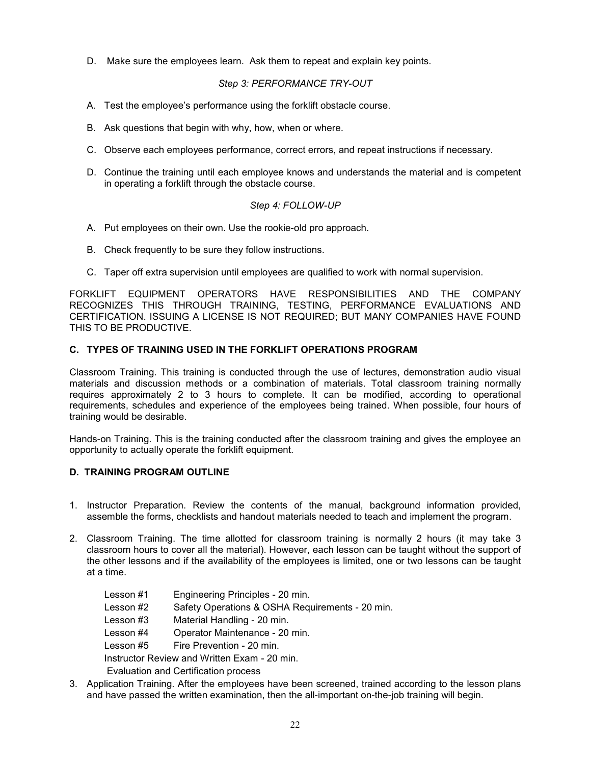D. Make sure the employees learn. Ask them to repeat and explain key points.

*Step 3: PERFORMANCE TRY-OUT*

A. Test the employee's performance using the forklift obstacle course.

B. Ask questions that begin with why, how, when or where.

C. Observe each employees performance, correct errors, and repeat instructions if necessary.

D. Continue the training until each employee knows and understands the material and is competent in operating a forklift through the obstacle course.

*Step 4: FOLLOW-UP*

A. Put employees on their own. Use the rookie-old pro approach.

B. Check frequently to be sure they follow instructions.

C. Taper off extra supervision until employees are qualified to work with normal supervision.

FORKLIFT EQUIPMENT OPERATORS HAVE RESPONSIBILITIES AND THE COMPANY RECOGNIZES THIS THROUGH TRAINING, TESTING, PERFORMANCE EVALUATIONS AND CERTIFICATION. ISSUING A LICENSE IS NOT REQUIRED; BUT MANY COMPANIES HAVE FOUND THIS TO BE PRODUCTIVE.

### C. TYPES OF TRAINING USED IN THE FORKLIFT OPERATIONS PROGRAM

Classroom Training. This training is conducted through the use of lectures, demonstration audio visual materials and discussion methods or a combination of materials. Total classroom training normally requires approximately 2 to 3 hours to complete. It can be modified, according to operational requirements, schedules and experience of the employees being trained. When possible, four hours of training would be desirable.

Hands-on Training. This is the training conducted after the classroom training and gives the employee an opportunity to actually operate the forklift equipment.

### D. TRAINING PROGRAM OUTLINE

1. Instructor Preparation. Review the contents of the manual, background information provided, assemble the forms, checklists and handout materials needed to teach and implement the program.

2. Classroom Training. The time allotted for classroom training is normally 2 hours (it may take 3 classroom hours to cover all the material). However, each lesson can be taught without the support of the other lessons and if the availability of the employees is limited, one or two lessons can be taught at a time.

   Lesson #1 Engineering Principles - 20 min.
   Lesson #2 Safety Operations & OSHA Requirements - 20 min.
   Lesson #3 Material Handling - 20 min.
   Lesson #4 Operator Maintenance - 20 min.
   Lesson #5 Fire Prevention - 20 min.
   Instructor Review and Written Exam - 20 min.
   Evaluation and Certification process

3. Application Training. After the employees have been screened, trained according to the lesson plans and have passed the written examination, then the all-important on-the-job training will begin.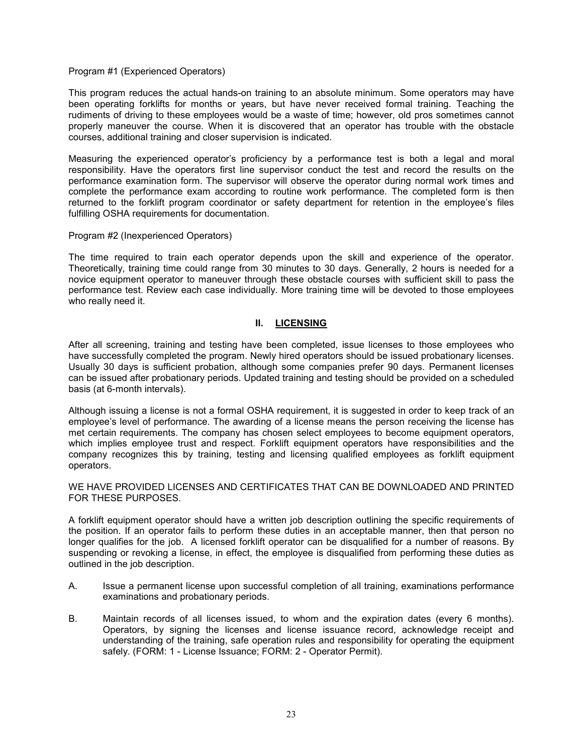Program #1 (Experienced Operators)

This program reduces the actual hands-on training to an absolute minimum. Some operators may have been operating forklifts for months or years, but have never received formal training. Teaching the rudiments of driving to these employees would be a waste of time; however, old pros sometimes cannot properly maneuver the course. When it is discovered that an operator has trouble with the obstacle courses, additional training and closer supervision is indicated.

Measuring the experienced operator's proficiency by a performance test is both a legal and moral responsibility. Have the operators first line supervisor conduct the test and record the results on the performance examination form. The supervisor will observe the operator during normal work times and complete the performance exam according to routine work performance. The completed form is then returned to the forklift program coordinator or safety department for retention in the employee's files fulfilling OSHA requirements for documentation.

Program #2 (Inexperienced Operators)

The time required to train each operator depends upon the skill and experience of the operator. Theoretically, training time could range from 30 minutes to 30 days. Generally, 2 hours is needed for a novice equipment operator to maneuver through these obstacle courses with sufficient skill to pass the performance test. Review each case individually. More training time will be devoted to those employees who really need it.

## II. LICENSING

After all screening, training and testing have been completed, issue licenses to those employees who have successfully completed the program. Newly hired operators should be issued probationary licenses. Usually 30 days is sufficient probation, although some companies prefer 90 days. Permanent licenses can be issued after probationary periods. Updated training and testing should be provided on a scheduled basis (at 6-month intervals).

Although issuing a license is not a formal OSHA requirement, it is suggested in order to keep track of an employee's level of performance. The awarding of a license means the person receiving the license has met certain requirements. The company has chosen select employees to become equipment operators, which implies employee trust and respect. Forklift equipment operators have responsibilities and the company recognizes this by training, testing and licensing qualified employees as forklift equipment operators.

WE HAVE PROVIDED LICENSES AND CERTIFICATES THAT CAN BE DOWNLOADED AND PRINTED FOR THESE PURPOSES.

A forklift equipment operator should have a written job description outlining the specific requirements of the position. If an operator fails to perform these duties in an acceptable manner, then that person no longer qualifies for the job. A licensed forklift operator can be disqualified for a number of reasons. By suspending or revoking a license, in effect, the employee is disqualified from performing these duties as outlined in the job description.

A. Issue a permanent license upon successful completion of all training, examinations performance examinations and probationary periods.

B. Maintain records of all licenses issued, to whom and the expiration dates (every 6 months). Operators, by signing the licenses and license issuance record, acknowledge receipt and understanding of the training, safe operation rules and responsibility for operating the equipment safely. (FORM: 1 - License Issuance; FORM: 2 - Operator Permit).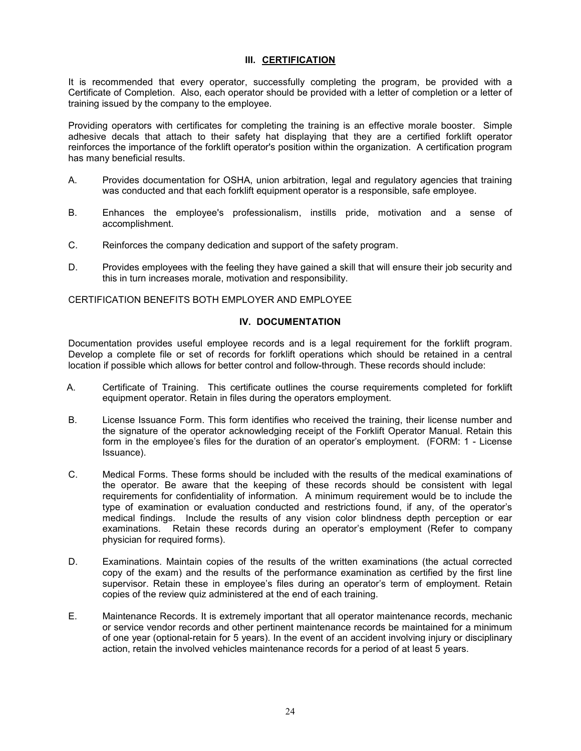## III. CERTIFICATION

It is recommended that every operator, successfully completing the program, be provided with a Certificate of Completion. Also, each operator should be provided with a letter of completion or a letter of training issued by the company to the employee.

Providing operators with certificates for completing the training is an effective morale booster. Simple adhesive decals that attach to their safety hat displaying that they are a certified forklift operator reinforces the importance of the forklift operator's position within the organization. A certification program has many beneficial results.

A. Provides documentation for OSHA, union arbitration, legal and regulatory agencies that training was conducted and that each forklift equipment operator is a responsible, safe employee.

B. Enhances the employee's professionalism, instills pride, motivation and a sense of accomplishment.

C. Reinforces the company dedication and support of the safety program.

D. Provides employees with the feeling they have gained a skill that will ensure their job security and this in turn increases morale, motivation and responsibility.

CERTIFICATION BENEFITS BOTH EMPLOYER AND EMPLOYEE

## IV. DOCUMENTATION

Documentation provides useful employee records and is a legal requirement for the forklift program. Develop a complete file or set of records for forklift operations which should be retained in a central location if possible which allows for better control and follow-through. These records should include:

A. Certificate of Training. This certificate outlines the course requirements completed for forklift equipment operator. Retain in files during the operators employment.

B. License Issuance Form. This form identifies who received the training, their license number and the signature of the operator acknowledging receipt of the Forklift Operator Manual. Retain this form in the employee's files for the duration of an operator's employment. (FORM: 1 - License Issuance).

C. Medical Forms. These forms should be included with the results of the medical examinations of the operator. Be aware that the keeping of these records should be consistent with legal requirements for confidentiality of information. A minimum requirement would be to include the type of examination or evaluation conducted and restrictions found, if any, of the operator's medical findings. Include the results of any vision color blindness depth perception or ear examinations. Retain these records during an operator's employment (Refer to company physician for required forms).

D. Examinations. Maintain copies of the results of the written examinations (the actual corrected copy of the exam) and the results of the performance examination as certified by the first line supervisor. Retain these in employee's files during an operator's term of employment. Retain copies of the review quiz administered at the end of each training.

E. Maintenance Records. It is extremely important that all operator maintenance records, mechanic or service vendor records and other pertinent maintenance records be maintained for a minimum of one year (optional-retain for 5 years). In the event of an accident involving injury or disciplinary action, retain the involved vehicles maintenance records for a period of at least 5 years.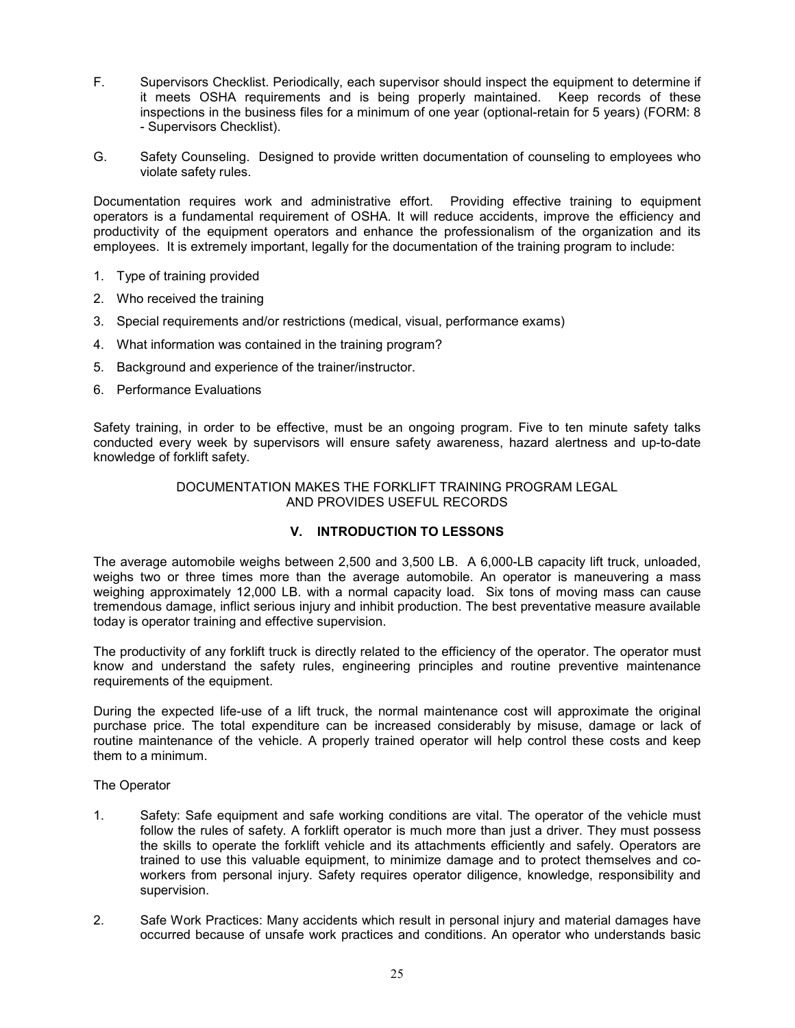F. Supervisors Checklist. Periodically, each supervisor should inspect the equipment to determine if it meets OSHA requirements and is being properly maintained. Keep records of these inspections in the business files for a minimum of one year (optional-retain for 5 years) (FORM: 8 - Supervisors Checklist).

G. Safety Counseling. Designed to provide written documentation of counseling to employees who violate safety rules.

Documentation requires work and administrative effort. Providing effective training to equipment operators is a fundamental requirement of OSHA. It will reduce accidents, improve the efficiency and productivity of the equipment operators and enhance the professionalism of the organization and its employees. It is extremely important, legally for the documentation of the training program to include:

1. Type of training provided
2. Who received the training
3. Special requirements and/or restrictions (medical, visual, performance exams)
4. What information was contained in the training program?
5. Background and experience of the trainer/instructor.
6. Performance Evaluations

Safety training, in order to be effective, must be an ongoing program. Five to ten minute safety talks conducted every week by supervisors will ensure safety awareness, hazard alertness and up-to-date knowledge of forklift safety.

DOCUMENTATION MAKES THE FORKLIFT TRAINING PROGRAM LEGAL AND PROVIDES USEFUL RECORDS

## V. INTRODUCTION TO LESSONS

The average automobile weighs between 2,500 and 3,500 LB. A 6,000-LB capacity lift truck, unloaded, weighs two or three times more than the average automobile. An operator is maneuvering a mass weighing approximately 12,000 LB. with a normal capacity load. Six tons of moving mass can cause tremendous damage, inflict serious injury and inhibit production. The best preventative measure available today is operator training and effective supervision.

The productivity of any forklift truck is directly related to the efficiency of the operator. The operator must know and understand the safety rules, engineering principles and routine preventive maintenance requirements of the equipment.

During the expected life-use of a lift truck, the normal maintenance cost will approximate the original purchase price. The total expenditure can be increased considerably by misuse, damage or lack of routine maintenance of the vehicle. A properly trained operator will help control these costs and keep them to a minimum.

The Operator

1. Safety: Safe equipment and safe working conditions are vital. The operator of the vehicle must follow the rules of safety. A forklift operator is much more than just a driver. They must possess the skills to operate the forklift vehicle and its attachments efficiently and safely. Operators are trained to use this valuable equipment, to minimize damage and to protect themselves and co-workers from personal injury. Safety requires operator diligence, knowledge, responsibility and supervision.

2. Safe Work Practices: Many accidents which result in personal injury and material damages have occurred because of unsafe work practices and conditions. An operator who understands basic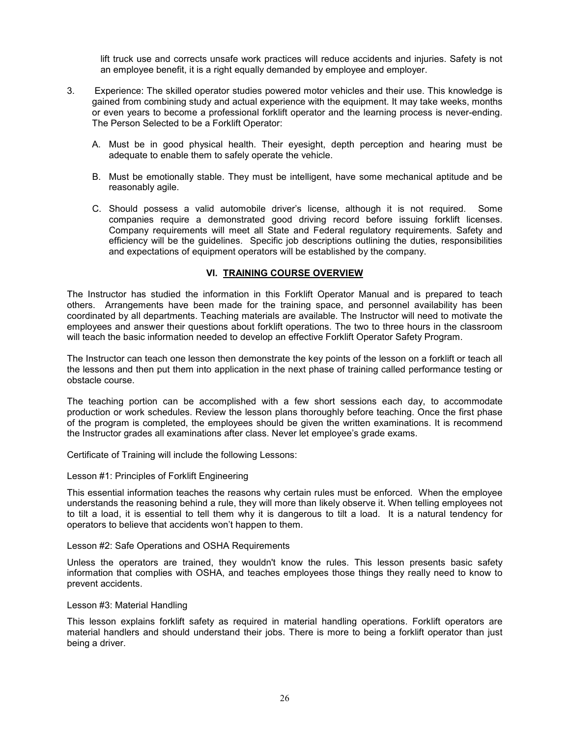lift truck use and corrects unsafe work practices will reduce accidents and injuries. Safety is not an employee benefit, it is a right equally demanded by employee and employer.

3. Experience: The skilled operator studies powered motor vehicles and their use. This knowledge is gained from combining study and actual experience with the equipment. It may take weeks, months or even years to become a professional forklift operator and the learning process is never-ending. The Person Selected to be a Forklift Operator:

   A. Must be in good physical health. Their eyesight, depth perception and hearing must be adequate to enable them to safely operate the vehicle.

   B. Must be emotionally stable. They must be intelligent, have some mechanical aptitude and be reasonably agile.

   C. Should possess a valid automobile driver's license, although it is not required. Some companies require a demonstrated good driving record before issuing forklift licenses. Company requirements will meet all State and Federal regulatory requirements. Safety and efficiency will be the guidelines. Specific job descriptions outlining the duties, responsibilities and expectations of equipment operators will be established by the company.

## VI. TRAINING COURSE OVERVIEW

The Instructor has studied the information in this Forklift Operator Manual and is prepared to teach others. Arrangements have been made for the training space, and personnel availability has been coordinated by all departments. Teaching materials are available. The Instructor will need to motivate the employees and answer their questions about forklift operations. The two to three hours in the classroom will teach the basic information needed to develop an effective Forklift Operator Safety Program.

The Instructor can teach one lesson then demonstrate the key points of the lesson on a forklift or teach all the lessons and then put them into application in the next phase of training called performance testing or obstacle course.

The teaching portion can be accomplished with a few short sessions each day, to accommodate production or work schedules. Review the lesson plans thoroughly before teaching. Once the first phase of the program is completed, the employees should be given the written examinations. It is recommend the Instructor grades all examinations after class. Never let employee's grade exams.

Certificate of Training will include the following Lessons:

Lesson #1: Principles of Forklift Engineering

This essential information teaches the reasons why certain rules must be enforced. When the employee understands the reasoning behind a rule, they will more than likely observe it. When telling employees not to tilt a load, it is essential to tell them why it is dangerous to tilt a load. It is a natural tendency for operators to believe that accidents won't happen to them.

Lesson #2: Safe Operations and OSHA Requirements

Unless the operators are trained, they wouldn't know the rules. This lesson presents basic safety information that complies with OSHA, and teaches employees those things they really need to know to prevent accidents.

Lesson #3: Material Handling

This lesson explains forklift safety as required in material handling operations. Forklift operators are material handlers and should understand their jobs. There is more to being a forklift operator than just being a driver.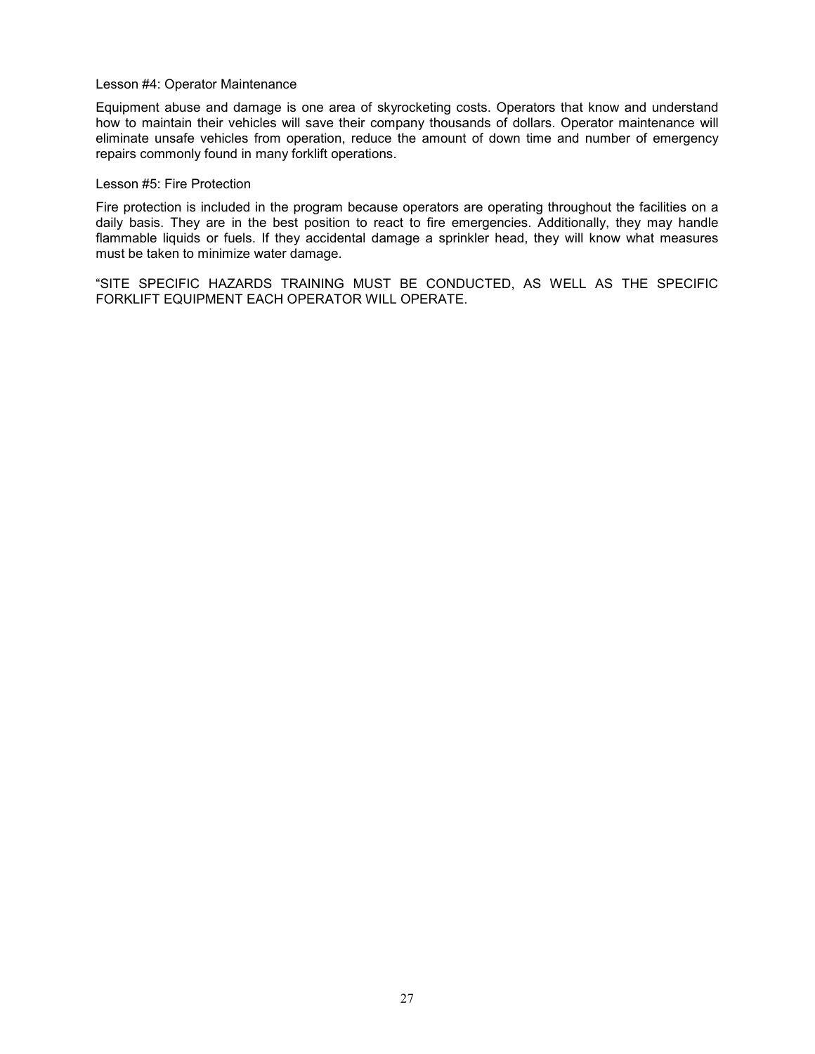Lesson #4: Operator Maintenance

Equipment abuse and damage is one area of skyrocketing costs. Operators that know and understand how to maintain their vehicles will save their company thousands of dollars. Operator maintenance will eliminate unsafe vehicles from operation, reduce the amount of down time and number of emergency repairs commonly found in many forklift operations.

Lesson #5: Fire Protection

Fire protection is included in the program because operators are operating throughout the facilities on a daily basis. They are in the best position to react to fire emergencies. Additionally, they may handle flammable liquids or fuels. If they accidental damage a sprinkler head, they will know what measures must be taken to minimize water damage.

“SITE SPECIFIC HAZARDS TRAINING MUST BE CONDUCTED, AS WELL AS THE SPECIFIC FORKLIFT EQUIPMENT EACH OPERATOR WILL OPERATE.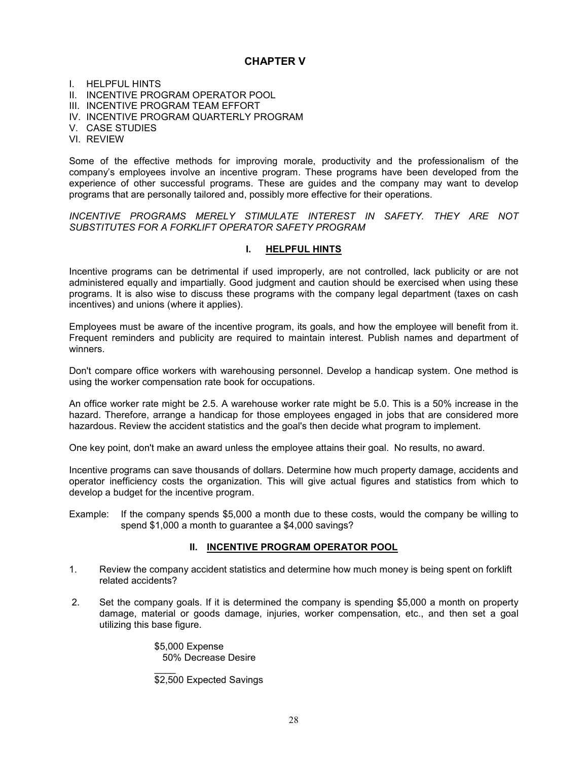# CHAPTER V

I. HELPFUL HINTS
II. INCENTIVE PROGRAM OPERATOR POOL
III. INCENTIVE PROGRAM TEAM EFFORT
IV. INCENTIVE PROGRAM QUARTERLY PROGRAM
V. CASE STUDIES
VI. REVIEW

Some of the effective methods for improving morale, productivity and the professionalism of the company's employees involve an incentive program. These programs have been developed from the experience of other successful programs. These are guides and the company may want to develop programs that are personally tailored and, possibly more effective for their operations.

*INCENTIVE PROGRAMS MERELY STIMULATE INTEREST IN SAFETY. THEY ARE NOT SUBSTITUTES FOR A FORKLIFT OPERATOR SAFETY PROGRAM*

## I. HELPFUL HINTS

Incentive programs can be detrimental if used improperly, are not controlled, lack publicity or are not administered equally and impartially. Good judgment and caution should be exercised when using these programs. It is also wise to discuss these programs with the company legal department (taxes on cash incentives) and unions (where it applies).

Employees must be aware of the incentive program, its goals, and how the employee will benefit from it. Frequent reminders and publicity are required to maintain interest. Publish names and department of winners.

Don't compare office workers with warehousing personnel. Develop a handicap system. One method is using the worker compensation rate book for occupations.

An office worker rate might be 2.5. A warehouse worker rate might be 5.0. This is a 50% increase in the hazard. Therefore, arrange a handicap for those employees engaged in jobs that are considered more hazardous. Review the accident statistics and the goal's then decide what program to implement.

One key point, don't make an award unless the employee attains their goal. No results, no award.

Incentive programs can save thousands of dollars. Determine how much property damage, accidents and operator inefficiency costs the organization. This will give actual figures and statistics from which to develop a budget for the incentive program.

Example: If the company spends $5,000 a month due to these costs, would the company be willing to spend $1,000 a month to guarantee a $4,000 savings?

## II. INCENTIVE PROGRAM OPERATOR POOL

1. Review the company accident statistics and determine how much money is being spent on forklift related accidents?

2. Set the company goals. If it is determined the company is spending $5,000 a month on property damage, material or goods damage, injuries, worker compensation, etc., and then set a goal utilizing this base figure.

   $5,000 Expense
   50% Decrease Desire
   ____
   $2,500 Expected Savings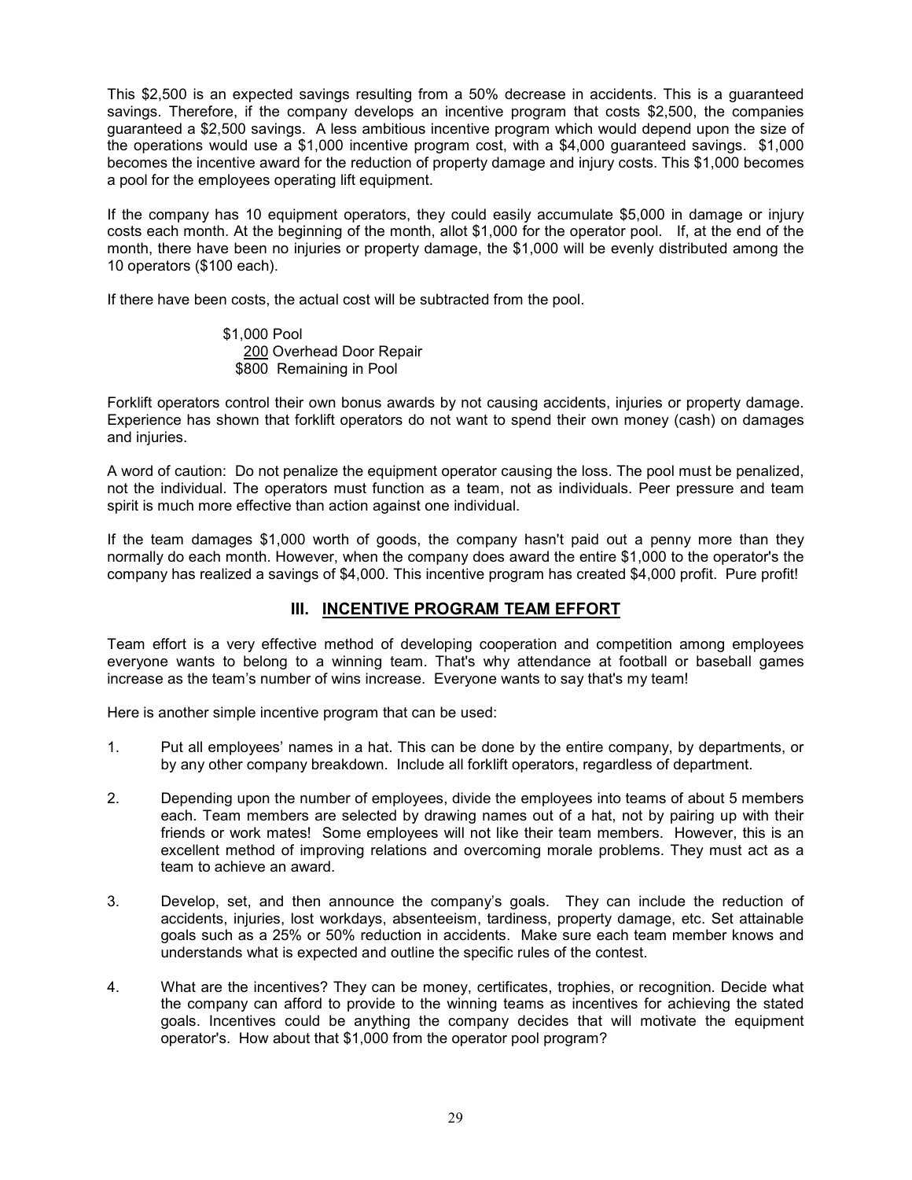This $2,500 is an expected savings resulting from a 50% decrease in accidents. This is a guaranteed savings. Therefore, if the company develops an incentive program that costs $2,500, the companies guaranteed a $2,500 savings. A less ambitious incentive program which would depend upon the size of the operations would use a $1,000 incentive program cost, with a $4,000 guaranteed savings. $1,000 becomes the incentive award for the reduction of property damage and injury costs. This $1,000 becomes a pool for the employees operating lift equipment.

If the company has 10 equipment operators, they could easily accumulate $5,000 in damage or injury costs each month. At the beginning of the month, allot $1,000 for the operator pool. If, at the end of the month, there have been no injuries or property damage, the $1,000 will be evenly distributed among the 10 operators ($100 each).

If there have been costs, the actual cost will be subtracted from the pool.

```
$1,000 Pool
   200 Overhead Door Repair
  $800 Remaining in Pool
```

Forklift operators control their own bonus awards by not causing accidents, injuries or property damage. Experience has shown that forklift operators do not want to spend their own money (cash) on damages and injuries.

A word of caution: Do not penalize the equipment operator causing the loss. The pool must be penalized, not the individual. The operators must function as a team, not as individuals. Peer pressure and team spirit is much more effective than action against one individual.

If the team damages $1,000 worth of goods, the company hasn't paid out a penny more than they normally do each month. However, when the company does award the entire $1,000 to the operator's the company has realized a savings of $4,000. This incentive program has created $4,000 profit. Pure profit!

## III. INCENTIVE PROGRAM TEAM EFFORT

Team effort is a very effective method of developing cooperation and competition among employees everyone wants to belong to a winning team. That's why attendance at football or baseball games increase as the team's number of wins increase. Everyone wants to say that's my team!

Here is another simple incentive program that can be used:

1. Put all employees' names in a hat. This can be done by the entire company, by departments, or by any other company breakdown. Include all forklift operators, regardless of department.

2. Depending upon the number of employees, divide the employees into teams of about 5 members each. Team members are selected by drawing names out of a hat, not by pairing up with their friends or work mates! Some employees will not like their team members. However, this is an excellent method of improving relations and overcoming morale problems. They must act as a team to achieve an award.

3. Develop, set, and then announce the company's goals. They can include the reduction of accidents, injuries, lost workdays, absenteeism, tardiness, property damage, etc. Set attainable goals such as a 25% or 50% reduction in accidents. Make sure each team member knows and understands what is expected and outline the specific rules of the contest.

4. What are the incentives? They can be money, certificates, trophies, or recognition. Decide what the company can afford to provide to the winning teams as incentives for achieving the stated goals. Incentives could be anything the company decides that will motivate the equipment operator's. How about that $1,000 from the operator pool program?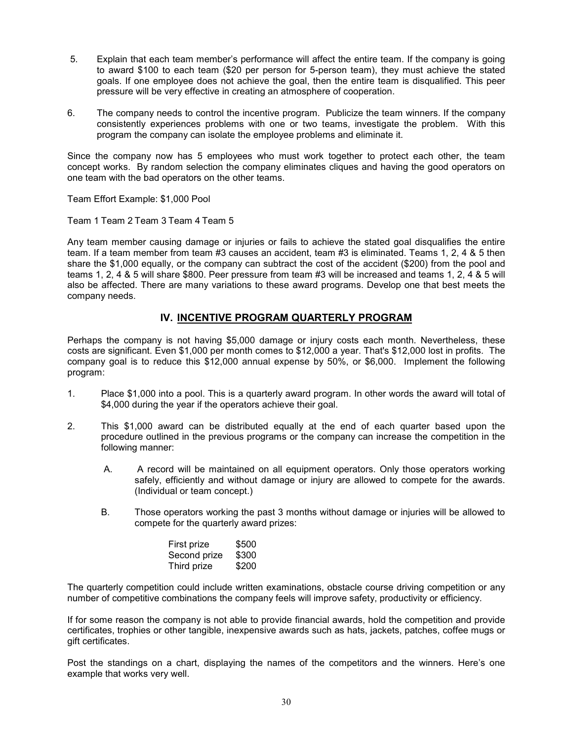5. Explain that each team member's performance will affect the entire team. If the company is going to award $100 to each team ($20 per person for 5-person team), they must achieve the stated goals. If one employee does not achieve the goal, then the entire team is disqualified. This peer pressure will be very effective in creating an atmosphere of cooperation.

6. The company needs to control the incentive program. Publicize the team winners. If the company consistently experiences problems with one or two teams, investigate the problem. With this program the company can isolate the employee problems and eliminate it.

Since the company now has 5 employees who must work together to protect each other, the team concept works. By random selection the company eliminates cliques and having the good operators on one team with the bad operators on the other teams.

Team Effort Example: $1,000 Pool

Team 1 Team 2 Team 3 Team 4 Team 5

Any team member causing damage or injuries or fails to achieve the stated goal disqualifies the entire team. If a team member from team #3 causes an accident, team #3 is eliminated. Teams 1, 2, 4 & 5 then share the $1,000 equally, or the company can subtract the cost of the accident ($200) from the pool and teams 1, 2, 4 & 5 will share $800. Peer pressure from team #3 will be increased and teams 1, 2, 4 & 5 will also be affected. There are many variations to these award programs. Develop one that best meets the company needs.

## IV. INCENTIVE PROGRAM QUARTERLY PROGRAM

Perhaps the company is not having $5,000 damage or injury costs each month. Nevertheless, these costs are significant. Even $1,000 per month comes to $12,000 a year. That's $12,000 lost in profits. The company goal is to reduce this $12,000 annual expense by 50%, or $6,000. Implement the following program:

1. Place $1,000 into a pool. This is a quarterly award program. In other words the award will total of $4,000 during the year if the operators achieve their goal.

2. This $1,000 award can be distributed equally at the end of each quarter based upon the procedure outlined in the previous programs or the company can increase the competition in the following manner:

   A. A record will be maintained on all equipment operators. Only those operators working safely, efficiently and without damage or injury are allowed to compete for the awards. (Individual or team concept.)

   B. Those operators working the past 3 months without damage or injuries will be allowed to compete for the quarterly award prizes:

   | | |
   |---|---|
   | First prize | $500 |
   | Second prize | $300 |
   | Third prize | $200 |

The quarterly competition could include written examinations, obstacle course driving competition or any number of competitive combinations the company feels will improve safety, productivity or efficiency.

If for some reason the company is not able to provide financial awards, hold the competition and provide certificates, trophies or other tangible, inexpensive awards such as hats, jackets, patches, coffee mugs or gift certificates.

Post the standings on a chart, displaying the names of the competitors and the winners. Here's one example that works very well.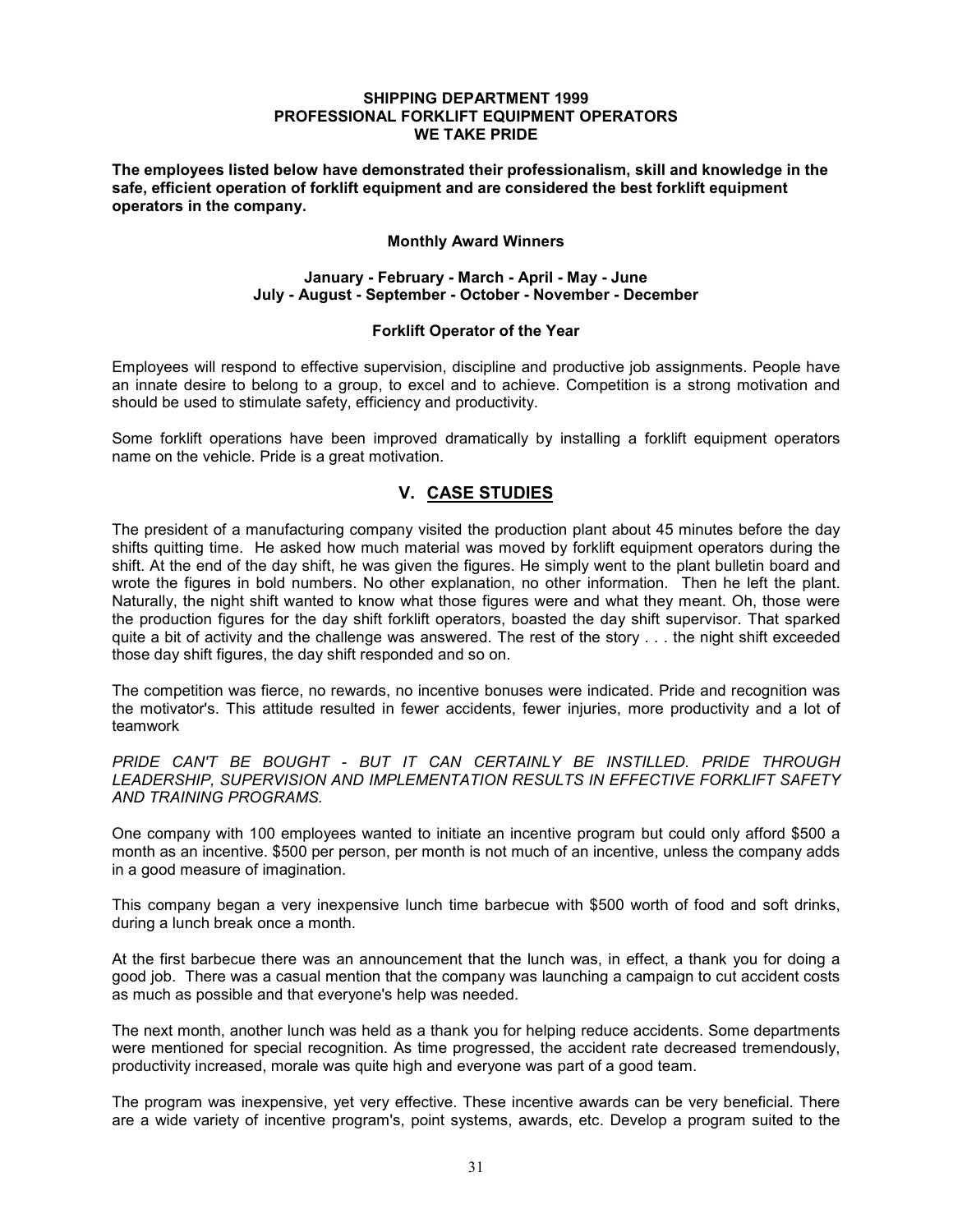**SHIPPING DEPARTMENT 1999**
**PROFESSIONAL FORKLIFT EQUIPMENT OPERATORS**
**WE TAKE PRIDE**

**The employees listed below have demonstrated their professionalism, skill and knowledge in the safe, efficient operation of forklift equipment and are considered the best forklift equipment operators in the company.**

**Monthly Award Winners**

**January - February - March - April - May - June**
**July - August - September - October - November - December**

**Forklift Operator of the Year**

Employees will respond to effective supervision, discipline and productive job assignments. People have an innate desire to belong to a group, to excel and to achieve. Competition is a strong motivation and should be used to stimulate safety, efficiency and productivity.

Some forklift operations have been improved dramatically by installing a forklift equipment operators name on the vehicle. Pride is a great motivation.

## V. CASE STUDIES

The president of a manufacturing company visited the production plant about 45 minutes before the day shifts quitting time. He asked how much material was moved by forklift equipment operators during the shift. At the end of the day shift, he was given the figures. He simply went to the plant bulletin board and wrote the figures in bold numbers. No other explanation, no other information. Then he left the plant. Naturally, the night shift wanted to know what those figures were and what they meant. Oh, those were the production figures for the day shift forklift operators, boasted the day shift supervisor. That sparked quite a bit of activity and the challenge was answered. The rest of the story . . . the night shift exceeded those day shift figures, the day shift responded and so on.

The competition was fierce, no rewards, no incentive bonuses were indicated. Pride and recognition was the motivator's. This attitude resulted in fewer accidents, fewer injuries, more productivity and a lot of teamwork

*PRIDE CAN'T BE BOUGHT - BUT IT CAN CERTAINLY BE INSTILLED. PRIDE THROUGH LEADERSHIP, SUPERVISION AND IMPLEMENTATION RESULTS IN EFFECTIVE FORKLIFT SAFETY AND TRAINING PROGRAMS.*

One company with 100 employees wanted to initiate an incentive program but could only afford $500 a month as an incentive. $500 per person, per month is not much of an incentive, unless the company adds in a good measure of imagination.

This company began a very inexpensive lunch time barbecue with $500 worth of food and soft drinks, during a lunch break once a month.

At the first barbecue there was an announcement that the lunch was, in effect, a thank you for doing a good job. There was a casual mention that the company was launching a campaign to cut accident costs as much as possible and that everyone's help was needed.

The next month, another lunch was held as a thank you for helping reduce accidents. Some departments were mentioned for special recognition. As time progressed, the accident rate decreased tremendously, productivity increased, morale was quite high and everyone was part of a good team.

The program was inexpensive, yet very effective. These incentive awards can be very beneficial. There are a wide variety of incentive program's, point systems, awards, etc. Develop a program suited to the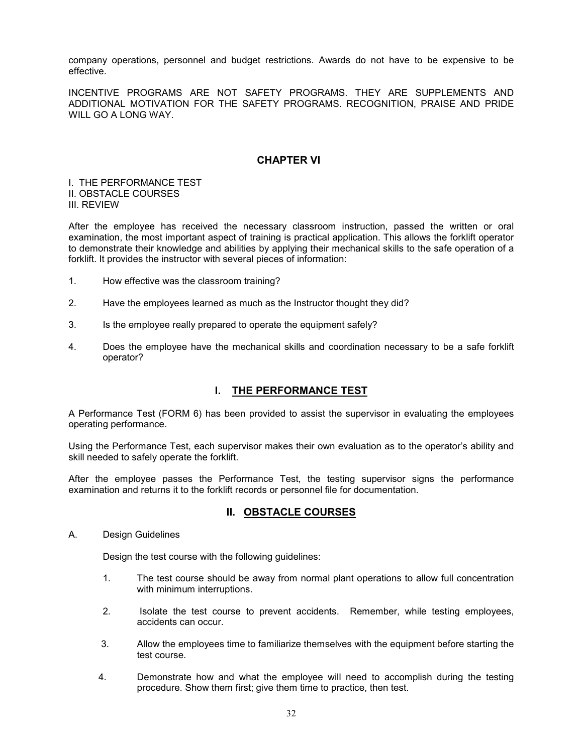company operations, personnel and budget restrictions. Awards do not have to be expensive to be effective.

INCENTIVE PROGRAMS ARE NOT SAFETY PROGRAMS. THEY ARE SUPPLEMENTS AND ADDITIONAL MOTIVATION FOR THE SAFETY PROGRAMS. RECOGNITION, PRAISE AND PRIDE WILL GO A LONG WAY.

# CHAPTER VI

I. THE PERFORMANCE TEST
II. OBSTACLE COURSES
III. REVIEW

After the employee has received the necessary classroom instruction, passed the written or oral examination, the most important aspect of training is practical application. This allows the forklift operator to demonstrate their knowledge and abilities by applying their mechanical skills to the safe operation of a forklift. It provides the instructor with several pieces of information:

1. How effective was the classroom training?
2. Have the employees learned as much as the Instructor thought they did?
3. Is the employee really prepared to operate the equipment safely?
4. Does the employee have the mechanical skills and coordination necessary to be a safe forklift operator?

## I. THE PERFORMANCE TEST

A Performance Test (FORM 6) has been provided to assist the supervisor in evaluating the employees operating performance.

Using the Performance Test, each supervisor makes their own evaluation as to the operator's ability and skill needed to safely operate the forklift.

After the employee passes the Performance Test, the testing supervisor signs the performance examination and returns it to the forklift records or personnel file for documentation.

## II. OBSTACLE COURSES

A. Design Guidelines

Design the test course with the following guidelines:

1. The test course should be away from normal plant operations to allow full concentration with minimum interruptions.
2. Isolate the test course to prevent accidents. Remember, while testing employees, accidents can occur.
3. Allow the employees time to familiarize themselves with the equipment before starting the test course.
4. Demonstrate how and what the employee will need to accomplish during the testing procedure. Show them first; give them time to practice, then test.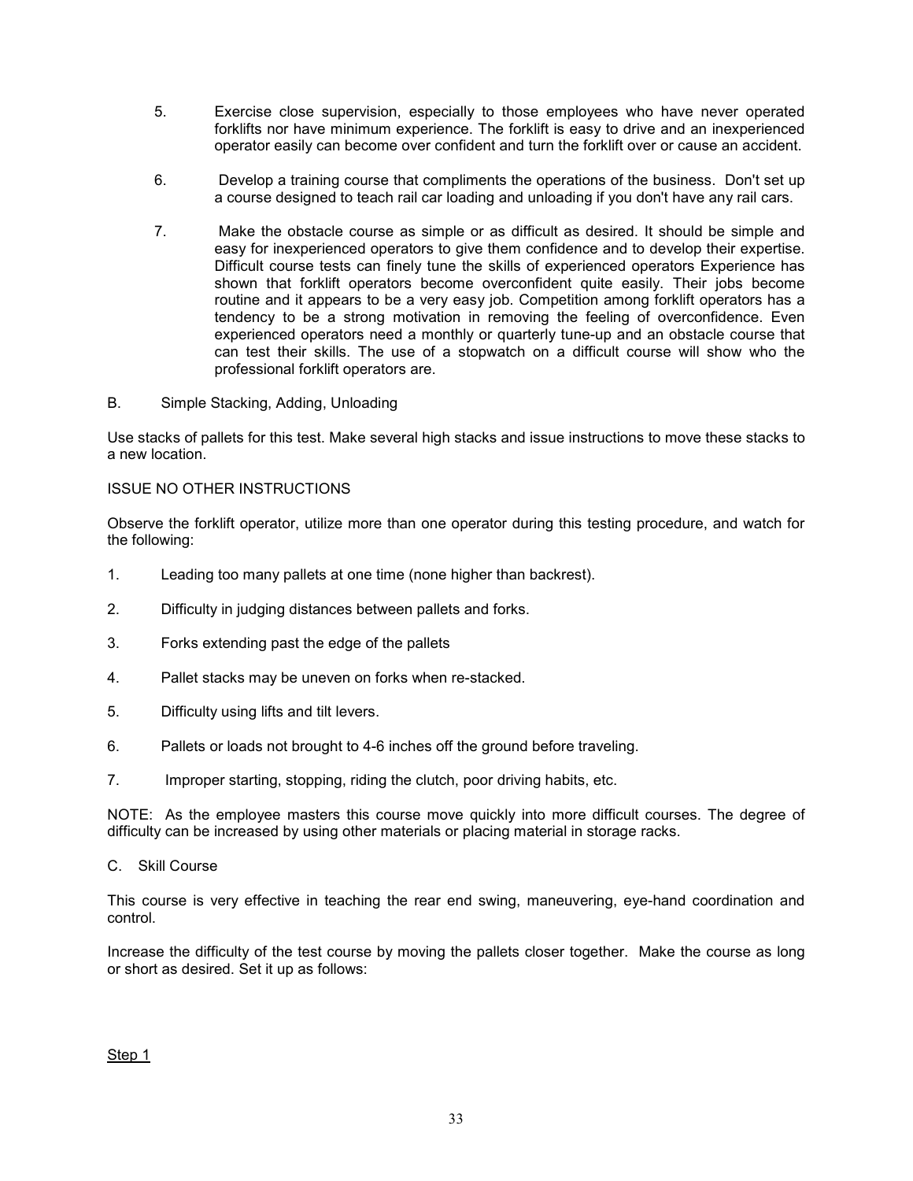5. Exercise close supervision, especially to those employees who have never operated forklifts nor have minimum experience. The forklift is easy to drive and an inexperienced operator easily can become over confident and turn the forklift over or cause an accident.

6. Develop a training course that compliments the operations of the business. Don't set up a course designed to teach rail car loading and unloading if you don't have any rail cars.

7. Make the obstacle course as simple or as difficult as desired. It should be simple and easy for inexperienced operators to give them confidence and to develop their expertise. Difficult course tests can finely tune the skills of experienced operators Experience has shown that forklift operators become overconfident quite easily. Their jobs become routine and it appears to be a very easy job. Competition among forklift operators has a tendency to be a strong motivation in removing the feeling of overconfidence. Even experienced operators need a monthly or quarterly tune-up and an obstacle course that can test their skills. The use of a stopwatch on a difficult course will show who the professional forklift operators are.

B. Simple Stacking, Adding, Unloading

Use stacks of pallets for this test. Make several high stacks and issue instructions to move these stacks to a new location.

ISSUE NO OTHER INSTRUCTIONS

Observe the forklift operator, utilize more than one operator during this testing procedure, and watch for the following:

1. Leading too many pallets at one time (none higher than backrest).

2. Difficulty in judging distances between pallets and forks.

3. Forks extending past the edge of the pallets

4. Pallet stacks may be uneven on forks when re-stacked.

5. Difficulty using lifts and tilt levers.

6. Pallets or loads not brought to 4-6 inches off the ground before traveling.

7. Improper starting, stopping, riding the clutch, poor driving habits, etc.

NOTE: As the employee masters this course move quickly into more difficult courses. The degree of difficulty can be increased by using other materials or placing material in storage racks.

C. Skill Course

This course is very effective in teaching the rear end swing, maneuvering, eye-hand coordination and control.

Increase the difficulty of the test course by moving the pallets closer together. Make the course as long or short as desired. Set it up as follows:

<u>Step 1</u>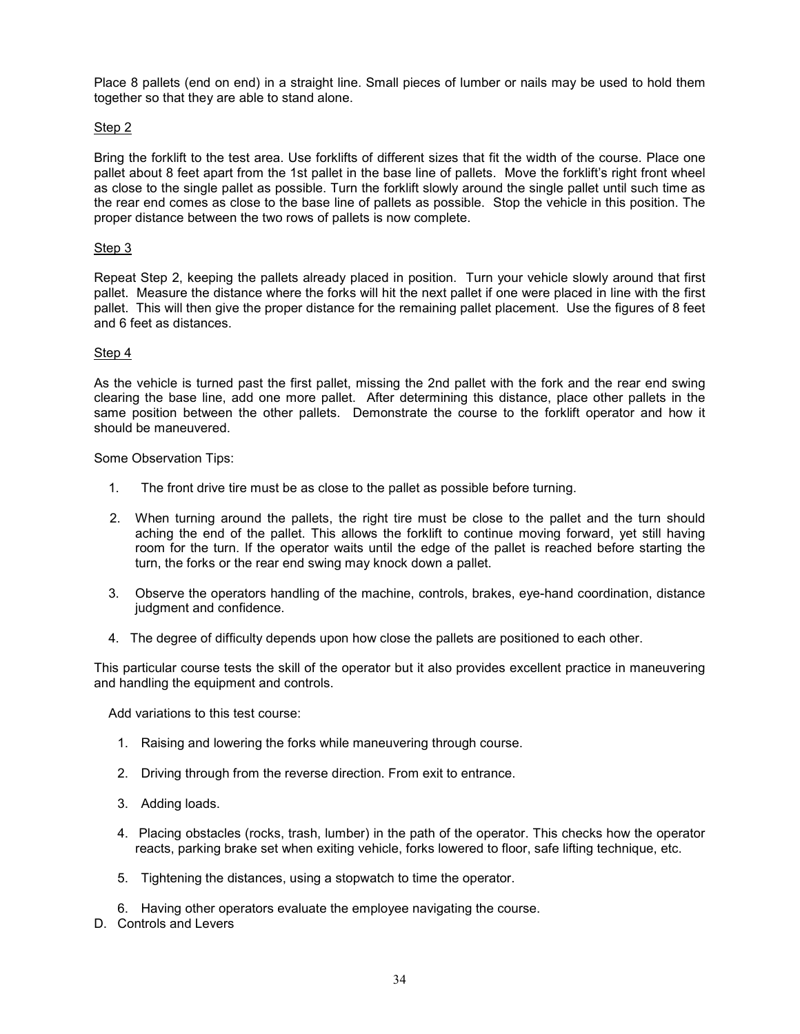Place 8 pallets (end on end) in a straight line. Small pieces of lumber or nails may be used to hold them together so that they are able to stand alone.

Step 2

Bring the forklift to the test area. Use forklifts of different sizes that fit the width of the course. Place one pallet about 8 feet apart from the 1st pallet in the base line of pallets. Move the forklift's right front wheel as close to the single pallet as possible. Turn the forklift slowly around the single pallet until such time as the rear end comes as close to the base line of pallets as possible. Stop the vehicle in this position. The proper distance between the two rows of pallets is now complete.

Step 3

Repeat Step 2, keeping the pallets already placed in position. Turn your vehicle slowly around that first pallet. Measure the distance where the forks will hit the next pallet if one were placed in line with the first pallet. This will then give the proper distance for the remaining pallet placement. Use the figures of 8 feet and 6 feet as distances.

Step 4

As the vehicle is turned past the first pallet, missing the 2nd pallet with the fork and the rear end swing clearing the base line, add one more pallet. After determining this distance, place other pallets in the same position between the other pallets. Demonstrate the course to the forklift operator and how it should be maneuvered.

Some Observation Tips:

1. The front drive tire must be as close to the pallet as possible before turning.
2. When turning around the pallets, the right tire must be close to the pallet and the turn should aching the end of the pallet. This allows the forklift to continue moving forward, yet still having room for the turn. If the operator waits until the edge of the pallet is reached before starting the turn, the forks or the rear end swing may knock down a pallet.
3. Observe the operators handling of the machine, controls, brakes, eye-hand coordination, distance judgment and confidence.
4. The degree of difficulty depends upon how close the pallets are positioned to each other.

This particular course tests the skill of the operator but it also provides excellent practice in maneuvering and handling the equipment and controls.

Add variations to this test course:

1. Raising and lowering the forks while maneuvering through course.
2. Driving through from the reverse direction. From exit to entrance.
3. Adding loads.
4. Placing obstacles (rocks, trash, lumber) in the path of the operator. This checks how the operator reacts, parking brake set when exiting vehicle, forks lowered to floor, safe lifting technique, etc.
5. Tightening the distances, using a stopwatch to time the operator.
6. Having other operators evaluate the employee navigating the course.

D. Controls and Levers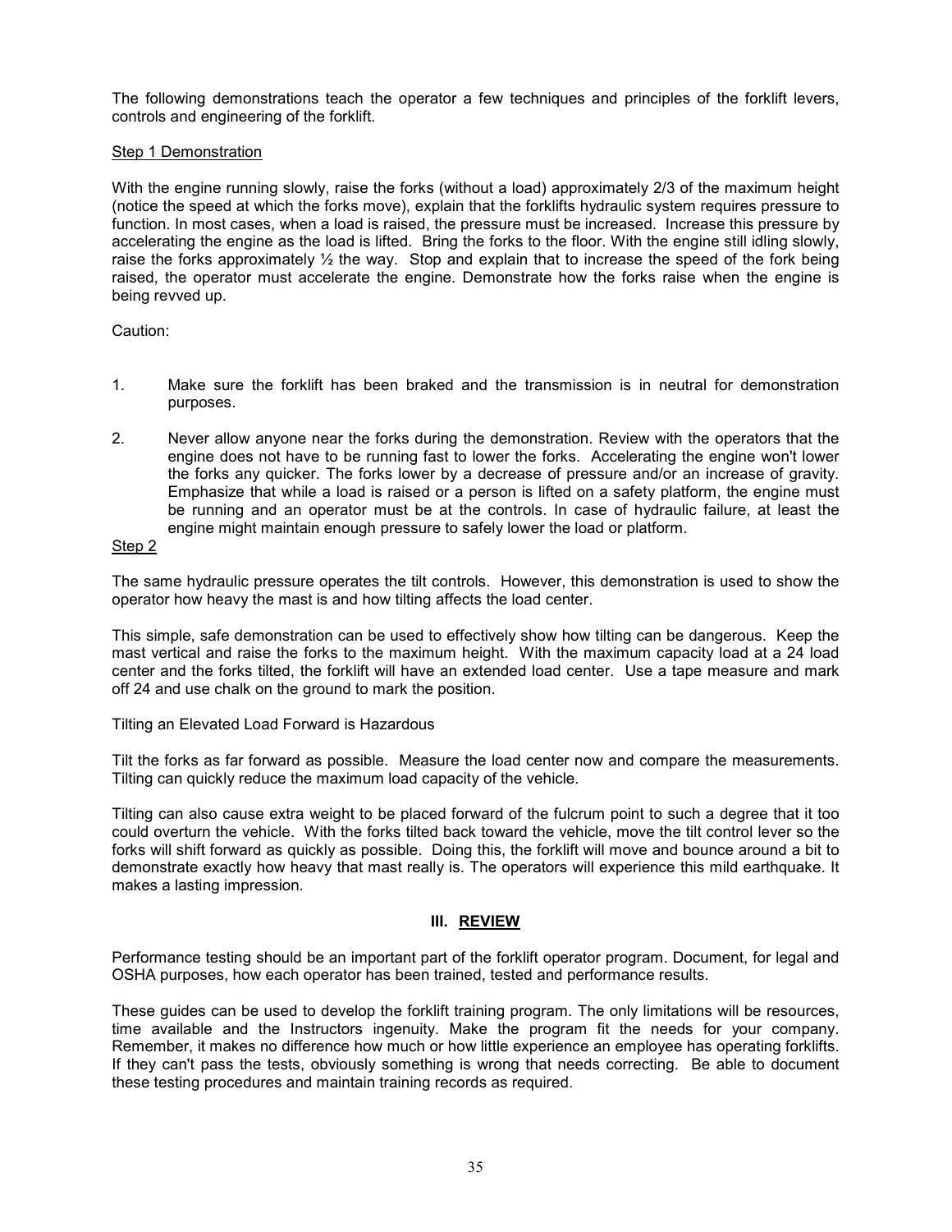The following demonstrations teach the operator a few techniques and principles of the forklift levers, controls and engineering of the forklift.

<u>Step 1 Demonstration</u>

With the engine running slowly, raise the forks (without a load) approximately 2/3 of the maximum height (notice the speed at which the forks move), explain that the forklifts hydraulic system requires pressure to function. In most cases, when a load is raised, the pressure must be increased. Increase this pressure by accelerating the engine as the load is lifted. Bring the forks to the floor. With the engine still idling slowly, raise the forks approximately ½ the way. Stop and explain that to increase the speed of the fork being raised, the operator must accelerate the engine. Demonstrate how the forks raise when the engine is being revved up.

Caution:

1. Make sure the forklift has been braked and the transmission is in neutral for demonstration purposes.

2. Never allow anyone near the forks during the demonstration. Review with the operators that the engine does not have to be running fast to lower the forks. Accelerating the engine won't lower the forks any quicker. The forks lower by a decrease of pressure and/or an increase of gravity. Emphasize that while a load is raised or a person is lifted on a safety platform, the engine must be running and an operator must be at the controls. In case of hydraulic failure, at least the engine might maintain enough pressure to safely lower the load or platform.

<u>Step 2</u>

The same hydraulic pressure operates the tilt controls. However, this demonstration is used to show the operator how heavy the mast is and how tilting affects the load center.

This simple, safe demonstration can be used to effectively show how tilting can be dangerous. Keep the mast vertical and raise the forks to the maximum height. With the maximum capacity load at a 24 load center and the forks tilted, the forklift will have an extended load center. Use a tape measure and mark off 24 and use chalk on the ground to mark the position.

Tilting an Elevated Load Forward is Hazardous

Tilt the forks as far forward as possible. Measure the load center now and compare the measurements. Tilting can quickly reduce the maximum load capacity of the vehicle.

Tilting can also cause extra weight to be placed forward of the fulcrum point to such a degree that it too could overturn the vehicle. With the forks tilted back toward the vehicle, move the tilt control lever so the forks will shift forward as quickly as possible. Doing this, the forklift will move and bounce around a bit to demonstrate exactly how heavy that mast really is. The operators will experience this mild earthquake. It makes a lasting impression.

## III. REVIEW

Performance testing should be an important part of the forklift operator program. Document, for legal and OSHA purposes, how each operator has been trained, tested and performance results.

These guides can be used to develop the forklift training program. The only limitations will be resources, time available and the Instructors ingenuity. Make the program fit the needs for your company. Remember, it makes no difference how much or how little experience an employee has operating forklifts. If they can't pass the tests, obviously something is wrong that needs correcting. Be able to document these testing procedures and maintain training records as required.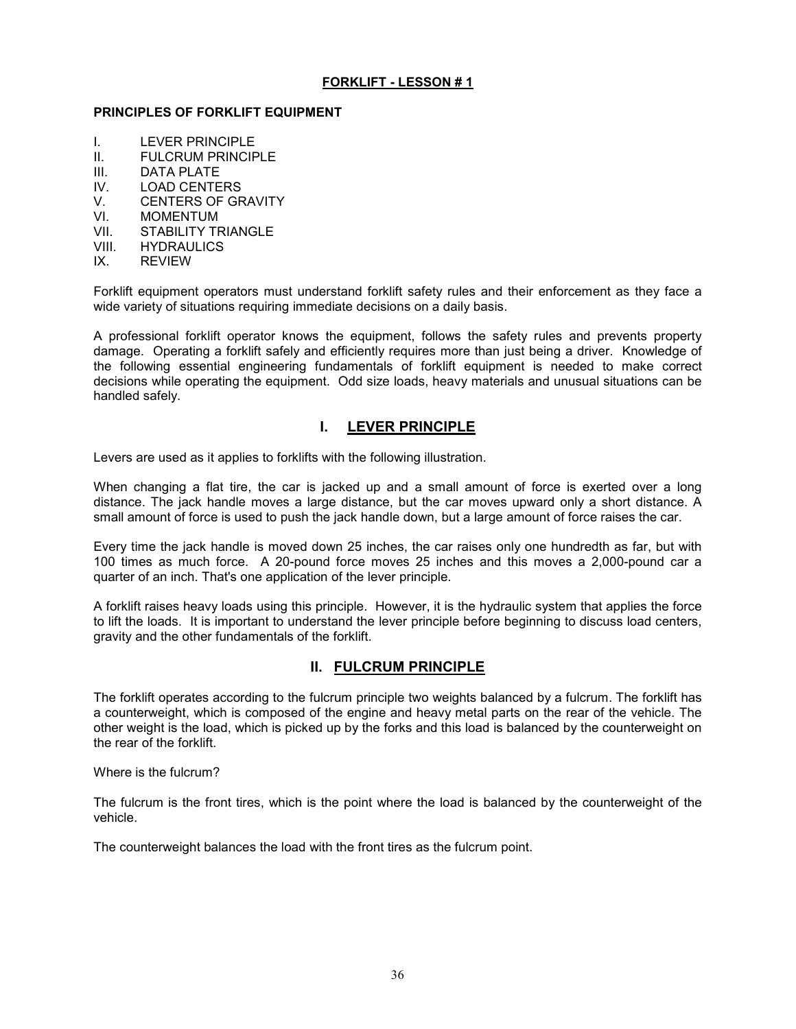# FORKLIFT - LESSON # 1

**PRINCIPLES OF FORKLIFT EQUIPMENT**

I. LEVER PRINCIPLE
II. FULCRUM PRINCIPLE
III. DATA PLATE
IV. LOAD CENTERS
V. CENTERS OF GRAVITY
VI. MOMENTUM
VII. STABILITY TRIANGLE
VIII. HYDRAULICS
IX. REVIEW

Forklift equipment operators must understand forklift safety rules and their enforcement as they face a wide variety of situations requiring immediate decisions on a daily basis.

A professional forklift operator knows the equipment, follows the safety rules and prevents property damage. Operating a forklift safely and efficiently requires more than just being a driver. Knowledge of the following essential engineering fundamentals of forklift equipment is needed to make correct decisions while operating the equipment. Odd size loads, heavy materials and unusual situations can be handled safely.

## I. LEVER PRINCIPLE

Levers are used as it applies to forklifts with the following illustration.

When changing a flat tire, the car is jacked up and a small amount of force is exerted over a long distance. The jack handle moves a large distance, but the car moves upward only a short distance. A small amount of force is used to push the jack handle down, but a large amount of force raises the car.

Every time the jack handle is moved down 25 inches, the car raises only one hundredth as far, but with 100 times as much force. A 20-pound force moves 25 inches and this moves a 2,000-pound car a quarter of an inch. That's one application of the lever principle.

A forklift raises heavy loads using this principle. However, it is the hydraulic system that applies the force to lift the loads. It is important to understand the lever principle before beginning to discuss load centers, gravity and the other fundamentals of the forklift.

## II. FULCRUM PRINCIPLE

The forklift operates according to the fulcrum principle two weights balanced by a fulcrum. The forklift has a counterweight, which is composed of the engine and heavy metal parts on the rear of the vehicle. The other weight is the load, which is picked up by the forks and this load is balanced by the counterweight on the rear of the forklift.

Where is the fulcrum?

The fulcrum is the front tires, which is the point where the load is balanced by the counterweight of the vehicle.

The counterweight balances the load with the front tires as the fulcrum point.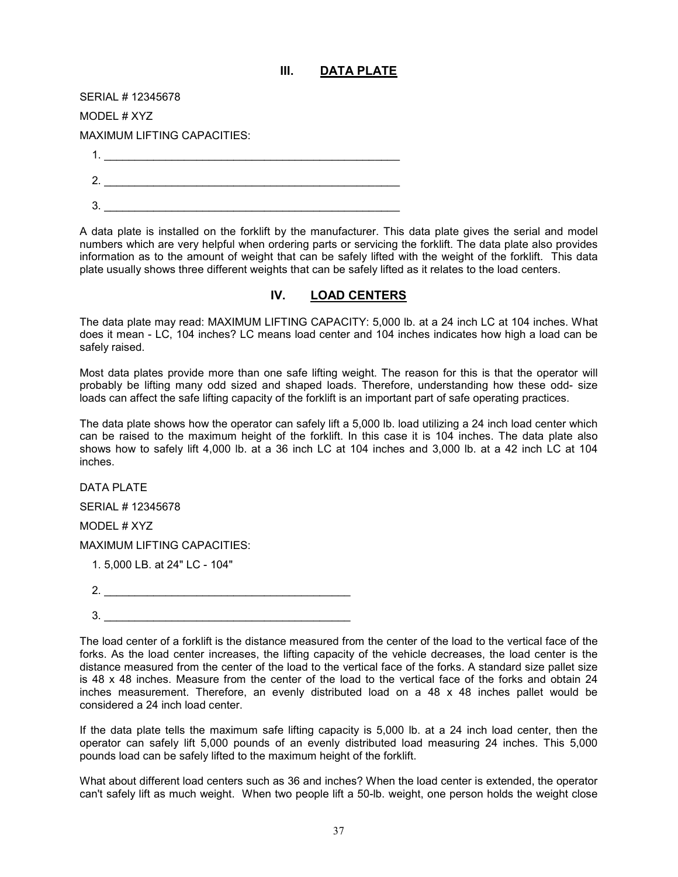## III. DATA PLATE

SERIAL # 12345678

MODEL # XYZ

MAXIMUM LIFTING CAPACITIES:

1. ________________________________________________

2. ________________________________________________

3. ________________________________________________

A data plate is installed on the forklift by the manufacturer. This data plate gives the serial and model numbers which are very helpful when ordering parts or servicing the forklift. The data plate also provides information as to the amount of weight that can be safely lifted with the weight of the forklift. This data plate usually shows three different weights that can be safely lifted as it relates to the load centers.

## IV. LOAD CENTERS

The data plate may read: MAXIMUM LIFTING CAPACITY: 5,000 lb. at a 24 inch LC at 104 inches. What does it mean - LC, 104 inches? LC means load center and 104 inches indicates how high a load can be safely raised.

Most data plates provide more than one safe lifting weight. The reason for this is that the operator will probably be lifting many odd sized and shaped loads. Therefore, understanding how these odd- size loads can affect the safe lifting capacity of the forklift is an important part of safe operating practices.

The data plate shows how the operator can safely lift a 5,000 lb. load utilizing a 24 inch load center which can be raised to the maximum height of the forklift. In this case it is 104 inches. The data plate also shows how to safely lift 4,000 lb. at a 36 inch LC at 104 inches and 3,000 lb. at a 42 inch LC at 104 inches.

DATA PLATE

SERIAL # 12345678

MODEL # XYZ

MAXIMUM LIFTING CAPACITIES:

1. 5,000 LB. at 24" LC - 104"

2. ________________________________________

3. ________________________________________

The load center of a forklift is the distance measured from the center of the load to the vertical face of the forks. As the load center increases, the lifting capacity of the vehicle decreases, the load center is the distance measured from the center of the load to the vertical face of the forks. A standard size pallet size is 48 x 48 inches. Measure from the center of the load to the vertical face of the forks and obtain 24 inches measurement. Therefore, an evenly distributed load on a 48 x 48 inches pallet would be considered a 24 inch load center.

If the data plate tells the maximum safe lifting capacity is 5,000 lb. at a 24 inch load center, then the operator can safely lift 5,000 pounds of an evenly distributed load measuring 24 inches. This 5,000 pounds load can be safely lifted to the maximum height of the forklift.

What about different load centers such as 36 and inches? When the load center is extended, the operator can't safely lift as much weight. When two people lift a 50-lb. weight, one person holds the weight close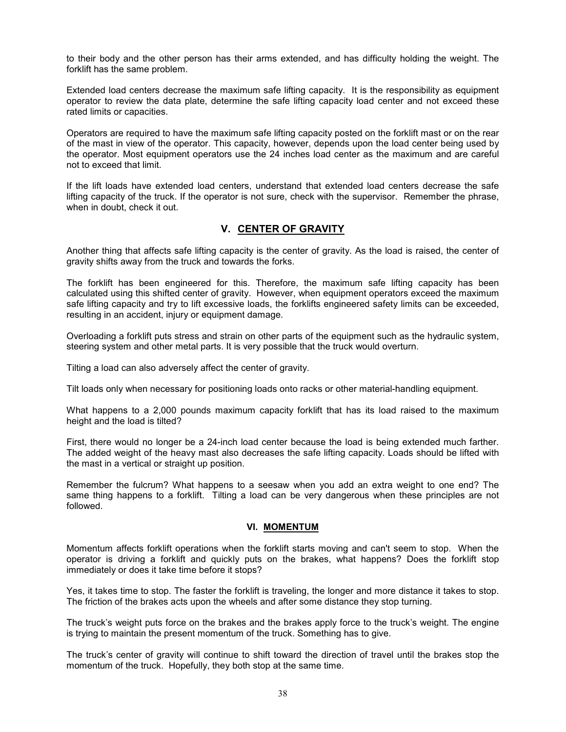to their body and the other person has their arms extended, and has difficulty holding the weight. The forklift has the same problem.

Extended load centers decrease the maximum safe lifting capacity. It is the responsibility as equipment operator to review the data plate, determine the safe lifting capacity load center and not exceed these rated limits or capacities.

Operators are required to have the maximum safe lifting capacity posted on the forklift mast or on the rear of the mast in view of the operator. This capacity, however, depends upon the load center being used by the operator. Most equipment operators use the 24 inches load center as the maximum and are careful not to exceed that limit.

If the lift loads have extended load centers, understand that extended load centers decrease the safe lifting capacity of the truck. If the operator is not sure, check with the supervisor. Remember the phrase, when in doubt, check it out.

## V. CENTER OF GRAVITY

Another thing that affects safe lifting capacity is the center of gravity. As the load is raised, the center of gravity shifts away from the truck and towards the forks.

The forklift has been engineered for this. Therefore, the maximum safe lifting capacity has been calculated using this shifted center of gravity. However, when equipment operators exceed the maximum safe lifting capacity and try to lift excessive loads, the forklifts engineered safety limits can be exceeded, resulting in an accident, injury or equipment damage.

Overloading a forklift puts stress and strain on other parts of the equipment such as the hydraulic system, steering system and other metal parts. It is very possible that the truck would overturn.

Tilting a load can also adversely affect the center of gravity.

Tilt loads only when necessary for positioning loads onto racks or other material-handling equipment.

What happens to a 2,000 pounds maximum capacity forklift that has its load raised to the maximum height and the load is tilted?

First, there would no longer be a 24-inch load center because the load is being extended much farther. The added weight of the heavy mast also decreases the safe lifting capacity. Loads should be lifted with the mast in a vertical or straight up position.

Remember the fulcrum? What happens to a seesaw when you add an extra weight to one end? The same thing happens to a forklift. Tilting a load can be very dangerous when these principles are not followed.

### VI. MOMENTUM

Momentum affects forklift operations when the forklift starts moving and can't seem to stop. When the operator is driving a forklift and quickly puts on the brakes, what happens? Does the forklift stop immediately or does it take time before it stops?

Yes, it takes time to stop. The faster the forklift is traveling, the longer and more distance it takes to stop. The friction of the brakes acts upon the wheels and after some distance they stop turning.

The truck's weight puts force on the brakes and the brakes apply force to the truck's weight. The engine is trying to maintain the present momentum of the truck. Something has to give.

The truck's center of gravity will continue to shift toward the direction of travel until the brakes stop the momentum of the truck. Hopefully, they both stop at the same time.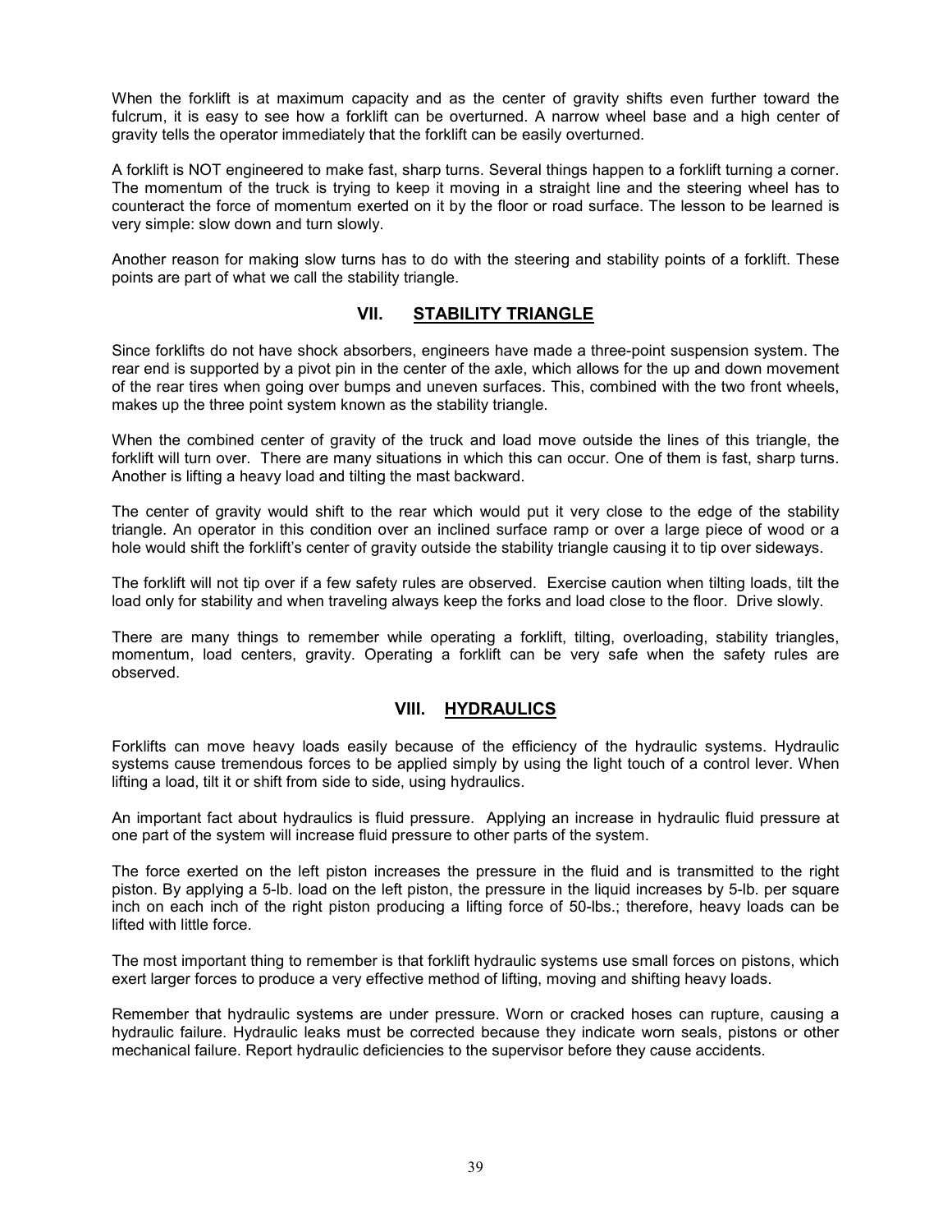When the forklift is at maximum capacity and as the center of gravity shifts even further toward the fulcrum, it is easy to see how a forklift can be overturned. A narrow wheel base and a high center of gravity tells the operator immediately that the forklift can be easily overturned.

A forklift is NOT engineered to make fast, sharp turns. Several things happen to a forklift turning a corner. The momentum of the truck is trying to keep it moving in a straight line and the steering wheel has to counteract the force of momentum exerted on it by the floor or road surface. The lesson to be learned is very simple: slow down and turn slowly.

Another reason for making slow turns has to do with the steering and stability points of a forklift. These points are part of what we call the stability triangle.

## VII. STABILITY TRIANGLE

Since forklifts do not have shock absorbers, engineers have made a three-point suspension system. The rear end is supported by a pivot pin in the center of the axle, which allows for the up and down movement of the rear tires when going over bumps and uneven surfaces. This, combined with the two front wheels, makes up the three point system known as the stability triangle.

When the combined center of gravity of the truck and load move outside the lines of this triangle, the forklift will turn over. There are many situations in which this can occur. One of them is fast, sharp turns. Another is lifting a heavy load and tilting the mast backward.

The center of gravity would shift to the rear which would put it very close to the edge of the stability triangle. An operator in this condition over an inclined surface ramp or over a large piece of wood or a hole would shift the forklift's center of gravity outside the stability triangle causing it to tip over sideways.

The forklift will not tip over if a few safety rules are observed. Exercise caution when tilting loads, tilt the load only for stability and when traveling always keep the forks and load close to the floor. Drive slowly.

There are many things to remember while operating a forklift, tilting, overloading, stability triangles, momentum, load centers, gravity. Operating a forklift can be very safe when the safety rules are observed.

## VIII. HYDRAULICS

Forklifts can move heavy loads easily because of the efficiency of the hydraulic systems. Hydraulic systems cause tremendous forces to be applied simply by using the light touch of a control lever. When lifting a load, tilt it or shift from side to side, using hydraulics.

An important fact about hydraulics is fluid pressure. Applying an increase in hydraulic fluid pressure at one part of the system will increase fluid pressure to other parts of the system.

The force exerted on the left piston increases the pressure in the fluid and is transmitted to the right piston. By applying a 5-lb. load on the left piston, the pressure in the liquid increases by 5-lb. per square inch on each inch of the right piston producing a lifting force of 50-lbs.; therefore, heavy loads can be lifted with little force.

The most important thing to remember is that forklift hydraulic systems use small forces on pistons, which exert larger forces to produce a very effective method of lifting, moving and shifting heavy loads.

Remember that hydraulic systems are under pressure. Worn or cracked hoses can rupture, causing a hydraulic failure. Hydraulic leaks must be corrected because they indicate worn seals, pistons or other mechanical failure. Report hydraulic deficiencies to the supervisor before they cause accidents.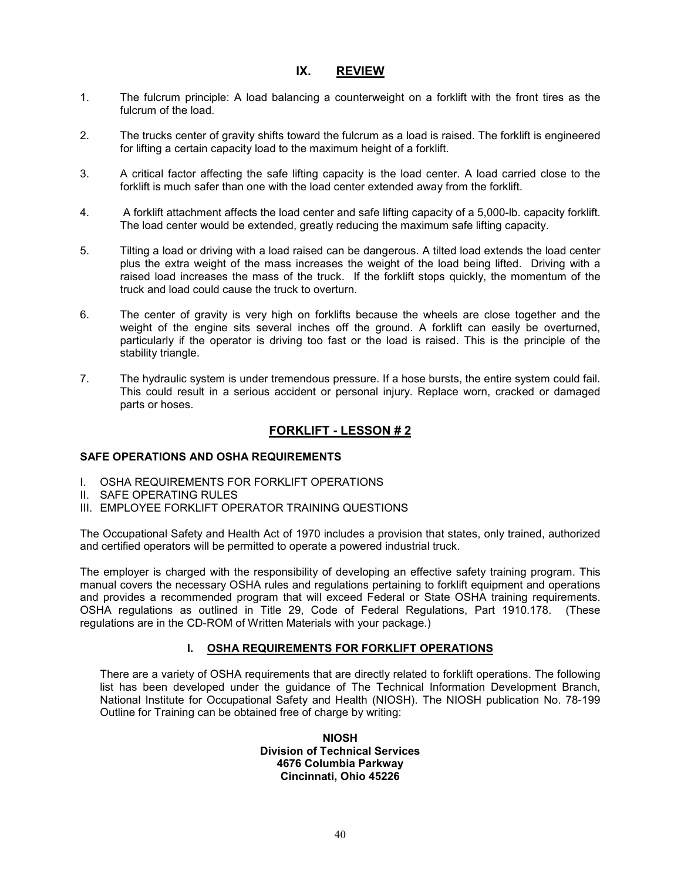## IX. REVIEW

1. The fulcrum principle: A load balancing a counterweight on a forklift with the front tires as the fulcrum of the load.

2. The trucks center of gravity shifts toward the fulcrum as a load is raised. The forklift is engineered for lifting a certain capacity load to the maximum height of a forklift.

3. A critical factor affecting the safe lifting capacity is the load center. A load carried close to the forklift is much safer than one with the load center extended away from the forklift.

4. A forklift attachment affects the load center and safe lifting capacity of a 5,000-lb. capacity forklift. The load center would be extended, greatly reducing the maximum safe lifting capacity.

5. Tilting a load or driving with a load raised can be dangerous. A tilted load extends the load center plus the extra weight of the mass increases the weight of the load being lifted. Driving with a raised load increases the mass of the truck. If the forklift stops quickly, the momentum of the truck and load could cause the truck to overturn.

6. The center of gravity is very high on forklifts because the wheels are close together and the weight of the engine sits several inches off the ground. A forklift can easily be overturned, particularly if the operator is driving too fast or the load is raised. This is the principle of the stability triangle.

7. The hydraulic system is under tremendous pressure. If a hose bursts, the entire system could fail. This could result in a serious accident or personal injury. Replace worn, cracked or damaged parts or hoses.

## FORKLIFT - LESSON # 2

### SAFE OPERATIONS AND OSHA REQUIREMENTS

I. OSHA REQUIREMENTS FOR FORKLIFT OPERATIONS
II. SAFE OPERATING RULES
III. EMPLOYEE FORKLIFT OPERATOR TRAINING QUESTIONS

The Occupational Safety and Health Act of 1970 includes a provision that states, only trained, authorized and certified operators will be permitted to operate a powered industrial truck.

The employer is charged with the responsibility of developing an effective safety training program. This manual covers the necessary OSHA rules and regulations pertaining to forklift equipment and operations and provides a recommended program that will exceed Federal or State OSHA training requirements. OSHA regulations as outlined in Title 29, Code of Federal Regulations, Part 1910.178. (These regulations are in the CD-ROM of Written Materials with your package.)

### I. OSHA REQUIREMENTS FOR FORKLIFT OPERATIONS

There are a variety of OSHA requirements that are directly related to forklift operations. The following list has been developed under the guidance of The Technical Information Development Branch, National Institute for Occupational Safety and Health (NIOSH). The NIOSH publication No. 78-199 Outline for Training can be obtained free of charge by writing:

**NIOSH**
**Division of Technical Services**
**4676 Columbia Parkway**
**Cincinnati, Ohio 45226**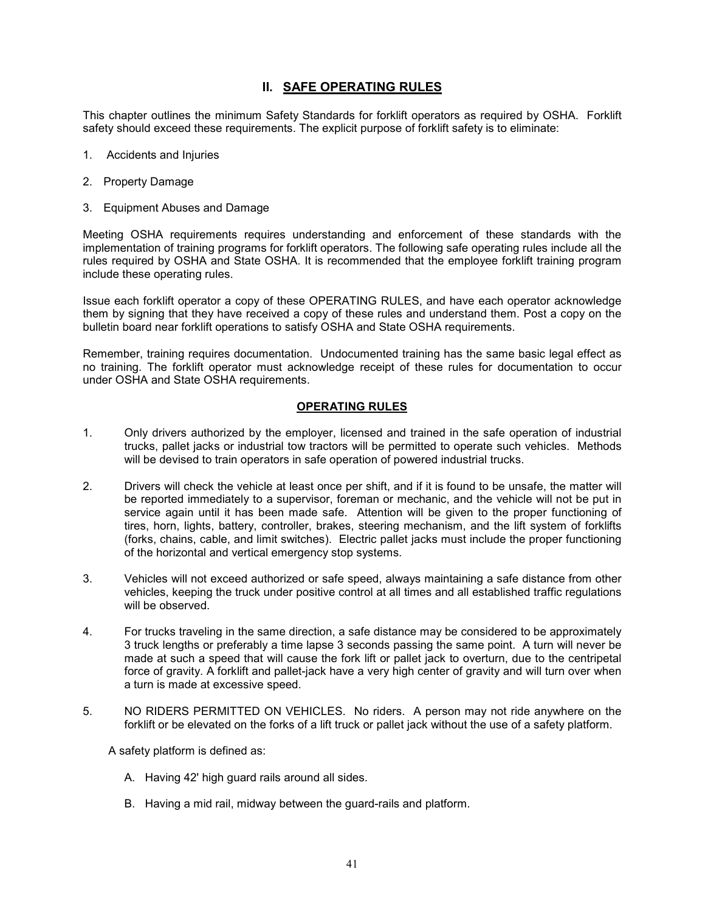## II. SAFE OPERATING RULES

This chapter outlines the minimum Safety Standards for forklift operators as required by OSHA. Forklift safety should exceed these requirements. The explicit purpose of forklift safety is to eliminate:

1. Accidents and Injuries
2. Property Damage
3. Equipment Abuses and Damage

Meeting OSHA requirements requires understanding and enforcement of these standards with the implementation of training programs for forklift operators. The following safe operating rules include all the rules required by OSHA and State OSHA. It is recommended that the employee forklift training program include these operating rules.

Issue each forklift operator a copy of these OPERATING RULES, and have each operator acknowledge them by signing that they have received a copy of these rules and understand them. Post a copy on the bulletin board near forklift operations to satisfy OSHA and State OSHA requirements.

Remember, training requires documentation. Undocumented training has the same basic legal effect as no training. The forklift operator must acknowledge receipt of these rules for documentation to occur under OSHA and State OSHA requirements.

### OPERATING RULES

1. Only drivers authorized by the employer, licensed and trained in the safe operation of industrial trucks, pallet jacks or industrial tow tractors will be permitted to operate such vehicles. Methods will be devised to train operators in safe operation of powered industrial trucks.

2. Drivers will check the vehicle at least once per shift, and if it is found to be unsafe, the matter will be reported immediately to a supervisor, foreman or mechanic, and the vehicle will not be put in service again until it has been made safe. Attention will be given to the proper functioning of tires, horn, lights, battery, controller, brakes, steering mechanism, and the lift system of forklifts (forks, chains, cable, and limit switches). Electric pallet jacks must include the proper functioning of the horizontal and vertical emergency stop systems.

3. Vehicles will not exceed authorized or safe speed, always maintaining a safe distance from other vehicles, keeping the truck under positive control at all times and all established traffic regulations will be observed.

4. For trucks traveling in the same direction, a safe distance may be considered to be approximately 3 truck lengths or preferably a time lapse 3 seconds passing the same point. A turn will never be made at such a speed that will cause the fork lift or pallet jack to overturn, due to the centripetal force of gravity. A forklift and pallet-jack have a very high center of gravity and will turn over when a turn is made at excessive speed.

5. NO RIDERS PERMITTED ON VEHICLES. No riders. A person may not ride anywhere on the forklift or be elevated on the forks of a lift truck or pallet jack without the use of a safety platform.

   A safety platform is defined as:

   A. Having 42' high guard rails around all sides.

   B. Having a mid rail, midway between the guard-rails and platform.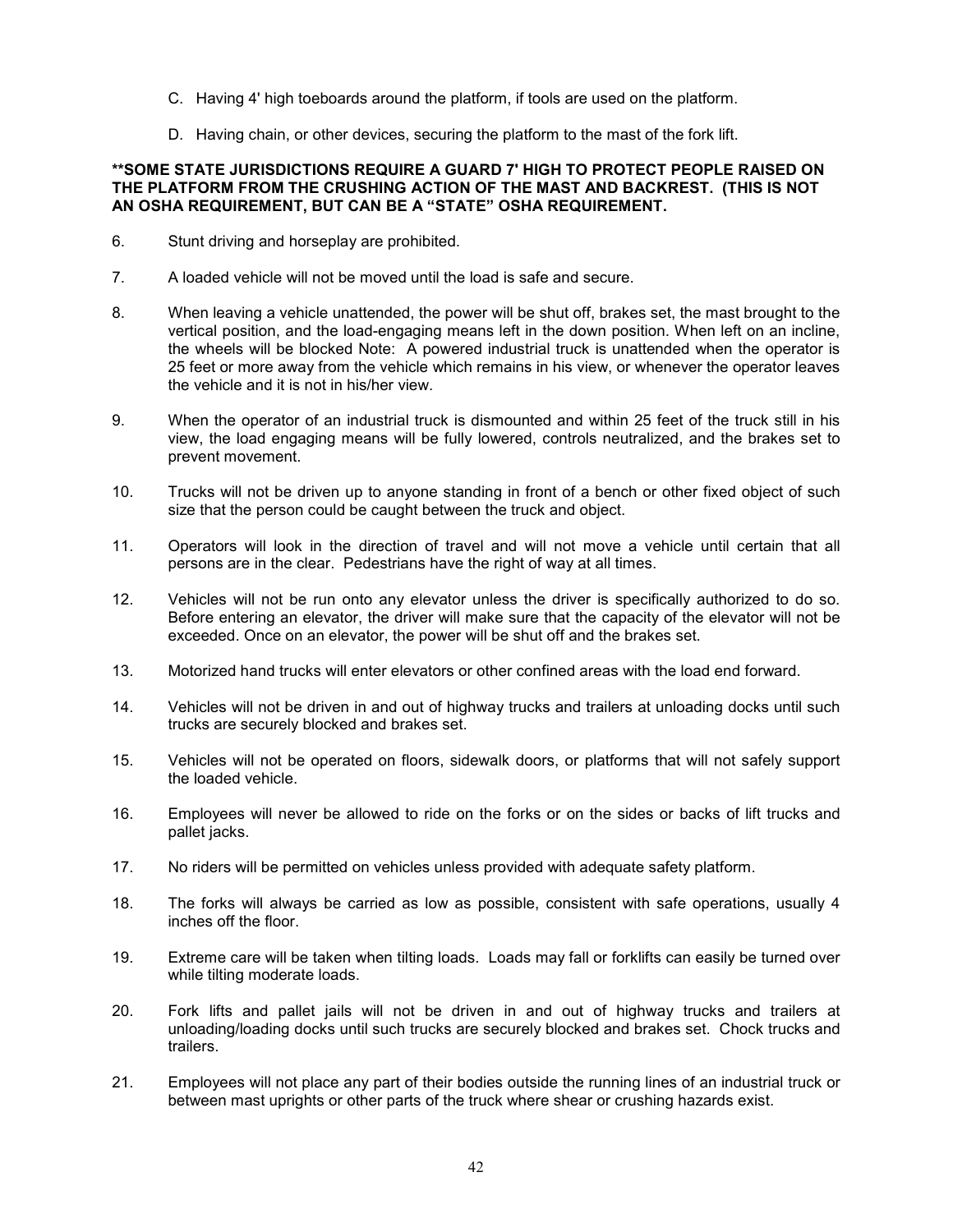C. Having 4' high toeboards around the platform, if tools are used on the platform.

D. Having chain, or other devices, securing the platform to the mast of the fork lift.

**\*\*SOME STATE JURISDICTIONS REQUIRE A GUARD 7' HIGH TO PROTECT PEOPLE RAISED ON THE PLATFORM FROM THE CRUSHING ACTION OF THE MAST AND BACKREST. (THIS IS NOT AN OSHA REQUIREMENT, BUT CAN BE A "STATE" OSHA REQUIREMENT.**

6. Stunt driving and horseplay are prohibited.

7. A loaded vehicle will not be moved until the load is safe and secure.

8. When leaving a vehicle unattended, the power will be shut off, brakes set, the mast brought to the vertical position, and the load-engaging means left in the down position. When left on an incline, the wheels will be blocked Note: A powered industrial truck is unattended when the operator is 25 feet or more away from the vehicle which remains in his view, or whenever the operator leaves the vehicle and it is not in his/her view.

9. When the operator of an industrial truck is dismounted and within 25 feet of the truck still in his view, the load engaging means will be fully lowered, controls neutralized, and the brakes set to prevent movement.

10. Trucks will not be driven up to anyone standing in front of a bench or other fixed object of such size that the person could be caught between the truck and object.

11. Operators will look in the direction of travel and will not move a vehicle until certain that all persons are in the clear. Pedestrians have the right of way at all times.

12. Vehicles will not be run onto any elevator unless the driver is specifically authorized to do so. Before entering an elevator, the driver will make sure that the capacity of the elevator will not be exceeded. Once on an elevator, the power will be shut off and the brakes set.

13. Motorized hand trucks will enter elevators or other confined areas with the load end forward.

14. Vehicles will not be driven in and out of highway trucks and trailers at unloading docks until such trucks are securely blocked and brakes set.

15. Vehicles will not be operated on floors, sidewalk doors, or platforms that will not safely support the loaded vehicle.

16. Employees will never be allowed to ride on the forks or on the sides or backs of lift trucks and pallet jacks.

17. No riders will be permitted on vehicles unless provided with adequate safety platform.

18. The forks will always be carried as low as possible, consistent with safe operations, usually 4 inches off the floor.

19. Extreme care will be taken when tilting loads. Loads may fall or forklifts can easily be turned over while tilting moderate loads.

20. Fork lifts and pallet jails will not be driven in and out of highway trucks and trailers at unloading/loading docks until such trucks are securely blocked and brakes set. Chock trucks and trailers.

21. Employees will not place any part of their bodies outside the running lines of an industrial truck or between mast uprights or other parts of the truck where shear or crushing hazards exist.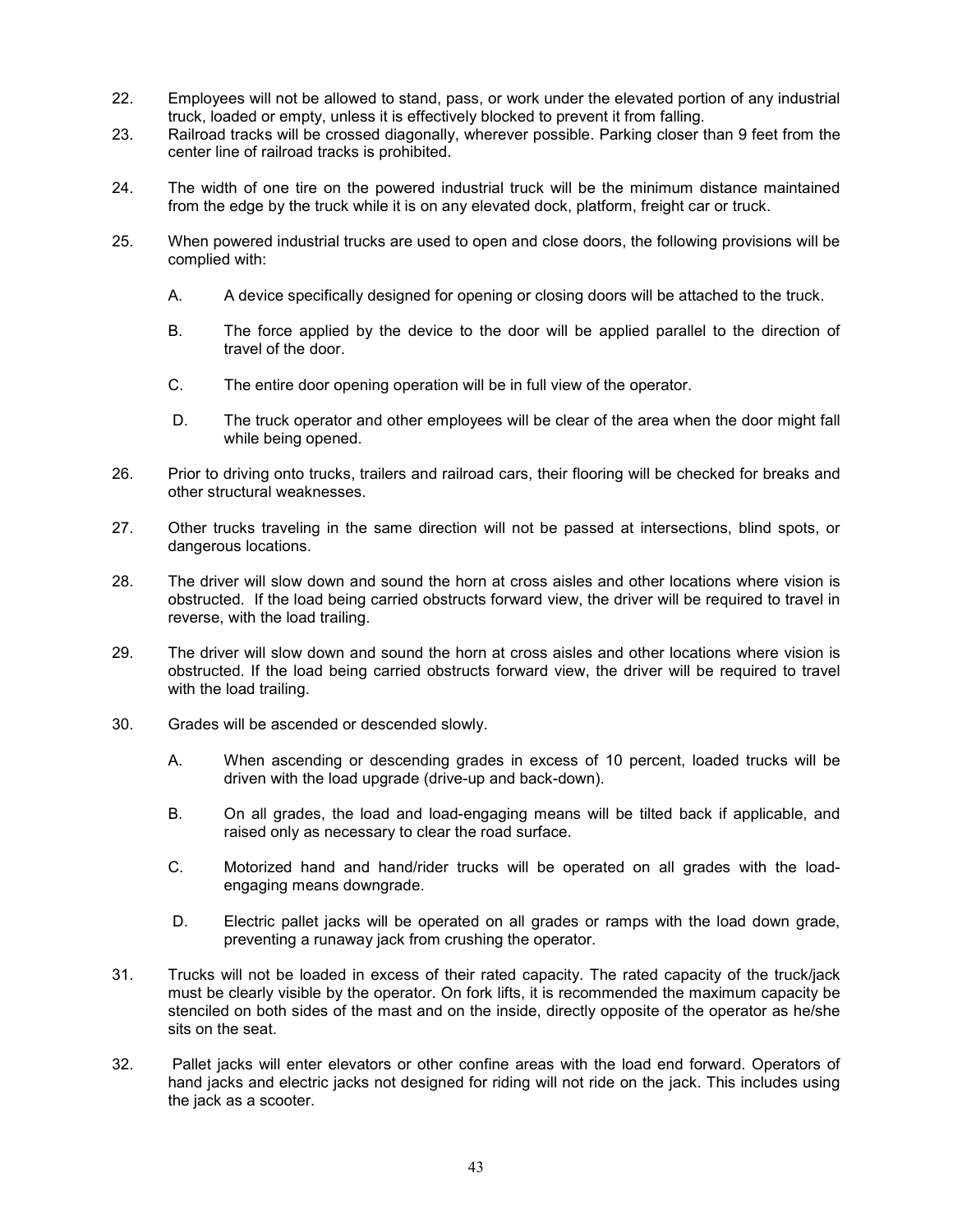22. Employees will not be allowed to stand, pass, or work under the elevated portion of any industrial truck, loaded or empty, unless it is effectively blocked to prevent it from falling.
23. Railroad tracks will be crossed diagonally, wherever possible. Parking closer than 9 feet from the center line of railroad tracks is prohibited.
24. The width of one tire on the powered industrial truck will be the minimum distance maintained from the edge by the truck while it is on any elevated dock, platform, freight car or truck.
25. When powered industrial trucks are used to open and close doors, the following provisions will be complied with:

    A. A device specifically designed for opening or closing doors will be attached to the truck.

    B. The force applied by the device to the door will be applied parallel to the direction of travel of the door.

    C. The entire door opening operation will be in full view of the operator.

    D. The truck operator and other employees will be clear of the area when the door might fall while being opened.

26. Prior to driving onto trucks, trailers and railroad cars, their flooring will be checked for breaks and other structural weaknesses.
27. Other trucks traveling in the same direction will not be passed at intersections, blind spots, or dangerous locations.
28. The driver will slow down and sound the horn at cross aisles and other locations where vision is obstructed. If the load being carried obstructs forward view, the driver will be required to travel in reverse, with the load trailing.
29. The driver will slow down and sound the horn at cross aisles and other locations where vision is obstructed. If the load being carried obstructs forward view, the driver will be required to travel with the load trailing.
30. Grades will be ascended or descended slowly.

    A. When ascending or descending grades in excess of 10 percent, loaded trucks will be driven with the load upgrade (drive-up and back-down).

    B. On all grades, the load and load-engaging means will be tilted back if applicable, and raised only as necessary to clear the road surface.

    C. Motorized hand and hand/rider trucks will be operated on all grades with the load-engaging means downgrade.

    D. Electric pallet jacks will be operated on all grades or ramps with the load down grade, preventing a runaway jack from crushing the operator.

31. Trucks will not be loaded in excess of their rated capacity. The rated capacity of the truck/jack must be clearly visible by the operator. On fork lifts, it is recommended the maximum capacity be stenciled on both sides of the mast and on the inside, directly opposite of the operator as he/she sits on the seat.
32. Pallet jacks will enter elevators or other confine areas with the load end forward. Operators of hand jacks and electric jacks not designed for riding will not ride on the jack. This includes using the jack as a scooter.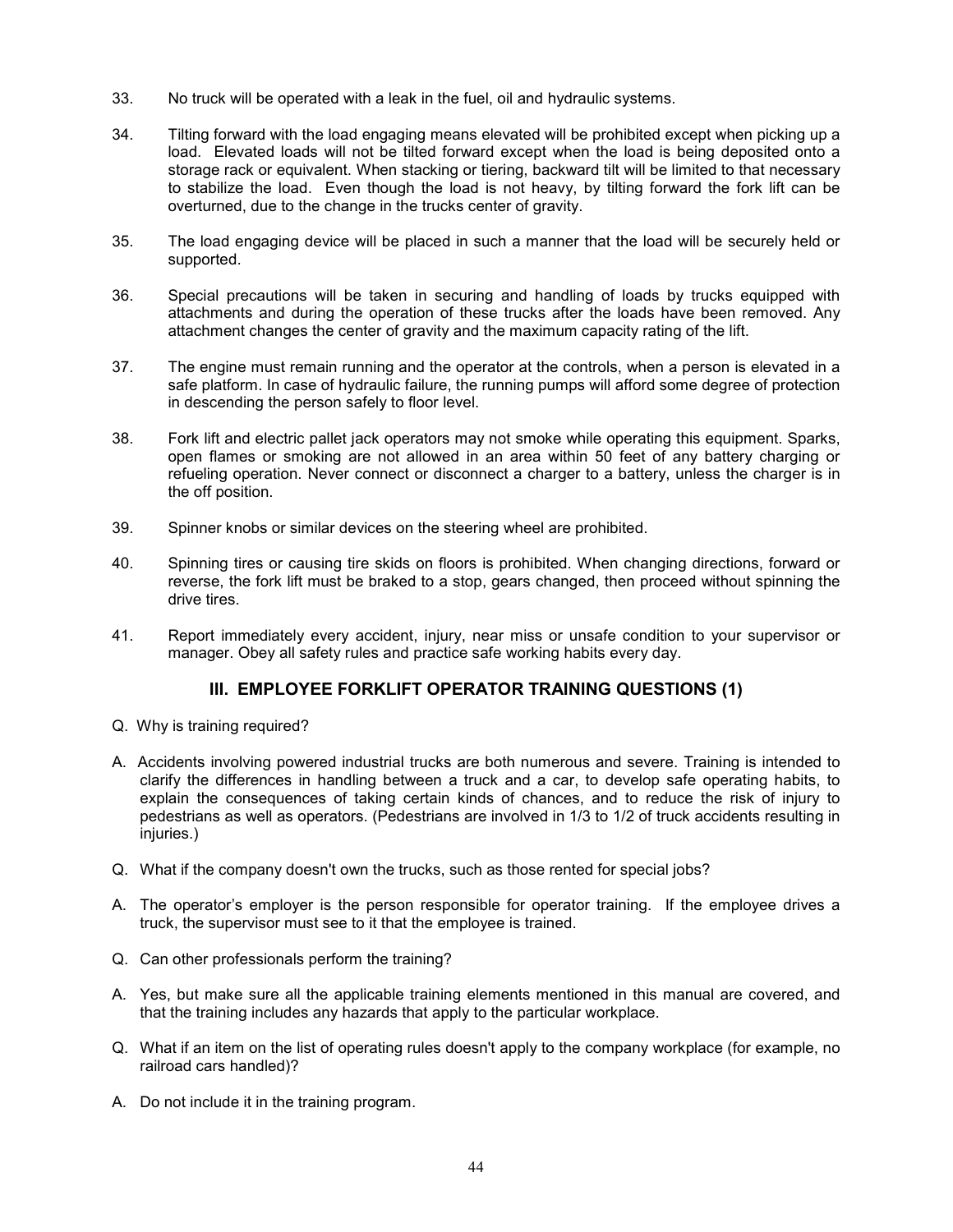33. No truck will be operated with a leak in the fuel, oil and hydraulic systems.

34. Tilting forward with the load engaging means elevated will be prohibited except when picking up a load. Elevated loads will not be tilted forward except when the load is being deposited onto a storage rack or equivalent. When stacking or tiering, backward tilt will be limited to that necessary to stabilize the load. Even though the load is not heavy, by tilting forward the fork lift can be overturned, due to the change in the trucks center of gravity.

35. The load engaging device will be placed in such a manner that the load will be securely held or supported.

36. Special precautions will be taken in securing and handling of loads by trucks equipped with attachments and during the operation of these trucks after the loads have been removed. Any attachment changes the center of gravity and the maximum capacity rating of the lift.

37. The engine must remain running and the operator at the controls, when a person is elevated in a safe platform. In case of hydraulic failure, the running pumps will afford some degree of protection in descending the person safely to floor level.

38. Fork lift and electric pallet jack operators may not smoke while operating this equipment. Sparks, open flames or smoking are not allowed in an area within 50 feet of any battery charging or refueling operation. Never connect or disconnect a charger to a battery, unless the charger is in the off position.

39. Spinner knobs or similar devices on the steering wheel are prohibited.

40. Spinning tires or causing tire skids on floors is prohibited. When changing directions, forward or reverse, the fork lift must be braked to a stop, gears changed, then proceed without spinning the drive tires.

41. Report immediately every accident, injury, near miss or unsafe condition to your supervisor or manager. Obey all safety rules and practice safe working habits every day.

## III. EMPLOYEE FORKLIFT OPERATOR TRAINING QUESTIONS (1)

Q. Why is training required?

A. Accidents involving powered industrial trucks are both numerous and severe. Training is intended to clarify the differences in handling between a truck and a car, to develop safe operating habits, to explain the consequences of taking certain kinds of chances, and to reduce the risk of injury to pedestrians as well as operators. (Pedestrians are involved in 1/3 to 1/2 of truck accidents resulting in injuries.)

Q. What if the company doesn't own the trucks, such as those rented for special jobs?

A. The operator's employer is the person responsible for operator training. If the employee drives a truck, the supervisor must see to it that the employee is trained.

Q. Can other professionals perform the training?

A. Yes, but make sure all the applicable training elements mentioned in this manual are covered, and that the training includes any hazards that apply to the particular workplace.

Q. What if an item on the list of operating rules doesn't apply to the company workplace (for example, no railroad cars handled)?

A. Do not include it in the training program.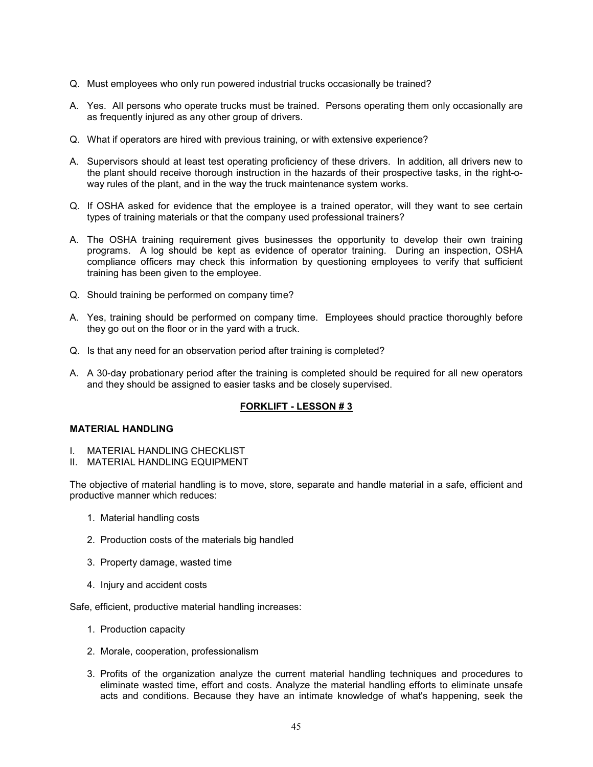Q. Must employees who only run powered industrial trucks occasionally be trained?

A. Yes. All persons who operate trucks must be trained. Persons operating them only occasionally are as frequently injured as any other group of drivers.

Q. What if operators are hired with previous training, or with extensive experience?

A. Supervisors should at least test operating proficiency of these drivers. In addition, all drivers new to the plant should receive thorough instruction in the hazards of their prospective tasks, in the right-o-way rules of the plant, and in the way the truck maintenance system works.

Q. If OSHA asked for evidence that the employee is a trained operator, will they want to see certain types of training materials or that the company used professional trainers?

A. The OSHA training requirement gives businesses the opportunity to develop their own training programs. A log should be kept as evidence of operator training. During an inspection, OSHA compliance officers may check this information by questioning employees to verify that sufficient training has been given to the employee.

Q. Should training be performed on company time?

A. Yes, training should be performed on company time. Employees should practice thoroughly before they go out on the floor or in the yard with a truck.

Q. Is that any need for an observation period after training is completed?

A. A 30-day probationary period after the training is completed should be required for all new operators and they should be assigned to easier tasks and be closely supervised.

## FORKLIFT - LESSON # 3

### MATERIAL HANDLING

I. MATERIAL HANDLING CHECKLIST
II. MATERIAL HANDLING EQUIPMENT

The objective of material handling is to move, store, separate and handle material in a safe, efficient and productive manner which reduces:

1. Material handling costs

2. Production costs of the materials big handled

3. Property damage, wasted time

4. Injury and accident costs

Safe, efficient, productive material handling increases:

1. Production capacity

2. Morale, cooperation, professionalism

3. Profits of the organization analyze the current material handling techniques and procedures to eliminate wasted time, effort and costs. Analyze the material handling efforts to eliminate unsafe acts and conditions. Because they have an intimate knowledge of what's happening, seek the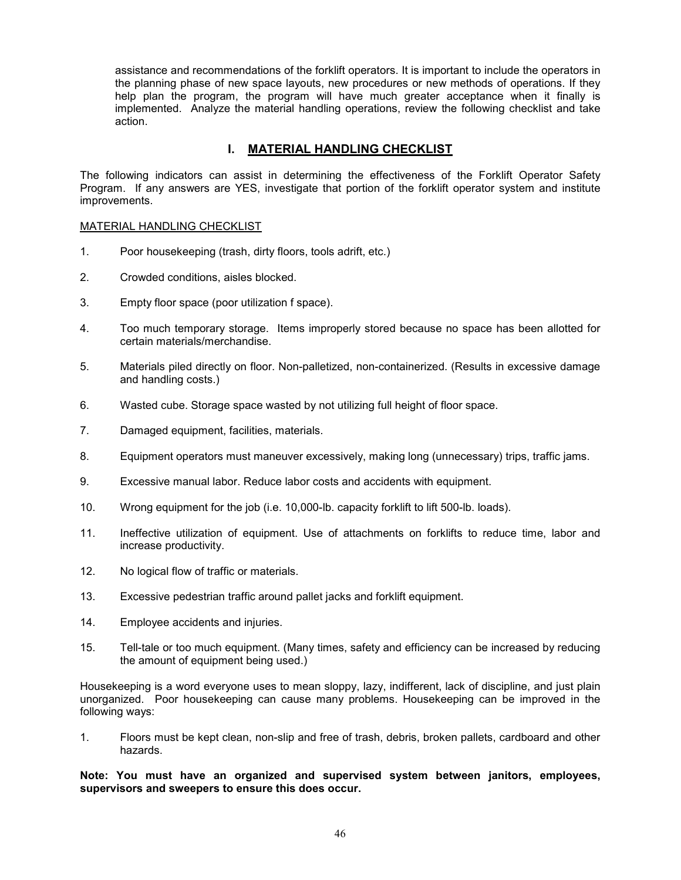assistance and recommendations of the forklift operators. It is important to include the operators in the planning phase of new space layouts, new procedures or new methods of operations. If they help plan the program, the program will have much greater acceptance when it finally is implemented. Analyze the material handling operations, review the following checklist and take action.

## I. MATERIAL HANDLING CHECKLIST

The following indicators can assist in determining the effectiveness of the Forklift Operator Safety Program. If any answers are YES, investigate that portion of the forklift operator system and institute improvements.

MATERIAL HANDLING CHECKLIST

1. Poor housekeeping (trash, dirty floors, tools adrift, etc.)
2. Crowded conditions, aisles blocked.
3. Empty floor space (poor utilization f space).
4. Too much temporary storage. Items improperly stored because no space has been allotted for certain materials/merchandise.
5. Materials piled directly on floor. Non-palletized, non-containerized. (Results in excessive damage and handling costs.)
6. Wasted cube. Storage space wasted by not utilizing full height of floor space.
7. Damaged equipment, facilities, materials.
8. Equipment operators must maneuver excessively, making long (unnecessary) trips, traffic jams.
9. Excessive manual labor. Reduce labor costs and accidents with equipment.
10. Wrong equipment for the job (i.e. 10,000-lb. capacity forklift to lift 500-lb. loads).
11. Ineffective utilization of equipment. Use of attachments on forklifts to reduce time, labor and increase productivity.
12. No logical flow of traffic or materials.
13. Excessive pedestrian traffic around pallet jacks and forklift equipment.
14. Employee accidents and injuries.
15. Tell-tale or too much equipment. (Many times, safety and efficiency can be increased by reducing the amount of equipment being used.)

Housekeeping is a word everyone uses to mean sloppy, lazy, indifferent, lack of discipline, and just plain unorganized. Poor housekeeping can cause many problems. Housekeeping can be improved in the following ways:

1. Floors must be kept clean, non-slip and free of trash, debris, broken pallets, cardboard and other hazards.

**Note: You must have an organized and supervised system between janitors, employees, supervisors and sweepers to ensure this does occur.**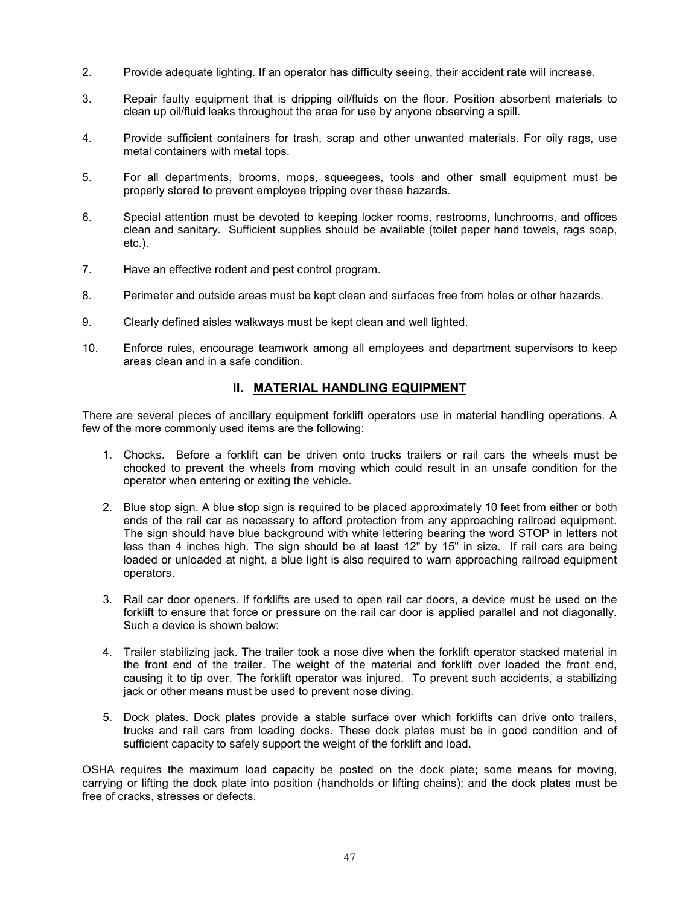2. Provide adequate lighting. If an operator has difficulty seeing, their accident rate will increase.

3. Repair faulty equipment that is dripping oil/fluids on the floor. Position absorbent materials to clean up oil/fluid leaks throughout the area for use by anyone observing a spill.

4. Provide sufficient containers for trash, scrap and other unwanted materials. For oily rags, use metal containers with metal tops.

5. For all departments, brooms, mops, squeegees, tools and other small equipment must be properly stored to prevent employee tripping over these hazards.

6. Special attention must be devoted to keeping locker rooms, restrooms, lunchrooms, and offices clean and sanitary. Sufficient supplies should be available (toilet paper hand towels, rags soap, etc.).

7. Have an effective rodent and pest control program.

8. Perimeter and outside areas must be kept clean and surfaces free from holes or other hazards.

9. Clearly defined aisles walkways must be kept clean and well lighted.

10. Enforce rules, encourage teamwork among all employees and department supervisors to keep areas clean and in a safe condition.

## II. MATERIAL HANDLING EQUIPMENT

There are several pieces of ancillary equipment forklift operators use in material handling operations. A few of the more commonly used items are the following:

1. Chocks. Before a forklift can be driven onto trucks trailers or rail cars the wheels must be chocked to prevent the wheels from moving which could result in an unsafe condition for the operator when entering or exiting the vehicle.

2. Blue stop sign. A blue stop sign is required to be placed approximately 10 feet from either or both ends of the rail car as necessary to afford protection from any approaching railroad equipment. The sign should have blue background with white lettering bearing the word STOP in letters not less than 4 inches high. The sign should be at least 12" by 15" in size. If rail cars are being loaded or unloaded at night, a blue light is also required to warn approaching railroad equipment operators.

3. Rail car door openers. If forklifts are used to open rail car doors, a device must be used on the forklift to ensure that force or pressure on the rail car door is applied parallel and not diagonally. Such a device is shown below:

4. Trailer stabilizing jack. The trailer took a nose dive when the forklift operator stacked material in the front end of the trailer. The weight of the material and forklift over loaded the front end, causing it to tip over. The forklift operator was injured. To prevent such accidents, a stabilizing jack or other means must be used to prevent nose diving.

5. Dock plates. Dock plates provide a stable surface over which forklifts can drive onto trailers, trucks and rail cars from loading docks. These dock plates must be in good condition and of sufficient capacity to safely support the weight of the forklift and load.

OSHA requires the maximum load capacity be posted on the dock plate; some means for moving, carrying or lifting the dock plate into position (handholds or lifting chains); and the dock plates must be free of cracks, stresses or defects.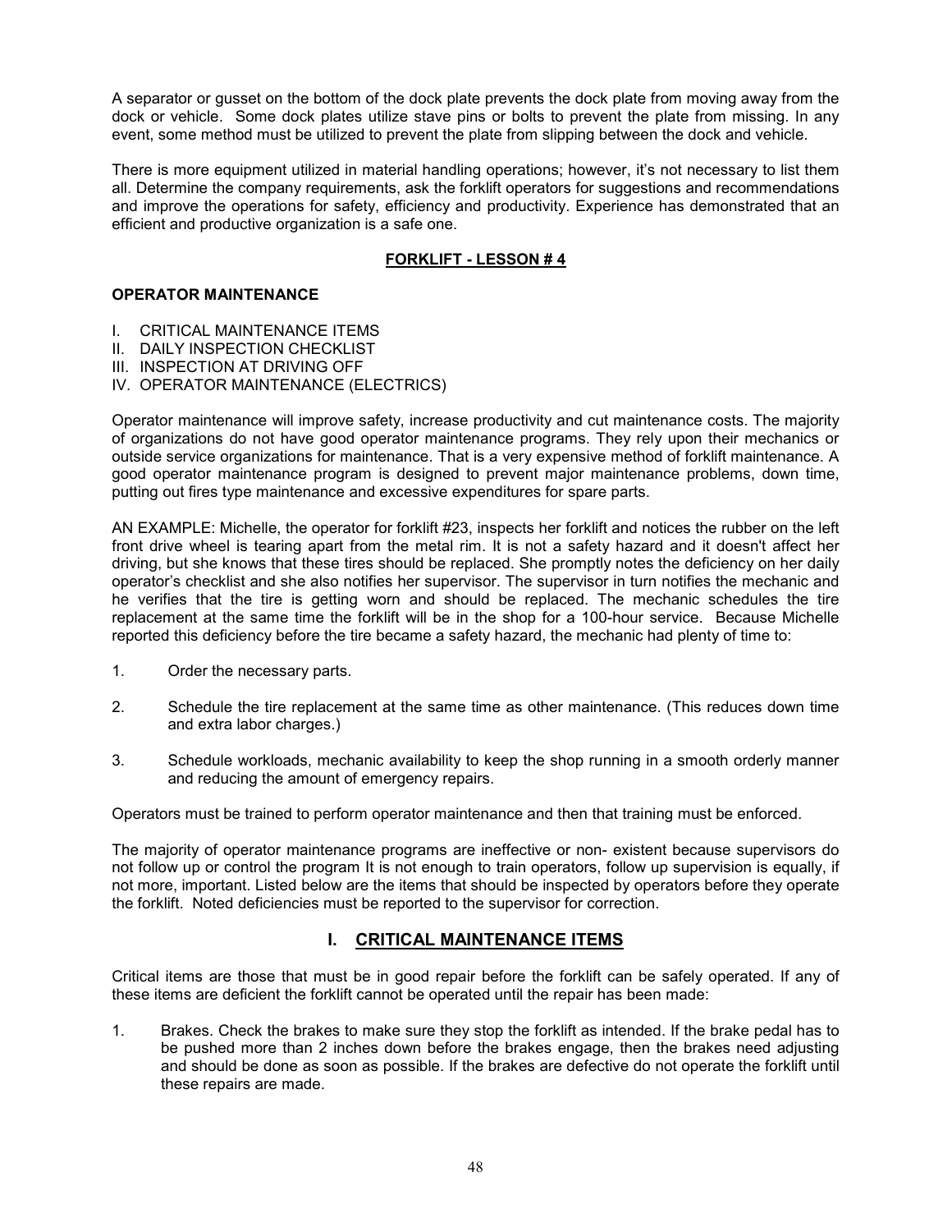A separator or gusset on the bottom of the dock plate prevents the dock plate from moving away from the dock or vehicle. Some dock plates utilize stave pins or bolts to prevent the plate from missing. In any event, some method must be utilized to prevent the plate from slipping between the dock and vehicle.

There is more equipment utilized in material handling operations; however, it's not necessary to list them all. Determine the company requirements, ask the forklift operators for suggestions and recommendations and improve the operations for safety, efficiency and productivity. Experience has demonstrated that an efficient and productive organization is a safe one.

## FORKLIFT - LESSON # 4

### OPERATOR MAINTENANCE

I. CRITICAL MAINTENANCE ITEMS
II. DAILY INSPECTION CHECKLIST
III. INSPECTION AT DRIVING OFF
IV. OPERATOR MAINTENANCE (ELECTRICS)

Operator maintenance will improve safety, increase productivity and cut maintenance costs. The majority of organizations do not have good operator maintenance programs. They rely upon their mechanics or outside service organizations for maintenance. That is a very expensive method of forklift maintenance. A good operator maintenance program is designed to prevent major maintenance problems, down time, putting out fires type maintenance and excessive expenditures for spare parts.

AN EXAMPLE: Michelle, the operator for forklift #23, inspects her forklift and notices the rubber on the left front drive wheel is tearing apart from the metal rim. It is not a safety hazard and it doesn't affect her driving, but she knows that these tires should be replaced. She promptly notes the deficiency on her daily operator's checklist and she also notifies her supervisor. The supervisor in turn notifies the mechanic and he verifies that the tire is getting worn and should be replaced. The mechanic schedules the tire replacement at the same time the forklift will be in the shop for a 100-hour service. Because Michelle reported this deficiency before the tire became a safety hazard, the mechanic had plenty of time to:

1. Order the necessary parts.

2. Schedule the tire replacement at the same time as other maintenance. (This reduces down time and extra labor charges.)

3. Schedule workloads, mechanic availability to keep the shop running in a smooth orderly manner and reducing the amount of emergency repairs.

Operators must be trained to perform operator maintenance and then that training must be enforced.

The majority of operator maintenance programs are ineffective or non- existent because supervisors do not follow up or control the program It is not enough to train operators, follow up supervision is equally, if not more, important. Listed below are the items that should be inspected by operators before they operate the forklift. Noted deficiencies must be reported to the supervisor for correction.

## I. CRITICAL MAINTENANCE ITEMS

Critical items are those that must be in good repair before the forklift can be safely operated. If any of these items are deficient the forklift cannot be operated until the repair has been made:

1. Brakes. Check the brakes to make sure they stop the forklift as intended. If the brake pedal has to be pushed more than 2 inches down before the brakes engage, then the brakes need adjusting and should be done as soon as possible. If the brakes are defective do not operate the forklift until these repairs are made.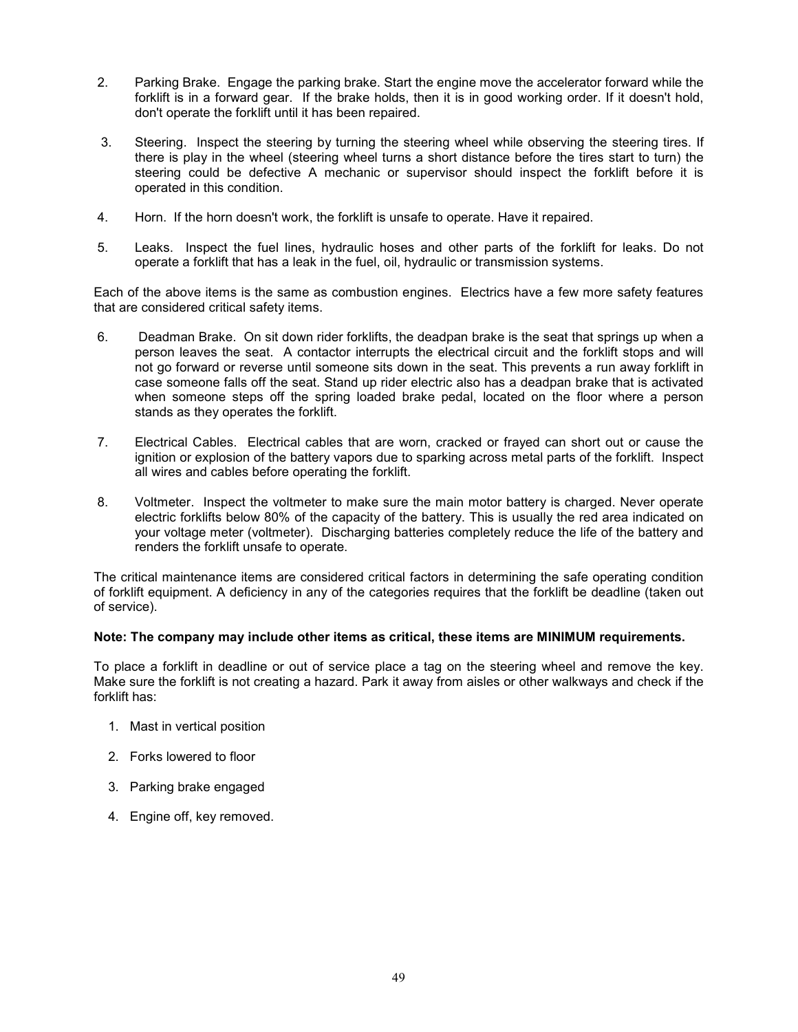2. Parking Brake. Engage the parking brake. Start the engine move the accelerator forward while the forklift is in a forward gear. If the brake holds, then it is in good working order. If it doesn't hold, don't operate the forklift until it has been repaired.

3. Steering. Inspect the steering by turning the steering wheel while observing the steering tires. If there is play in the wheel (steering wheel turns a short distance before the tires start to turn) the steering could be defective A mechanic or supervisor should inspect the forklift before it is operated in this condition.

4. Horn. If the horn doesn't work, the forklift is unsafe to operate. Have it repaired.

5. Leaks. Inspect the fuel lines, hydraulic hoses and other parts of the forklift for leaks. Do not operate a forklift that has a leak in the fuel, oil, hydraulic or transmission systems.

Each of the above items is the same as combustion engines. Electrics have a few more safety features that are considered critical safety items.

6. Deadman Brake. On sit down rider forklifts, the deadpan brake is the seat that springs up when a person leaves the seat. A contactor interrupts the electrical circuit and the forklift stops and will not go forward or reverse until someone sits down in the seat. This prevents a run away forklift in case someone falls off the seat. Stand up rider electric also has a deadpan brake that is activated when someone steps off the spring loaded brake pedal, located on the floor where a person stands as they operates the forklift.

7. Electrical Cables. Electrical cables that are worn, cracked or frayed can short out or cause the ignition or explosion of the battery vapors due to sparking across metal parts of the forklift. Inspect all wires and cables before operating the forklift.

8. Voltmeter. Inspect the voltmeter to make sure the main motor battery is charged. Never operate electric forklifts below 80% of the capacity of the battery. This is usually the red area indicated on your voltage meter (voltmeter). Discharging batteries completely reduce the life of the battery and renders the forklift unsafe to operate.

The critical maintenance items are considered critical factors in determining the safe operating condition of forklift equipment. A deficiency in any of the categories requires that the forklift be deadline (taken out of service).

**Note: The company may include other items as critical, these items are MINIMUM requirements.**

To place a forklift in deadline or out of service place a tag on the steering wheel and remove the key. Make sure the forklift is not creating a hazard. Park it away from aisles or other walkways and check if the forklift has:

1. Mast in vertical position
2. Forks lowered to floor
3. Parking brake engaged
4. Engine off, key removed.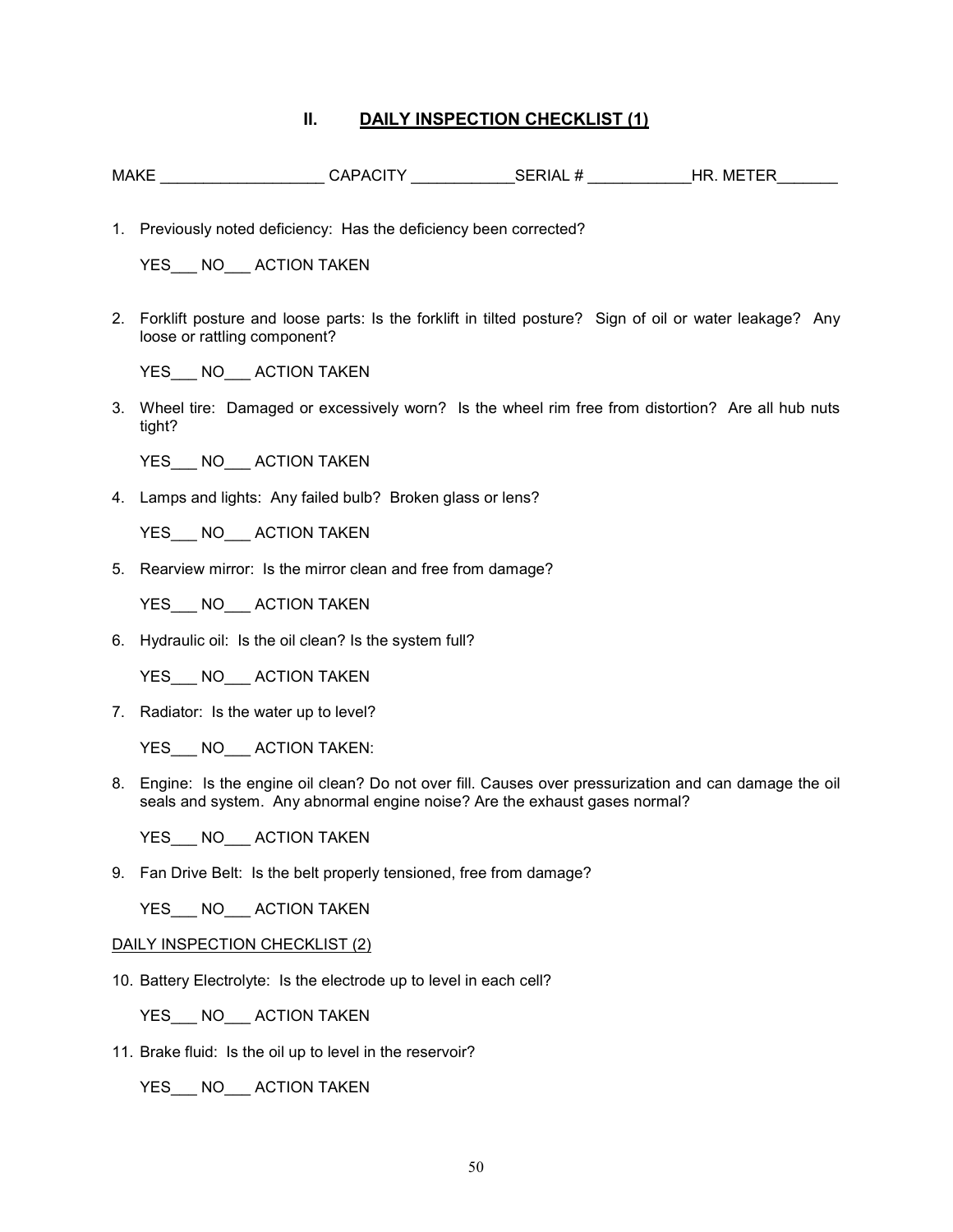## II. DAILY INSPECTION CHECKLIST (1)

MAKE ___________________ CAPACITY ____________SERIAL # ____________HR. METER_______

1. Previously noted deficiency: Has the deficiency been corrected?

   YES___ NO___ ACTION TAKEN

2. Forklift posture and loose parts: Is the forklift in tilted posture? Sign of oil or water leakage? Any loose or rattling component?

   YES___ NO___ ACTION TAKEN

3. Wheel tire: Damaged or excessively worn? Is the wheel rim free from distortion? Are all hub nuts tight?

   YES___ NO___ ACTION TAKEN

4. Lamps and lights: Any failed bulb? Broken glass or lens?

   YES___ NO___ ACTION TAKEN

5. Rearview mirror: Is the mirror clean and free from damage?

   YES___ NO___ ACTION TAKEN

6. Hydraulic oil: Is the oil clean? Is the system full?

   YES___ NO___ ACTION TAKEN

7. Radiator: Is the water up to level?

   YES___ NO___ ACTION TAKEN:

8. Engine: Is the engine oil clean? Do not over fill. Causes over pressurization and can damage the oil seals and system. Any abnormal engine noise? Are the exhaust gases normal?

   YES___ NO___ ACTION TAKEN

9. Fan Drive Belt: Is the belt properly tensioned, free from damage?

   YES___ NO___ ACTION TAKEN

DAILY INSPECTION CHECKLIST (2)

10. Battery Electrolyte: Is the electrode up to level in each cell?

    YES___ NO___ ACTION TAKEN

11. Brake fluid: Is the oil up to level in the reservoir?

    YES___ NO___ ACTION TAKEN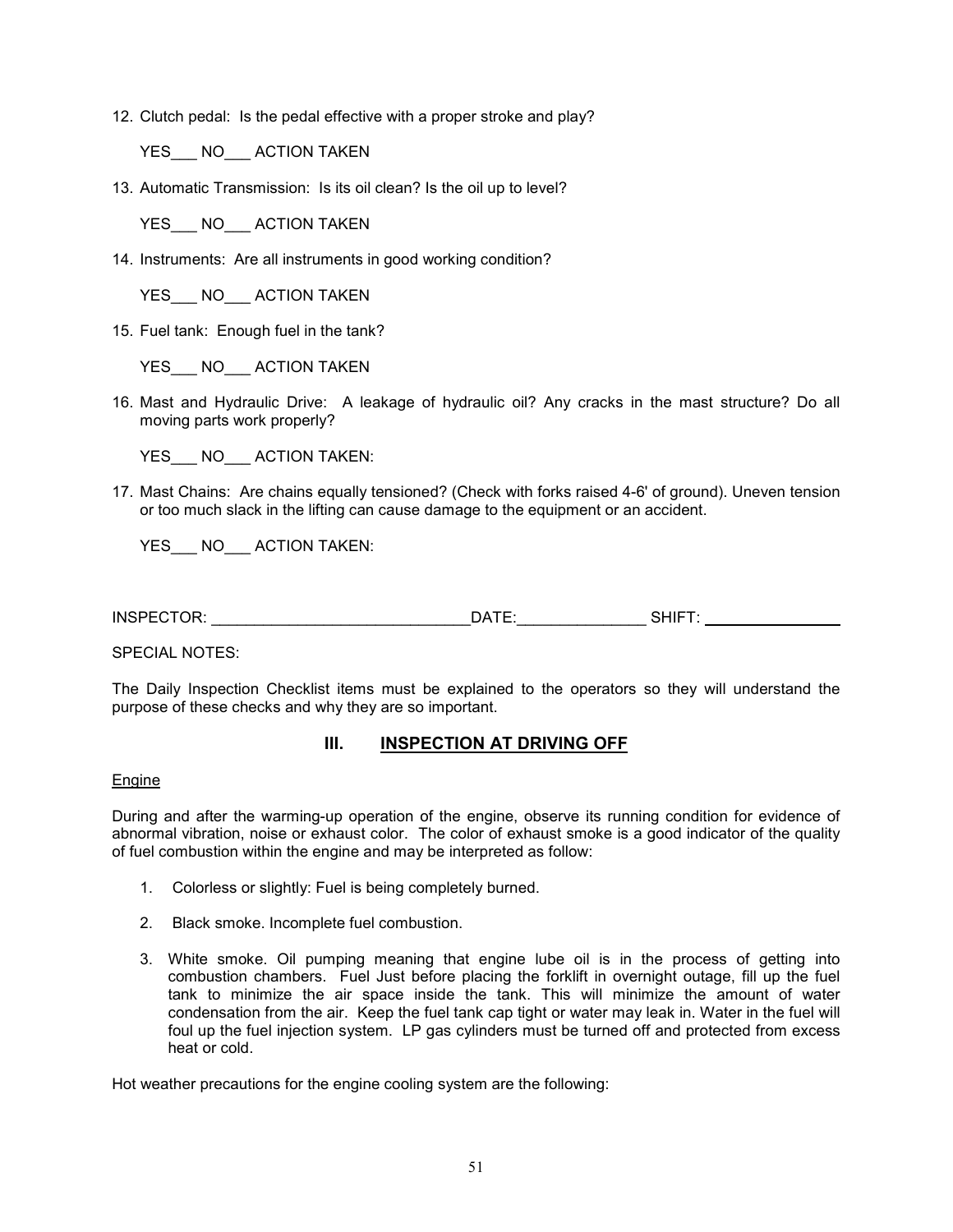12. Clutch pedal: Is the pedal effective with a proper stroke and play?

    YES___ NO___ ACTION TAKEN

13. Automatic Transmission: Is its oil clean? Is the oil up to level?

    YES___ NO___ ACTION TAKEN

14. Instruments: Are all instruments in good working condition?

    YES___ NO___ ACTION TAKEN

15. Fuel tank: Enough fuel in the tank?

    YES___ NO___ ACTION TAKEN

16. Mast and Hydraulic Drive: A leakage of hydraulic oil? Any cracks in the mast structure? Do all moving parts work properly?

    YES___ NO___ ACTION TAKEN:

17. Mast Chains: Are chains equally tensioned? (Check with forks raised 4-6' of ground). Uneven tension or too much slack in the lifting can cause damage to the equipment or an accident.

    YES___ NO___ ACTION TAKEN:

INSPECTOR: ______________________________DATE:_______________ SHIFT: ________________

SPECIAL NOTES:

The Daily Inspection Checklist items must be explained to the operators so they will understand the purpose of these checks and why they are so important.

## III. INSPECTION AT DRIVING OFF

Engine

During and after the warming-up operation of the engine, observe its running condition for evidence of abnormal vibration, noise or exhaust color. The color of exhaust smoke is a good indicator of the quality of fuel combustion within the engine and may be interpreted as follow:

1. Colorless or slightly: Fuel is being completely burned.
2. Black smoke. Incomplete fuel combustion.
3. White smoke. Oil pumping meaning that engine lube oil is in the process of getting into combustion chambers. Fuel Just before placing the forklift in overnight outage, fill up the fuel tank to minimize the air space inside the tank. This will minimize the amount of water condensation from the air. Keep the fuel tank cap tight or water may leak in. Water in the fuel will foul up the fuel injection system. LP gas cylinders must be turned off and protected from excess heat or cold.

Hot weather precautions for the engine cooling system are the following: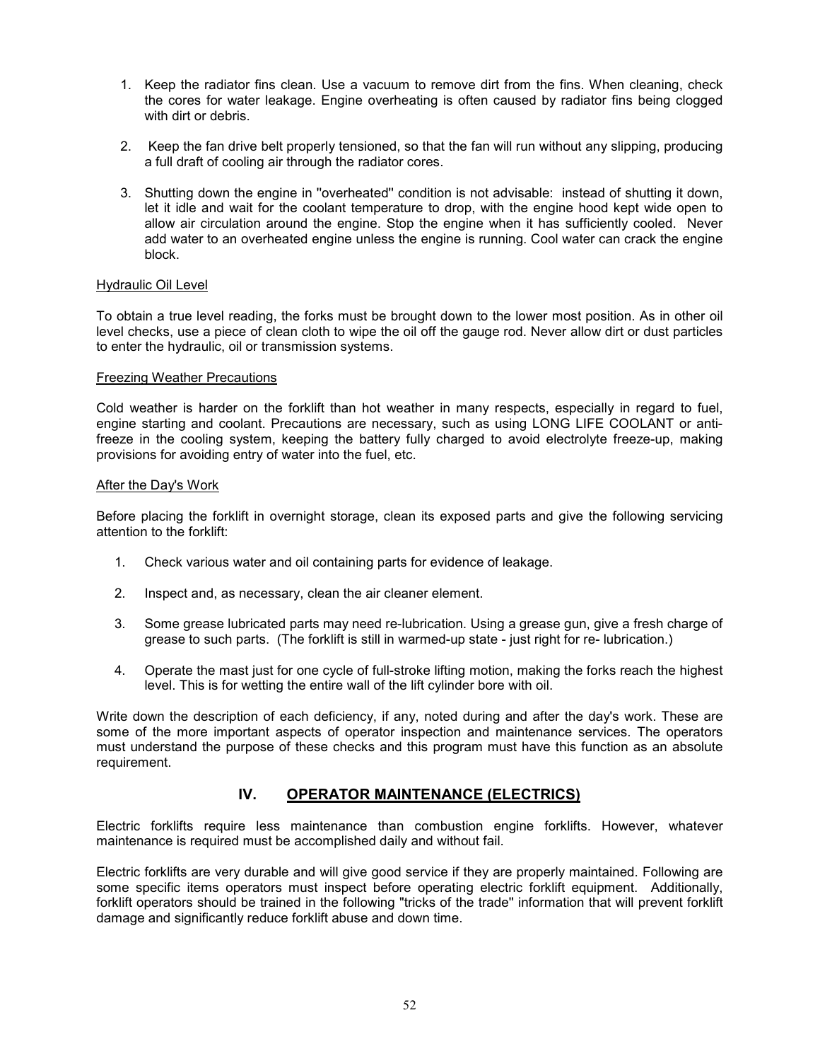1. Keep the radiator fins clean. Use a vacuum to remove dirt from the fins. When cleaning, check the cores for water leakage. Engine overheating is often caused by radiator fins being clogged with dirt or debris.

2. Keep the fan drive belt properly tensioned, so that the fan will run without any slipping, producing a full draft of cooling air through the radiator cores.

3. Shutting down the engine in "overheated" condition is not advisable: instead of shutting it down, let it idle and wait for the coolant temperature to drop, with the engine hood kept wide open to allow air circulation around the engine. Stop the engine when it has sufficiently cooled. Never add water to an overheated engine unless the engine is running. Cool water can crack the engine block.

<u>Hydraulic Oil Level</u>

To obtain a true level reading, the forks must be brought down to the lower most position. As in other oil level checks, use a piece of clean cloth to wipe the oil off the gauge rod. Never allow dirt or dust particles to enter the hydraulic, oil or transmission systems.

<u>Freezing Weather Precautions</u>

Cold weather is harder on the forklift than hot weather in many respects, especially in regard to fuel, engine starting and coolant. Precautions are necessary, such as using LONG LIFE COOLANT or anti-freeze in the cooling system, keeping the battery fully charged to avoid electrolyte freeze-up, making provisions for avoiding entry of water into the fuel, etc.

<u>After the Day's Work</u>

Before placing the forklift in overnight storage, clean its exposed parts and give the following servicing attention to the forklift:

1. Check various water and oil containing parts for evidence of leakage.

2. Inspect and, as necessary, clean the air cleaner element.

3. Some grease lubricated parts may need re-lubrication. Using a grease gun, give a fresh charge of grease to such parts. (The forklift is still in warmed-up state - just right for re- lubrication.)

4. Operate the mast just for one cycle of full-stroke lifting motion, making the forks reach the highest level. This is for wetting the entire wall of the lift cylinder bore with oil.

Write down the description of each deficiency, if any, noted during and after the day's work. These are some of the more important aspects of operator inspection and maintenance services. The operators must understand the purpose of these checks and this program must have this function as an absolute requirement.

## IV. <u>OPERATOR MAINTENANCE (ELECTRICS)</u>

Electric forklifts require less maintenance than combustion engine forklifts. However, whatever maintenance is required must be accomplished daily and without fail.

Electric forklifts are very durable and will give good service if they are properly maintained. Following are some specific items operators must inspect before operating electric forklift equipment. Additionally, forklift operators should be trained in the following "tricks of the trade" information that will prevent forklift damage and significantly reduce forklift abuse and down time.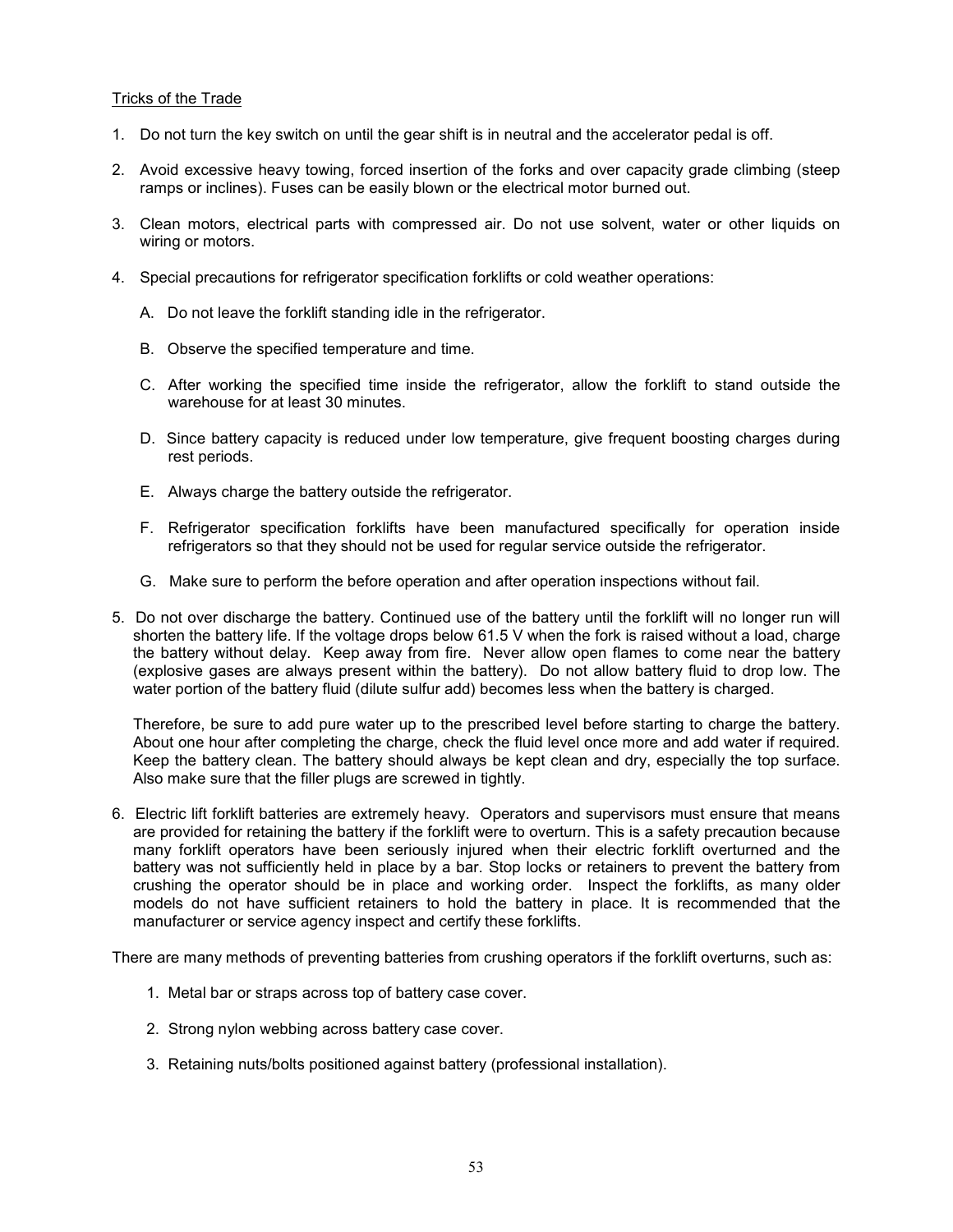Tricks of the Trade

1. Do not turn the key switch on until the gear shift is in neutral and the accelerator pedal is off.

2. Avoid excessive heavy towing, forced insertion of the forks and over capacity grade climbing (steep ramps or inclines). Fuses can be easily blown or the electrical motor burned out.

3. Clean motors, electrical parts with compressed air. Do not use solvent, water or other liquids on wiring or motors.

4. Special precautions for refrigerator specification forklifts or cold weather operations:

   A. Do not leave the forklift standing idle in the refrigerator.

   B. Observe the specified temperature and time.

   C. After working the specified time inside the refrigerator, allow the forklift to stand outside the warehouse for at least 30 minutes.

   D. Since battery capacity is reduced under low temperature, give frequent boosting charges during rest periods.

   E. Always charge the battery outside the refrigerator.

   F. Refrigerator specification forklifts have been manufactured specifically for operation inside refrigerators so that they should not be used for regular service outside the refrigerator.

   G. Make sure to perform the before operation and after operation inspections without fail.

5. Do not over discharge the battery. Continued use of the battery until the forklift will no longer run will shorten the battery life. If the voltage drops below 61.5 V when the fork is raised without a load, charge the battery without delay. Keep away from fire. Never allow open flames to come near the battery (explosive gases are always present within the battery). Do not allow battery fluid to drop low. The water portion of the battery fluid (dilute sulfur add) becomes less when the battery is charged.

   Therefore, be sure to add pure water up to the prescribed level before starting to charge the battery. About one hour after completing the charge, check the fluid level once more and add water if required. Keep the battery clean. The battery should always be kept clean and dry, especially the top surface. Also make sure that the filler plugs are screwed in tightly.

6. Electric lift forklift batteries are extremely heavy. Operators and supervisors must ensure that means are provided for retaining the battery if the forklift were to overturn. This is a safety precaution because many forklift operators have been seriously injured when their electric forklift overturned and the battery was not sufficiently held in place by a bar. Stop locks or retainers to prevent the battery from crushing the operator should be in place and working order. Inspect the forklifts, as many older models do not have sufficient retainers to hold the battery in place. It is recommended that the manufacturer or service agency inspect and certify these forklifts.

There are many methods of preventing batteries from crushing operators if the forklift overturns, such as:

1. Metal bar or straps across top of battery case cover.

2. Strong nylon webbing across battery case cover.

3. Retaining nuts/bolts positioned against battery (professional installation).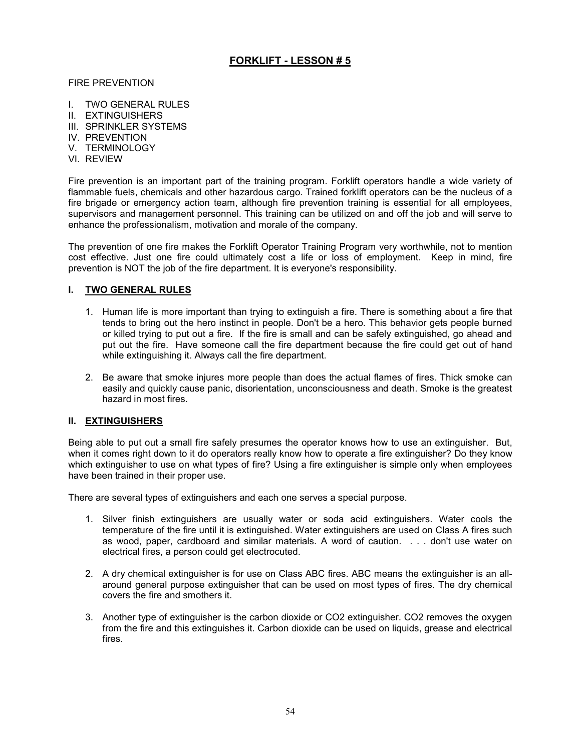# FORKLIFT - LESSON # 5

FIRE PREVENTION

I. TWO GENERAL RULES
II. EXTINGUISHERS
III. SPRINKLER SYSTEMS
IV. PREVENTION
V. TERMINOLOGY
VI. REVIEW

Fire prevention is an important part of the training program. Forklift operators handle a wide variety of flammable fuels, chemicals and other hazardous cargo. Trained forklift operators can be the nucleus of a fire brigade or emergency action team, although fire prevention training is essential for all employees, supervisors and management personnel. This training can be utilized on and off the job and will serve to enhance the professionalism, motivation and morale of the company.

The prevention of one fire makes the Forklift Operator Training Program very worthwhile, not to mention cost effective. Just one fire could ultimately cost a life or loss of employment. Keep in mind, fire prevention is NOT the job of the fire department. It is everyone's responsibility.

## I. TWO GENERAL RULES

1. Human life is more important than trying to extinguish a fire. There is something about a fire that tends to bring out the hero instinct in people. Don't be a hero. This behavior gets people burned or killed trying to put out a fire. If the fire is small and can be safely extinguished, go ahead and put out the fire. Have someone call the fire department because the fire could get out of hand while extinguishing it. Always call the fire department.

2. Be aware that smoke injures more people than does the actual flames of fires. Thick smoke can easily and quickly cause panic, disorientation, unconsciousness and death. Smoke is the greatest hazard in most fires.

## II. EXTINGUISHERS

Being able to put out a small fire safely presumes the operator knows how to use an extinguisher. But, when it comes right down to it do operators really know how to operate a fire extinguisher? Do they know which extinguisher to use on what types of fire? Using a fire extinguisher is simple only when employees have been trained in their proper use.

There are several types of extinguishers and each one serves a special purpose.

1. Silver finish extinguishers are usually water or soda acid extinguishers. Water cools the temperature of the fire until it is extinguished. Water extinguishers are used on Class A fires such as wood, paper, cardboard and similar materials. A word of caution. . . . don't use water on electrical fires, a person could get electrocuted.

2. A dry chemical extinguisher is for use on Class ABC fires. ABC means the extinguisher is an all-around general purpose extinguisher that can be used on most types of fires. The dry chemical covers the fire and smothers it.

3. Another type of extinguisher is the carbon dioxide or $CO_2$ extinguisher. $CO_2$ removes the oxygen from the fire and this extinguishes it. Carbon dioxide can be used on liquids, grease and electrical fires.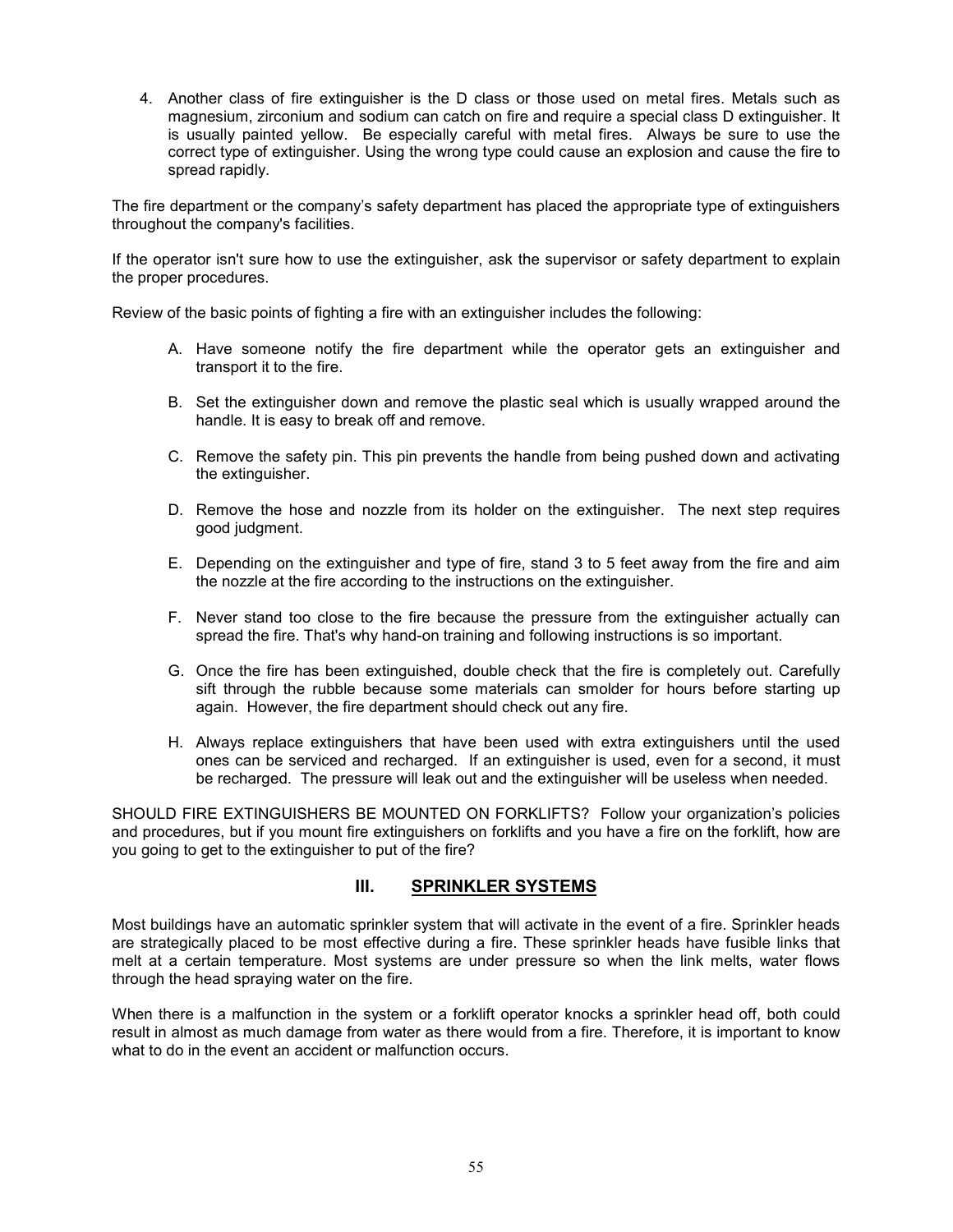4. Another class of fire extinguisher is the D class or those used on metal fires. Metals such as magnesium, zirconium and sodium can catch on fire and require a special class D extinguisher. It is usually painted yellow. Be especially careful with metal fires. Always be sure to use the correct type of extinguisher. Using the wrong type could cause an explosion and cause the fire to spread rapidly.

The fire department or the company's safety department has placed the appropriate type of extinguishers throughout the company's facilities.

If the operator isn't sure how to use the extinguisher, ask the supervisor or safety department to explain the proper procedures.

Review of the basic points of fighting a fire with an extinguisher includes the following:

A. Have someone notify the fire department while the operator gets an extinguisher and transport it to the fire.

B. Set the extinguisher down and remove the plastic seal which is usually wrapped around the handle. It is easy to break off and remove.

C. Remove the safety pin. This pin prevents the handle from being pushed down and activating the extinguisher.

D. Remove the hose and nozzle from its holder on the extinguisher. The next step requires good judgment.

E. Depending on the extinguisher and type of fire, stand 3 to 5 feet away from the fire and aim the nozzle at the fire according to the instructions on the extinguisher.

F. Never stand too close to the fire because the pressure from the extinguisher actually can spread the fire. That's why hand-on training and following instructions is so important.

G. Once the fire has been extinguished, double check that the fire is completely out. Carefully sift through the rubble because some materials can smolder for hours before starting up again. However, the fire department should check out any fire.

H. Always replace extinguishers that have been used with extra extinguishers until the used ones can be serviced and recharged. If an extinguisher is used, even for a second, it must be recharged. The pressure will leak out and the extinguisher will be useless when needed.

SHOULD FIRE EXTINGUISHERS BE MOUNTED ON FORKLIFTS? Follow your organization's policies and procedures, but if you mount fire extinguishers on forklifts and you have a fire on the forklift, how are you going to get to the extinguisher to put of the fire?

## III. SPRINKLER SYSTEMS

Most buildings have an automatic sprinkler system that will activate in the event of a fire. Sprinkler heads are strategically placed to be most effective during a fire. These sprinkler heads have fusible links that melt at a certain temperature. Most systems are under pressure so when the link melts, water flows through the head spraying water on the fire.

When there is a malfunction in the system or a forklift operator knocks a sprinkler head off, both could result in almost as much damage from water as there would from a fire. Therefore, it is important to know what to do in the event an accident or malfunction occurs.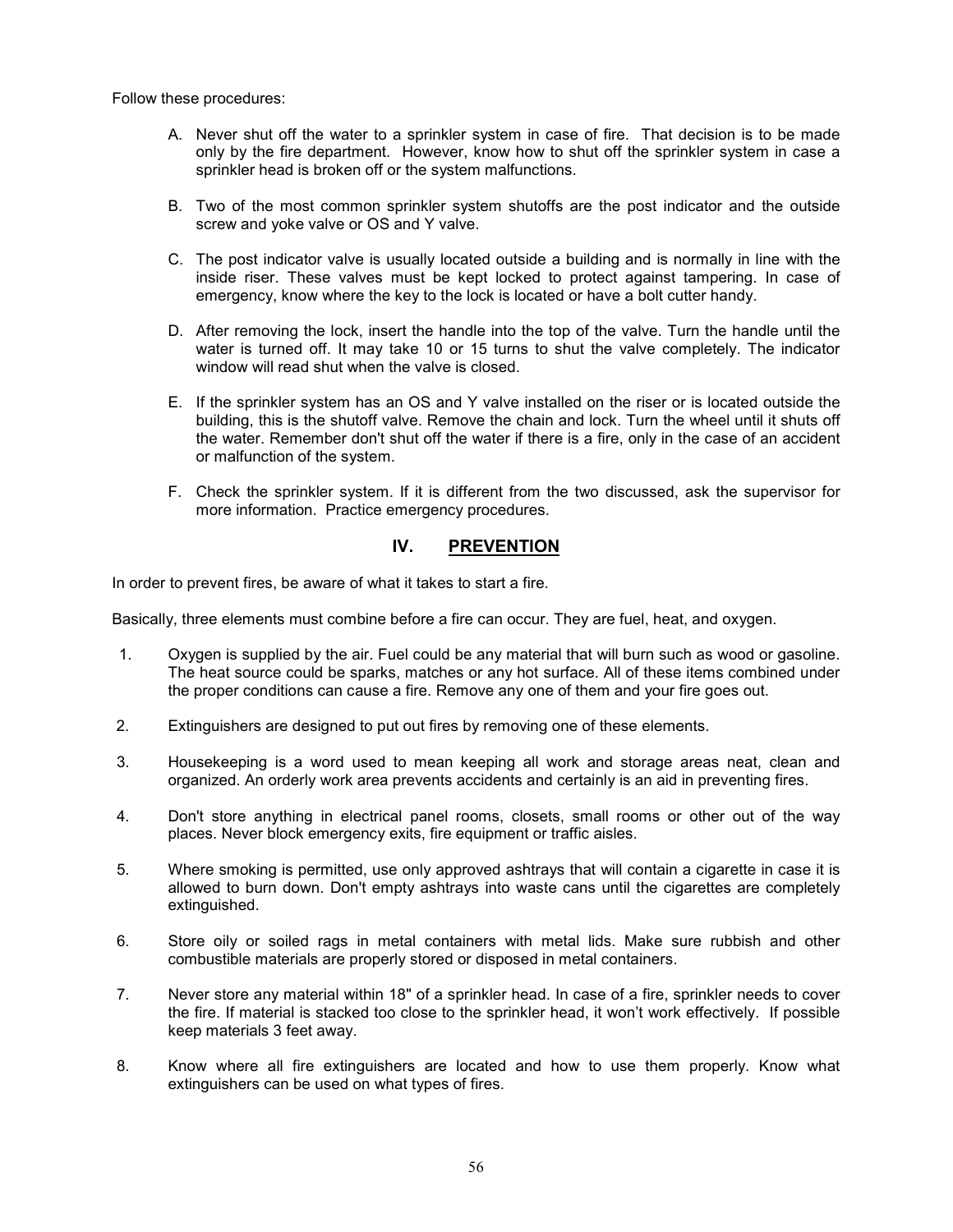Follow these procedures:

A. Never shut off the water to a sprinkler system in case of fire. That decision is to be made only by the fire department. However, know how to shut off the sprinkler system in case a sprinkler head is broken off or the system malfunctions.

B. Two of the most common sprinkler system shutoffs are the post indicator and the outside screw and yoke valve or OS and Y valve.

C. The post indicator valve is usually located outside a building and is normally in line with the inside riser. These valves must be kept locked to protect against tampering. In case of emergency, know where the key to the lock is located or have a bolt cutter handy.

D. After removing the lock, insert the handle into the top of the valve. Turn the handle until the water is turned off. It may take 10 or 15 turns to shut the valve completely. The indicator window will read shut when the valve is closed.

E. If the sprinkler system has an OS and Y valve installed on the riser or is located outside the building, this is the shutoff valve. Remove the chain and lock. Turn the wheel until it shuts off the water. Remember don't shut off the water if there is a fire, only in the case of an accident or malfunction of the system.

F. Check the sprinkler system. If it is different from the two discussed, ask the supervisor for more information. Practice emergency procedures.

## IV. PREVENTION

In order to prevent fires, be aware of what it takes to start a fire.

Basically, three elements must combine before a fire can occur. They are fuel, heat, and oxygen.

1. Oxygen is supplied by the air. Fuel could be any material that will burn such as wood or gasoline. The heat source could be sparks, matches or any hot surface. All of these items combined under the proper conditions can cause a fire. Remove any one of them and your fire goes out.

2. Extinguishers are designed to put out fires by removing one of these elements.

3. Housekeeping is a word used to mean keeping all work and storage areas neat, clean and organized. An orderly work area prevents accidents and certainly is an aid in preventing fires.

4. Don't store anything in electrical panel rooms, closets, small rooms or other out of the way places. Never block emergency exits, fire equipment or traffic aisles.

5. Where smoking is permitted, use only approved ashtrays that will contain a cigarette in case it is allowed to burn down. Don't empty ashtrays into waste cans until the cigarettes are completely extinguished.

6. Store oily or soiled rags in metal containers with metal lids. Make sure rubbish and other combustible materials are properly stored or disposed in metal containers.

7. Never store any material within 18" of a sprinkler head. In case of a fire, sprinkler needs to cover the fire. If material is stacked too close to the sprinkler head, it won't work effectively. If possible keep materials 3 feet away.

8. Know where all fire extinguishers are located and how to use them properly. Know what extinguishers can be used on what types of fires.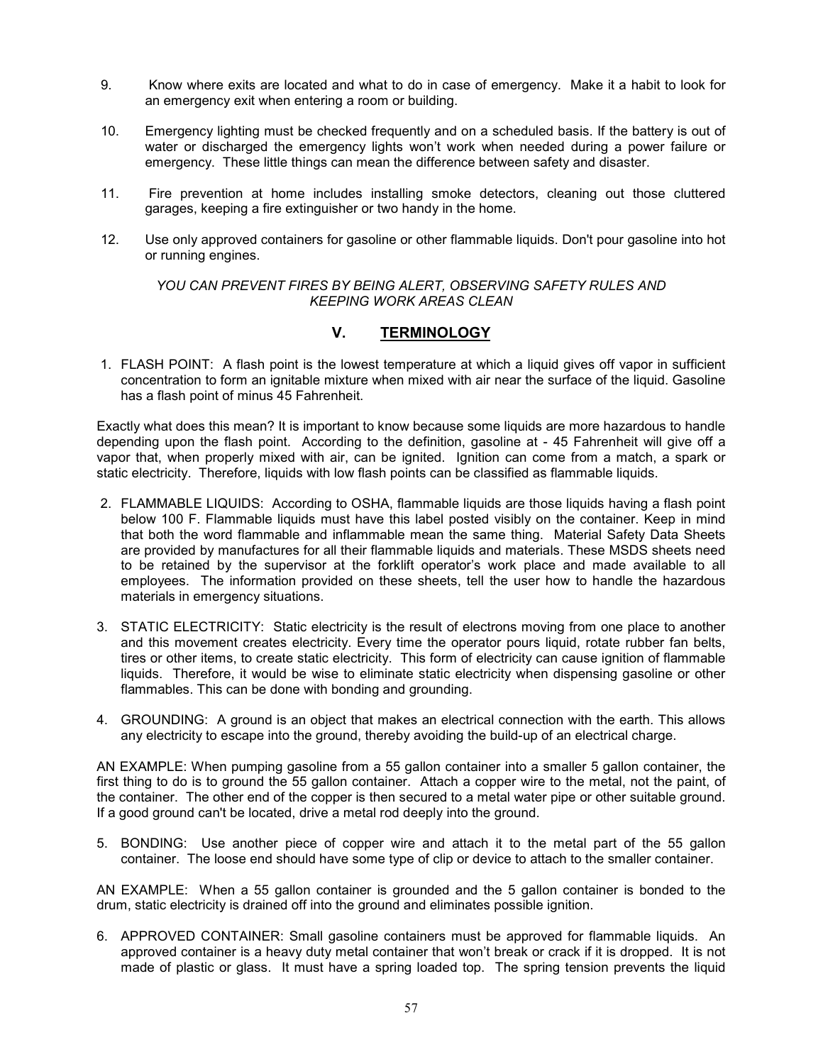9. Know where exits are located and what to do in case of emergency. Make it a habit to look for an emergency exit when entering a room or building.

10. Emergency lighting must be checked frequently and on a scheduled basis. If the battery is out of water or discharged the emergency lights won't work when needed during a power failure or emergency. These little things can mean the difference between safety and disaster.

11. Fire prevention at home includes installing smoke detectors, cleaning out those cluttered garages, keeping a fire extinguisher or two handy in the home.

12. Use only approved containers for gasoline or other flammable liquids. Don't pour gasoline into hot or running engines.

*YOU CAN PREVENT FIRES BY BEING ALERT, OBSERVING SAFETY RULES AND KEEPING WORK AREAS CLEAN*

## V. TERMINOLOGY

1. FLASH POINT: A flash point is the lowest temperature at which a liquid gives off vapor in sufficient concentration to form an ignitable mixture when mixed with air near the surface of the liquid. Gasoline has a flash point of minus 45 Fahrenheit.

Exactly what does this mean? It is important to know because some liquids are more hazardous to handle depending upon the flash point. According to the definition, gasoline at - 45 Fahrenheit will give off a vapor that, when properly mixed with air, can be ignited. Ignition can come from a match, a spark or static electricity. Therefore, liquids with low flash points can be classified as flammable liquids.

2. FLAMMABLE LIQUIDS: According to OSHA, flammable liquids are those liquids having a flash point below 100 F. Flammable liquids must have this label posted visibly on the container. Keep in mind that both the word flammable and inflammable mean the same thing. Material Safety Data Sheets are provided by manufactures for all their flammable liquids and materials. These MSDS sheets need to be retained by the supervisor at the forklift operator's work place and made available to all employees. The information provided on these sheets, tell the user how to handle the hazardous materials in emergency situations.

3. STATIC ELECTRICITY: Static electricity is the result of electrons moving from one place to another and this movement creates electricity. Every time the operator pours liquid, rotate rubber fan belts, tires or other items, to create static electricity. This form of electricity can cause ignition of flammable liquids. Therefore, it would be wise to eliminate static electricity when dispensing gasoline or other flammables. This can be done with bonding and grounding.

4. GROUNDING: A ground is an object that makes an electrical connection with the earth. This allows any electricity to escape into the ground, thereby avoiding the build-up of an electrical charge.

AN EXAMPLE: When pumping gasoline from a 55 gallon container into a smaller 5 gallon container, the first thing to do is to ground the 55 gallon container. Attach a copper wire to the metal, not the paint, of the container. The other end of the copper is then secured to a metal water pipe or other suitable ground. If a good ground can't be located, drive a metal rod deeply into the ground.

5. BONDING: Use another piece of copper wire and attach it to the metal part of the 55 gallon container. The loose end should have some type of clip or device to attach to the smaller container.

AN EXAMPLE: When a 55 gallon container is grounded and the 5 gallon container is bonded to the drum, static electricity is drained off into the ground and eliminates possible ignition.

6. APPROVED CONTAINER: Small gasoline containers must be approved for flammable liquids. An approved container is a heavy duty metal container that won't break or crack if it is dropped. It is not made of plastic or glass. It must have a spring loaded top. The spring tension prevents the liquid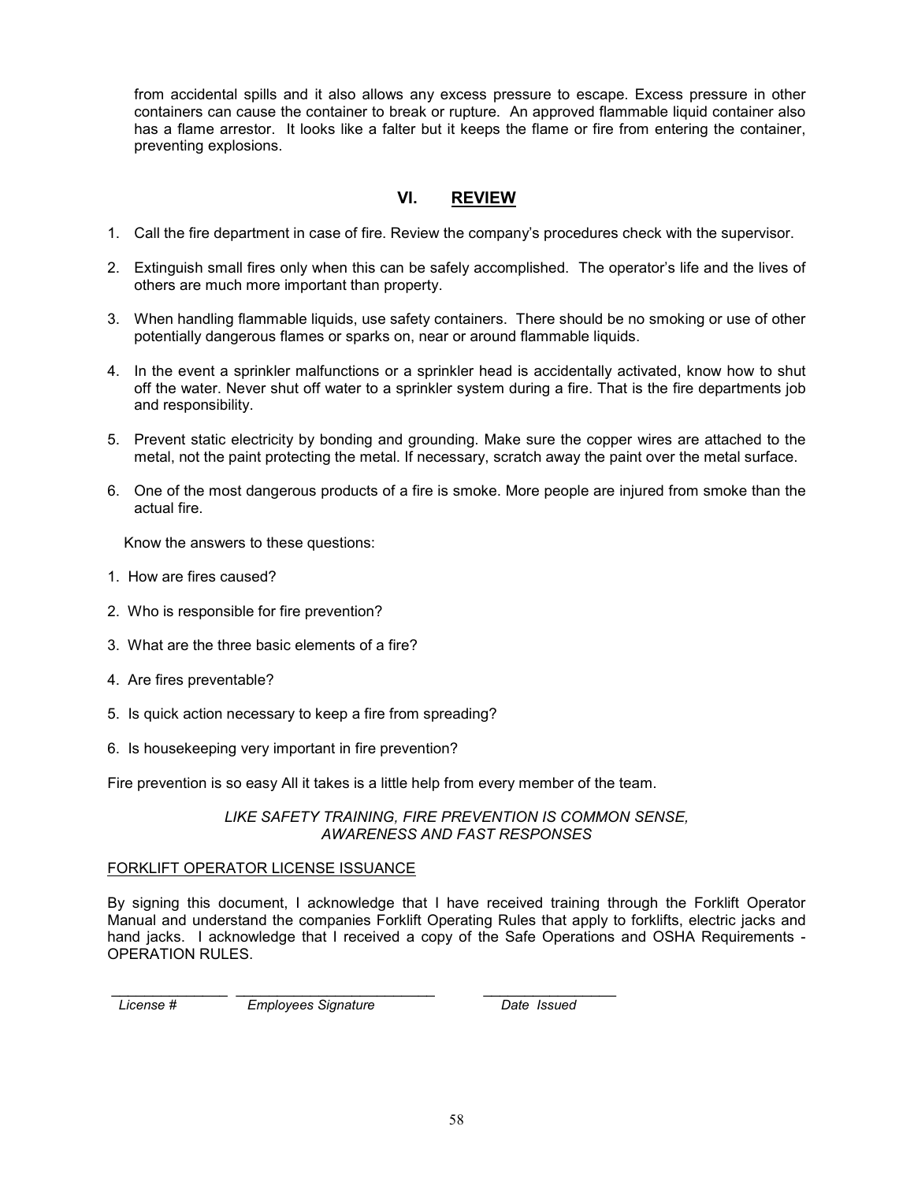from accidental spills and it also allows any excess pressure to escape. Excess pressure in other containers can cause the container to break or rupture. An approved flammable liquid container also has a flame arrestor. It looks like a falter but it keeps the flame or fire from entering the container, preventing explosions.

## VI. REVIEW

1. Call the fire department in case of fire. Review the company's procedures check with the supervisor.
2. Extinguish small fires only when this can be safely accomplished. The operator's life and the lives of others are much more important than property.
3. When handling flammable liquids, use safety containers. There should be no smoking or use of other potentially dangerous flames or sparks on, near or around flammable liquids.
4. In the event a sprinkler malfunctions or a sprinkler head is accidentally activated, know how to shut off the water. Never shut off water to a sprinkler system during a fire. That is the fire departments job and responsibility.
5. Prevent static electricity by bonding and grounding. Make sure the copper wires are attached to the metal, not the paint protecting the metal. If necessary, scratch away the paint over the metal surface.
6. One of the most dangerous products of a fire is smoke. More people are injured from smoke than the actual fire.

Know the answers to these questions:

1. How are fires caused?
2. Who is responsible for fire prevention?
3. What are the three basic elements of a fire?
4. Are fires preventable?
5. Is quick action necessary to keep a fire from spreading?
6. Is housekeeping very important in fire prevention?

Fire prevention is so easy All it takes is a little help from every member of the team.

*LIKE SAFETY TRAINING, FIRE PREVENTION IS COMMON SENSE, AWARENESS AND FAST RESPONSES*

FORKLIFT OPERATOR LICENSE ISSUANCE

By signing this document, I acknowledge that I have received training through the Forklift Operator Manual and understand the companies Forklift Operating Rules that apply to forklifts, electric jacks and hand jacks. I acknowledge that I received a copy of the Safe Operations and OSHA Requirements - OPERATION RULES.

_______________ _________________________ _________________

*License #* *Employees Signature* *Date Issued*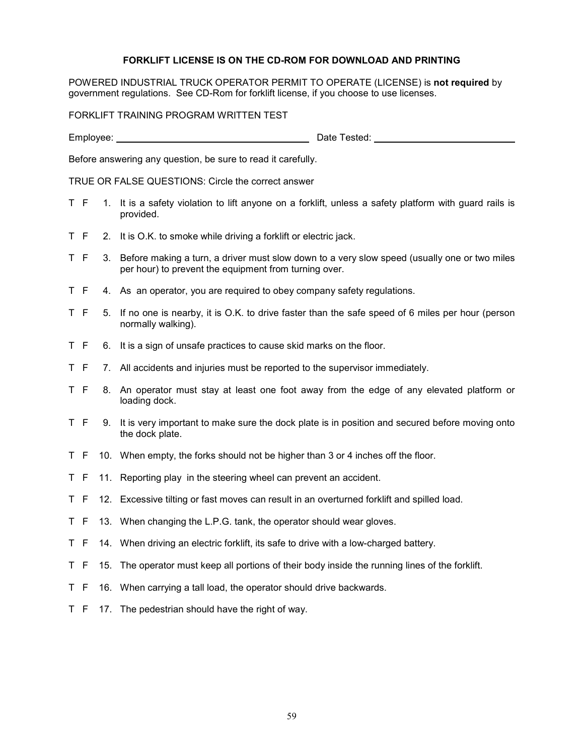**FORKLIFT LICENSE IS ON THE CD-ROM FOR DOWNLOAD AND PRINTING**

POWERED INDUSTRIAL TRUCK OPERATOR PERMIT TO OPERATE (LICENSE) is **not required** by government regulations. See CD-Rom for forklift license, if you choose to use licenses.

FORKLIFT TRAINING PROGRAM WRITTEN TEST

Employee: ______________________________ Date Tested: ______________________

Before answering any question, be sure to read it carefully.

TRUE OR FALSE QUESTIONS: Circle the correct answer

T F 1. It is a safety violation to lift anyone on a forklift, unless a safety platform with guard rails is provided.

T F 2. It is O.K. to smoke while driving a forklift or electric jack.

T F 3. Before making a turn, a driver must slow down to a very slow speed (usually one or two miles per hour) to prevent the equipment from turning over.

T F 4. As an operator, you are required to obey company safety regulations.

T F 5. If no one is nearby, it is O.K. to drive faster than the safe speed of 6 miles per hour (person normally walking).

T F 6. It is a sign of unsafe practices to cause skid marks on the floor.

T F 7. All accidents and injuries must be reported to the supervisor immediately.

T F 8. An operator must stay at least one foot away from the edge of any elevated platform or loading dock.

T F 9. It is very important to make sure the dock plate is in position and secured before moving onto the dock plate.

T F 10. When empty, the forks should not be higher than 3 or 4 inches off the floor.

T F 11. Reporting play in the steering wheel can prevent an accident.

T F 12. Excessive tilting or fast moves can result in an overturned forklift and spilled load.

T F 13. When changing the L.P.G. tank, the operator should wear gloves.

T F 14. When driving an electric forklift, its safe to drive with a low-charged battery.

T F 15. The operator must keep all portions of their body inside the running lines of the forklift.

T F 16. When carrying a tall load, the operator should drive backwards.

T F 17. The pedestrian should have the right of way.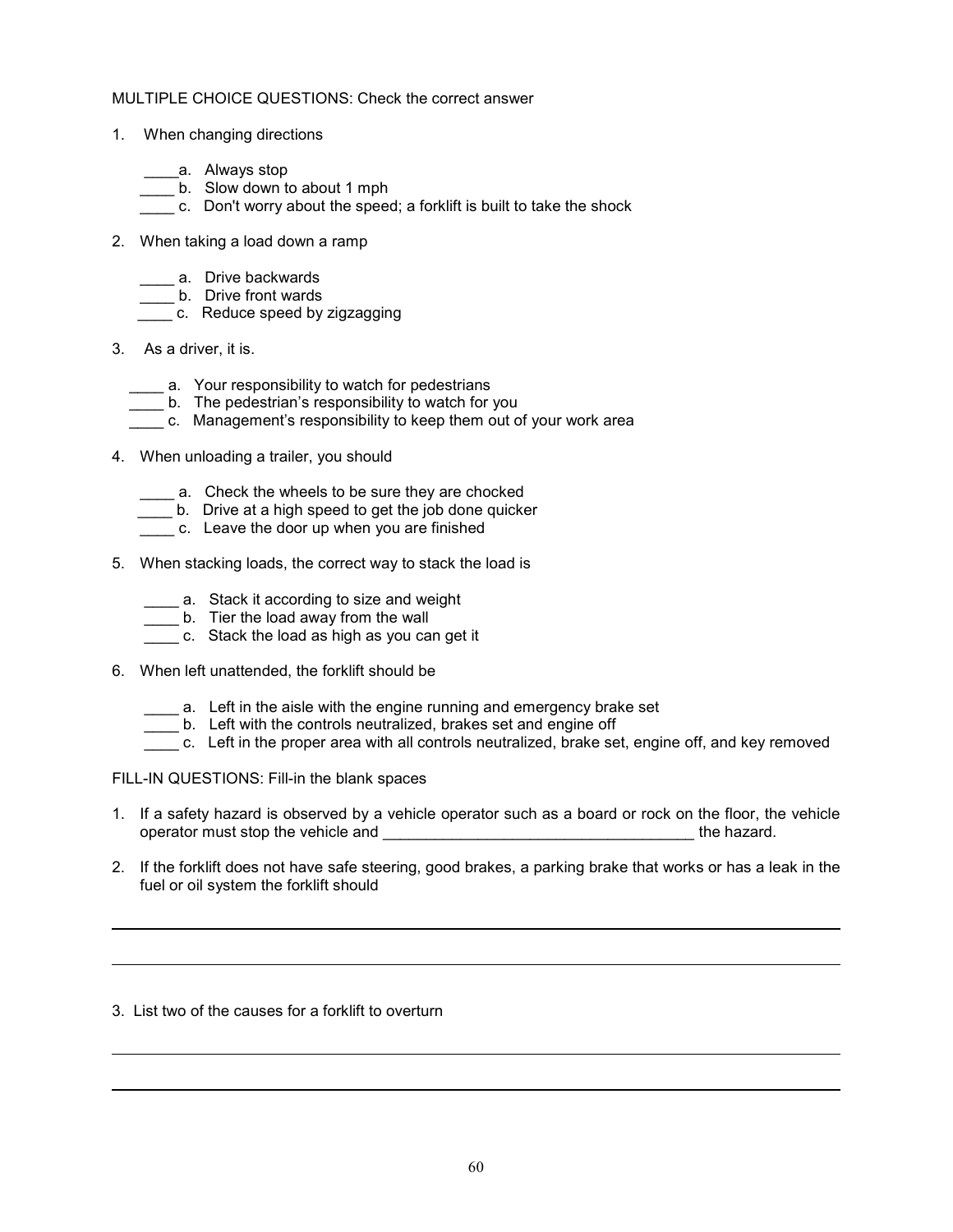MULTIPLE CHOICE QUESTIONS: Check the correct answer

1. When changing directions

   ____a. Always stop
   ____ b. Slow down to about 1 mph
   ____ c. Don't worry about the speed; a forklift is built to take the shock

2. When taking a load down a ramp

   ____ a. Drive backwards
   ____ b. Drive front wards
   ____ c. Reduce speed by zigzagging

3. As a driver, it is.

   ____ a. Your responsibility to watch for pedestrians
   ____ b. The pedestrian's responsibility to watch for you
   ____ c. Management's responsibility to keep them out of your work area

4. When unloading a trailer, you should

   ____ a. Check the wheels to be sure they are chocked
   ____ b. Drive at a high speed to get the job done quicker
   ____ c. Leave the door up when you are finished

5. When stacking loads, the correct way to stack the load is

   ____ a. Stack it according to size and weight
   ____ b. Tier the load away from the wall
   ____ c. Stack the load as high as you can get it

6. When left unattended, the forklift should be

   ____ a. Left in the aisle with the engine running and emergency brake set
   ____ b. Left with the controls neutralized, brakes set and engine off
   ____ c. Left in the proper area with all controls neutralized, brake set, engine off, and key removed

FILL-IN QUESTIONS: Fill-in the blank spaces

1. If a safety hazard is observed by a vehicle operator such as a board or rock on the floor, the vehicle operator must stop the vehicle and ____________________________________ the hazard.

2. If the forklift does not have safe steering, good brakes, a parking brake that works or has a leak in the fuel or oil system the forklift should

______________________________________________________________________________

______________________________________________________________________________

3. List two of the causes for a forklift to overturn

______________________________________________________________________________

______________________________________________________________________________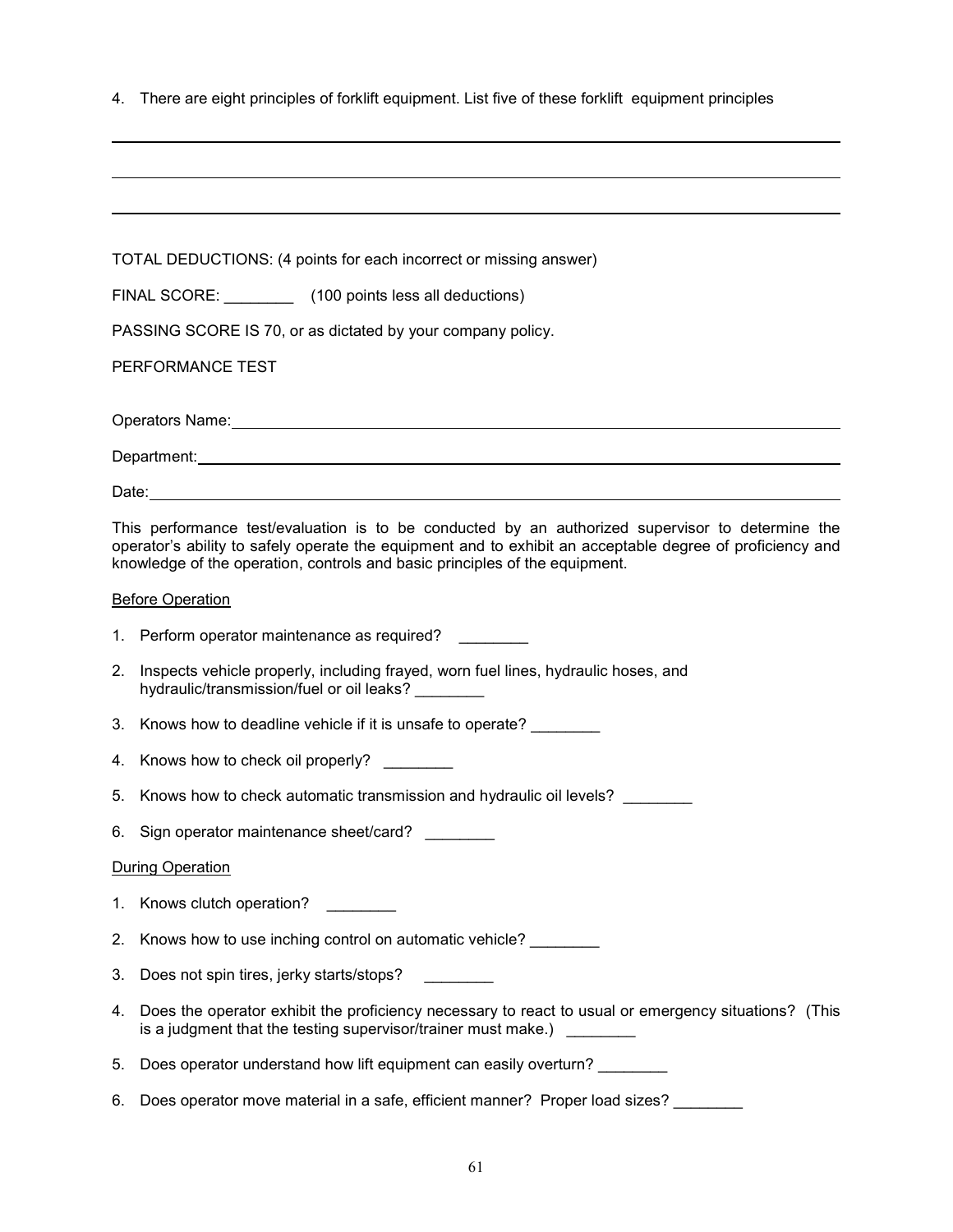4. There are eight principles of forklift equipment. List five of these forklift equipment principles

________________________________________________________________________________

________________________________________________________________________________

________________________________________________________________________________

TOTAL DEDUCTIONS: (4 points for each incorrect or missing answer)

FINAL SCORE: ________ (100 points less all deductions)

PASSING SCORE IS 70, or as dictated by your company policy.

PERFORMANCE TEST

Operators Name: ________________________________________________________________

Department: ____________________________________________________________________

Date: __________________________________________________________________________

This performance test/evaluation is to be conducted by an authorized supervisor to determine the operator's ability to safely operate the equipment and to exhibit an acceptable degree of proficiency and knowledge of the operation, controls and basic principles of the equipment.

Before Operation

1. Perform operator maintenance as required? ________
2. Inspects vehicle properly, including frayed, worn fuel lines, hydraulic hoses, and hydraulic/transmission/fuel or oil leaks? ________
3. Knows how to deadline vehicle if it is unsafe to operate? ________
4. Knows how to check oil properly? ________
5. Knows how to check automatic transmission and hydraulic oil levels? ________
6. Sign operator maintenance sheet/card? ________

During Operation

1. Knows clutch operation? ________
2. Knows how to use inching control on automatic vehicle? ________
3. Does not spin tires, jerky starts/stops? ________
4. Does the operator exhibit the proficiency necessary to react to usual or emergency situations? (This is a judgment that the testing supervisor/trainer must make.) ________
5. Does operator understand how lift equipment can easily overturn? ________
6. Does operator move material in a safe, efficient manner? Proper load sizes? ________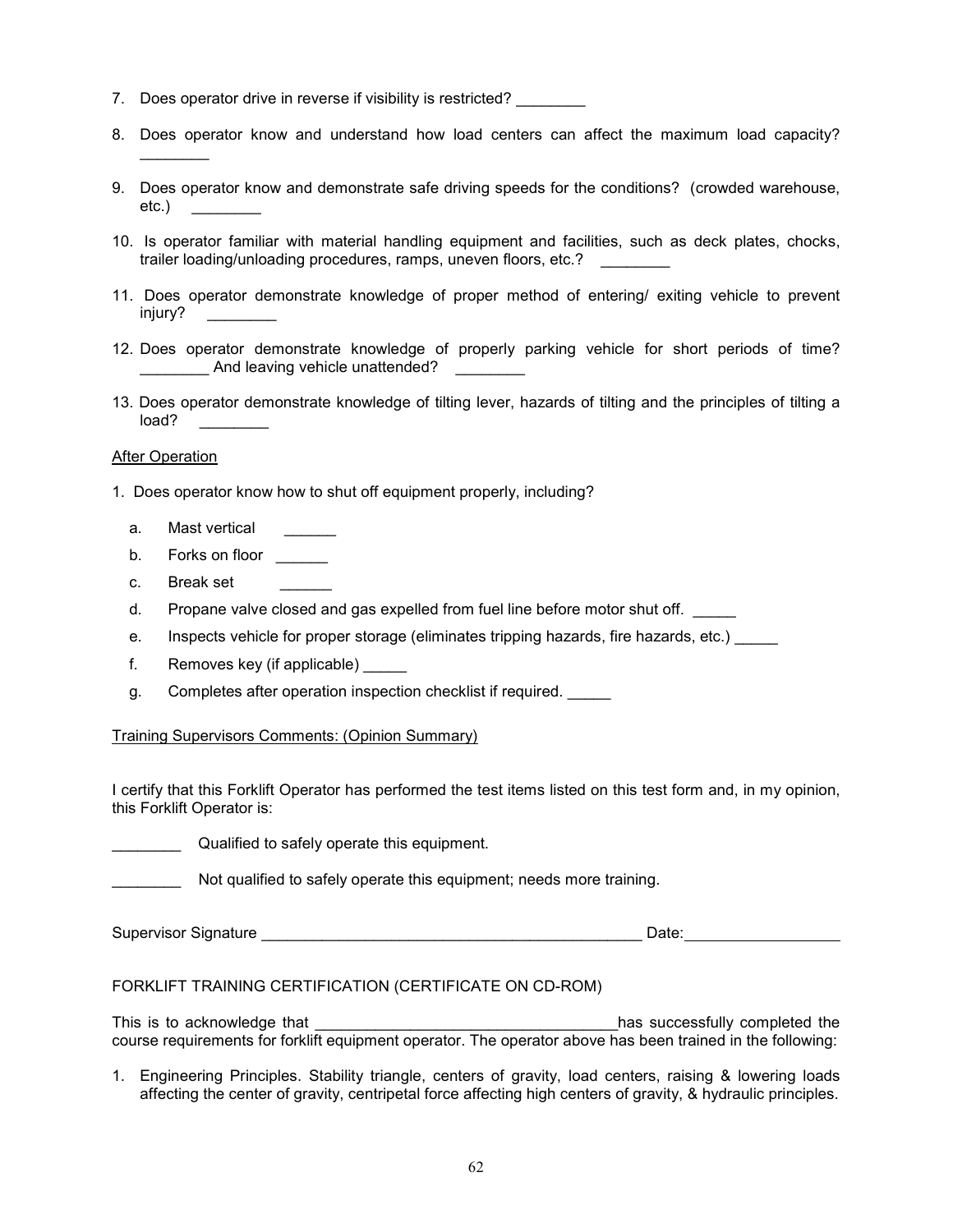7. Does operator drive in reverse if visibility is restricted? ________

8. Does operator know and understand how load centers can affect the maximum load capacity? ________

9. Does operator know and demonstrate safe driving speeds for the conditions? (crowded warehouse, etc.) ________

10. Is operator familiar with material handling equipment and facilities, such as deck plates, chocks, trailer loading/unloading procedures, ramps, uneven floors, etc.? ________

11. Does operator demonstrate knowledge of proper method of entering/ exiting vehicle to prevent injury? ________

12. Does operator demonstrate knowledge of properly parking vehicle for short periods of time? ________ And leaving vehicle unattended? ________

13. Does operator demonstrate knowledge of tilting lever, hazards of tilting and the principles of tilting a load? ________

<u>After Operation</u>

1. Does operator know how to shut off equipment properly, including?

   a. Mast vertical ______
   
   b. Forks on floor ______
   
   c. Break set ______
   
   d. Propane valve closed and gas expelled from fuel line before motor shut off. _____
   
   e. Inspects vehicle for proper storage (eliminates tripping hazards, fire hazards, etc.) _____
   
   f. Removes key (if applicable) _____
   
   g. Completes after operation inspection checklist if required. _____

<u>Training Supervisors Comments: (Opinion Summary)</u>

I certify that this Forklift Operator has performed the test items listed on this test form and, in my opinion, this Forklift Operator is:

________ Qualified to safely operate this equipment.

________ Not qualified to safely operate this equipment; needs more training.

Supervisor Signature ______________________________________________ Date:__________________

FORKLIFT TRAINING CERTIFICATION (CERTIFICATE ON CD-ROM)

This is to acknowledge that ____________________________________has successfully completed the course requirements for forklift equipment operator. The operator above has been trained in the following:

1. Engineering Principles. Stability triangle, centers of gravity, load centers, raising & lowering loads affecting the center of gravity, centripetal force affecting high centers of gravity, & hydraulic principles.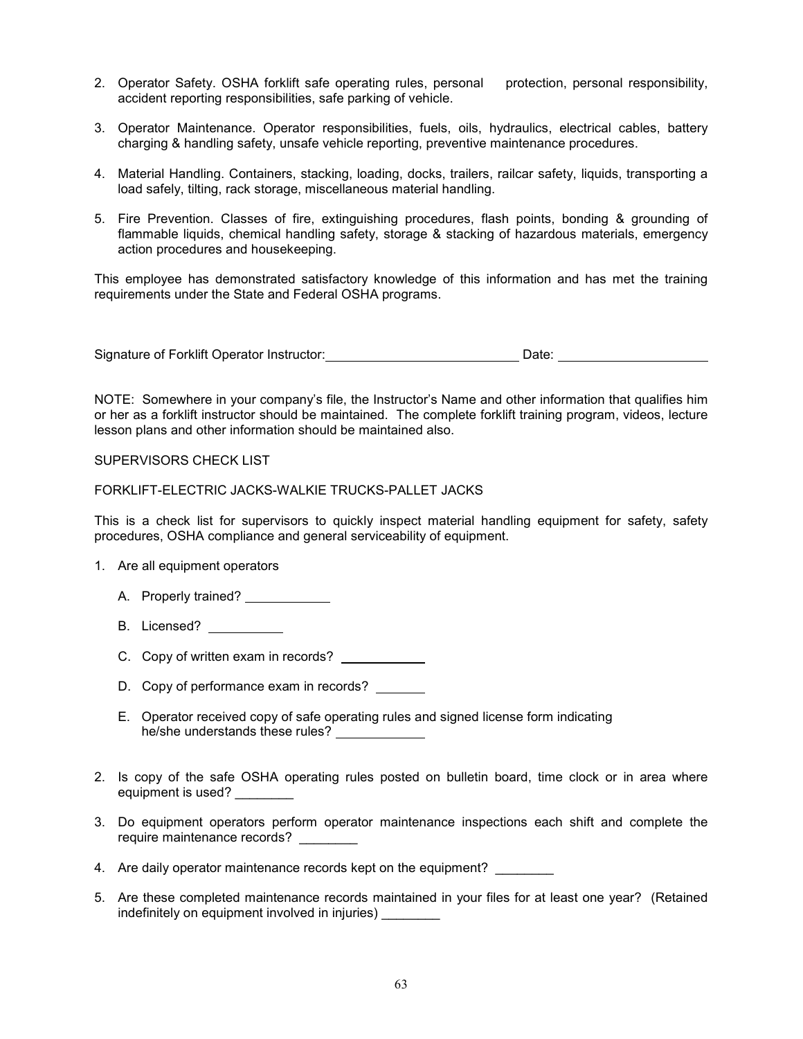2. Operator Safety. OSHA forklift safe operating rules, personal protection, personal responsibility, accident reporting responsibilities, safe parking of vehicle.

3. Operator Maintenance. Operator responsibilities, fuels, oils, hydraulics, electrical cables, battery charging & handling safety, unsafe vehicle reporting, preventive maintenance procedures.

4. Material Handling. Containers, stacking, loading, docks, trailers, railcar safety, liquids, transporting a load safely, tilting, rack storage, miscellaneous material handling.

5. Fire Prevention. Classes of fire, extinguishing procedures, flash points, bonding & grounding of flammable liquids, chemical handling safety, storage & stacking of hazardous materials, emergency action procedures and housekeeping.

This employee has demonstrated satisfactory knowledge of this information and has met the training requirements under the State and Federal OSHA programs.

Signature of Forklift Operator Instructor:____________________________ Date: ______________________

NOTE: Somewhere in your company's file, the Instructor's Name and other information that qualifies him or her as a forklift instructor should be maintained. The complete forklift training program, videos, lecture lesson plans and other information should be maintained also.

SUPERVISORS CHECK LIST

FORKLIFT-ELECTRIC JACKS-WALKIE TRUCKS-PALLET JACKS

This is a check list for supervisors to quickly inspect material handling equipment for safety, safety procedures, OSHA compliance and general serviceability of equipment.

1. Are all equipment operators

   A. Properly trained? ____________

   B. Licensed? ___________

   C. Copy of written exam in records? ____________

   D. Copy of performance exam in records? _______

   E. Operator received copy of safe operating rules and signed license form indicating he/she understands these rules? ____________

2. Is copy of the safe OSHA operating rules posted on bulletin board, time clock or in area where equipment is used? ________

3. Do equipment operators perform operator maintenance inspections each shift and complete the require maintenance records? ________

4. Are daily operator maintenance records kept on the equipment? ________

5. Are these completed maintenance records maintained in your files for at least one year? (Retained indefinitely on equipment involved in injuries) ________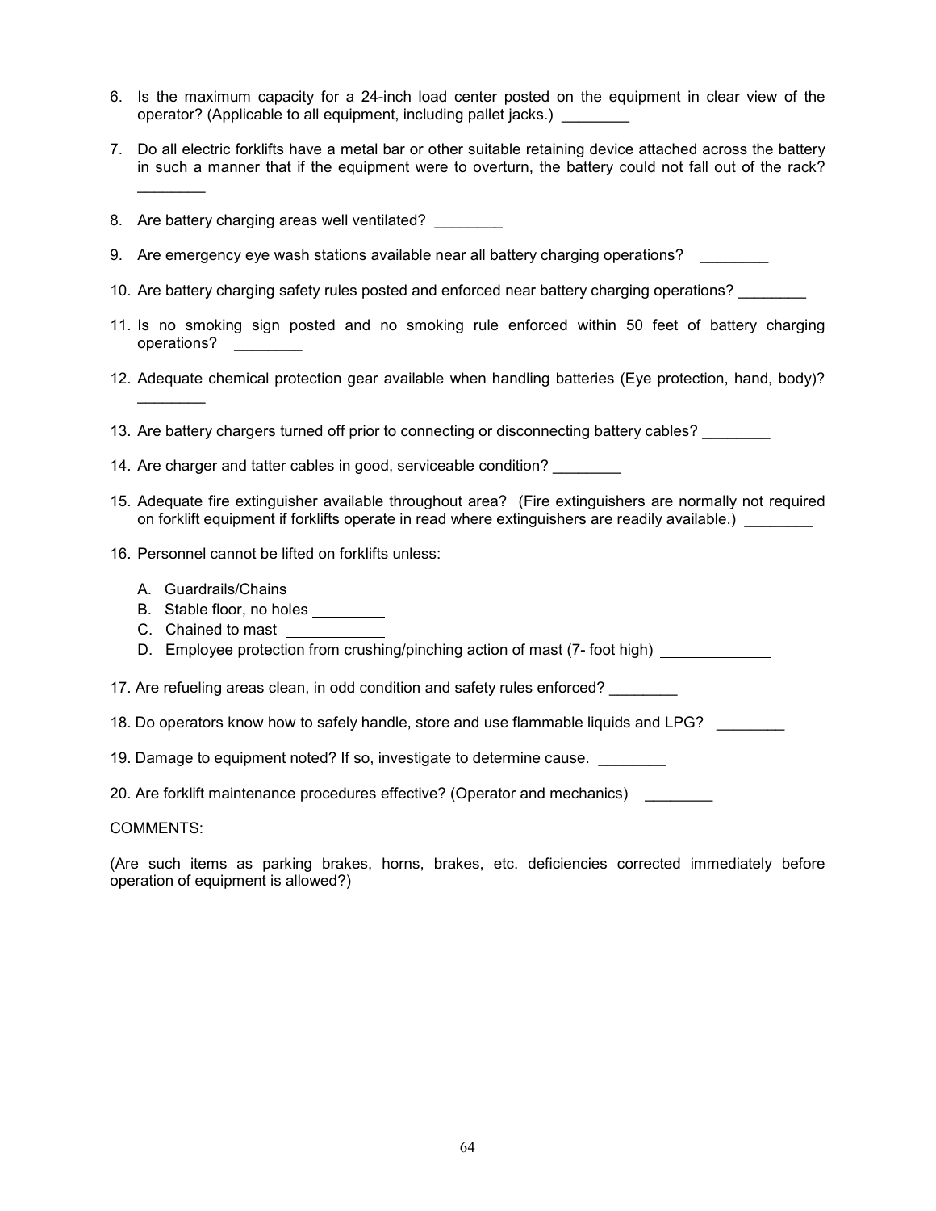6. Is the maximum capacity for a 24-inch load center posted on the equipment in clear view of the operator? (Applicable to all equipment, including pallet jacks.) ________

7. Do all electric forklifts have a metal bar or other suitable retaining device attached across the battery in such a manner that if the equipment were to overturn, the battery could not fall out of the rack? ________

8. Are battery charging areas well ventilated? ________

9. Are emergency eye wash stations available near all battery charging operations? ________

10. Are battery charging safety rules posted and enforced near battery charging operations? ________

11. Is no smoking sign posted and no smoking rule enforced within 50 feet of battery charging operations? ________

12. Adequate chemical protection gear available when handling batteries (Eye protection, hand, body)? ________

13. Are battery chargers turned off prior to connecting or disconnecting battery cables? ________

14. Are charger and tatter cables in good, serviceable condition? ________

15. Adequate fire extinguisher available throughout area? (Fire extinguishers are normally not required on forklift equipment if forklifts operate in read where extinguishers are readily available.) ________

16. Personnel cannot be lifted on forklifts unless:

    A. Guardrails/Chains ___________
    B. Stable floor, no holes _________
    C. Chained to mast ___________
    D. Employee protection from crushing/pinching action of mast (7- foot high) _____________

17. Are refueling areas clean, in odd condition and safety rules enforced? ________

18. Do operators know how to safely handle, store and use flammable liquids and LPG? ________

19. Damage to equipment noted? If so, investigate to determine cause. ________

20. Are forklift maintenance procedures effective? (Operator and mechanics) ________

COMMENTS:

(Are such items as parking brakes, horns, brakes, etc. deficiencies corrected immediately before operation of equipment is allowed?)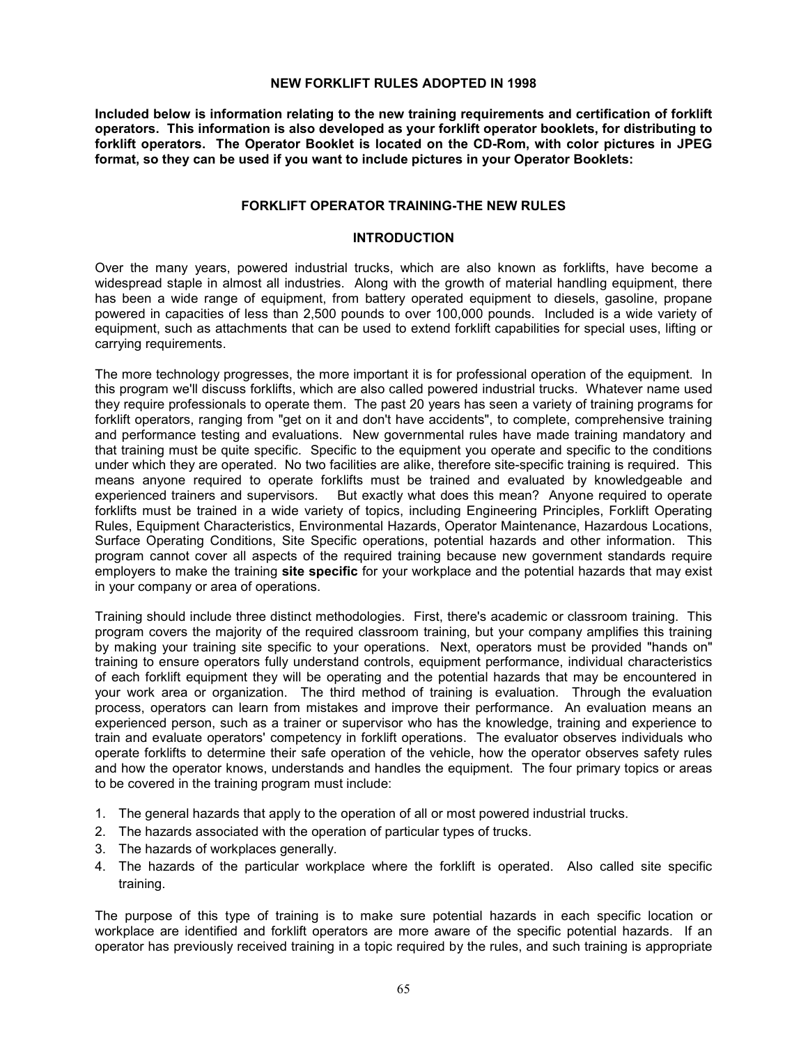## NEW FORKLIFT RULES ADOPTED IN 1998

**Included below is information relating to the new training requirements and certification of forklift operators. This information is also developed as your forklift operator booklets, for distributing to forklift operators. The Operator Booklet is located on the CD-Rom, with color pictures in JPEG format, so they can be used if you want to include pictures in your Operator Booklets:**

## FORKLIFT OPERATOR TRAINING-THE NEW RULES

### INTRODUCTION

Over the many years, powered industrial trucks, which are also known as forklifts, have become a widespread staple in almost all industries. Along with the growth of material handling equipment, there has been a wide range of equipment, from battery operated equipment to diesels, gasoline, propane powered in capacities of less than 2,500 pounds to over 100,000 pounds. Included is a wide variety of equipment, such as attachments that can be used to extend forklift capabilities for special uses, lifting or carrying requirements.

The more technology progresses, the more important it is for professional operation of the equipment. In this program we'll discuss forklifts, which are also called powered industrial trucks. Whatever name used they require professionals to operate them. The past 20 years has seen a variety of training programs for forklift operators, ranging from "get on it and don't have accidents", to complete, comprehensive training and performance testing and evaluations. New governmental rules have made training mandatory and that training must be quite specific. Specific to the equipment you operate and specific to the conditions under which they are operated. No two facilities are alike, therefore site-specific training is required. This means anyone required to operate forklifts must be trained and evaluated by knowledgeable and experienced trainers and supervisors. But exactly what does this mean? Anyone required to operate forklifts must be trained in a wide variety of topics, including Engineering Principles, Forklift Operating Rules, Equipment Characteristics, Environmental Hazards, Operator Maintenance, Hazardous Locations, Surface Operating Conditions, Site Specific operations, potential hazards and other information. This program cannot cover all aspects of the required training because new government standards require employers to make the training **site specific** for your workplace and the potential hazards that may exist in your company or area of operations.

Training should include three distinct methodologies. First, there's academic or classroom training. This program covers the majority of the required classroom training, but your company amplifies this training by making your training site specific to your operations. Next, operators must be provided "hands on" training to ensure operators fully understand controls, equipment performance, individual characteristics of each forklift equipment they will be operating and the potential hazards that may be encountered in your work area or organization. The third method of training is evaluation. Through the evaluation process, operators can learn from mistakes and improve their performance. An evaluation means an experienced person, such as a trainer or supervisor who has the knowledge, training and experience to train and evaluate operators' competency in forklift operations. The evaluator observes individuals who operate forklifts to determine their safe operation of the vehicle, how the operator observes safety rules and how the operator knows, understands and handles the equipment. The four primary topics or areas to be covered in the training program must include:

1. The general hazards that apply to the operation of all or most powered industrial trucks.
2. The hazards associated with the operation of particular types of trucks.
3. The hazards of workplaces generally.
4. The hazards of the particular workplace where the forklift is operated. Also called site specific training.

The purpose of this type of training is to make sure potential hazards in each specific location or workplace are identified and forklift operators are more aware of the specific potential hazards. If an operator has previously received training in a topic required by the rules, and such training is appropriate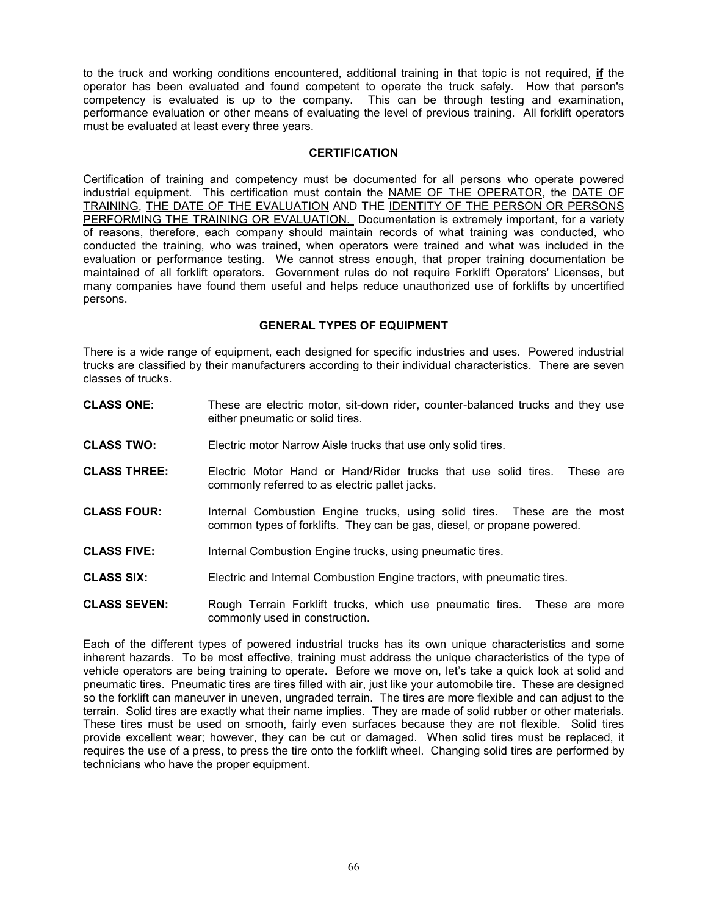to the truck and working conditions encountered, additional training in that topic is not required, **if** the operator has been evaluated and found competent to operate the truck safely. How that person's competency is evaluated is up to the company. This can be through testing and examination, performance evaluation or other means of evaluating the level of previous training. All forklift operators must be evaluated at least every three years.

## CERTIFICATION

Certification of training and competency must be documented for all persons who operate powered industrial equipment. This certification must contain the NAME OF THE OPERATOR, the DATE OF TRAINING, THE DATE OF THE EVALUATION AND THE IDENTITY OF THE PERSON OR PERSONS PERFORMING THE TRAINING OR EVALUATION. Documentation is extremely important, for a variety of reasons, therefore, each company should maintain records of what training was conducted, who conducted the training, who was trained, when operators were trained and what was included in the evaluation or performance testing. We cannot stress enough, that proper training documentation be maintained of all forklift operators. Government rules do not require Forklift Operators' Licenses, but many companies have found them useful and helps reduce unauthorized use of forklifts by uncertified persons.

## GENERAL TYPES OF EQUIPMENT

There is a wide range of equipment, each designed for specific industries and uses. Powered industrial trucks are classified by their manufacturers according to their individual characteristics. There are seven classes of trucks.

**CLASS ONE:** These are electric motor, sit-down rider, counter-balanced trucks and they use either pneumatic or solid tires.

**CLASS TWO:** Electric motor Narrow Aisle trucks that use only solid tires.

**CLASS THREE:** Electric Motor Hand or Hand/Rider trucks that use solid tires. These are commonly referred to as electric pallet jacks.

**CLASS FOUR:** Internal Combustion Engine trucks, using solid tires. These are the most common types of forklifts. They can be gas, diesel, or propane powered.

**CLASS FIVE:** Internal Combustion Engine trucks, using pneumatic tires.

**CLASS SIX:** Electric and Internal Combustion Engine tractors, with pneumatic tires.

**CLASS SEVEN:** Rough Terrain Forklift trucks, which use pneumatic tires. These are more commonly used in construction.

Each of the different types of powered industrial trucks has its own unique characteristics and some inherent hazards. To be most effective, training must address the unique characteristics of the type of vehicle operators are being training to operate. Before we move on, let's take a quick look at solid and pneumatic tires. Pneumatic tires are tires filled with air, just like your automobile tire. These are designed so the forklift can maneuver in uneven, ungraded terrain. The tires are more flexible and can adjust to the terrain. Solid tires are exactly what their name implies. They are made of solid rubber or other materials. These tires must be used on smooth, fairly even surfaces because they are not flexible. Solid tires provide excellent wear; however, they can be cut or damaged. When solid tires must be replaced, it requires the use of a press, to press the tire onto the forklift wheel. Changing solid tires are performed by technicians who have the proper equipment.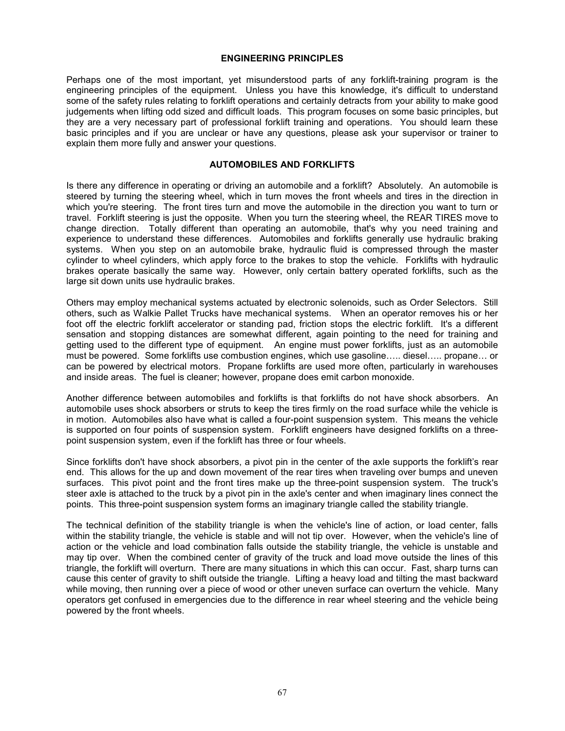## ENGINEERING PRINCIPLES

Perhaps one of the most important, yet misunderstood parts of any forklift-training program is the engineering principles of the equipment. Unless you have this knowledge, it's difficult to understand some of the safety rules relating to forklift operations and certainly detracts from your ability to make good judgements when lifting odd sized and difficult loads. This program focuses on some basic principles, but they are a very necessary part of professional forklift training and operations. You should learn these basic principles and if you are unclear or have any questions, please ask your supervisor or trainer to explain them more fully and answer your questions.

## AUTOMOBILES AND FORKLIFTS

Is there any difference in operating or driving an automobile and a forklift? Absolutely. An automobile is steered by turning the steering wheel, which in turn moves the front wheels and tires in the direction in which you're steering. The front tires turn and move the automobile in the direction you want to turn or travel. Forklift steering is just the opposite. When you turn the steering wheel, the REAR TIRES move to change direction. Totally different than operating an automobile, that's why you need training and experience to understand these differences. Automobiles and forklifts generally use hydraulic braking systems. When you step on an automobile brake, hydraulic fluid is compressed through the master cylinder to wheel cylinders, which apply force to the brakes to stop the vehicle. Forklifts with hydraulic brakes operate basically the same way. However, only certain battery operated forklifts, such as the large sit down units use hydraulic brakes.

Others may employ mechanical systems actuated by electronic solenoids, such as Order Selectors. Still others, such as Walkie Pallet Trucks have mechanical systems. When an operator removes his or her foot off the electric forklift accelerator or standing pad, friction stops the electric forklift. It's a different sensation and stopping distances are somewhat different, again pointing to the need for training and getting used to the different type of equipment. An engine must power forklifts, just as an automobile must be powered. Some forklifts use combustion engines, which use gasoline….. diesel….. propane… or can be powered by electrical motors. Propane forklifts are used more often, particularly in warehouses and inside areas. The fuel is cleaner; however, propane does emit carbon monoxide.

Another difference between automobiles and forklifts is that forklifts do not have shock absorbers. An automobile uses shock absorbers or struts to keep the tires firmly on the road surface while the vehicle is in motion. Automobiles also have what is called a four-point suspension system. This means the vehicle is supported on four points of suspension system. Forklift engineers have designed forklifts on a three-point suspension system, even if the forklift has three or four wheels.

Since forklifts don't have shock absorbers, a pivot pin in the center of the axle supports the forklift's rear end. This allows for the up and down movement of the rear tires when traveling over bumps and uneven surfaces. This pivot point and the front tires make up the three-point suspension system. The truck's steer axle is attached to the truck by a pivot pin in the axle's center and when imaginary lines connect the points. This three-point suspension system forms an imaginary triangle called the stability triangle.

The technical definition of the stability triangle is when the vehicle's line of action, or load center, falls within the stability triangle, the vehicle is stable and will not tip over. However, when the vehicle's line of action or the vehicle and load combination falls outside the stability triangle, the vehicle is unstable and may tip over. When the combined center of gravity of the truck and load move outside the lines of this triangle, the forklift will overturn. There are many situations in which this can occur. Fast, sharp turns can cause this center of gravity to shift outside the triangle. Lifting a heavy load and tilting the mast backward while moving, then running over a piece of wood or other uneven surface can overturn the vehicle. Many operators get confused in emergencies due to the difference in rear wheel steering and the vehicle being powered by the front wheels.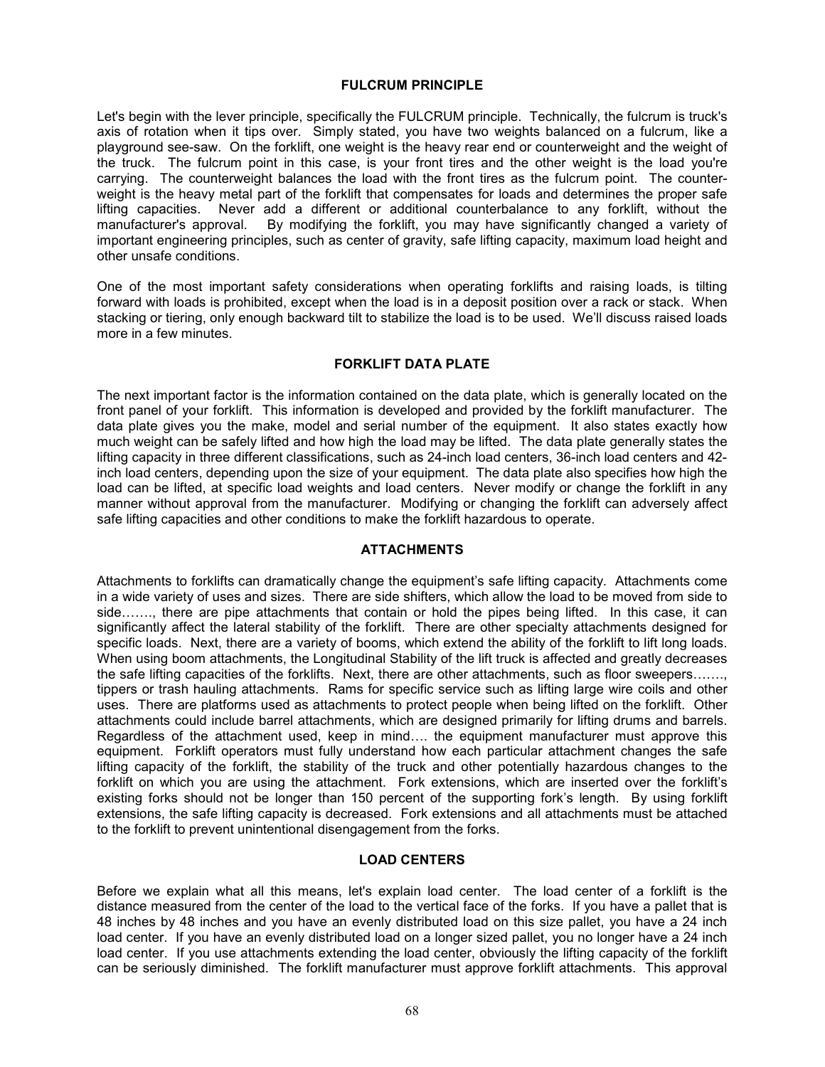## FULCRUM PRINCIPLE

Let's begin with the lever principle, specifically the FULCRUM principle. Technically, the fulcrum is truck's axis of rotation when it tips over. Simply stated, you have two weights balanced on a fulcrum, like a playground see-saw. On the forklift, one weight is the heavy rear end or counterweight and the weight of the truck. The fulcrum point in this case, is your front tires and the other weight is the load you're carrying. The counterweight balances the load with the front tires as the fulcrum point. The counter-weight is the heavy metal part of the forklift that compensates for loads and determines the proper safe lifting capacities. Never add a different or additional counterbalance to any forklift, without the manufacturer's approval. By modifying the forklift, you may have significantly changed a variety of important engineering principles, such as center of gravity, safe lifting capacity, maximum load height and other unsafe conditions.

One of the most important safety considerations when operating forklifts and raising loads, is tilting forward with loads is prohibited, except when the load is in a deposit position over a rack or stack. When stacking or tiering, only enough backward tilt to stabilize the load is to be used. We'll discuss raised loads more in a few minutes.

## FORKLIFT DATA PLATE

The next important factor is the information contained on the data plate, which is generally located on the front panel of your forklift. This information is developed and provided by the forklift manufacturer. The data plate gives you the make, model and serial number of the equipment. It also states exactly how much weight can be safely lifted and how high the load may be lifted. The data plate generally states the lifting capacity in three different classifications, such as 24-inch load centers, 36-inch load centers and 42-inch load centers, depending upon the size of your equipment. The data plate also specifies how high the load can be lifted, at specific load weights and load centers. Never modify or change the forklift in any manner without approval from the manufacturer. Modifying or changing the forklift can adversely affect safe lifting capacities and other conditions to make the forklift hazardous to operate.

## ATTACHMENTS

Attachments to forklifts can dramatically change the equipment's safe lifting capacity. Attachments come in a wide variety of uses and sizes. There are side shifters, which allow the load to be moved from side to side……., there are pipe attachments that contain or hold the pipes being lifted. In this case, it can significantly affect the lateral stability of the forklift. There are other specialty attachments designed for specific loads. Next, there are a variety of booms, which extend the ability of the forklift to lift long loads. When using boom attachments, the Longitudinal Stability of the lift truck is affected and greatly decreases the safe lifting capacities of the forklifts. Next, there are other attachments, such as floor sweepers……., tippers or trash hauling attachments. Rams for specific service such as lifting large wire coils and other uses. There are platforms used as attachments to protect people when being lifted on the forklift. Other attachments could include barrel attachments, which are designed primarily for lifting drums and barrels. Regardless of the attachment used, keep in mind…. the equipment manufacturer must approve this equipment. Forklift operators must fully understand how each particular attachment changes the safe lifting capacity of the forklift, the stability of the truck and other potentially hazardous changes to the forklift on which you are using the attachment. Fork extensions, which are inserted over the forklift's existing forks should not be longer than 150 percent of the supporting fork's length. By using forklift extensions, the safe lifting capacity is decreased. Fork extensions and all attachments must be attached to the forklift to prevent unintentional disengagement from the forks.

## LOAD CENTERS

Before we explain what all this means, let's explain load center. The load center of a forklift is the distance measured from the center of the load to the vertical face of the forks. If you have a pallet that is 48 inches by 48 inches and you have an evenly distributed load on this size pallet, you have a 24 inch load center. If you have an evenly distributed load on a longer sized pallet, you no longer have a 24 inch load center. If you use attachments extending the load center, obviously the lifting capacity of the forklift can be seriously diminished. The forklift manufacturer must approve forklift attachments. This approval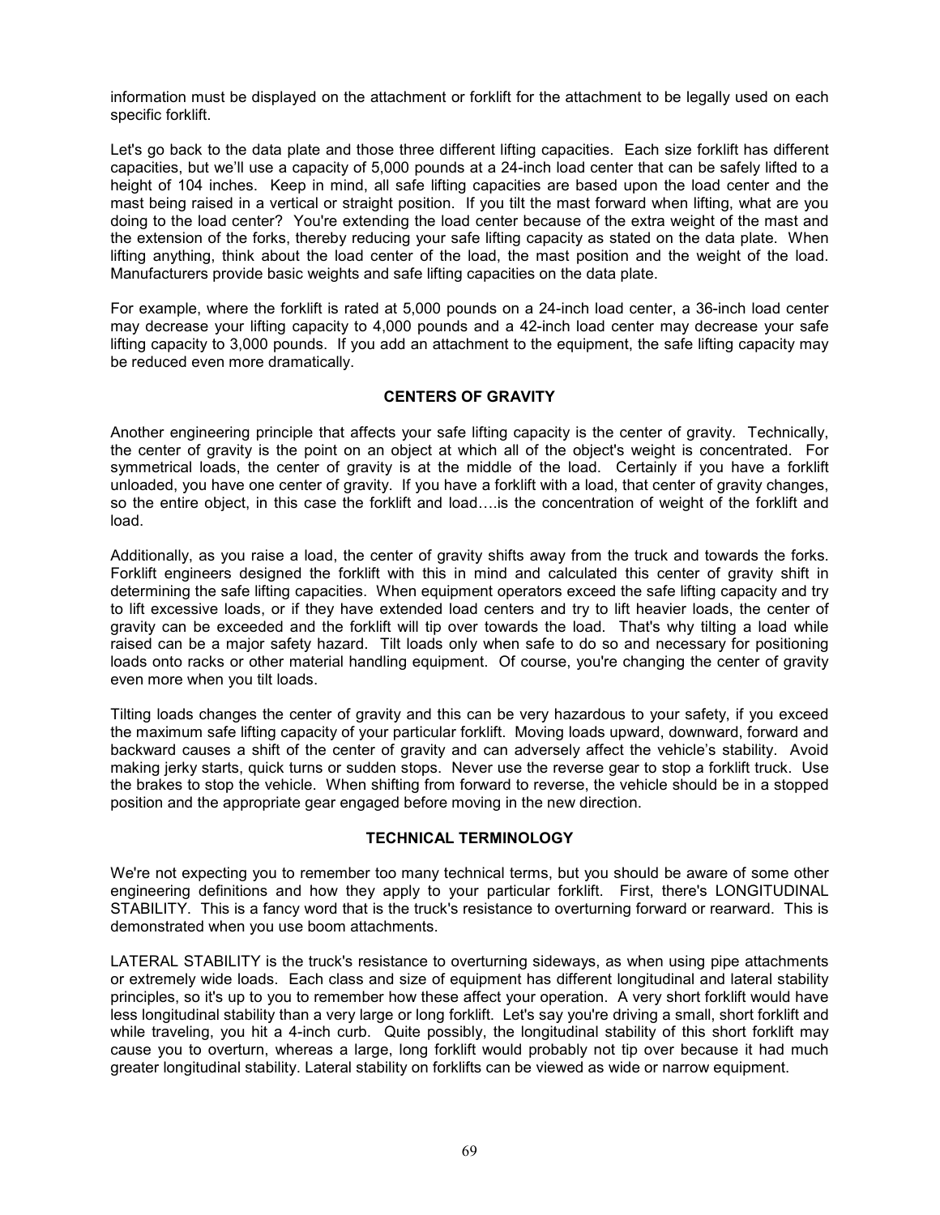information must be displayed on the attachment or forklift for the attachment to be legally used on each specific forklift.

Let's go back to the data plate and those three different lifting capacities. Each size forklift has different capacities, but we'll use a capacity of 5,000 pounds at a 24-inch load center that can be safely lifted to a height of 104 inches. Keep in mind, all safe lifting capacities are based upon the load center and the mast being raised in a vertical or straight position. If you tilt the mast forward when lifting, what are you doing to the load center? You're extending the load center because of the extra weight of the mast and the extension of the forks, thereby reducing your safe lifting capacity as stated on the data plate. When lifting anything, think about the load center of the load, the mast position and the weight of the load. Manufacturers provide basic weights and safe lifting capacities on the data plate.

For example, where the forklift is rated at 5,000 pounds on a 24-inch load center, a 36-inch load center may decrease your lifting capacity to 4,000 pounds and a 42-inch load center may decrease your safe lifting capacity to 3,000 pounds. If you add an attachment to the equipment, the safe lifting capacity may be reduced even more dramatically.

## CENTERS OF GRAVITY

Another engineering principle that affects your safe lifting capacity is the center of gravity. Technically, the center of gravity is the point on an object at which all of the object's weight is concentrated. For symmetrical loads, the center of gravity is at the middle of the load. Certainly if you have a forklift unloaded, you have one center of gravity. If you have a forklift with a load, that center of gravity changes, so the entire object, in this case the forklift and load….is the concentration of weight of the forklift and load.

Additionally, as you raise a load, the center of gravity shifts away from the truck and towards the forks. Forklift engineers designed the forklift with this in mind and calculated this center of gravity shift in determining the safe lifting capacities. When equipment operators exceed the safe lifting capacity and try to lift excessive loads, or if they have extended load centers and try to lift heavier loads, the center of gravity can be exceeded and the forklift will tip over towards the load. That's why tilting a load while raised can be a major safety hazard. Tilt loads only when safe to do so and necessary for positioning loads onto racks or other material handling equipment. Of course, you're changing the center of gravity even more when you tilt loads.

Tilting loads changes the center of gravity and this can be very hazardous to your safety, if you exceed the maximum safe lifting capacity of your particular forklift. Moving loads upward, downward, forward and backward causes a shift of the center of gravity and can adversely affect the vehicle's stability. Avoid making jerky starts, quick turns or sudden stops. Never use the reverse gear to stop a forklift truck. Use the brakes to stop the vehicle. When shifting from forward to reverse, the vehicle should be in a stopped position and the appropriate gear engaged before moving in the new direction.

## TECHNICAL TERMINOLOGY

We're not expecting you to remember too many technical terms, but you should be aware of some other engineering definitions and how they apply to your particular forklift. First, there's LONGITUDINAL STABILITY. This is a fancy word that is the truck's resistance to overturning forward or rearward. This is demonstrated when you use boom attachments.

LATERAL STABILITY is the truck's resistance to overturning sideways, as when using pipe attachments or extremely wide loads. Each class and size of equipment has different longitudinal and lateral stability principles, so it's up to you to remember how these affect your operation. A very short forklift would have less longitudinal stability than a very large or long forklift. Let's say you're driving a small, short forklift and while traveling, you hit a 4-inch curb. Quite possibly, the longitudinal stability of this short forklift may cause you to overturn, whereas a large, long forklift would probably not tip over because it had much greater longitudinal stability. Lateral stability on forklifts can be viewed as wide or narrow equipment.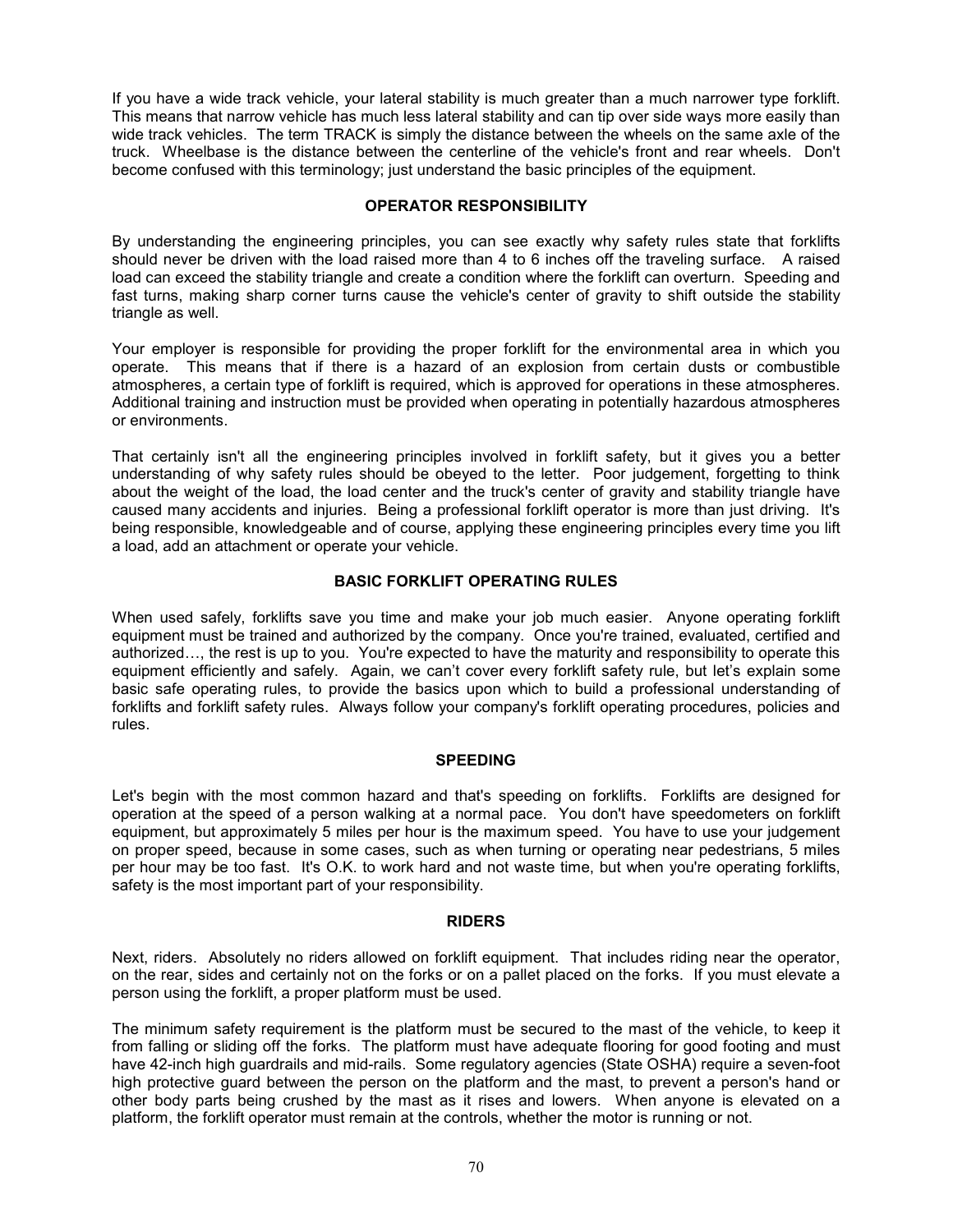If you have a wide track vehicle, your lateral stability is much greater than a much narrower type forklift. This means that narrow vehicle has much less lateral stability and can tip over side ways more easily than wide track vehicles. The term TRACK is simply the distance between the wheels on the same axle of the truck. Wheelbase is the distance between the centerline of the vehicle's front and rear wheels. Don't become confused with this terminology; just understand the basic principles of the equipment.

## OPERATOR RESPONSIBILITY

By understanding the engineering principles, you can see exactly why safety rules state that forklifts should never be driven with the load raised more than 4 to 6 inches off the traveling surface. A raised load can exceed the stability triangle and create a condition where the forklift can overturn. Speeding and fast turns, making sharp corner turns cause the vehicle's center of gravity to shift outside the stability triangle as well.

Your employer is responsible for providing the proper forklift for the environmental area in which you operate. This means that if there is a hazard of an explosion from certain dusts or combustible atmospheres, a certain type of forklift is required, which is approved for operations in these atmospheres. Additional training and instruction must be provided when operating in potentially hazardous atmospheres or environments.

That certainly isn't all the engineering principles involved in forklift safety, but it gives you a better understanding of why safety rules should be obeyed to the letter. Poor judgement, forgetting to think about the weight of the load, the load center and the truck's center of gravity and stability triangle have caused many accidents and injuries. Being a professional forklift operator is more than just driving. It's being responsible, knowledgeable and of course, applying these engineering principles every time you lift a load, add an attachment or operate your vehicle.

## BASIC FORKLIFT OPERATING RULES

When used safely, forklifts save you time and make your job much easier. Anyone operating forklift equipment must be trained and authorized by the company. Once you're trained, evaluated, certified and authorized…, the rest is up to you. You're expected to have the maturity and responsibility to operate this equipment efficiently and safely. Again, we can't cover every forklift safety rule, but let's explain some basic safe operating rules, to provide the basics upon which to build a professional understanding of forklifts and forklift safety rules. Always follow your company's forklift operating procedures, policies and rules.

## SPEEDING

Let's begin with the most common hazard and that's speeding on forklifts. Forklifts are designed for operation at the speed of a person walking at a normal pace. You don't have speedometers on forklift equipment, but approximately 5 miles per hour is the maximum speed. You have to use your judgement on proper speed, because in some cases, such as when turning or operating near pedestrians, 5 miles per hour may be too fast. It's O.K. to work hard and not waste time, but when you're operating forklifts, safety is the most important part of your responsibility.

## RIDERS

Next, riders. Absolutely no riders allowed on forklift equipment. That includes riding near the operator, on the rear, sides and certainly not on the forks or on a pallet placed on the forks. If you must elevate a person using the forklift, a proper platform must be used.

The minimum safety requirement is the platform must be secured to the mast of the vehicle, to keep it from falling or sliding off the forks. The platform must have adequate flooring for good footing and must have 42-inch high guardrails and mid-rails. Some regulatory agencies (State OSHA) require a seven-foot high protective guard between the person on the platform and the mast, to prevent a person's hand or other body parts being crushed by the mast as it rises and lowers. When anyone is elevated on a platform, the forklift operator must remain at the controls, whether the motor is running or not.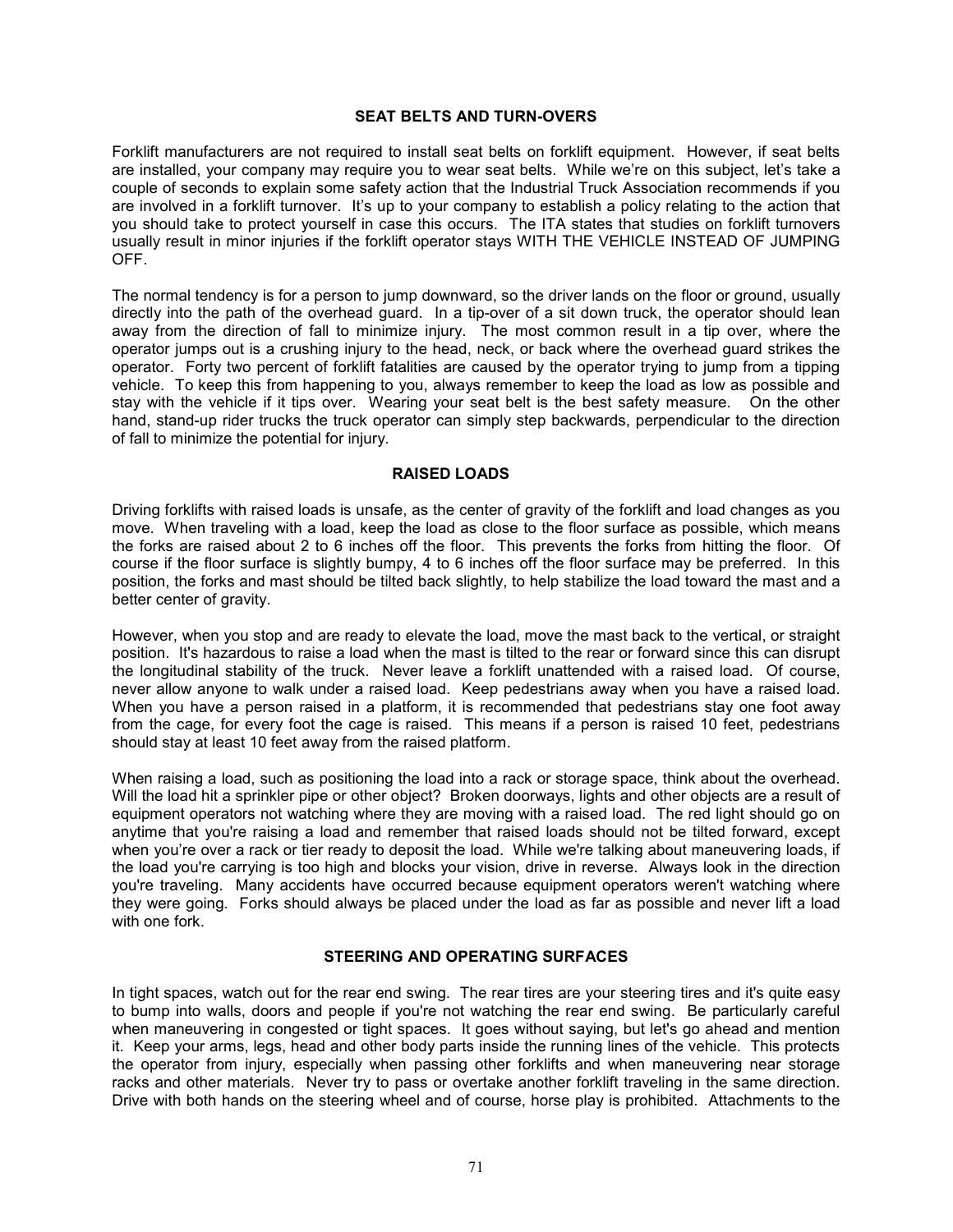## SEAT BELTS AND TURN-OVERS

Forklift manufacturers are not required to install seat belts on forklift equipment. However, if seat belts are installed, your company may require you to wear seat belts. While we're on this subject, let's take a couple of seconds to explain some safety action that the Industrial Truck Association recommends if you are involved in a forklift turnover. It's up to your company to establish a policy relating to the action that you should take to protect yourself in case this occurs. The ITA states that studies on forklift turnovers usually result in minor injuries if the forklift operator stays WITH THE VEHICLE INSTEAD OF JUMPING OFF.

The normal tendency is for a person to jump downward, so the driver lands on the floor or ground, usually directly into the path of the overhead guard. In a tip-over of a sit down truck, the operator should lean away from the direction of fall to minimize injury. The most common result in a tip over, where the operator jumps out is a crushing injury to the head, neck, or back where the overhead guard strikes the operator. Forty two percent of forklift fatalities are caused by the operator trying to jump from a tipping vehicle. To keep this from happening to you, always remember to keep the load as low as possible and stay with the vehicle if it tips over. Wearing your seat belt is the best safety measure. On the other hand, stand-up rider trucks the truck operator can simply step backwards, perpendicular to the direction of fall to minimize the potential for injury.

## RAISED LOADS

Driving forklifts with raised loads is unsafe, as the center of gravity of the forklift and load changes as you move. When traveling with a load, keep the load as close to the floor surface as possible, which means the forks are raised about 2 to 6 inches off the floor. This prevents the forks from hitting the floor. Of course if the floor surface is slightly bumpy, 4 to 6 inches off the floor surface may be preferred. In this position, the forks and mast should be tilted back slightly, to help stabilize the load toward the mast and a better center of gravity.

However, when you stop and are ready to elevate the load, move the mast back to the vertical, or straight position. It's hazardous to raise a load when the mast is tilted to the rear or forward since this can disrupt the longitudinal stability of the truck. Never leave a forklift unattended with a raised load. Of course, never allow anyone to walk under a raised load. Keep pedestrians away when you have a raised load. When you have a person raised in a platform, it is recommended that pedestrians stay one foot away from the cage, for every foot the cage is raised. This means if a person is raised 10 feet, pedestrians should stay at least 10 feet away from the raised platform.

When raising a load, such as positioning the load into a rack or storage space, think about the overhead. Will the load hit a sprinkler pipe or other object? Broken doorways, lights and other objects are a result of equipment operators not watching where they are moving with a raised load. The red light should go on anytime that you're raising a load and remember that raised loads should not be tilted forward, except when you're over a rack or tier ready to deposit the load. While we're talking about maneuvering loads, if the load you're carrying is too high and blocks your vision, drive in reverse. Always look in the direction you're traveling. Many accidents have occurred because equipment operators weren't watching where they were going. Forks should always be placed under the load as far as possible and never lift a load with one fork.

## STEERING AND OPERATING SURFACES

In tight spaces, watch out for the rear end swing. The rear tires are your steering tires and it's quite easy to bump into walls, doors and people if you're not watching the rear end swing. Be particularly careful when maneuvering in congested or tight spaces. It goes without saying, but let's go ahead and mention it. Keep your arms, legs, head and other body parts inside the running lines of the vehicle. This protects the operator from injury, especially when passing other forklifts and when maneuvering near storage racks and other materials. Never try to pass or overtake another forklift traveling in the same direction. Drive with both hands on the steering wheel and of course, horse play is prohibited. Attachments to the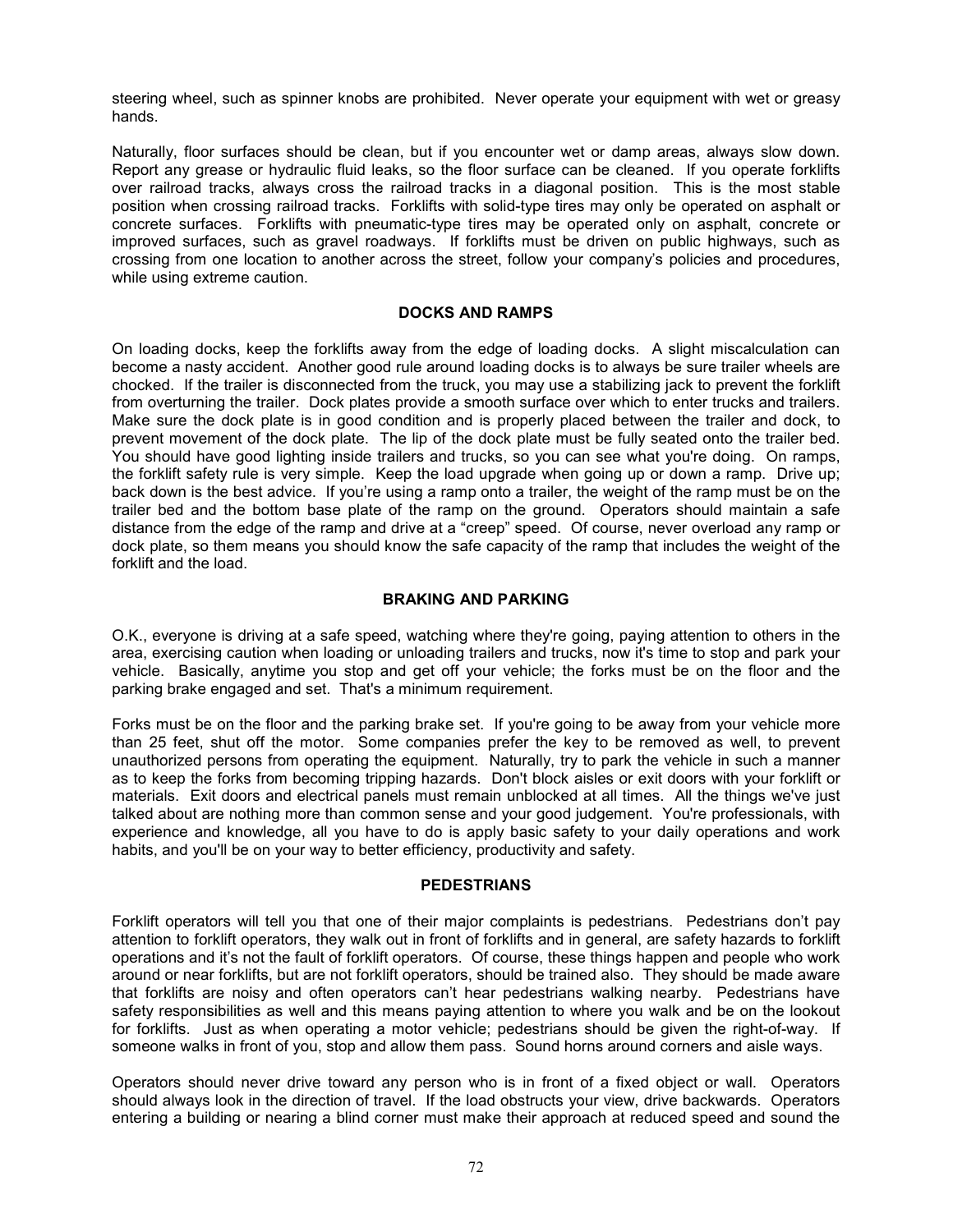steering wheel, such as spinner knobs are prohibited. Never operate your equipment with wet or greasy hands.

Naturally, floor surfaces should be clean, but if you encounter wet or damp areas, always slow down. Report any grease or hydraulic fluid leaks, so the floor surface can be cleaned. If you operate forklifts over railroad tracks, always cross the railroad tracks in a diagonal position. This is the most stable position when crossing railroad tracks. Forklifts with solid-type tires may only be operated on asphalt or concrete surfaces. Forklifts with pneumatic-type tires may be operated only on asphalt, concrete or improved surfaces, such as gravel roadways. If forklifts must be driven on public highways, such as crossing from one location to another across the street, follow your company's policies and procedures, while using extreme caution.

## DOCKS AND RAMPS

On loading docks, keep the forklifts away from the edge of loading docks. A slight miscalculation can become a nasty accident. Another good rule around loading docks is to always be sure trailer wheels are chocked. If the trailer is disconnected from the truck, you may use a stabilizing jack to prevent the forklift from overturning the trailer. Dock plates provide a smooth surface over which to enter trucks and trailers. Make sure the dock plate is in good condition and is properly placed between the trailer and dock, to prevent movement of the dock plate. The lip of the dock plate must be fully seated onto the trailer bed. You should have good lighting inside trailers and trucks, so you can see what you're doing. On ramps, the forklift safety rule is very simple. Keep the load upgrade when going up or down a ramp. Drive up; back down is the best advice. If you're using a ramp onto a trailer, the weight of the ramp must be on the trailer bed and the bottom base plate of the ramp on the ground. Operators should maintain a safe distance from the edge of the ramp and drive at a "creep" speed. Of course, never overload any ramp or dock plate, so them means you should know the safe capacity of the ramp that includes the weight of the forklift and the load.

## BRAKING AND PARKING

O.K., everyone is driving at a safe speed, watching where they're going, paying attention to others in the area, exercising caution when loading or unloading trailers and trucks, now it's time to stop and park your vehicle. Basically, anytime you stop and get off your vehicle; the forks must be on the floor and the parking brake engaged and set. That's a minimum requirement.

Forks must be on the floor and the parking brake set. If you're going to be away from your vehicle more than 25 feet, shut off the motor. Some companies prefer the key to be removed as well, to prevent unauthorized persons from operating the equipment. Naturally, try to park the vehicle in such a manner as to keep the forks from becoming tripping hazards. Don't block aisles or exit doors with your forklift or materials. Exit doors and electrical panels must remain unblocked at all times. All the things we've just talked about are nothing more than common sense and your good judgement. You're professionals, with experience and knowledge, all you have to do is apply basic safety to your daily operations and work habits, and you'll be on your way to better efficiency, productivity and safety.

## PEDESTRIANS

Forklift operators will tell you that one of their major complaints is pedestrians. Pedestrians don't pay attention to forklift operators, they walk out in front of forklifts and in general, are safety hazards to forklift operations and it's not the fault of forklift operators. Of course, these things happen and people who work around or near forklifts, but are not forklift operators, should be trained also. They should be made aware that forklifts are noisy and often operators can't hear pedestrians walking nearby. Pedestrians have safety responsibilities as well and this means paying attention to where you walk and be on the lookout for forklifts. Just as when operating a motor vehicle; pedestrians should be given the right-of-way. If someone walks in front of you, stop and allow them pass. Sound horns around corners and aisle ways.

Operators should never drive toward any person who is in front of a fixed object or wall. Operators should always look in the direction of travel. If the load obstructs your view, drive backwards. Operators entering a building or nearing a blind corner must make their approach at reduced speed and sound the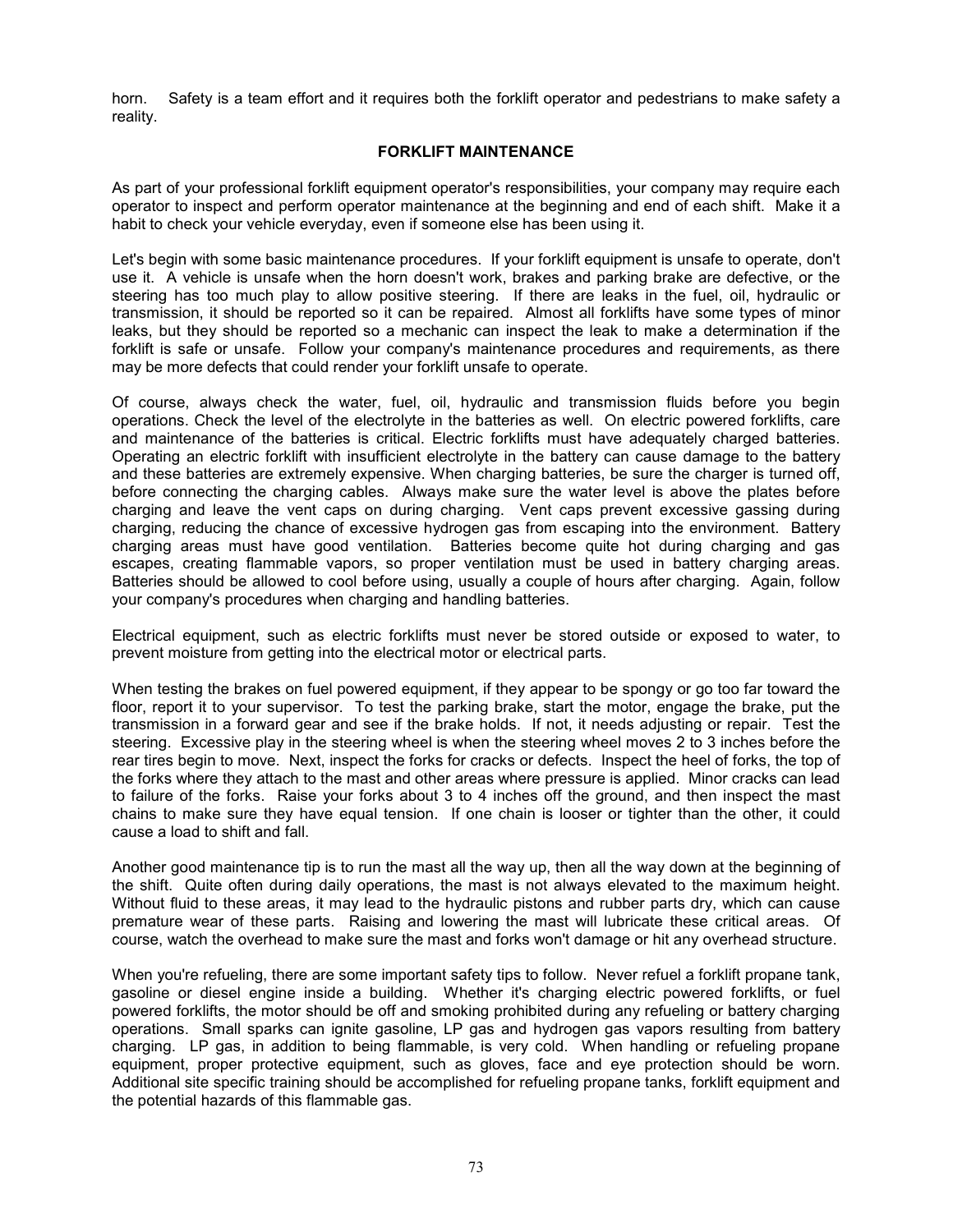horn. Safety is a team effort and it requires both the forklift operator and pedestrians to make safety a reality.

## FORKLIFT MAINTENANCE

As part of your professional forklift equipment operator's responsibilities, your company may require each operator to inspect and perform operator maintenance at the beginning and end of each shift. Make it a habit to check your vehicle everyday, even if someone else has been using it.

Let's begin with some basic maintenance procedures. If your forklift equipment is unsafe to operate, don't use it. A vehicle is unsafe when the horn doesn't work, brakes and parking brake are defective, or the steering has too much play to allow positive steering. If there are leaks in the fuel, oil, hydraulic or transmission, it should be reported so it can be repaired. Almost all forklifts have some types of minor leaks, but they should be reported so a mechanic can inspect the leak to make a determination if the forklift is safe or unsafe. Follow your company's maintenance procedures and requirements, as there may be more defects that could render your forklift unsafe to operate.

Of course, always check the water, fuel, oil, hydraulic and transmission fluids before you begin operations. Check the level of the electrolyte in the batteries as well. On electric powered forklifts, care and maintenance of the batteries is critical. Electric forklifts must have adequately charged batteries. Operating an electric forklift with insufficient electrolyte in the battery can cause damage to the battery and these batteries are extremely expensive. When charging batteries, be sure the charger is turned off, before connecting the charging cables. Always make sure the water level is above the plates before charging and leave the vent caps on during charging. Vent caps prevent excessive gassing during charging, reducing the chance of excessive hydrogen gas from escaping into the environment. Battery charging areas must have good ventilation. Batteries become quite hot during charging and gas escapes, creating flammable vapors, so proper ventilation must be used in battery charging areas. Batteries should be allowed to cool before using, usually a couple of hours after charging. Again, follow your company's procedures when charging and handling batteries.

Electrical equipment, such as electric forklifts must never be stored outside or exposed to water, to prevent moisture from getting into the electrical motor or electrical parts.

When testing the brakes on fuel powered equipment, if they appear to be spongy or go too far toward the floor, report it to your supervisor. To test the parking brake, start the motor, engage the brake, put the transmission in a forward gear and see if the brake holds. If not, it needs adjusting or repair. Test the steering. Excessive play in the steering wheel is when the steering wheel moves 2 to 3 inches before the rear tires begin to move. Next, inspect the forks for cracks or defects. Inspect the heel of forks, the top of the forks where they attach to the mast and other areas where pressure is applied. Minor cracks can lead to failure of the forks. Raise your forks about 3 to 4 inches off the ground, and then inspect the mast chains to make sure they have equal tension. If one chain is looser or tighter than the other, it could cause a load to shift and fall.

Another good maintenance tip is to run the mast all the way up, then all the way down at the beginning of the shift. Quite often during daily operations, the mast is not always elevated to the maximum height. Without fluid to these areas, it may lead to the hydraulic pistons and rubber parts dry, which can cause premature wear of these parts. Raising and lowering the mast will lubricate these critical areas. Of course, watch the overhead to make sure the mast and forks won't damage or hit any overhead structure.

When you're refueling, there are some important safety tips to follow. Never refuel a forklift propane tank, gasoline or diesel engine inside a building. Whether it's charging electric powered forklifts, or fuel powered forklifts, the motor should be off and smoking prohibited during any refueling or battery charging operations. Small sparks can ignite gasoline, LP gas and hydrogen gas vapors resulting from battery charging. LP gas, in addition to being flammable, is very cold. When handling or refueling propane equipment, proper protective equipment, such as gloves, face and eye protection should be worn. Additional site specific training should be accomplished for refueling propane tanks, forklift equipment and the potential hazards of this flammable gas.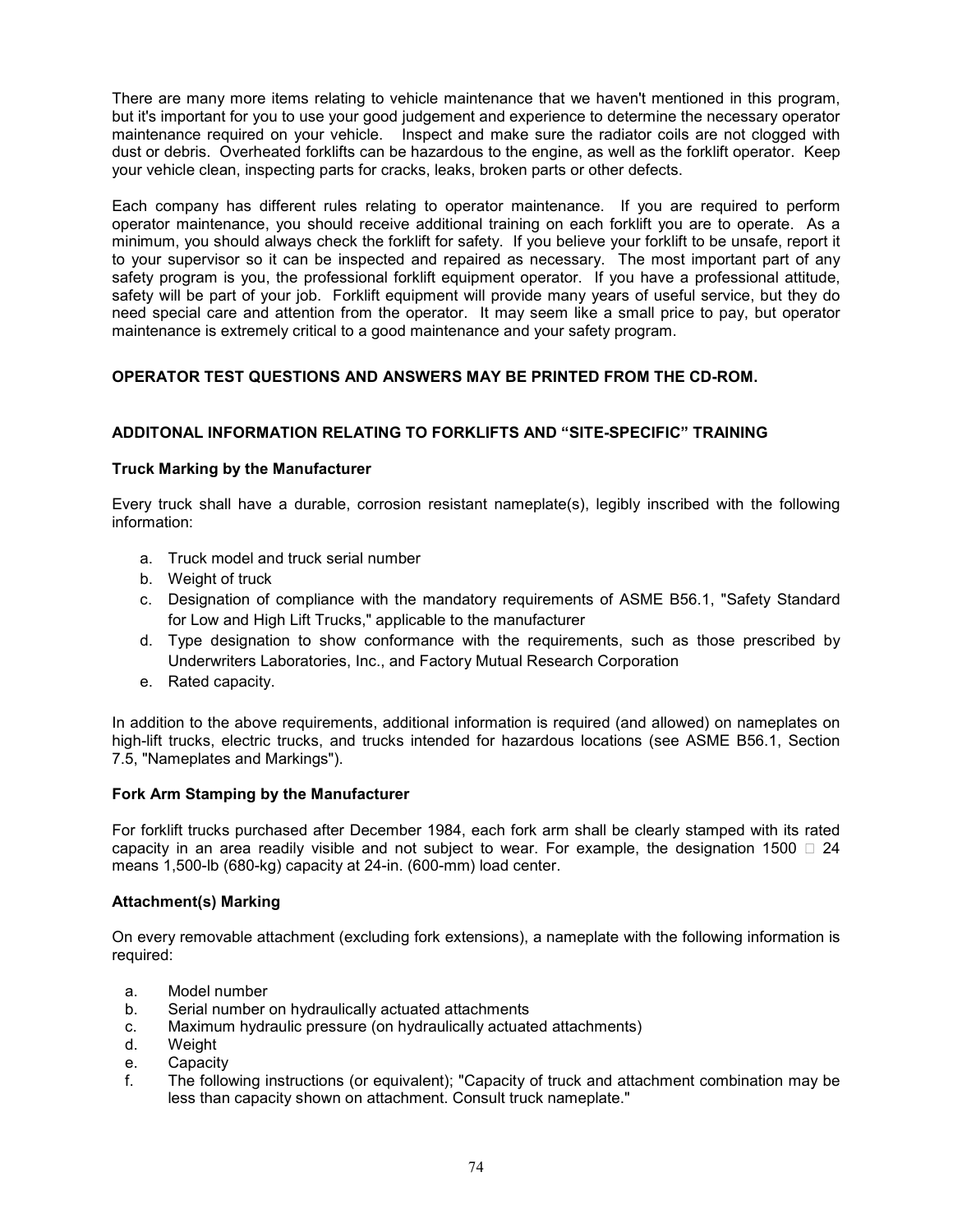There are many more items relating to vehicle maintenance that we haven't mentioned in this program, but it's important for you to use your good judgement and experience to determine the necessary operator maintenance required on your vehicle. Inspect and make sure the radiator coils are not clogged with dust or debris. Overheated forklifts can be hazardous to the engine, as well as the forklift operator. Keep your vehicle clean, inspecting parts for cracks, leaks, broken parts or other defects.

Each company has different rules relating to operator maintenance. If you are required to perform operator maintenance, you should receive additional training on each forklift you are to operate. As a minimum, you should always check the forklift for safety. If you believe your forklift to be unsafe, report it to your supervisor so it can be inspected and repaired as necessary. The most important part of any safety program is you, the professional forklift equipment operator. If you have a professional attitude, safety will be part of your job. Forklift equipment will provide many years of useful service, but they do need special care and attention from the operator. It may seem like a small price to pay, but operator maintenance is extremely critical to a good maintenance and your safety program.

**OPERATOR TEST QUESTIONS AND ANSWERS MAY BE PRINTED FROM THE CD-ROM.**

**ADDITONAL INFORMATION RELATING TO FORKLIFTS AND "SITE-SPECIFIC" TRAINING**

**Truck Marking by the Manufacturer**

Every truck shall have a durable, corrosion resistant nameplate(s), legibly inscribed with the following information:

a. Truck model and truck serial number
b. Weight of truck
c. Designation of compliance with the mandatory requirements of ASME B56.1, "Safety Standard for Low and High Lift Trucks," applicable to the manufacturer
d. Type designation to show conformance with the requirements, such as those prescribed by Underwriters Laboratories, Inc., and Factory Mutual Research Corporation
e. Rated capacity.

In addition to the above requirements, additional information is required (and allowed) on nameplates on high-lift trucks, electric trucks, and trucks intended for hazardous locations (see ASME B56.1, Section 7.5, "Nameplates and Markings").

**Fork Arm Stamping by the Manufacturer**

For forklift trucks purchased after December 1984, each fork arm shall be clearly stamped with its rated capacity in an area readily visible and not subject to wear. For example, the designation 1500 □ 24 means 1,500-lb (680-kg) capacity at 24-in. (600-mm) load center.

**Attachment(s) Marking**

On every removable attachment (excluding fork extensions), a nameplate with the following information is required:

a. Model number
b. Serial number on hydraulically actuated attachments
c. Maximum hydraulic pressure (on hydraulically actuated attachments)
d. Weight
e. Capacity
f. The following instructions (or equivalent); "Capacity of truck and attachment combination may be less than capacity shown on attachment. Consult truck nameplate."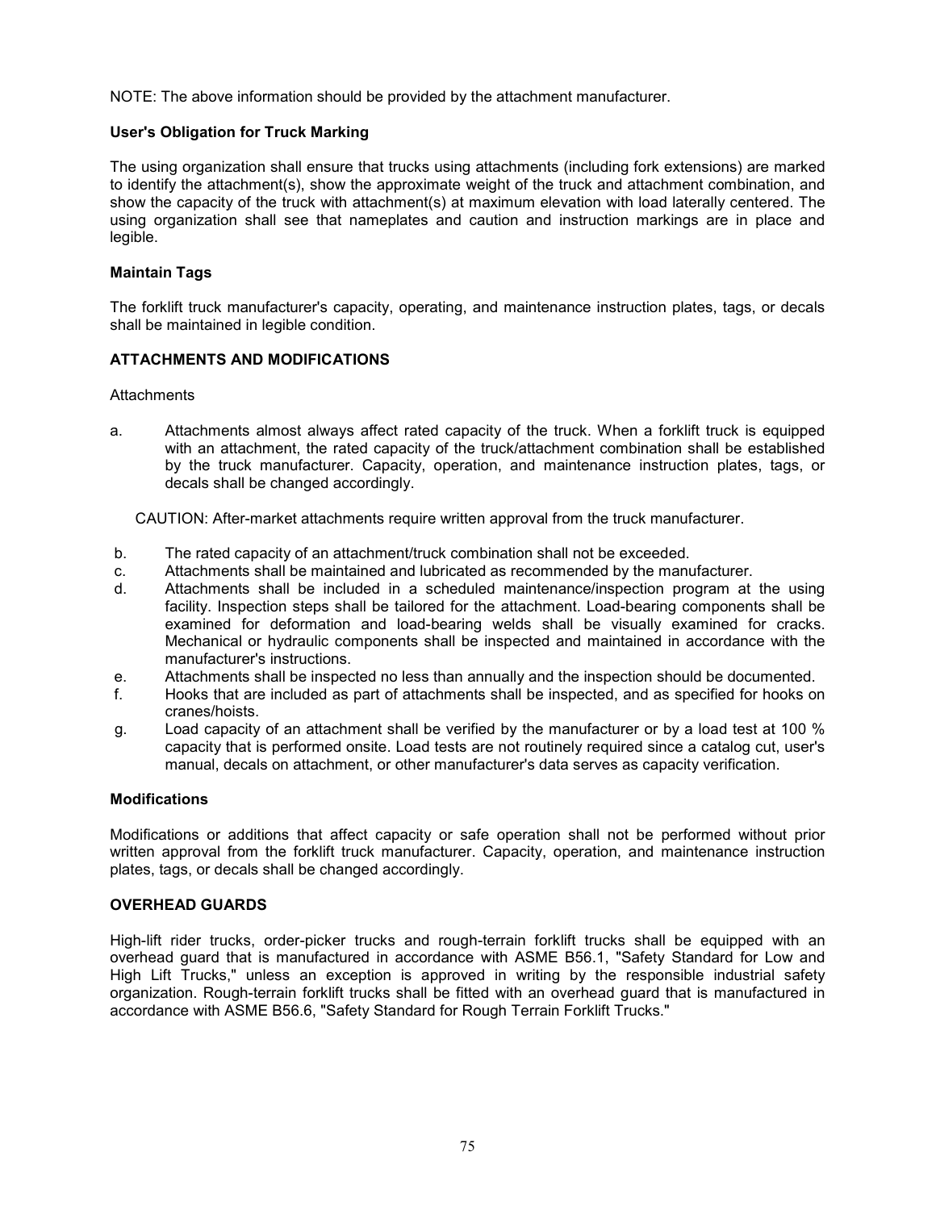NOTE: The above information should be provided by the attachment manufacturer.

**User's Obligation for Truck Marking**

The using organization shall ensure that trucks using attachments (including fork extensions) are marked to identify the attachment(s), show the approximate weight of the truck and attachment combination, and show the capacity of the truck with attachment(s) at maximum elevation with load laterally centered. The using organization shall see that nameplates and caution and instruction markings are in place and legible.

**Maintain Tags**

The forklift truck manufacturer's capacity, operating, and maintenance instruction plates, tags, or decals shall be maintained in legible condition.

**ATTACHMENTS AND MODIFICATIONS**

Attachments

a. Attachments almost always affect rated capacity of the truck. When a forklift truck is equipped with an attachment, the rated capacity of the truck/attachment combination shall be established by the truck manufacturer. Capacity, operation, and maintenance instruction plates, tags, or decals shall be changed accordingly.

   CAUTION: After-market attachments require written approval from the truck manufacturer.

b. The rated capacity of an attachment/truck combination shall not be exceeded.
c. Attachments shall be maintained and lubricated as recommended by the manufacturer.
d. Attachments shall be included in a scheduled maintenance/inspection program at the using facility. Inspection steps shall be tailored for the attachment. Load-bearing components shall be examined for deformation and load-bearing welds shall be visually examined for cracks. Mechanical or hydraulic components shall be inspected and maintained in accordance with the manufacturer's instructions.
e. Attachments shall be inspected no less than annually and the inspection should be documented.
f. Hooks that are included as part of attachments shall be inspected, and as specified for hooks on cranes/hoists.
g. Load capacity of an attachment shall be verified by the manufacturer or by a load test at 100 % capacity that is performed onsite. Load tests are not routinely required since a catalog cut, user's manual, decals on attachment, or other manufacturer's data serves as capacity verification.

**Modifications**

Modifications or additions that affect capacity or safe operation shall not be performed without prior written approval from the forklift truck manufacturer. Capacity, operation, and maintenance instruction plates, tags, or decals shall be changed accordingly.

**OVERHEAD GUARDS**

High-lift rider trucks, order-picker trucks and rough-terrain forklift trucks shall be equipped with an overhead guard that is manufactured in accordance with ASME B56.1, "Safety Standard for Low and High Lift Trucks," unless an exception is approved in writing by the responsible industrial safety organization. Rough-terrain forklift trucks shall be fitted with an overhead guard that is manufactured in accordance with ASME B56.6, "Safety Standard for Rough Terrain Forklift Trucks."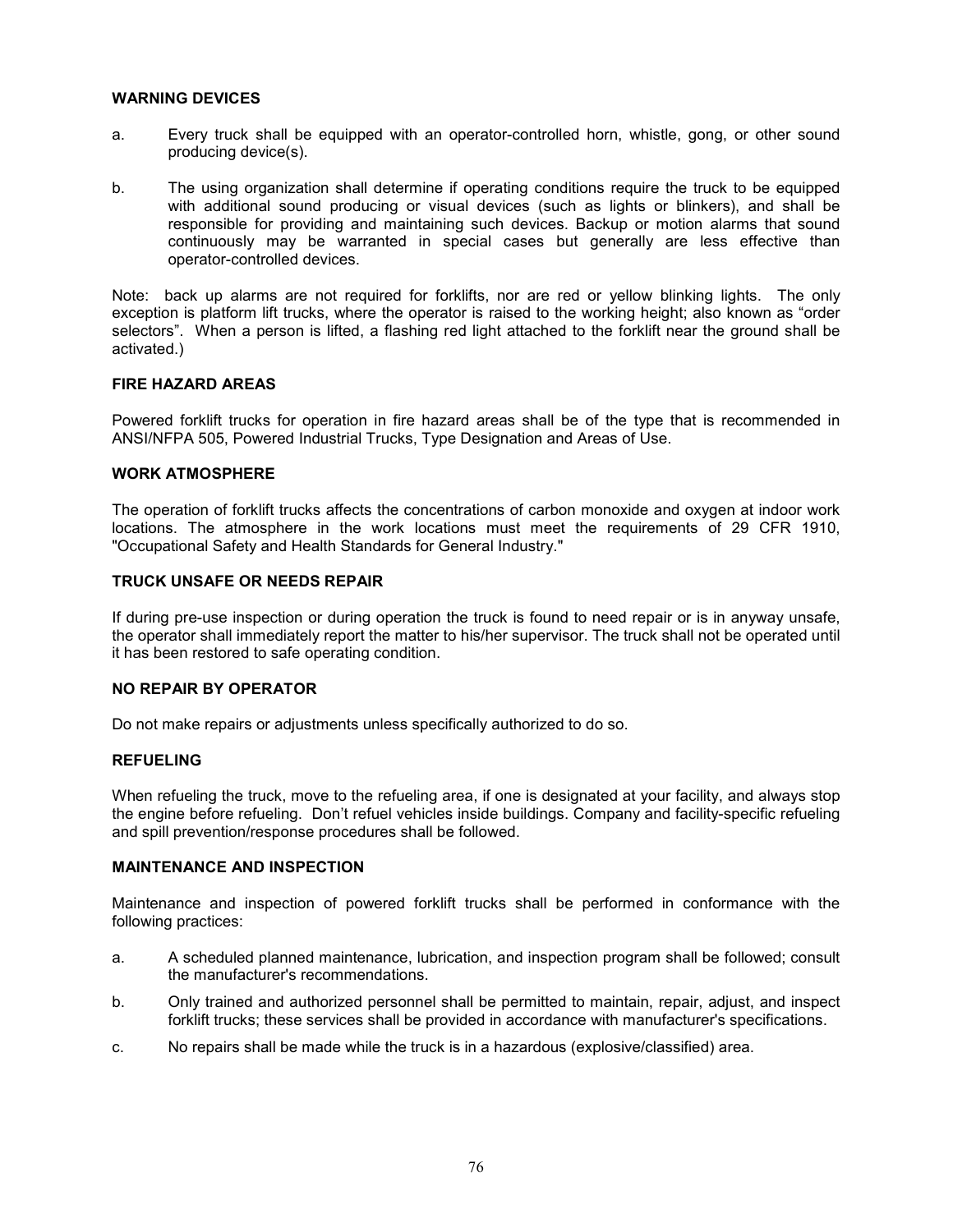**WARNING DEVICES**

a. Every truck shall be equipped with an operator-controlled horn, whistle, gong, or other sound producing device(s).

b. The using organization shall determine if operating conditions require the truck to be equipped with additional sound producing or visual devices (such as lights or blinkers), and shall be responsible for providing and maintaining such devices. Backup or motion alarms that sound continuously may be warranted in special cases but generally are less effective than operator-controlled devices.

Note: back up alarms are not required for forklifts, nor are red or yellow blinking lights. The only exception is platform lift trucks, where the operator is raised to the working height; also known as "order selectors". When a person is lifted, a flashing red light attached to the forklift near the ground shall be activated.)

**FIRE HAZARD AREAS**

Powered forklift trucks for operation in fire hazard areas shall be of the type that is recommended in ANSI/NFPA 505, Powered Industrial Trucks, Type Designation and Areas of Use.

**WORK ATMOSPHERE**

The operation of forklift trucks affects the concentrations of carbon monoxide and oxygen at indoor work locations. The atmosphere in the work locations must meet the requirements of 29 CFR 1910, "Occupational Safety and Health Standards for General Industry."

**TRUCK UNSAFE OR NEEDS REPAIR**

If during pre-use inspection or during operation the truck is found to need repair or is in anyway unsafe, the operator shall immediately report the matter to his/her supervisor. The truck shall not be operated until it has been restored to safe operating condition.

**NO REPAIR BY OPERATOR**

Do not make repairs or adjustments unless specifically authorized to do so.

**REFUELING**

When refueling the truck, move to the refueling area, if one is designated at your facility, and always stop the engine before refueling. Don't refuel vehicles inside buildings. Company and facility-specific refueling and spill prevention/response procedures shall be followed.

**MAINTENANCE AND INSPECTION**

Maintenance and inspection of powered forklift trucks shall be performed in conformance with the following practices:

a. A scheduled planned maintenance, lubrication, and inspection program shall be followed; consult the manufacturer's recommendations.

b. Only trained and authorized personnel shall be permitted to maintain, repair, adjust, and inspect forklift trucks; these services shall be provided in accordance with manufacturer's specifications.

c. No repairs shall be made while the truck is in a hazardous (explosive/classified) area.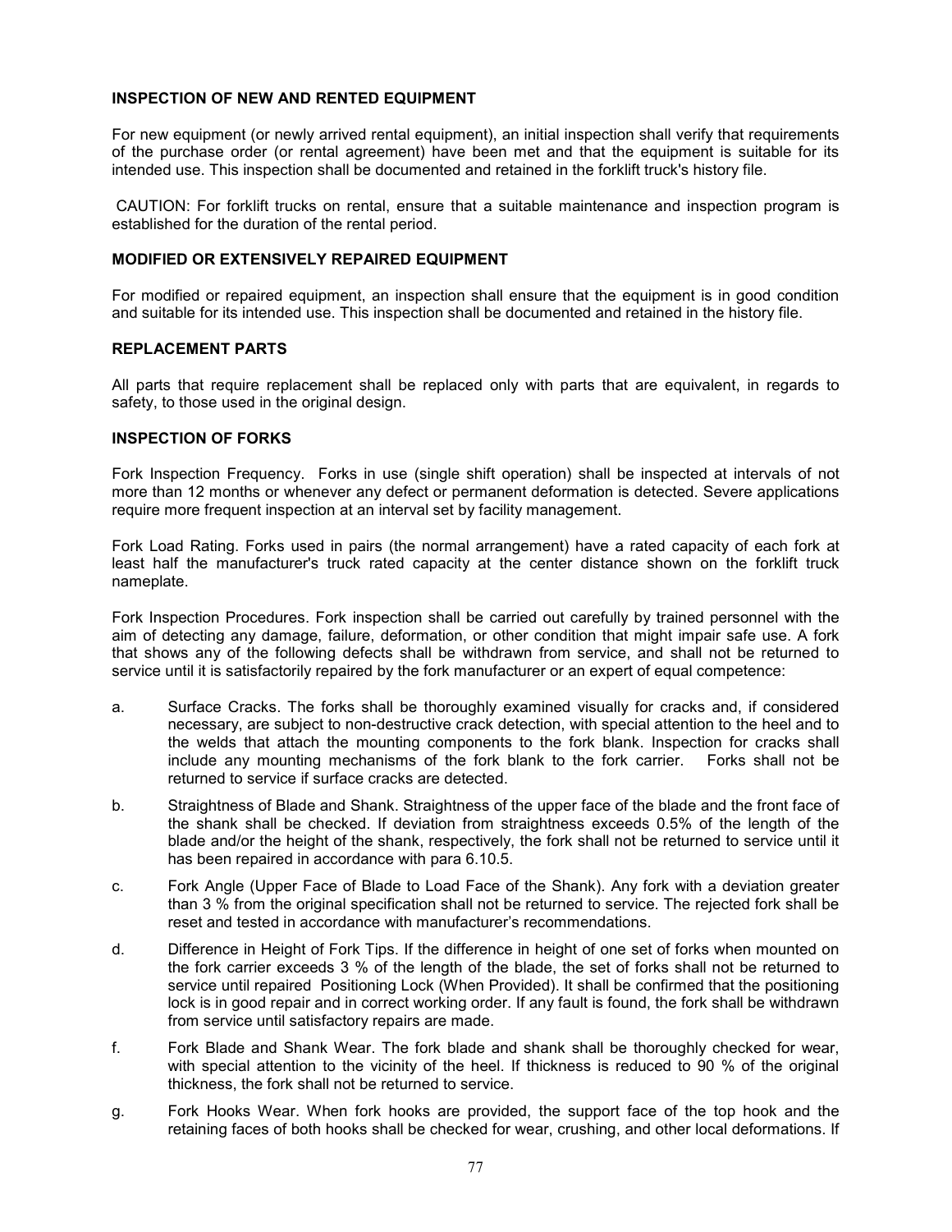### INSPECTION OF NEW AND RENTED EQUIPMENT

For new equipment (or newly arrived rental equipment), an initial inspection shall verify that requirements of the purchase order (or rental agreement) have been met and that the equipment is suitable for its intended use. This inspection shall be documented and retained in the forklift truck's history file.

CAUTION: For forklift trucks on rental, ensure that a suitable maintenance and inspection program is established for the duration of the rental period.

### MODIFIED OR EXTENSIVELY REPAIRED EQUIPMENT

For modified or repaired equipment, an inspection shall ensure that the equipment is in good condition and suitable for its intended use. This inspection shall be documented and retained in the history file.

### REPLACEMENT PARTS

All parts that require replacement shall be replaced only with parts that are equivalent, in regards to safety, to those used in the original design.

### INSPECTION OF FORKS

Fork Inspection Frequency. Forks in use (single shift operation) shall be inspected at intervals of not more than 12 months or whenever any defect or permanent deformation is detected. Severe applications require more frequent inspection at an interval set by facility management.

Fork Load Rating. Forks used in pairs (the normal arrangement) have a rated capacity of each fork at least half the manufacturer's truck rated capacity at the center distance shown on the forklift truck nameplate.

Fork Inspection Procedures. Fork inspection shall be carried out carefully by trained personnel with the aim of detecting any damage, failure, deformation, or other condition that might impair safe use. A fork that shows any of the following defects shall be withdrawn from service, and shall not be returned to service until it is satisfactorily repaired by the fork manufacturer or an expert of equal competence:

a. Surface Cracks. The forks shall be thoroughly examined visually for cracks and, if considered necessary, are subject to non-destructive crack detection, with special attention to the heel and to the welds that attach the mounting components to the fork blank. Inspection for cracks shall include any mounting mechanisms of the fork blank to the fork carrier. Forks shall not be returned to service if surface cracks are detected.

b. Straightness of Blade and Shank. Straightness of the upper face of the blade and the front face of the shank shall be checked. If deviation from straightness exceeds 0.5% of the length of the blade and/or the height of the shank, respectively, the fork shall not be returned to service until it has been repaired in accordance with para 6.10.5.

c. Fork Angle (Upper Face of Blade to Load Face of the Shank). Any fork with a deviation greater than 3 % from the original specification shall not be returned to service. The rejected fork shall be reset and tested in accordance with manufacturer's recommendations.

d. Difference in Height of Fork Tips. If the difference in height of one set of forks when mounted on the fork carrier exceeds 3 % of the length of the blade, the set of forks shall not be returned to service until repaired Positioning Lock (When Provided). It shall be confirmed that the positioning lock is in good repair and in correct working order. If any fault is found, the fork shall be withdrawn from service until satisfactory repairs are made.

f. Fork Blade and Shank Wear. The fork blade and shank shall be thoroughly checked for wear, with special attention to the vicinity of the heel. If thickness is reduced to 90 % of the original thickness, the fork shall not be returned to service.

g. Fork Hooks Wear. When fork hooks are provided, the support face of the top hook and the retaining faces of both hooks shall be checked for wear, crushing, and other local deformations. If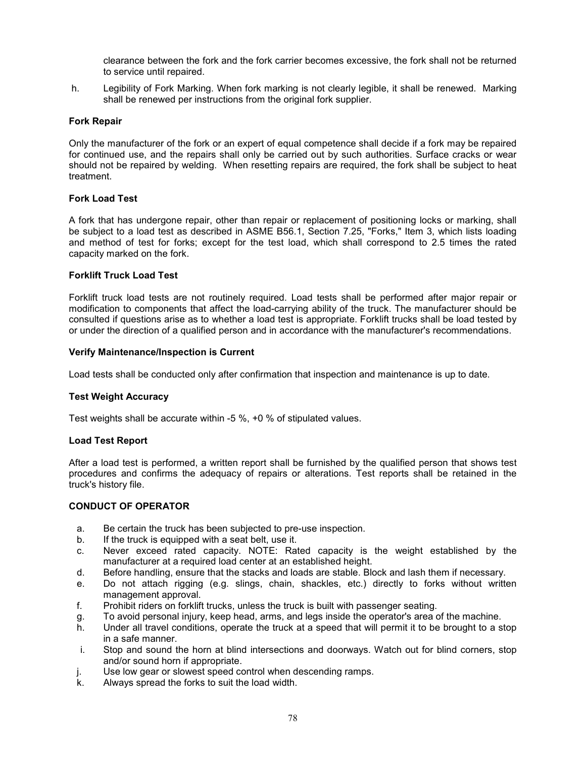clearance between the fork and the fork carrier becomes excessive, the fork shall not be returned to service until repaired.

h. Legibility of Fork Marking. When fork marking is not clearly legible, it shall be renewed. Marking shall be renewed per instructions from the original fork supplier.

**Fork Repair**

Only the manufacturer of the fork or an expert of equal competence shall decide if a fork may be repaired for continued use, and the repairs shall only be carried out by such authorities. Surface cracks or wear should not be repaired by welding. When resetting repairs are required, the fork shall be subject to heat treatment.

**Fork Load Test**

A fork that has undergone repair, other than repair or replacement of positioning locks or marking, shall be subject to a load test as described in ASME B56.1, Section 7.25, "Forks," Item 3, which lists loading and method of test for forks; except for the test load, which shall correspond to 2.5 times the rated capacity marked on the fork.

**Forklift Truck Load Test**

Forklift truck load tests are not routinely required. Load tests shall be performed after major repair or modification to components that affect the load-carrying ability of the truck. The manufacturer should be consulted if questions arise as to whether a load test is appropriate. Forklift trucks shall be load tested by or under the direction of a qualified person and in accordance with the manufacturer's recommendations.

**Verify Maintenance/Inspection is Current**

Load tests shall be conducted only after confirmation that inspection and maintenance is up to date.

**Test Weight Accuracy**

Test weights shall be accurate within -5 %, +0 % of stipulated values.

**Load Test Report**

After a load test is performed, a written report shall be furnished by the qualified person that shows test procedures and confirms the adequacy of repairs or alterations. Test reports shall be retained in the truck's history file.

**CONDUCT OF OPERATOR**

a. Be certain the truck has been subjected to pre-use inspection.
b. If the truck is equipped with a seat belt, use it.
c. Never exceed rated capacity. NOTE: Rated capacity is the weight established by the manufacturer at a required load center at an established height.
d. Before handling, ensure that the stacks and loads are stable. Block and lash them if necessary.
e. Do not attach rigging (e.g. slings, chain, shackles, etc.) directly to forks without written management approval.
f. Prohibit riders on forklift trucks, unless the truck is built with passenger seating.
g. To avoid personal injury, keep head, arms, and legs inside the operator's area of the machine.
h. Under all travel conditions, operate the truck at a speed that will permit it to be brought to a stop in a safe manner.
i. Stop and sound the horn at blind intersections and doorways. Watch out for blind corners, stop and/or sound horn if appropriate.
j. Use low gear or slowest speed control when descending ramps.
k. Always spread the forks to suit the load width.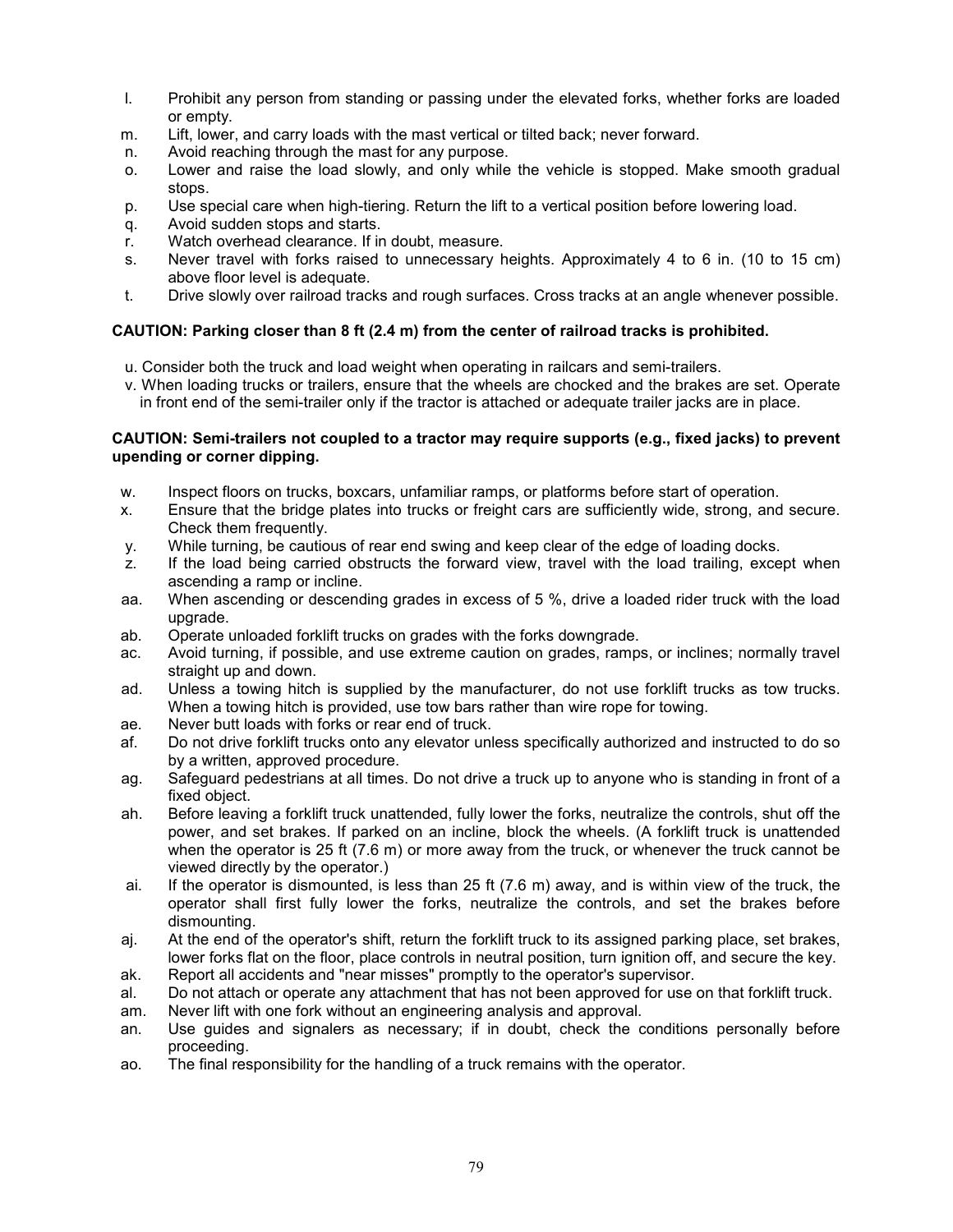l. Prohibit any person from standing or passing under the elevated forks, whether forks are loaded or empty.
m. Lift, lower, and carry loads with the mast vertical or tilted back; never forward.
n. Avoid reaching through the mast for any purpose.
o. Lower and raise the load slowly, and only while the vehicle is stopped. Make smooth gradual stops.
p. Use special care when high-tiering. Return the lift to a vertical position before lowering load.
q. Avoid sudden stops and starts.
r. Watch overhead clearance. If in doubt, measure.
s. Never travel with forks raised to unnecessary heights. Approximately 4 to 6 in. (10 to 15 cm) above floor level is adequate.
t. Drive slowly over railroad tracks and rough surfaces. Cross tracks at an angle whenever possible.

**CAUTION: Parking closer than 8 ft (2.4 m) from the center of railroad tracks is prohibited.**

u. Consider both the truck and load weight when operating in railcars and semi-trailers.
v. When loading trucks or trailers, ensure that the wheels are chocked and the brakes are set. Operate in front end of the semi-trailer only if the tractor is attached or adequate trailer jacks are in place.

**CAUTION: Semi-trailers not coupled to a tractor may require supports (e.g., fixed jacks) to prevent upending or corner dipping.**

w. Inspect floors on trucks, boxcars, unfamiliar ramps, or platforms before start of operation.
x. Ensure that the bridge plates into trucks or freight cars are sufficiently wide, strong, and secure. Check them frequently.
y. While turning, be cautious of rear end swing and keep clear of the edge of loading docks.
z. If the load being carried obstructs the forward view, travel with the load trailing, except when ascending a ramp or incline.
aa. When ascending or descending grades in excess of 5 %, drive a loaded rider truck with the load upgrade.
ab. Operate unloaded forklift trucks on grades with the forks downgrade.
ac. Avoid turning, if possible, and use extreme caution on grades, ramps, or inclines; normally travel straight up and down.
ad. Unless a towing hitch is supplied by the manufacturer, do not use forklift trucks as tow trucks. When a towing hitch is provided, use tow bars rather than wire rope for towing.
ae. Never butt loads with forks or rear end of truck.
af. Do not drive forklift trucks onto any elevator unless specifically authorized and instructed to do so by a written, approved procedure.
ag. Safeguard pedestrians at all times. Do not drive a truck up to anyone who is standing in front of a fixed object.
ah. Before leaving a forklift truck unattended, fully lower the forks, neutralize the controls, shut off the power, and set brakes. If parked on an incline, block the wheels. (A forklift truck is unattended when the operator is 25 ft (7.6 m) or more away from the truck, or whenever the truck cannot be viewed directly by the operator.)
ai. If the operator is dismounted, is less than 25 ft (7.6 m) away, and is within view of the truck, the operator shall first fully lower the forks, neutralize the controls, and set the brakes before dismounting.
aj. At the end of the operator's shift, return the forklift truck to its assigned parking place, set brakes, lower forks flat on the floor, place controls in neutral position, turn ignition off, and secure the key.
ak. Report all accidents and "near misses" promptly to the operator's supervisor.
al. Do not attach or operate any attachment that has not been approved for use on that forklift truck.
am. Never lift with one fork without an engineering analysis and approval.
an. Use guides and signalers as necessary; if in doubt, check the conditions personally before proceeding.
ao. The final responsibility for the handling of a truck remains with the operator.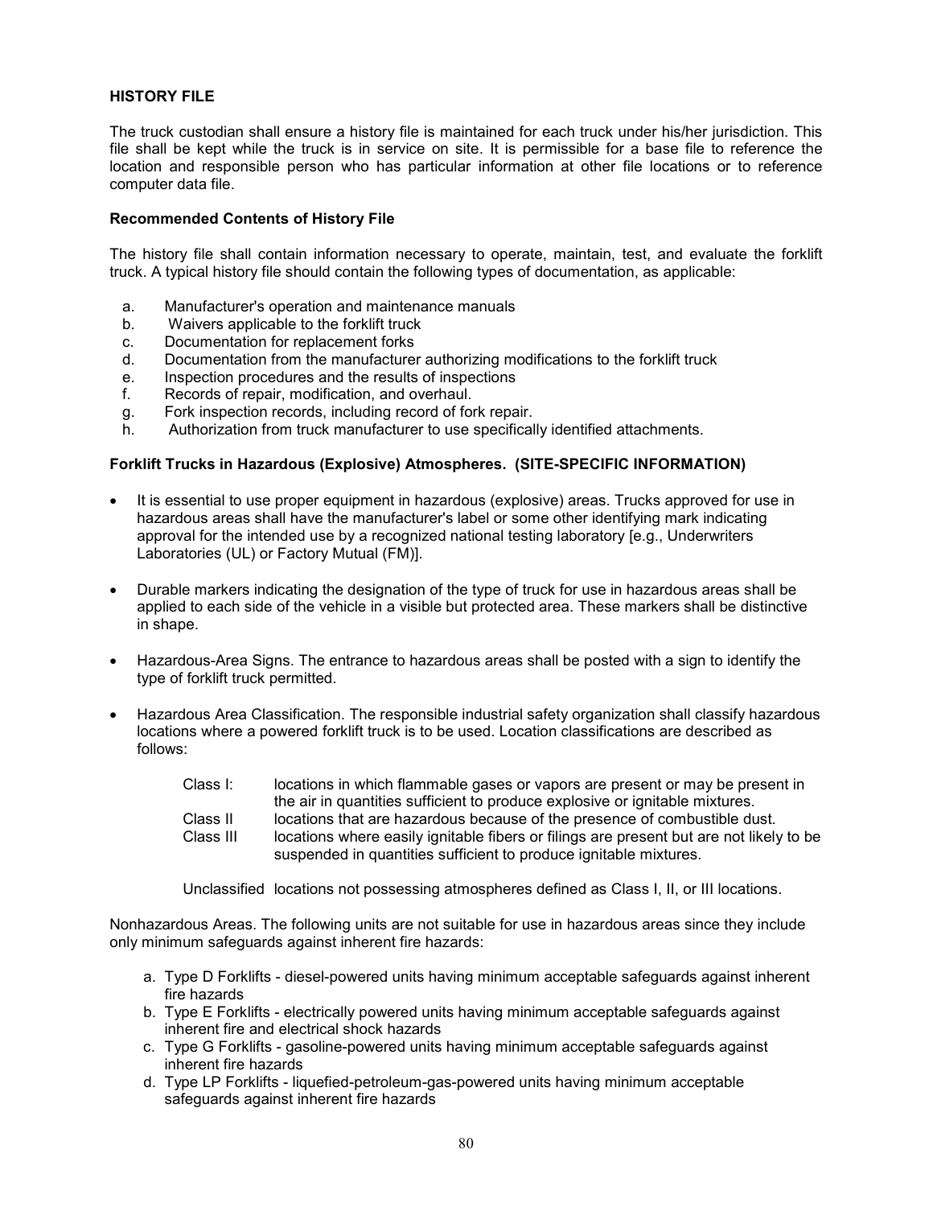### HISTORY FILE

The truck custodian shall ensure a history file is maintained for each truck under his/her jurisdiction. This file shall be kept while the truck is in service on site. It is permissible for a base file to reference the location and responsible person who has particular information at other file locations or to reference computer data file.

#### Recommended Contents of History File

The history file shall contain information necessary to operate, maintain, test, and evaluate the forklift truck. A typical history file should contain the following types of documentation, as applicable:

a. Manufacturer's operation and maintenance manuals
b. Waivers applicable to the forklift truck
c. Documentation for replacement forks
d. Documentation from the manufacturer authorizing modifications to the forklift truck
e. Inspection procedures and the results of inspections
f. Records of repair, modification, and overhaul.
g. Fork inspection records, including record of fork repair.
h. Authorization from truck manufacturer to use specifically identified attachments.

#### Forklift Trucks in Hazardous (Explosive) Atmospheres. (SITE-SPECIFIC INFORMATION)

- It is essential to use proper equipment in hazardous (explosive) areas. Trucks approved for use in hazardous areas shall have the manufacturer's label or some other identifying mark indicating approval for the intended use by a recognized national testing laboratory [e.g., Underwriters Laboratories (UL) or Factory Mutual (FM)].
- Durable markers indicating the designation of the type of truck for use in hazardous areas shall be applied to each side of the vehicle in a visible but protected area. These markers shall be distinctive in shape.
- Hazardous-Area Signs. The entrance to hazardous areas shall be posted with a sign to identify the type of forklift truck permitted.
- Hazardous Area Classification. The responsible industrial safety organization shall classify hazardous locations where a powered forklift truck is to be used. Location classifications are described as follows:

  Class I: locations in which flammable gases or vapors are present or may be present in the air in quantities sufficient to produce explosive or ignitable mixtures.
  Class II locations that are hazardous because of the presence of combustible dust.
  Class III locations where easily ignitable fibers or filings are present but are not likely to be suspended in quantities sufficient to produce ignitable mixtures.

  Unclassified locations not possessing atmospheres defined as Class I, II, or III locations.

Nonhazardous Areas. The following units are not suitable for use in hazardous areas since they include only minimum safeguards against inherent fire hazards:

a. Type D Forklifts - diesel-powered units having minimum acceptable safeguards against inherent fire hazards
b. Type E Forklifts - electrically powered units having minimum acceptable safeguards against inherent fire and electrical shock hazards
c. Type G Forklifts - gasoline-powered units having minimum acceptable safeguards against inherent fire hazards
d. Type LP Forklifts - liquefied-petroleum-gas-powered units having minimum acceptable safeguards against inherent fire hazards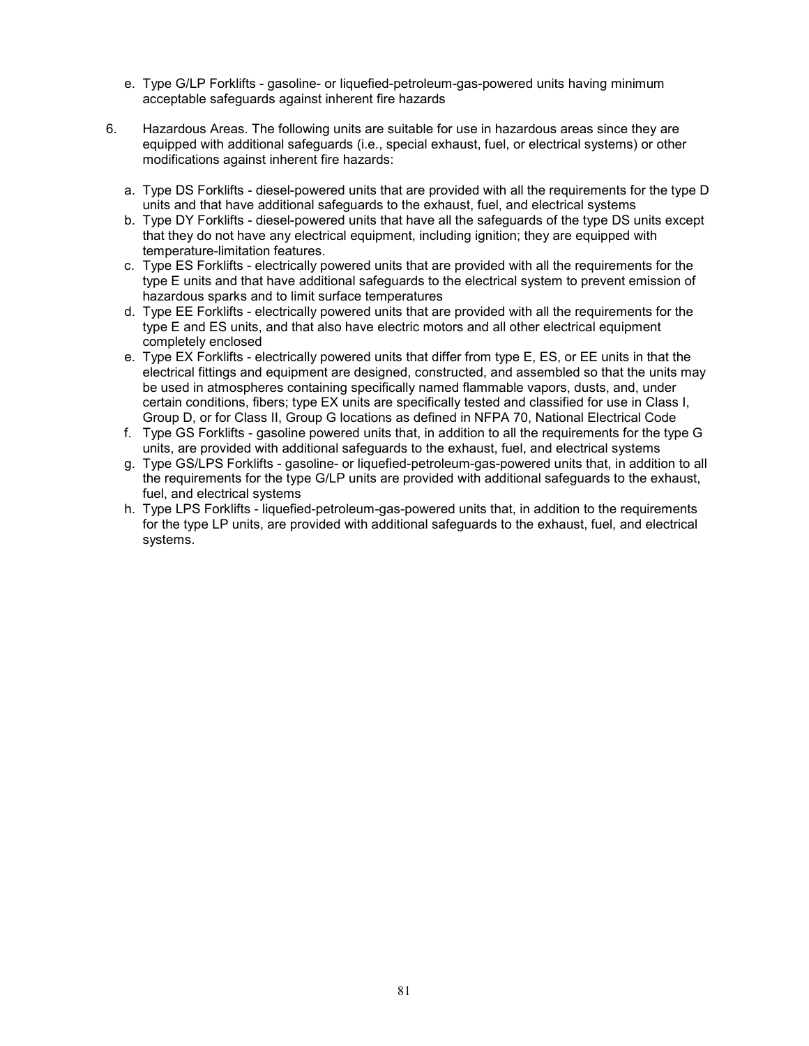e. Type G/LP Forklifts - gasoline- or liquefied-petroleum-gas-powered units having minimum acceptable safeguards against inherent fire hazards

6. Hazardous Areas. The following units are suitable for use in hazardous areas since they are equipped with additional safeguards (i.e., special exhaust, fuel, or electrical systems) or other modifications against inherent fire hazards:

   a. Type DS Forklifts - diesel-powered units that are provided with all the requirements for the type D units and that have additional safeguards to the exhaust, fuel, and electrical systems
   b. Type DY Forklifts - diesel-powered units that have all the safeguards of the type DS units except that they do not have any electrical equipment, including ignition; they are equipped with temperature-limitation features.
   c. Type ES Forklifts - electrically powered units that are provided with all the requirements for the type E units and that have additional safeguards to the electrical system to prevent emission of hazardous sparks and to limit surface temperatures
   d. Type EE Forklifts - electrically powered units that are provided with all the requirements for the type E and ES units, and that also have electric motors and all other electrical equipment completely enclosed
   e. Type EX Forklifts - electrically powered units that differ from type E, ES, or EE units in that the electrical fittings and equipment are designed, constructed, and assembled so that the units may be used in atmospheres containing specifically named flammable vapors, dusts, and, under certain conditions, fibers; type EX units are specifically tested and classified for use in Class I, Group D, or for Class II, Group G locations as defined in NFPA 70, National Electrical Code
   f. Type GS Forklifts - gasoline powered units that, in addition to all the requirements for the type G units, are provided with additional safeguards to the exhaust, fuel, and electrical systems
   g. Type GS/LPS Forklifts - gasoline- or liquefied-petroleum-gas-powered units that, in addition to all the requirements for the type G/LP units are provided with additional safeguards to the exhaust, fuel, and electrical systems
   h. Type LPS Forklifts - liquefied-petroleum-gas-powered units that, in addition to the requirements for the type LP units, are provided with additional safeguards to the exhaust, fuel, and electrical systems.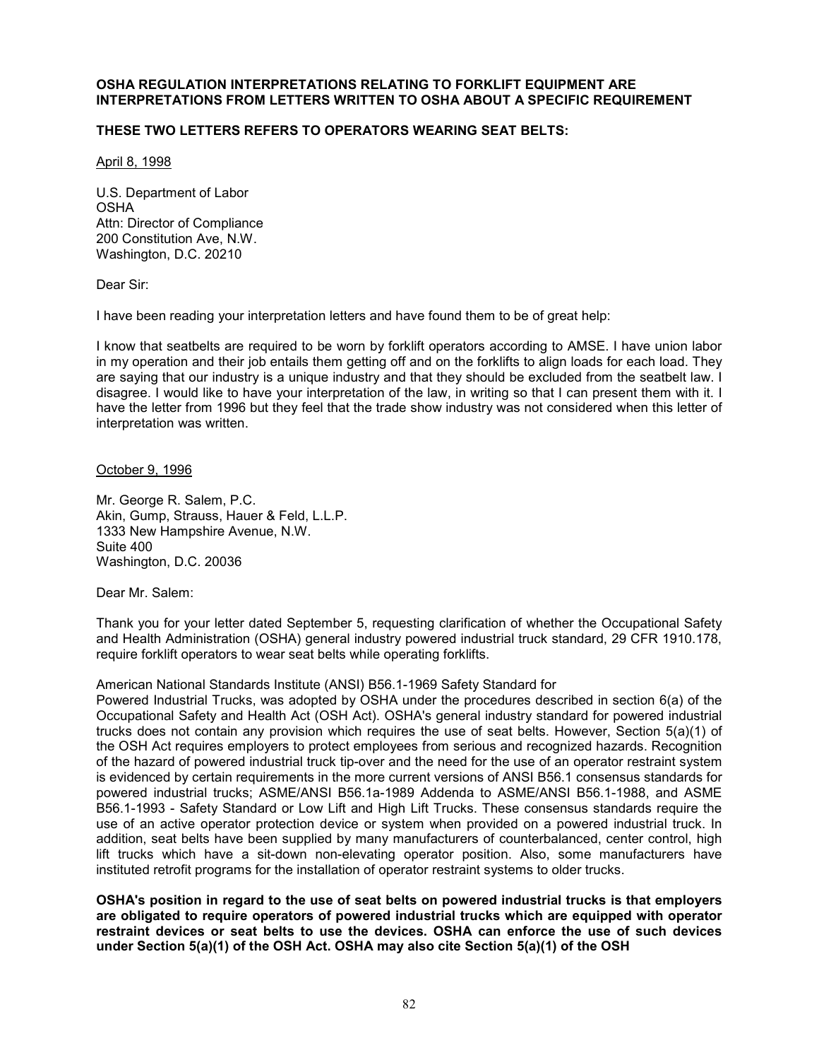**OSHA REGULATION INTERPRETATIONS RELATING TO FORKLIFT EQUIPMENT ARE INTERPRETATIONS FROM LETTERS WRITTEN TO OSHA ABOUT A SPECIFIC REQUIREMENT**

**THESE TWO LETTERS REFERS TO OPERATORS WEARING SEAT BELTS:**

April 8, 1998

U.S. Department of Labor
OSHA
Attn: Director of Compliance
200 Constitution Ave, N.W.
Washington, D.C. 20210

Dear Sir:

I have been reading your interpretation letters and have found them to be of great help:

I know that seatbelts are required to be worn by forklift operators according to AMSE. I have union labor in my operation and their job entails them getting off and on the forklifts to align loads for each load. They are saying that our industry is a unique industry and that they should be excluded from the seatbelt law. I disagree. I would like to have your interpretation of the law, in writing so that I can present them with it. I have the letter from 1996 but they feel that the trade show industry was not considered when this letter of interpretation was written.

October 9, 1996

Mr. George R. Salem, P.C.
Akin, Gump, Strauss, Hauer & Feld, L.L.P.
1333 New Hampshire Avenue, N.W.
Suite 400
Washington, D.C. 20036

Dear Mr. Salem:

Thank you for your letter dated September 5, requesting clarification of whether the Occupational Safety and Health Administration (OSHA) general industry powered industrial truck standard, 29 CFR 1910.178, require forklift operators to wear seat belts while operating forklifts.

American National Standards Institute (ANSI) B56.1-1969 Safety Standard for
Powered Industrial Trucks, was adopted by OSHA under the procedures described in section 6(a) of the Occupational Safety and Health Act (OSH Act). OSHA's general industry standard for powered industrial trucks does not contain any provision which requires the use of seat belts. However, Section 5(a)(1) of the OSH Act requires employers to protect employees from serious and recognized hazards. Recognition of the hazard of powered industrial truck tip-over and the need for the use of an operator restraint system is evidenced by certain requirements in the more current versions of ANSI B56.1 consensus standards for powered industrial trucks; ASME/ANSI B56.1a-1989 Addenda to ASME/ANSI B56.1-1988, and ASME B56.1-1993 - Safety Standard or Low Lift and High Lift Trucks. These consensus standards require the use of an active operator protection device or system when provided on a powered industrial truck. In addition, seat belts have been supplied by many manufacturers of counterbalanced, center control, high lift trucks which have a sit-down non-elevating operator position. Also, some manufacturers have instituted retrofit programs for the installation of operator restraint systems to older trucks.

**OSHA's position in regard to the use of seat belts on powered industrial trucks is that employers are obligated to require operators of powered industrial trucks which are equipped with operator restraint devices or seat belts to use the devices. OSHA can enforce the use of such devices under Section 5(a)(1) of the OSH Act. OSHA may also cite Section 5(a)(1) of the OSH**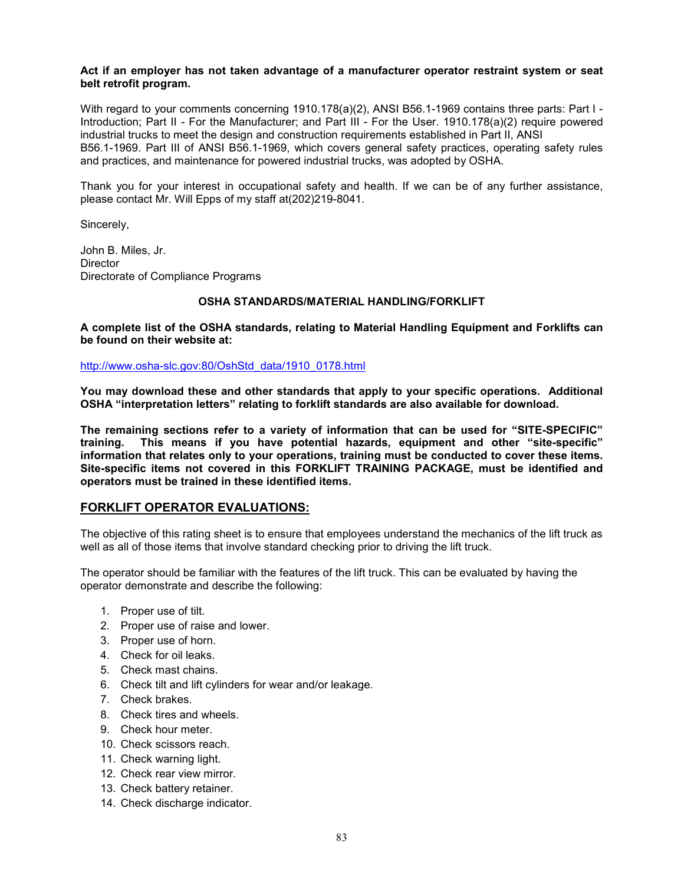**Act if an employer has not taken advantage of a manufacturer operator restraint system or seat belt retrofit program.**

With regard to your comments concerning 1910.178(a)(2), ANSI B56.1-1969 contains three parts: Part I - Introduction; Part II - For the Manufacturer; and Part III - For the User. 1910.178(a)(2) require powered industrial trucks to meet the design and construction requirements established in Part II, ANSI B56.1-1969. Part III of ANSI B56.1-1969, which covers general safety practices, operating safety rules and practices, and maintenance for powered industrial trucks, was adopted by OSHA.

Thank you for your interest in occupational safety and health. If we can be of any further assistance, please contact Mr. Will Epps of my staff at(202)219-8041.

Sincerely,

John B. Miles, Jr.
Director
Directorate of Compliance Programs

**OSHA STANDARDS/MATERIAL HANDLING/FORKLIFT**

**A complete list of the OSHA standards, relating to Material Handling Equipment and Forklifts can be found on their website at:**

http://www.osha-slc.gov:80/OshStd_data/1910_0178.html

**You may download these and other standards that apply to your specific operations. Additional OSHA "interpretation letters" relating to forklift standards are also available for download.**

**The remaining sections refer to a variety of information that can be used for "SITE-SPECIFIC" training. This means if you have potential hazards, equipment and other "site-specific" information that relates only to your operations, training must be conducted to cover these items. Site-specific items not covered in this FORKLIFT TRAINING PACKAGE, must be identified and operators must be trained in these identified items.**

## FORKLIFT OPERATOR EVALUATIONS:

The objective of this rating sheet is to ensure that employees understand the mechanics of the lift truck as well as all of those items that involve standard checking prior to driving the lift truck.

The operator should be familiar with the features of the lift truck. This can be evaluated by having the operator demonstrate and describe the following:

1. Proper use of tilt.
2. Proper use of raise and lower.
3. Proper use of horn.
4. Check for oil leaks.
5. Check mast chains.
6. Check tilt and lift cylinders for wear and/or leakage.
7. Check brakes.
8. Check tires and wheels.
9. Check hour meter.
10. Check scissors reach.
11. Check warning light.
12. Check rear view mirror.
13. Check battery retainer.
14. Check discharge indicator.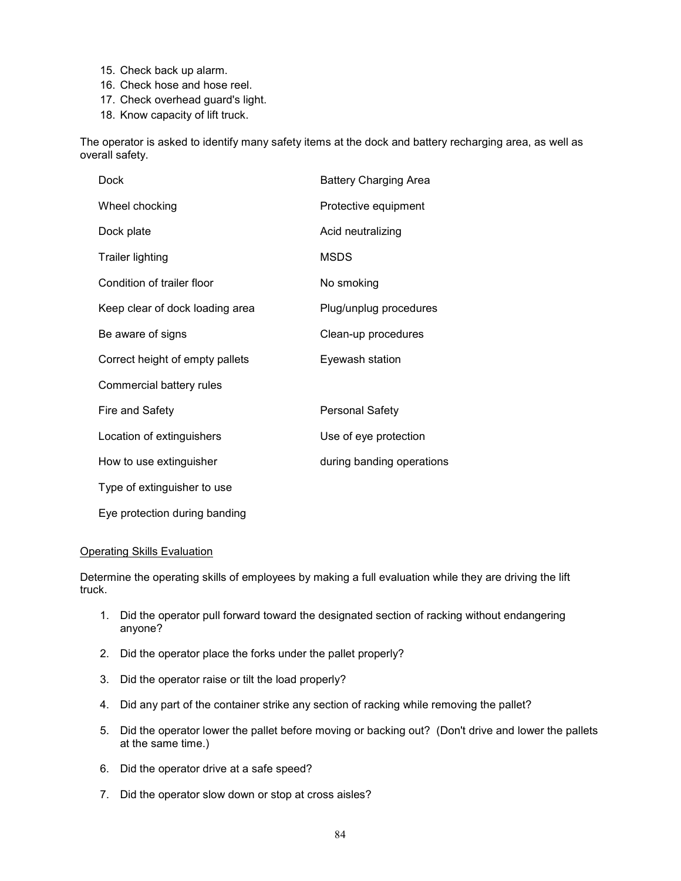15. Check back up alarm.
16. Check hose and hose reel.
17. Check overhead guard's light.
18. Know capacity of lift truck.

The operator is asked to identify many safety items at the dock and battery recharging area, as well as overall safety.

| Dock | Battery Charging Area |
|---|---|
| Wheel chocking | Protective equipment |
| Dock plate | Acid neutralizing |
| Trailer lighting | MSDS |
| Condition of trailer floor | No smoking |
| Keep clear of dock loading area | Plug/unplug procedures |
| Be aware of signs | Clean-up procedures |
| Correct height of empty pallets | Eyewash station |
| Commercial battery rules | |
| **Fire and Safety** | **Personal Safety** |
| Location of extinguishers | Use of eye protection |
| How to use extinguisher | during banding operations |
| Type of extinguisher to use | |
| Eye protection during banding | |

<u>Operating Skills Evaluation</u>

Determine the operating skills of employees by making a full evaluation while they are driving the lift truck.

1. Did the operator pull forward toward the designated section of racking without endangering anyone?
2. Did the operator place the forks under the pallet properly?
3. Did the operator raise or tilt the load properly?
4. Did any part of the container strike any section of racking while removing the pallet?
5. Did the operator lower the pallet before moving or backing out? (Don't drive and lower the pallets at the same time.)
6. Did the operator drive at a safe speed?
7. Did the operator slow down or stop at cross aisles?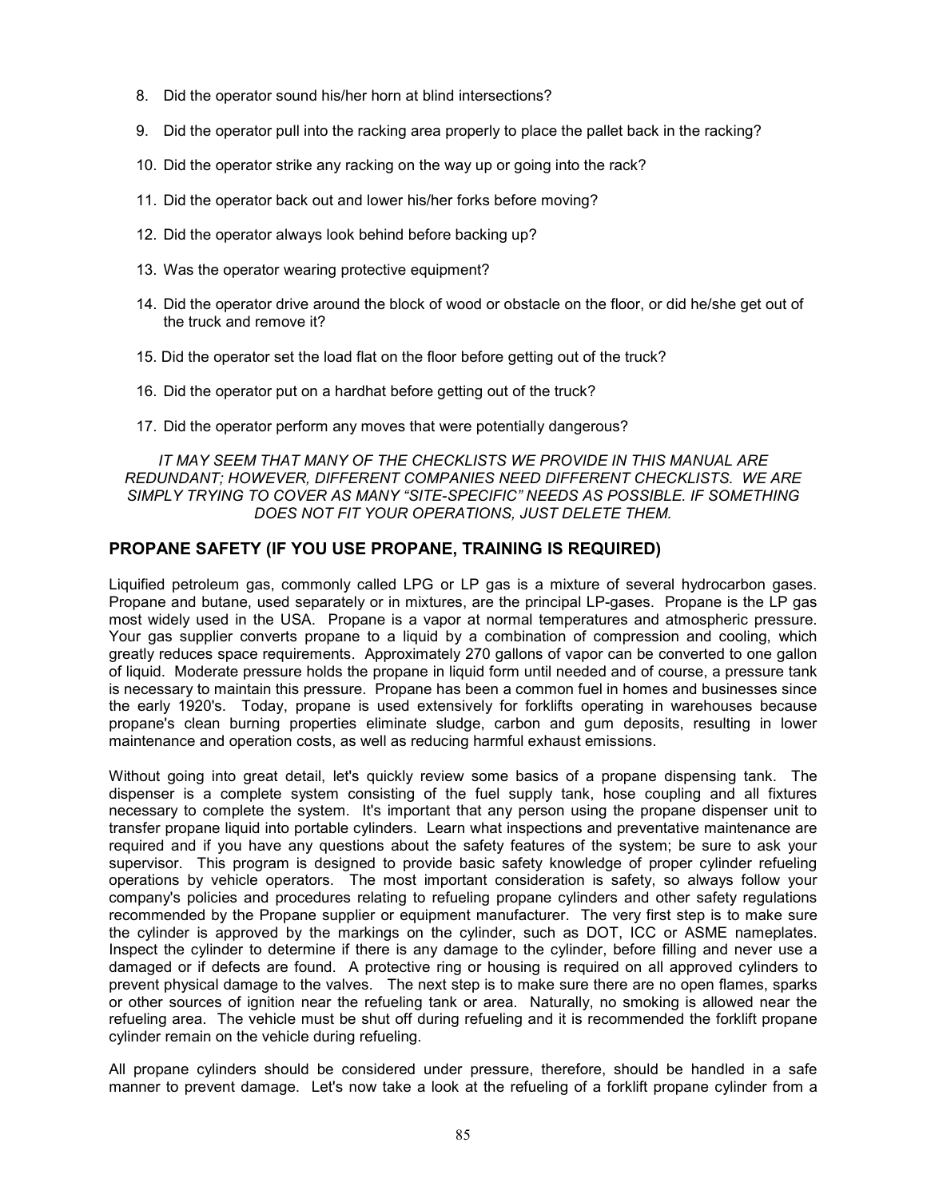8. Did the operator sound his/her horn at blind intersections?
9. Did the operator pull into the racking area properly to place the pallet back in the racking?
10. Did the operator strike any racking on the way up or going into the rack?
11. Did the operator back out and lower his/her forks before moving?
12. Did the operator always look behind before backing up?
13. Was the operator wearing protective equipment?
14. Did the operator drive around the block of wood or obstacle on the floor, or did he/she get out of the truck and remove it?
15. Did the operator set the load flat on the floor before getting out of the truck?
16. Did the operator put on a hardhat before getting out of the truck?
17. Did the operator perform any moves that were potentially dangerous?

*IT MAY SEEM THAT MANY OF THE CHECKLISTS WE PROVIDE IN THIS MANUAL ARE REDUNDANT; HOWEVER, DIFFERENT COMPANIES NEED DIFFERENT CHECKLISTS. WE ARE SIMPLY TRYING TO COVER AS MANY "SITE-SPECIFIC" NEEDS AS POSSIBLE. IF SOMETHING DOES NOT FIT YOUR OPERATIONS, JUST DELETE THEM.*

## PROPANE SAFETY (IF YOU USE PROPANE, TRAINING IS REQUIRED)

Liquified petroleum gas, commonly called LPG or LP gas is a mixture of several hydrocarbon gases. Propane and butane, used separately or in mixtures, are the principal LP-gases. Propane is the LP gas most widely used in the USA. Propane is a vapor at normal temperatures and atmospheric pressure. Your gas supplier converts propane to a liquid by a combination of compression and cooling, which greatly reduces space requirements. Approximately 270 gallons of vapor can be converted to one gallon of liquid. Moderate pressure holds the propane in liquid form until needed and of course, a pressure tank is necessary to maintain this pressure. Propane has been a common fuel in homes and businesses since the early 1920's. Today, propane is used extensively for forklifts operating in warehouses because propane's clean burning properties eliminate sludge, carbon and gum deposits, resulting in lower maintenance and operation costs, as well as reducing harmful exhaust emissions.

Without going into great detail, let's quickly review some basics of a propane dispensing tank. The dispenser is a complete system consisting of the fuel supply tank, hose coupling and all fixtures necessary to complete the system. It's important that any person using the propane dispenser unit to transfer propane liquid into portable cylinders. Learn what inspections and preventative maintenance are required and if you have any questions about the safety features of the system; be sure to ask your supervisor. This program is designed to provide basic safety knowledge of proper cylinder refueling operations by vehicle operators. The most important consideration is safety, so always follow your company's policies and procedures relating to refueling propane cylinders and other safety regulations recommended by the Propane supplier or equipment manufacturer. The very first step is to make sure the cylinder is approved by the markings on the cylinder, such as DOT, ICC or ASME nameplates. Inspect the cylinder to determine if there is any damage to the cylinder, before filling and never use a damaged or if defects are found. A protective ring or housing is required on all approved cylinders to prevent physical damage to the valves. The next step is to make sure there are no open flames, sparks or other sources of ignition near the refueling tank or area. Naturally, no smoking is allowed near the refueling area. The vehicle must be shut off during refueling and it is recommended the forklift propane cylinder remain on the vehicle during refueling.

All propane cylinders should be considered under pressure, therefore, should be handled in a safe manner to prevent damage. Let's now take a look at the refueling of a forklift propane cylinder from a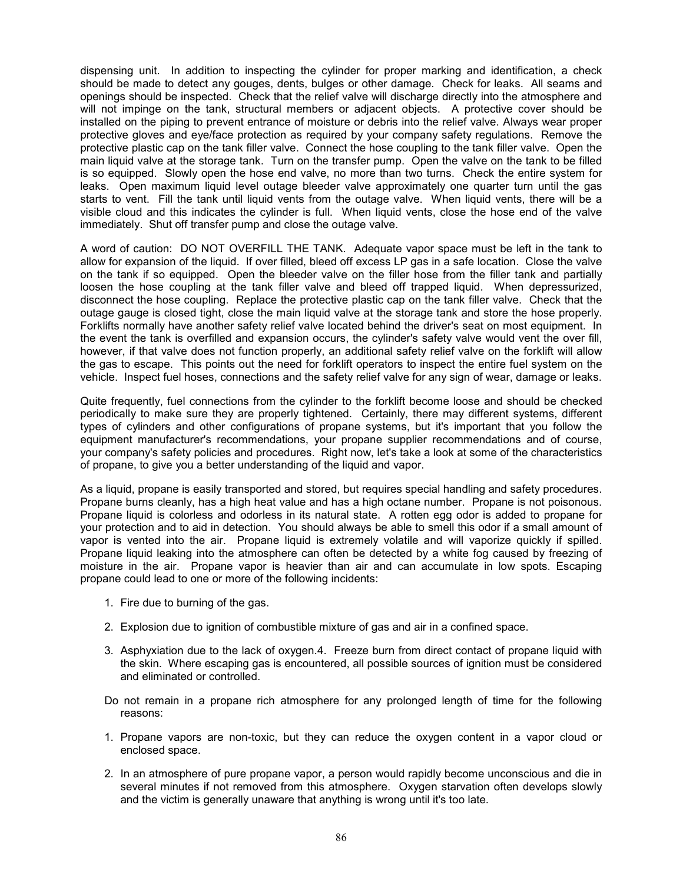dispensing unit. In addition to inspecting the cylinder for proper marking and identification, a check should be made to detect any gouges, dents, bulges or other damage. Check for leaks. All seams and openings should be inspected. Check that the relief valve will discharge directly into the atmosphere and will not impinge on the tank, structural members or adjacent objects. A protective cover should be installed on the piping to prevent entrance of moisture or debris into the relief valve. Always wear proper protective gloves and eye/face protection as required by your company safety regulations. Remove the protective plastic cap on the tank filler valve. Connect the hose coupling to the tank filler valve. Open the main liquid valve at the storage tank. Turn on the transfer pump. Open the valve on the tank to be filled is so equipped. Slowly open the hose end valve, no more than two turns. Check the entire system for leaks. Open maximum liquid level outage bleeder valve approximately one quarter turn until the gas starts to vent. Fill the tank until liquid vents from the outage valve. When liquid vents, there will be a visible cloud and this indicates the cylinder is full. When liquid vents, close the hose end of the valve immediately. Shut off transfer pump and close the outage valve.

A word of caution: DO NOT OVERFILL THE TANK. Adequate vapor space must be left in the tank to allow for expansion of the liquid. If over filled, bleed off excess LP gas in a safe location. Close the valve on the tank if so equipped. Open the bleeder valve on the filler hose from the filler tank and partially loosen the hose coupling at the tank filler valve and bleed off trapped liquid. When depressurized, disconnect the hose coupling. Replace the protective plastic cap on the tank filler valve. Check that the outage gauge is closed tight, close the main liquid valve at the storage tank and store the hose properly. Forklifts normally have another safety relief valve located behind the driver's seat on most equipment. In the event the tank is overfilled and expansion occurs, the cylinder's safety valve would vent the over fill, however, if that valve does not function properly, an additional safety relief valve on the forklift will allow the gas to escape. This points out the need for forklift operators to inspect the entire fuel system on the vehicle. Inspect fuel hoses, connections and the safety relief valve for any sign of wear, damage or leaks.

Quite frequently, fuel connections from the cylinder to the forklift become loose and should be checked periodically to make sure they are properly tightened. Certainly, there may different systems, different types of cylinders and other configurations of propane systems, but it's important that you follow the equipment manufacturer's recommendations, your propane supplier recommendations and of course, your company's safety policies and procedures. Right now, let's take a look at some of the characteristics of propane, to give you a better understanding of the liquid and vapor.

As a liquid, propane is easily transported and stored, but requires special handling and safety procedures. Propane burns cleanly, has a high heat value and has a high octane number. Propane is not poisonous. Propane liquid is colorless and odorless in its natural state. A rotten egg odor is added to propane for your protection and to aid in detection. You should always be able to smell this odor if a small amount of vapor is vented into the air. Propane liquid is extremely volatile and will vaporize quickly if spilled. Propane liquid leaking into the atmosphere can often be detected by a white fog caused by freezing of moisture in the air. Propane vapor is heavier than air and can accumulate in low spots. Escaping propane could lead to one or more of the following incidents:

1. Fire due to burning of the gas.

2. Explosion due to ignition of combustible mixture of gas and air in a confined space.

3. Asphyxiation due to the lack of oxygen.4. Freeze burn from direct contact of propane liquid with the skin. Where escaping gas is encountered, all possible sources of ignition must be considered and eliminated or controlled.

Do not remain in a propane rich atmosphere for any prolonged length of time for the following reasons:

1. Propane vapors are non-toxic, but they can reduce the oxygen content in a vapor cloud or enclosed space.

2. In an atmosphere of pure propane vapor, a person would rapidly become unconscious and die in several minutes if not removed from this atmosphere. Oxygen starvation often develops slowly and the victim is generally unaware that anything is wrong until it's too late.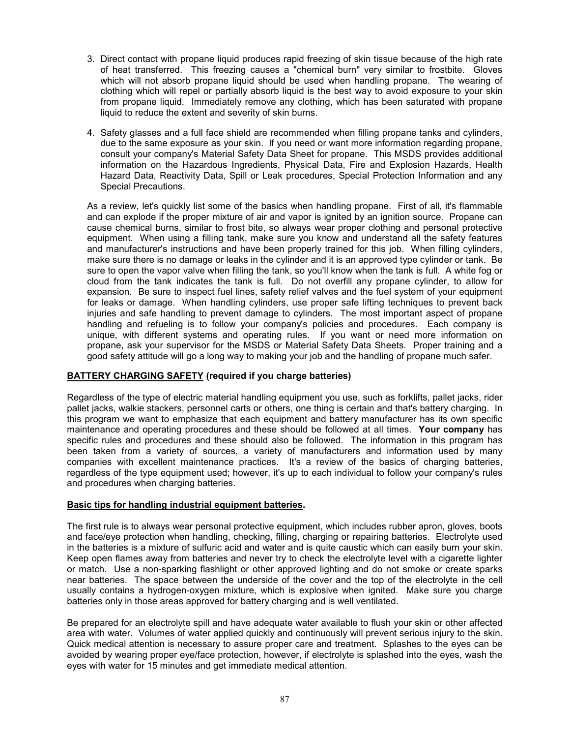3. Direct contact with propane liquid produces rapid freezing of skin tissue because of the high rate of heat transferred. This freezing causes a "chemical burn" very similar to frostbite. Gloves which will not absorb propane liquid should be used when handling propane. The wearing of clothing which will repel or partially absorb liquid is the best way to avoid exposure to your skin from propane liquid. Immediately remove any clothing, which has been saturated with propane liquid to reduce the extent and severity of skin burns.

4. Safety glasses and a full face shield are recommended when filling propane tanks and cylinders, due to the same exposure as your skin. If you need or want more information regarding propane, consult your company's Material Safety Data Sheet for propane. This MSDS provides additional information on the Hazardous Ingredients, Physical Data, Fire and Explosion Hazards, Health Hazard Data, Reactivity Data, Spill or Leak procedures, Special Protection Information and any Special Precautions.

As a review, let's quickly list some of the basics when handling propane. First of all, it's flammable and can explode if the proper mixture of air and vapor is ignited by an ignition source. Propane can cause chemical burns, similar to frost bite, so always wear proper clothing and personal protective equipment. When using a filling tank, make sure you know and understand all the safety features and manufacturer's instructions and have been properly trained for this job. When filling cylinders, make sure there is no damage or leaks in the cylinder and it is an approved type cylinder or tank. Be sure to open the vapor valve when filling the tank, so you'll know when the tank is full. A white fog or cloud from the tank indicates the tank is full. Do not overfill any propane cylinder, to allow for expansion. Be sure to inspect fuel lines, safety relief valves and the fuel system of your equipment for leaks or damage. When handling cylinders, use proper safe lifting techniques to prevent back injuries and safe handling to prevent damage to cylinders. The most important aspect of propane handling and refueling is to follow your company's policies and procedures. Each company is unique, with different systems and operating rules. If you want or need more information on propane, ask your supervisor for the MSDS or Material Safety Data Sheets. Proper training and a good safety attitude will go a long way to making your job and the handling of propane much safer.

## BATTERY CHARGING SAFETY (required if you charge batteries)

Regardless of the type of electric material handling equipment you use, such as forklifts, pallet jacks, rider pallet jacks, walkie stackers, personnel carts or others, one thing is certain and that's battery charging. In this program we want to emphasize that each equipment and battery manufacturer has its own specific maintenance and operating procedures and these should be followed at all times. **Your company** has specific rules and procedures and these should also be followed. The information in this program has been taken from a variety of sources, a variety of manufacturers and information used by many companies with excellent maintenance practices. It's a review of the basics of charging batteries, regardless of the type equipment used; however, it's up to each individual to follow your company's rules and procedures when charging batteries.

### Basic tips for handling industrial equipment batteries.

The first rule is to always wear personal protective equipment, which includes rubber apron, gloves, boots and face/eye protection when handling, checking, filling, charging or repairing batteries. Electrolyte used in the batteries is a mixture of sulfuric acid and water and is quite caustic which can easily burn your skin. Keep open flames away from batteries and never try to check the electrolyte level with a cigarette lighter or match. Use a non-sparking flashlight or other approved lighting and do not smoke or create sparks near batteries. The space between the underside of the cover and the top of the electrolyte in the cell usually contains a hydrogen-oxygen mixture, which is explosive when ignited. Make sure you charge batteries only in those areas approved for battery charging and is well ventilated.

Be prepared for an electrolyte spill and have adequate water available to flush your skin or other affected area with water. Volumes of water applied quickly and continuously will prevent serious injury to the skin. Quick medical attention is necessary to assure proper care and treatment. Splashes to the eyes can be avoided by wearing proper eye/face protection, however, if electrolyte is splashed into the eyes, wash the eyes with water for 15 minutes and get immediate medical attention.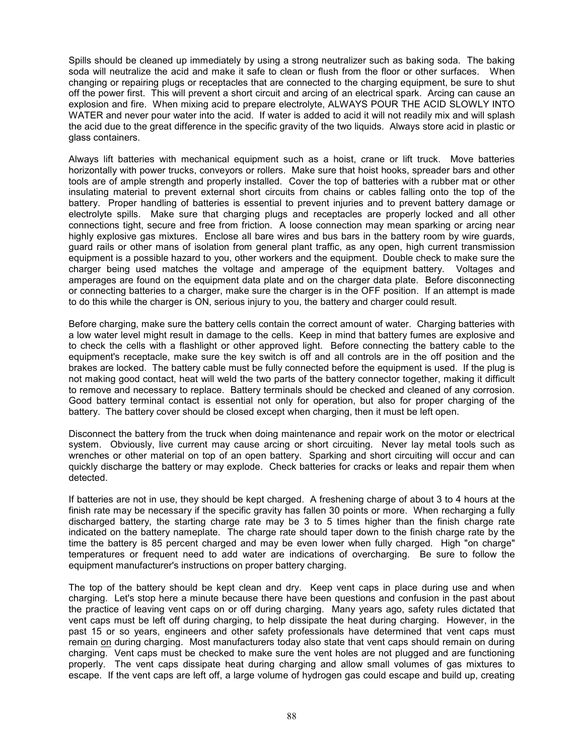Spills should be cleaned up immediately by using a strong neutralizer such as baking soda. The baking soda will neutralize the acid and make it safe to clean or flush from the floor or other surfaces. When changing or repairing plugs or receptacles that are connected to the charging equipment, be sure to shut off the power first. This will prevent a short circuit and arcing of an electrical spark. Arcing can cause an explosion and fire. When mixing acid to prepare electrolyte, ALWAYS POUR THE ACID SLOWLY INTO WATER and never pour water into the acid. If water is added to acid it will not readily mix and will splash the acid due to the great difference in the specific gravity of the two liquids. Always store acid in plastic or glass containers.

Always lift batteries with mechanical equipment such as a hoist, crane or lift truck. Move batteries horizontally with power trucks, conveyors or rollers. Make sure that hoist hooks, spreader bars and other tools are of ample strength and properly installed. Cover the top of batteries with a rubber mat or other insulating material to prevent external short circuits from chains or cables falling onto the top of the battery. Proper handling of batteries is essential to prevent injuries and to prevent battery damage or electrolyte spills. Make sure that charging plugs and receptacles are properly locked and all other connections tight, secure and free from friction. A loose connection may mean sparking or arcing near highly explosive gas mixtures. Enclose all bare wires and bus bars in the battery room by wire guards, guard rails or other mans of isolation from general plant traffic, as any open, high current transmission equipment is a possible hazard to you, other workers and the equipment. Double check to make sure the charger being used matches the voltage and amperage of the equipment battery. Voltages and amperages are found on the equipment data plate and on the charger data plate. Before disconnecting or connecting batteries to a charger, make sure the charger is in the OFF position. If an attempt is made to do this while the charger is ON, serious injury to you, the battery and charger could result.

Before charging, make sure the battery cells contain the correct amount of water. Charging batteries with a low water level might result in damage to the cells. Keep in mind that battery fumes are explosive and to check the cells with a flashlight or other approved light. Before connecting the battery cable to the equipment's receptacle, make sure the key switch is off and all controls are in the off position and the brakes are locked. The battery cable must be fully connected before the equipment is used. If the plug is not making good contact, heat will weld the two parts of the battery connector together, making it difficult to remove and necessary to replace. Battery terminals should be checked and cleaned of any corrosion. Good battery terminal contact is essential not only for operation, but also for proper charging of the battery. The battery cover should be closed except when charging, then it must be left open.

Disconnect the battery from the truck when doing maintenance and repair work on the motor or electrical system. Obviously, live current may cause arcing or short circuiting. Never lay metal tools such as wrenches or other material on top of an open battery. Sparking and short circuiting will occur and can quickly discharge the battery or may explode. Check batteries for cracks or leaks and repair them when detected.

If batteries are not in use, they should be kept charged. A freshening charge of about 3 to 4 hours at the finish rate may be necessary if the specific gravity has fallen 30 points or more. When recharging a fully discharged battery, the starting charge rate may be 3 to 5 times higher than the finish charge rate indicated on the battery nameplate. The charge rate should taper down to the finish charge rate by the time the battery is 85 percent charged and may be even lower when fully charged. High "on charge" temperatures or frequent need to add water are indications of overcharging. Be sure to follow the equipment manufacturer's instructions on proper battery charging.

The top of the battery should be kept clean and dry. Keep vent caps in place during use and when charging. Let's stop here a minute because there have been questions and confusion in the past about the practice of leaving vent caps on or off during charging. Many years ago, safety rules dictated that vent caps must be left off during charging, to help dissipate the heat during charging. However, in the past 15 or so years, engineers and other safety professionals have determined that vent caps must remain <u>on</u> during charging. Most manufacturers today also state that vent caps should remain on during charging. Vent caps must be checked to make sure the vent holes are not plugged and are functioning properly. The vent caps dissipate heat during charging and allow small volumes of gas mixtures to escape. If the vent caps are left off, a large volume of hydrogen gas could escape and build up, creating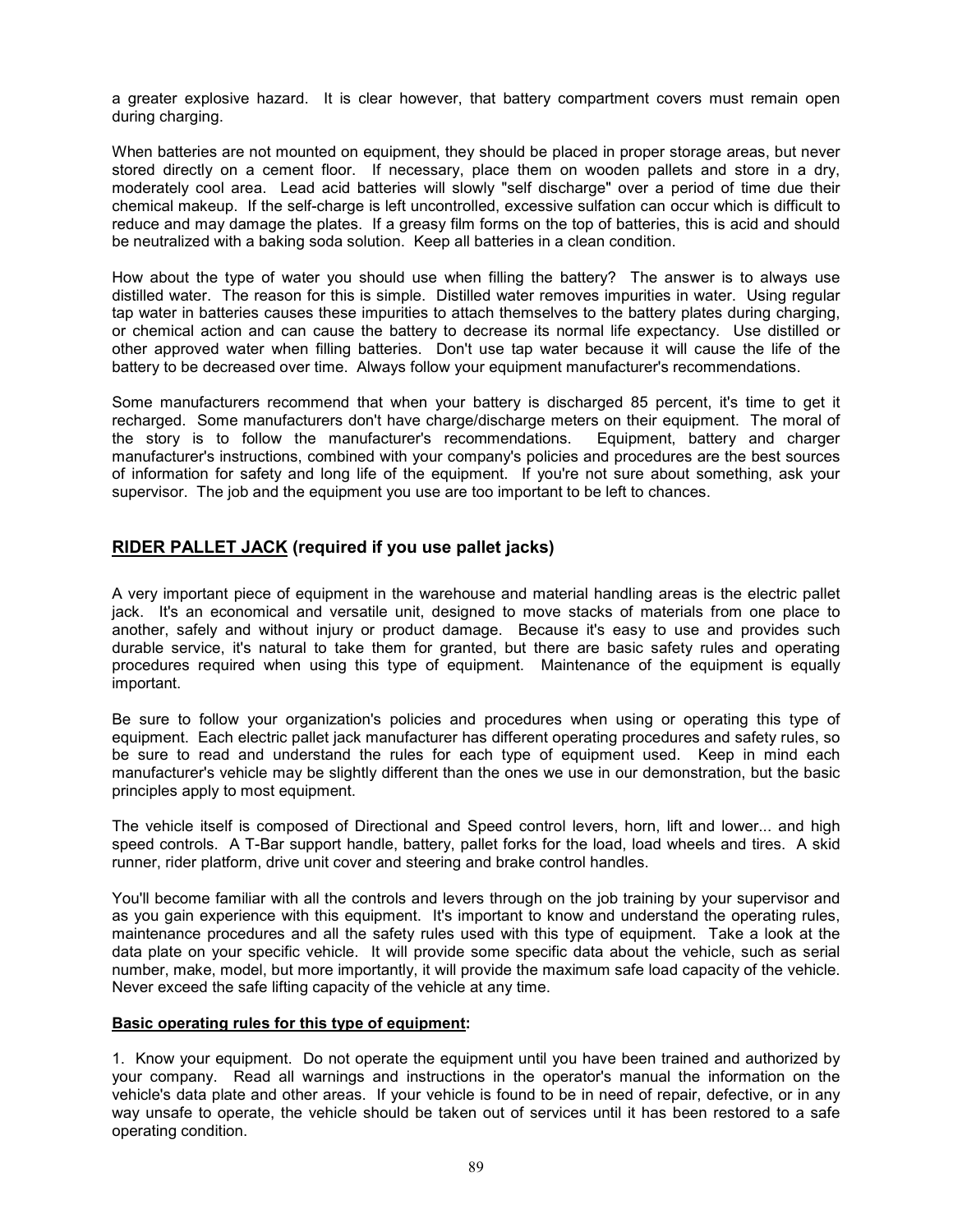a greater explosive hazard. It is clear however, that battery compartment covers must remain open during charging.

When batteries are not mounted on equipment, they should be placed in proper storage areas, but never stored directly on a cement floor. If necessary, place them on wooden pallets and store in a dry, moderately cool area. Lead acid batteries will slowly "self discharge" over a period of time due their chemical makeup. If the self-charge is left uncontrolled, excessive sulfation can occur which is difficult to reduce and may damage the plates. If a greasy film forms on the top of batteries, this is acid and should be neutralized with a baking soda solution. Keep all batteries in a clean condition.

How about the type of water you should use when filling the battery? The answer is to always use distilled water. The reason for this is simple. Distilled water removes impurities in water. Using regular tap water in batteries causes these impurities to attach themselves to the battery plates during charging, or chemical action and can cause the battery to decrease its normal life expectancy. Use distilled or other approved water when filling batteries. Don't use tap water because it will cause the life of the battery to be decreased over time. Always follow your equipment manufacturer's recommendations.

Some manufacturers recommend that when your battery is discharged 85 percent, it's time to get it recharged. Some manufacturers don't have charge/discharge meters on their equipment. The moral of the story is to follow the manufacturer's recommendations. Equipment, battery and charger manufacturer's instructions, combined with your company's policies and procedures are the best sources of information for safety and long life of the equipment. If you're not sure about something, ask your supervisor. The job and the equipment you use are too important to be left to chances.

## **RIDER PALLET JACK** (required if you use pallet jacks)

A very important piece of equipment in the warehouse and material handling areas is the electric pallet jack. It's an economical and versatile unit, designed to move stacks of materials from one place to another, safely and without injury or product damage. Because it's easy to use and provides such durable service, it's natural to take them for granted, but there are basic safety rules and operating procedures required when using this type of equipment. Maintenance of the equipment is equally important.

Be sure to follow your organization's policies and procedures when using or operating this type of equipment. Each electric pallet jack manufacturer has different operating procedures and safety rules, so be sure to read and understand the rules for each type of equipment used. Keep in mind each manufacturer's vehicle may be slightly different than the ones we use in our demonstration, but the basic principles apply to most equipment.

The vehicle itself is composed of Directional and Speed control levers, horn, lift and lower... and high speed controls. A T-Bar support handle, battery, pallet forks for the load, load wheels and tires. A skid runner, rider platform, drive unit cover and steering and brake control handles.

You'll become familiar with all the controls and levers through on the job training by your supervisor and as you gain experience with this equipment. It's important to know and understand the operating rules, maintenance procedures and all the safety rules used with this type of equipment. Take a look at the data plate on your specific vehicle. It will provide some specific data about the vehicle, such as serial number, make, model, but more importantly, it will provide the maximum safe load capacity of the vehicle. Never exceed the safe lifting capacity of the vehicle at any time.

**Basic operating rules for this type of equipment:**

1. Know your equipment. Do not operate the equipment until you have been trained and authorized by your company. Read all warnings and instructions in the operator's manual the information on the vehicle's data plate and other areas. If your vehicle is found to be in need of repair, defective, or in any way unsafe to operate, the vehicle should be taken out of services until it has been restored to a safe operating condition.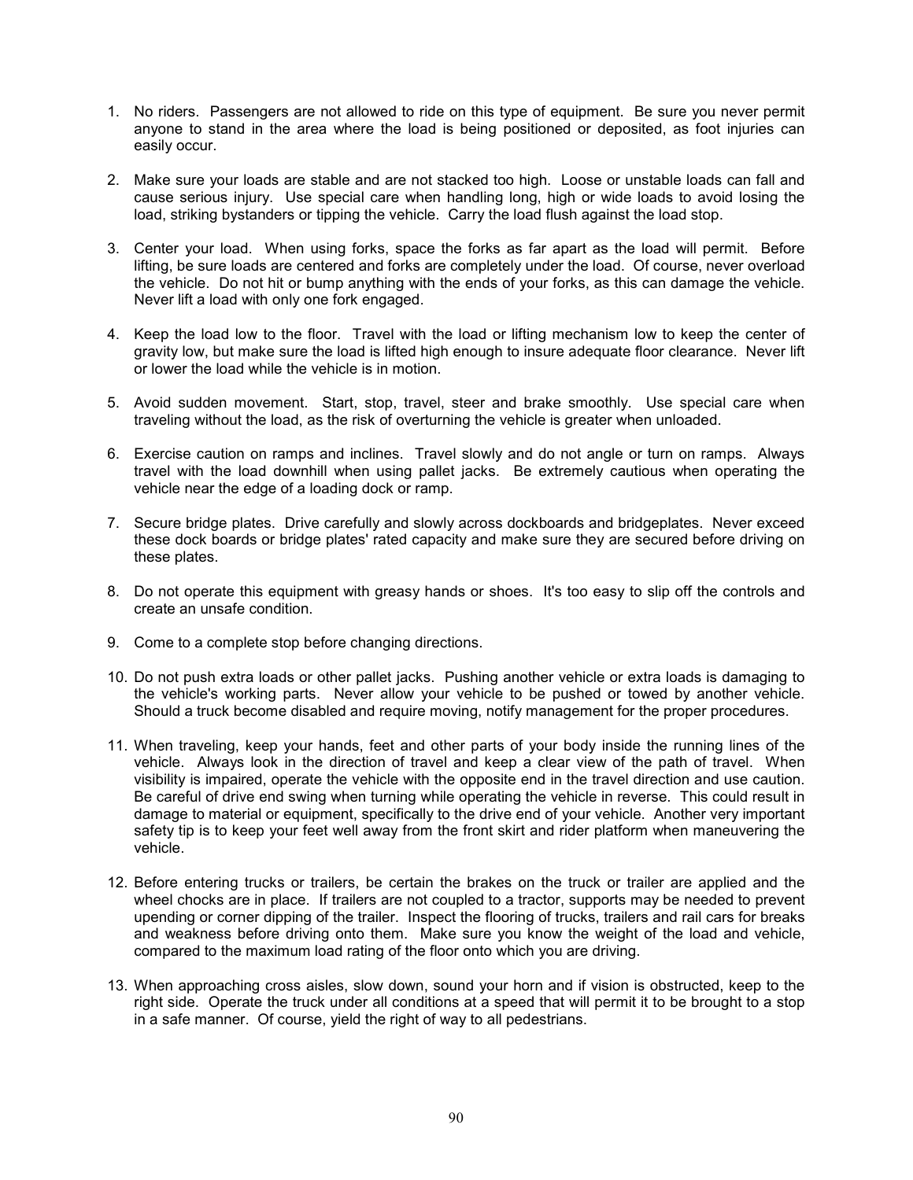1. No riders. Passengers are not allowed to ride on this type of equipment. Be sure you never permit anyone to stand in the area where the load is being positioned or deposited, as foot injuries can easily occur.

2. Make sure your loads are stable and are not stacked too high. Loose or unstable loads can fall and cause serious injury. Use special care when handling long, high or wide loads to avoid losing the load, striking bystanders or tipping the vehicle. Carry the load flush against the load stop.

3. Center your load. When using forks, space the forks as far apart as the load will permit. Before lifting, be sure loads are centered and forks are completely under the load. Of course, never overload the vehicle. Do not hit or bump anything with the ends of your forks, as this can damage the vehicle. Never lift a load with only one fork engaged.

4. Keep the load low to the floor. Travel with the load or lifting mechanism low to keep the center of gravity low, but make sure the load is lifted high enough to insure adequate floor clearance. Never lift or lower the load while the vehicle is in motion.

5. Avoid sudden movement. Start, stop, travel, steer and brake smoothly. Use special care when traveling without the load, as the risk of overturning the vehicle is greater when unloaded.

6. Exercise caution on ramps and inclines. Travel slowly and do not angle or turn on ramps. Always travel with the load downhill when using pallet jacks. Be extremely cautious when operating the vehicle near the edge of a loading dock or ramp.

7. Secure bridge plates. Drive carefully and slowly across dockboards and bridgeplates. Never exceed these dock boards or bridge plates' rated capacity and make sure they are secured before driving on these plates.

8. Do not operate this equipment with greasy hands or shoes. It's too easy to slip off the controls and create an unsafe condition.

9. Come to a complete stop before changing directions.

10. Do not push extra loads or other pallet jacks. Pushing another vehicle or extra loads is damaging to the vehicle's working parts. Never allow your vehicle to be pushed or towed by another vehicle. Should a truck become disabled and require moving, notify management for the proper procedures.

11. When traveling, keep your hands, feet and other parts of your body inside the running lines of the vehicle. Always look in the direction of travel and keep a clear view of the path of travel. When visibility is impaired, operate the vehicle with the opposite end in the travel direction and use caution. Be careful of drive end swing when turning while operating the vehicle in reverse. This could result in damage to material or equipment, specifically to the drive end of your vehicle. Another very important safety tip is to keep your feet well away from the front skirt and rider platform when maneuvering the vehicle.

12. Before entering trucks or trailers, be certain the brakes on the truck or trailer are applied and the wheel chocks are in place. If trailers are not coupled to a tractor, supports may be needed to prevent upending or corner dipping of the trailer. Inspect the flooring of trucks, trailers and rail cars for breaks and weakness before driving onto them. Make sure you know the weight of the load and vehicle, compared to the maximum load rating of the floor onto which you are driving.

13. When approaching cross aisles, slow down, sound your horn and if vision is obstructed, keep to the right side. Operate the truck under all conditions at a speed that will permit it to be brought to a stop in a safe manner. Of course, yield the right of way to all pedestrians.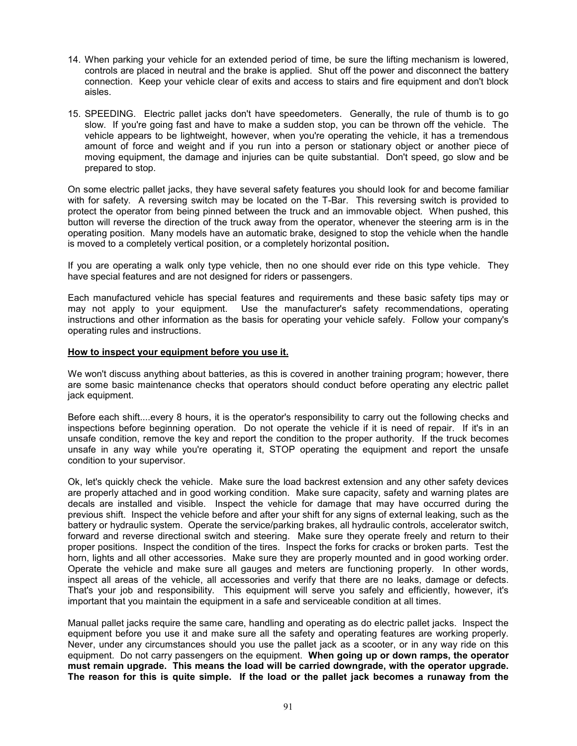14. When parking your vehicle for an extended period of time, be sure the lifting mechanism is lowered, controls are placed in neutral and the brake is applied. Shut off the power and disconnect the battery connection. Keep your vehicle clear of exits and access to stairs and fire equipment and don't block aisles.

15. SPEEDING. Electric pallet jacks don't have speedometers. Generally, the rule of thumb is to go slow. If you're going fast and have to make a sudden stop, you can be thrown off the vehicle. The vehicle appears to be lightweight, however, when you're operating the vehicle, it has a tremendous amount of force and weight and if you run into a person or stationary object or another piece of moving equipment, the damage and injuries can be quite substantial. Don't speed, go slow and be prepared to stop.

On some electric pallet jacks, they have several safety features you should look for and become familiar with for safety. A reversing switch may be located on the T-Bar. This reversing switch is provided to protect the operator from being pinned between the truck and an immovable object. When pushed, this button will reverse the direction of the truck away from the operator, whenever the steering arm is in the operating position. Many models have an automatic brake, designed to stop the vehicle when the handle is moved to a completely vertical position, or a completely horizontal position**.**

If you are operating a walk only type vehicle, then no one should ever ride on this type vehicle. They have special features and are not designed for riders or passengers.

Each manufactured vehicle has special features and requirements and these basic safety tips may or may not apply to your equipment. Use the manufacturer's safety recommendations, operating instructions and other information as the basis for operating your vehicle safely. Follow your company's operating rules and instructions.

**How to inspect your equipment before you use it.**

We won't discuss anything about batteries, as this is covered in another training program; however, there are some basic maintenance checks that operators should conduct before operating any electric pallet jack equipment.

Before each shift....every 8 hours, it is the operator's responsibility to carry out the following checks and inspections before beginning operation. Do not operate the vehicle if it is need of repair. If it's in an unsafe condition, remove the key and report the condition to the proper authority. If the truck becomes unsafe in any way while you're operating it, STOP operating the equipment and report the unsafe condition to your supervisor.

Ok, let's quickly check the vehicle. Make sure the load backrest extension and any other safety devices are properly attached and in good working condition. Make sure capacity, safety and warning plates are decals are installed and visible. Inspect the vehicle for damage that may have occurred during the previous shift. Inspect the vehicle before and after your shift for any signs of external leaking, such as the battery or hydraulic system. Operate the service/parking brakes, all hydraulic controls, accelerator switch, forward and reverse directional switch and steering. Make sure they operate freely and return to their proper positions. Inspect the condition of the tires. Inspect the forks for cracks or broken parts. Test the horn, lights and all other accessories. Make sure they are properly mounted and in good working order. Operate the vehicle and make sure all gauges and meters are functioning properly. In other words, inspect all areas of the vehicle, all accessories and verify that there are no leaks, damage or defects. That's your job and responsibility. This equipment will serve you safely and efficiently, however, it's important that you maintain the equipment in a safe and serviceable condition at all times.

Manual pallet jacks require the same care, handling and operating as do electric pallet jacks. Inspect the equipment before you use it and make sure all the safety and operating features are working properly. Never, under any circumstances should you use the pallet jack as a scooter, or in any way ride on this equipment. Do not carry passengers on the equipment. **When going up or down ramps, the operator must remain upgrade. This means the load will be carried downgrade, with the operator upgrade. The reason for this is quite simple. If the load or the pallet jack becomes a runaway from the**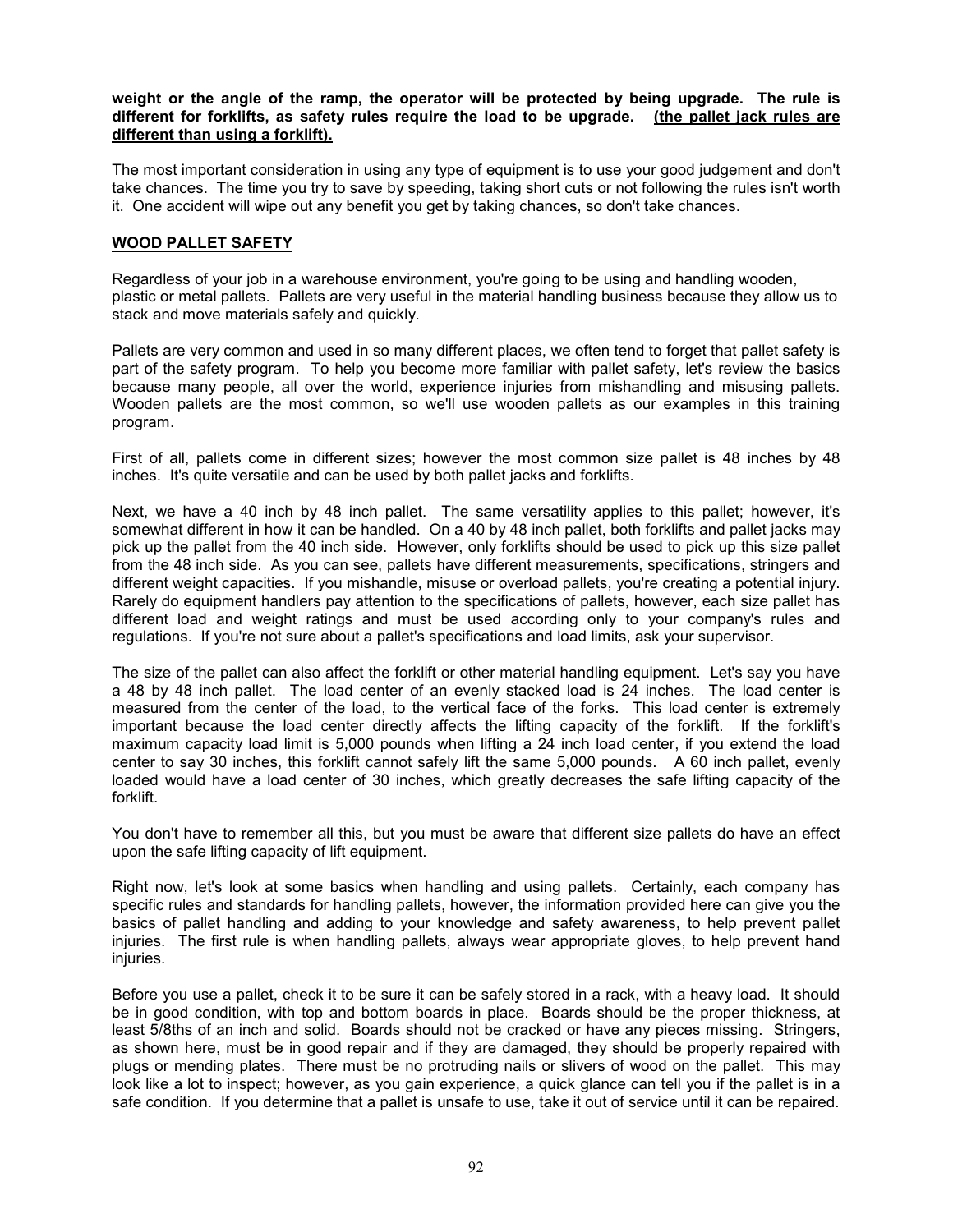**weight or the angle of the ramp, the operator will be protected by being upgrade. The rule is different for forklifts, as safety rules require the load to be upgrade. <u>(the pallet jack rules are different than using a forklift).</u>**

The most important consideration in using any type of equipment is to use your good judgement and don't take chances. The time you try to save by speeding, taking short cuts or not following the rules isn't worth it. One accident will wipe out any benefit you get by taking chances, so don't take chances.

## <u>WOOD PALLET SAFETY</u>

Regardless of your job in a warehouse environment, you're going to be using and handling wooden, plastic or metal pallets. Pallets are very useful in the material handling business because they allow us to stack and move materials safely and quickly.

Pallets are very common and used in so many different places, we often tend to forget that pallet safety is part of the safety program. To help you become more familiar with pallet safety, let's review the basics because many people, all over the world, experience injuries from mishandling and misusing pallets. Wooden pallets are the most common, so we'll use wooden pallets as our examples in this training program.

First of all, pallets come in different sizes; however the most common size pallet is 48 inches by 48 inches. It's quite versatile and can be used by both pallet jacks and forklifts.

Next, we have a 40 inch by 48 inch pallet. The same versatility applies to this pallet; however, it's somewhat different in how it can be handled. On a 40 by 48 inch pallet, both forklifts and pallet jacks may pick up the pallet from the 40 inch side. However, only forklifts should be used to pick up this size pallet from the 48 inch side. As you can see, pallets have different measurements, specifications, stringers and different weight capacities. If you mishandle, misuse or overload pallets, you're creating a potential injury. Rarely do equipment handlers pay attention to the specifications of pallets, however, each size pallet has different load and weight ratings and must be used according only to your company's rules and regulations. If you're not sure about a pallet's specifications and load limits, ask your supervisor.

The size of the pallet can also affect the forklift or other material handling equipment. Let's say you have a 48 by 48 inch pallet. The load center of an evenly stacked load is 24 inches. The load center is measured from the center of the load, to the vertical face of the forks. This load center is extremely important because the load center directly affects the lifting capacity of the forklift. If the forklift's maximum capacity load limit is 5,000 pounds when lifting a 24 inch load center, if you extend the load center to say 30 inches, this forklift cannot safely lift the same 5,000 pounds. A 60 inch pallet, evenly loaded would have a load center of 30 inches, which greatly decreases the safe lifting capacity of the forklift.

You don't have to remember all this, but you must be aware that different size pallets do have an effect upon the safe lifting capacity of lift equipment.

Right now, let's look at some basics when handling and using pallets. Certainly, each company has specific rules and standards for handling pallets, however, the information provided here can give you the basics of pallet handling and adding to your knowledge and safety awareness, to help prevent pallet injuries. The first rule is when handling pallets, always wear appropriate gloves, to help prevent hand injuries.

Before you use a pallet, check it to be sure it can be safely stored in a rack, with a heavy load. It should be in good condition, with top and bottom boards in place. Boards should be the proper thickness, at least 5/8ths of an inch and solid. Boards should not be cracked or have any pieces missing. Stringers, as shown here, must be in good repair and if they are damaged, they should be properly repaired with plugs or mending plates. There must be no protruding nails or slivers of wood on the pallet. This may look like a lot to inspect; however, as you gain experience, a quick glance can tell you if the pallet is in a safe condition. If you determine that a pallet is unsafe to use, take it out of service until it can be repaired.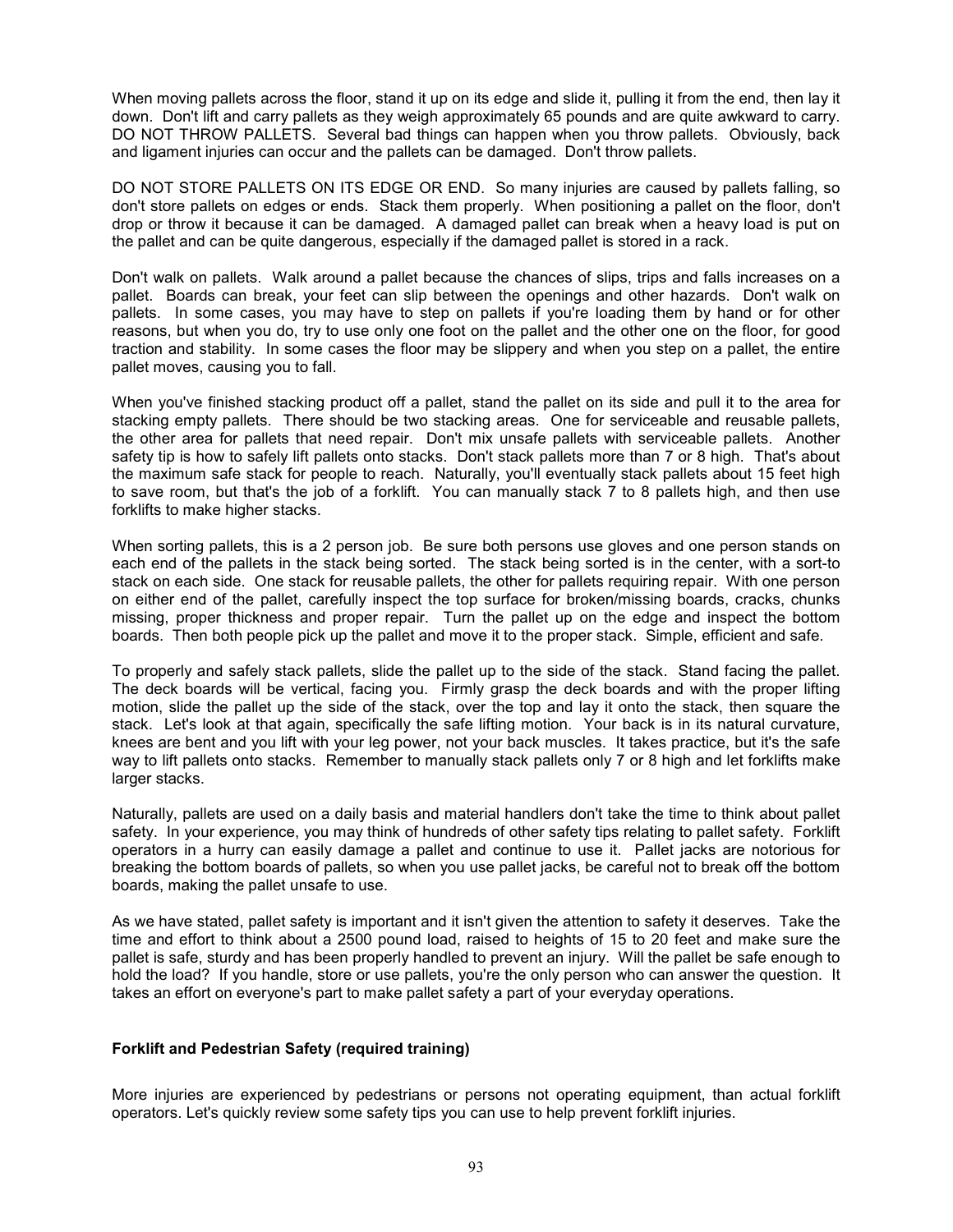When moving pallets across the floor, stand it up on its edge and slide it, pulling it from the end, then lay it down. Don't lift and carry pallets as they weigh approximately 65 pounds and are quite awkward to carry. DO NOT THROW PALLETS. Several bad things can happen when you throw pallets. Obviously, back and ligament injuries can occur and the pallets can be damaged. Don't throw pallets.

DO NOT STORE PALLETS ON ITS EDGE OR END. So many injuries are caused by pallets falling, so don't store pallets on edges or ends. Stack them properly. When positioning a pallet on the floor, don't drop or throw it because it can be damaged. A damaged pallet can break when a heavy load is put on the pallet and can be quite dangerous, especially if the damaged pallet is stored in a rack.

Don't walk on pallets. Walk around a pallet because the chances of slips, trips and falls increases on a pallet. Boards can break, your feet can slip between the openings and other hazards. Don't walk on pallets. In some cases, you may have to step on pallets if you're loading them by hand or for other reasons, but when you do, try to use only one foot on the pallet and the other one on the floor, for good traction and stability. In some cases the floor may be slippery and when you step on a pallet, the entire pallet moves, causing you to fall.

When you've finished stacking product off a pallet, stand the pallet on its side and pull it to the area for stacking empty pallets. There should be two stacking areas. One for serviceable and reusable pallets, the other area for pallets that need repair. Don't mix unsafe pallets with serviceable pallets. Another safety tip is how to safely lift pallets onto stacks. Don't stack pallets more than 7 or 8 high. That's about the maximum safe stack for people to reach. Naturally, you'll eventually stack pallets about 15 feet high to save room, but that's the job of a forklift. You can manually stack 7 to 8 pallets high, and then use forklifts to make higher stacks.

When sorting pallets, this is a 2 person job. Be sure both persons use gloves and one person stands on each end of the pallets in the stack being sorted. The stack being sorted is in the center, with a sort-to stack on each side. One stack for reusable pallets, the other for pallets requiring repair. With one person on either end of the pallet, carefully inspect the top surface for broken/missing boards, cracks, chunks missing, proper thickness and proper repair. Turn the pallet up on the edge and inspect the bottom boards. Then both people pick up the pallet and move it to the proper stack. Simple, efficient and safe.

To properly and safely stack pallets, slide the pallet up to the side of the stack. Stand facing the pallet. The deck boards will be vertical, facing you. Firmly grasp the deck boards and with the proper lifting motion, slide the pallet up the side of the stack, over the top and lay it onto the stack, then square the stack. Let's look at that again, specifically the safe lifting motion. Your back is in its natural curvature, knees are bent and you lift with your leg power, not your back muscles. It takes practice, but it's the safe way to lift pallets onto stacks. Remember to manually stack pallets only 7 or 8 high and let forklifts make larger stacks.

Naturally, pallets are used on a daily basis and material handlers don't take the time to think about pallet safety. In your experience, you may think of hundreds of other safety tips relating to pallet safety. Forklift operators in a hurry can easily damage a pallet and continue to use it. Pallet jacks are notorious for breaking the bottom boards of pallets, so when you use pallet jacks, be careful not to break off the bottom boards, making the pallet unsafe to use.

As we have stated, pallet safety is important and it isn't given the attention to safety it deserves. Take the time and effort to think about a 2500 pound load, raised to heights of 15 to 20 feet and make sure the pallet is safe, sturdy and has been properly handled to prevent an injury. Will the pallet be safe enough to hold the load? If you handle, store or use pallets, you're the only person who can answer the question. It takes an effort on everyone's part to make pallet safety a part of your everyday operations.

**Forklift and Pedestrian Safety (required training)**

More injuries are experienced by pedestrians or persons not operating equipment, than actual forklift operators. Let's quickly review some safety tips you can use to help prevent forklift injuries.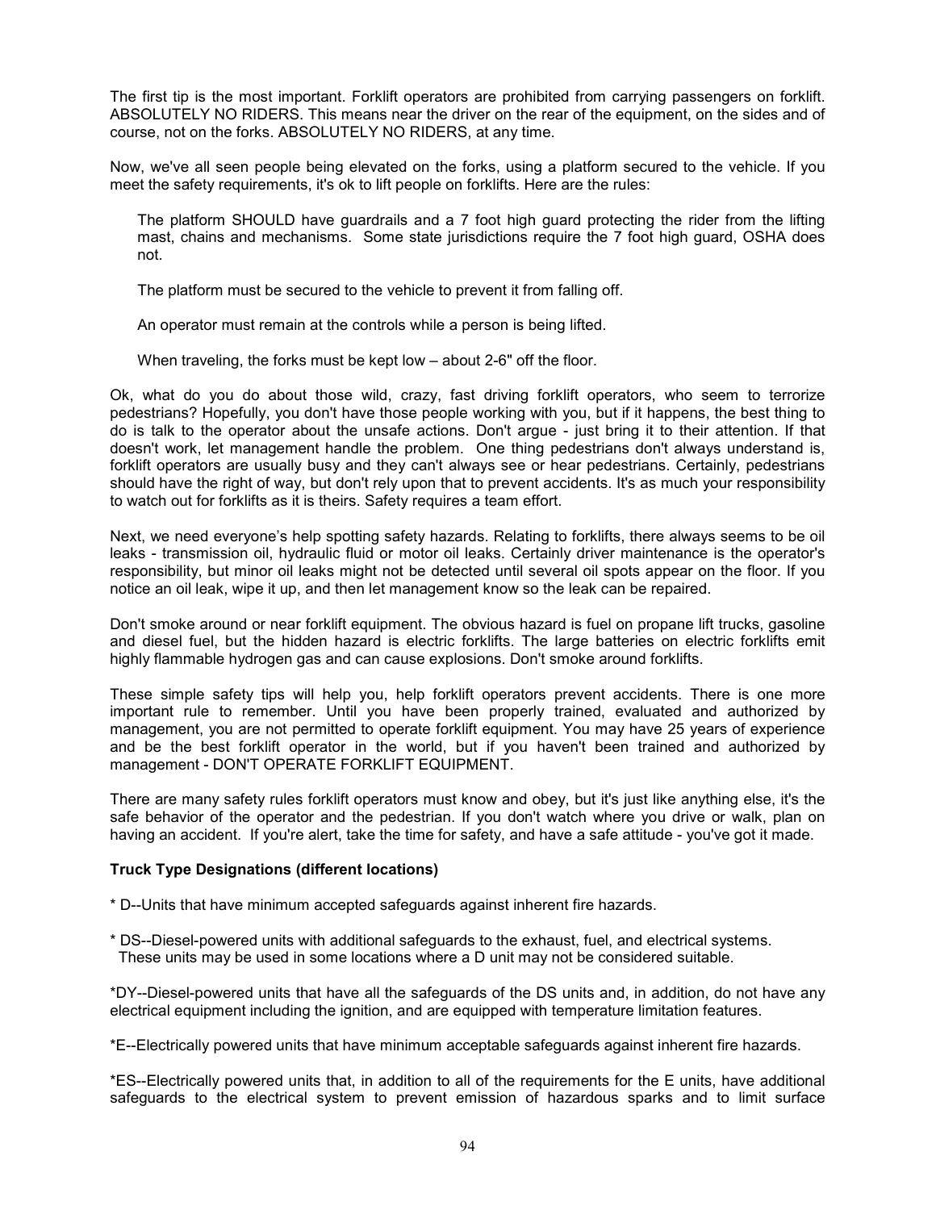The first tip is the most important. Forklift operators are prohibited from carrying passengers on forklift. ABSOLUTELY NO RIDERS. This means near the driver on the rear of the equipment, on the sides and of course, not on the forks. ABSOLUTELY NO RIDERS, at any time.

Now, we've all seen people being elevated on the forks, using a platform secured to the vehicle. If you meet the safety requirements, it's ok to lift people on forklifts. Here are the rules:

> The platform SHOULD have guardrails and a 7 foot high guard protecting the rider from the lifting mast, chains and mechanisms. Some state jurisdictions require the 7 foot high guard, OSHA does not.
>
> The platform must be secured to the vehicle to prevent it from falling off.
>
> An operator must remain at the controls while a person is being lifted.
>
> When traveling, the forks must be kept low – about 2-6" off the floor.

Ok, what do you do about those wild, crazy, fast driving forklift operators, who seem to terrorize pedestrians? Hopefully, you don't have those people working with you, but if it happens, the best thing to do is talk to the operator about the unsafe actions. Don't argue - just bring it to their attention. If that doesn't work, let management handle the problem. One thing pedestrians don't always understand is, forklift operators are usually busy and they can't always see or hear pedestrians. Certainly, pedestrians should have the right of way, but don't rely upon that to prevent accidents. It's as much your responsibility to watch out for forklifts as it is theirs. Safety requires a team effort.

Next, we need everyone's help spotting safety hazards. Relating to forklifts, there always seems to be oil leaks - transmission oil, hydraulic fluid or motor oil leaks. Certainly driver maintenance is the operator's responsibility, but minor oil leaks might not be detected until several oil spots appear on the floor. If you notice an oil leak, wipe it up, and then let management know so the leak can be repaired.

Don't smoke around or near forklift equipment. The obvious hazard is fuel on propane lift trucks, gasoline and diesel fuel, but the hidden hazard is electric forklifts. The large batteries on electric forklifts emit highly flammable hydrogen gas and can cause explosions. Don't smoke around forklifts.

These simple safety tips will help you, help forklift operators prevent accidents. There is one more important rule to remember. Until you have been properly trained, evaluated and authorized by management, you are not permitted to operate forklift equipment. You may have 25 years of experience and be the best forklift operator in the world, but if you haven't been trained and authorized by management - DON'T OPERATE FORKLIFT EQUIPMENT.

There are many safety rules forklift operators must know and obey, but it's just like anything else, it's the safe behavior of the operator and the pedestrian. If you don't watch where you drive or walk, plan on having an accident. If you're alert, take the time for safety, and have a safe attitude - you've got it made.

**Truck Type Designations (different locations)**

* D--Units that have minimum accepted safeguards against inherent fire hazards.

* DS--Diesel-powered units with additional safeguards to the exhaust, fuel, and electrical systems. These units may be used in some locations where a D unit may not be considered suitable.

*DY--Diesel-powered units that have all the safeguards of the DS units and, in addition, do not have any electrical equipment including the ignition, and are equipped with temperature limitation features.

*E--Electrically powered units that have minimum acceptable safeguards against inherent fire hazards.

*ES--Electrically powered units that, in addition to all of the requirements for the E units, have additional safeguards to the electrical system to prevent emission of hazardous sparks and to limit surface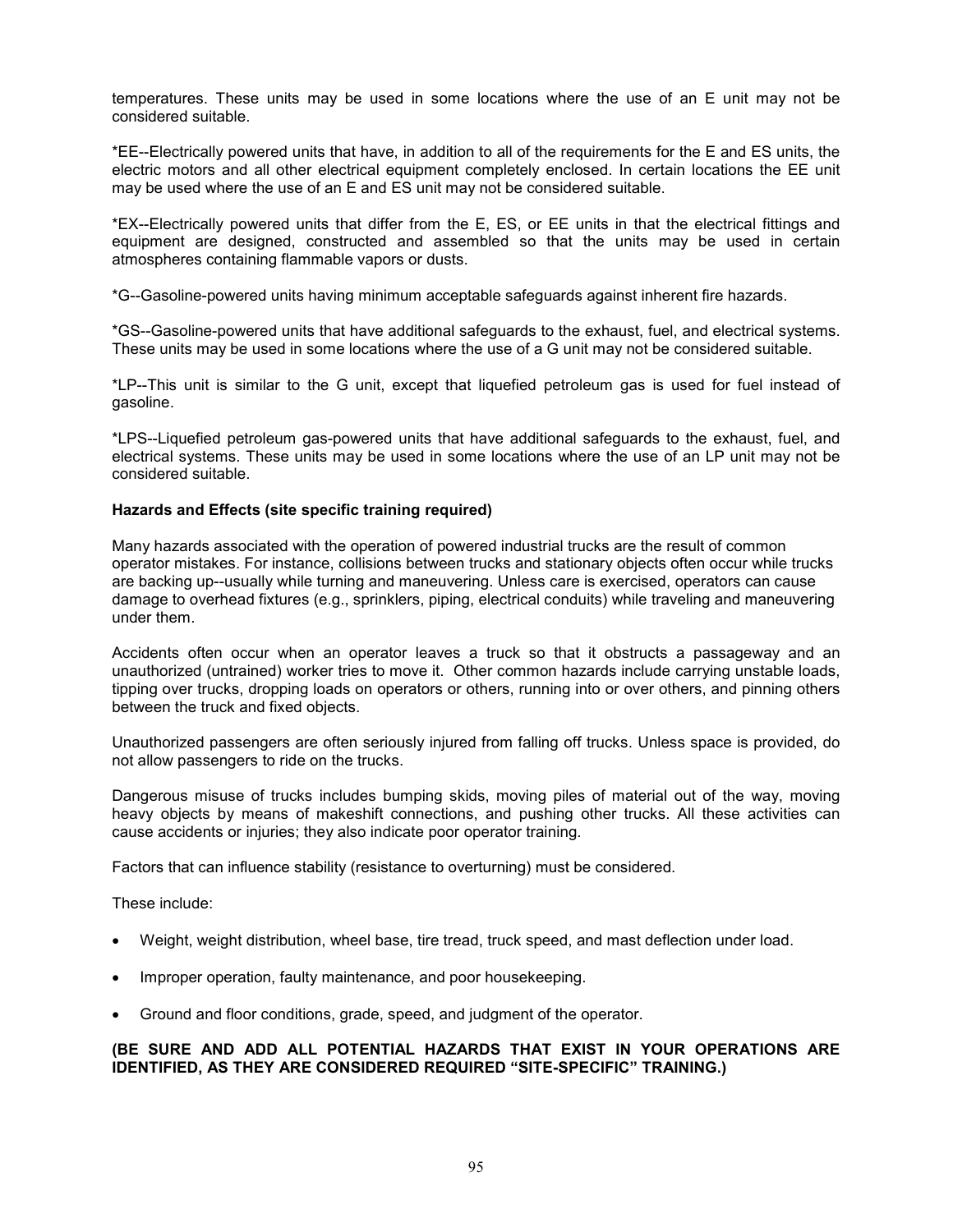temperatures. These units may be used in some locations where the use of an E unit may not be considered suitable.

*EE--Electrically powered units that have, in addition to all of the requirements for the E and ES units, the electric motors and all other electrical equipment completely enclosed. In certain locations the EE unit may be used where the use of an E and ES unit may not be considered suitable.

*EX--Electrically powered units that differ from the E, ES, or EE units in that the electrical fittings and equipment are designed, constructed and assembled so that the units may be used in certain atmospheres containing flammable vapors or dusts.

*G--Gasoline-powered units having minimum acceptable safeguards against inherent fire hazards.

*GS--Gasoline-powered units that have additional safeguards to the exhaust, fuel, and electrical systems. These units may be used in some locations where the use of a G unit may not be considered suitable.

*LP--This unit is similar to the G unit, except that liquefied petroleum gas is used for fuel instead of gasoline.

*LPS--Liquefied petroleum gas-powered units that have additional safeguards to the exhaust, fuel, and electrical systems. These units may be used in some locations where the use of an LP unit may not be considered suitable.

**Hazards and Effects (site specific training required)**

Many hazards associated with the operation of powered industrial trucks are the result of common operator mistakes. For instance, collisions between trucks and stationary objects often occur while trucks are backing up--usually while turning and maneuvering. Unless care is exercised, operators can cause damage to overhead fixtures (e.g., sprinklers, piping, electrical conduits) while traveling and maneuvering under them.

Accidents often occur when an operator leaves a truck so that it obstructs a passageway and an unauthorized (untrained) worker tries to move it. Other common hazards include carrying unstable loads, tipping over trucks, dropping loads on operators or others, running into or over others, and pinning others between the truck and fixed objects.

Unauthorized passengers are often seriously injured from falling off trucks. Unless space is provided, do not allow passengers to ride on the trucks.

Dangerous misuse of trucks includes bumping skids, moving piles of material out of the way, moving heavy objects by means of makeshift connections, and pushing other trucks. All these activities can cause accidents or injuries; they also indicate poor operator training.

Factors that can influence stability (resistance to overturning) must be considered.

These include:

- Weight, weight distribution, wheel base, tire tread, truck speed, and mast deflection under load.
- Improper operation, faulty maintenance, and poor housekeeping.
- Ground and floor conditions, grade, speed, and judgment of the operator.

**(BE SURE AND ADD ALL POTENTIAL HAZARDS THAT EXIST IN YOUR OPERATIONS ARE IDENTIFIED, AS THEY ARE CONSIDERED REQUIRED "SITE-SPECIFIC" TRAINING.)**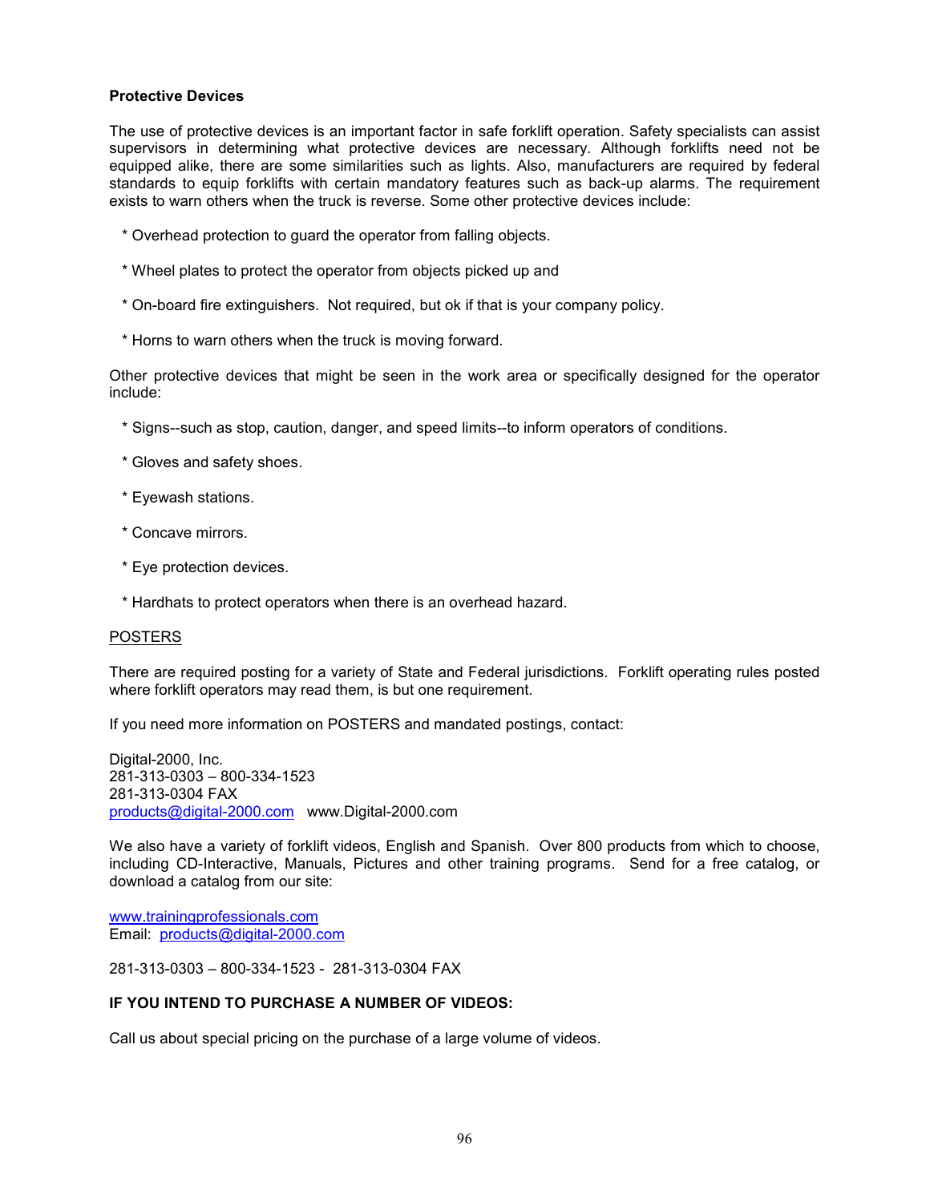**Protective Devices**

The use of protective devices is an important factor in safe forklift operation. Safety specialists can assist supervisors in determining what protective devices are necessary. Although forklifts need not be equipped alike, there are some similarities such as lights. Also, manufacturers are required by federal standards to equip forklifts with certain mandatory features such as back-up alarms. The requirement exists to warn others when the truck is reverse. Some other protective devices include:

* Overhead protection to guard the operator from falling objects.
* Wheel plates to protect the operator from objects picked up and
* On-board fire extinguishers. Not required, but ok if that is your company policy.
* Horns to warn others when the truck is moving forward.

Other protective devices that might be seen in the work area or specifically designed for the operator include:

* Signs--such as stop, caution, danger, and speed limits--to inform operators of conditions.
* Gloves and safety shoes.
* Eyewash stations.
* Concave mirrors.
* Eye protection devices.
* Hardhats to protect operators when there is an overhead hazard.

<u>POSTERS</u>

There are required posting for a variety of State and Federal jurisdictions. Forklift operating rules posted where forklift operators may read them, is but one requirement.

If you need more information on POSTERS and mandated postings, contact:

Digital-2000, Inc.
281-313-0303 – 800-334-1523
281-313-0304 FAX
products@digital-2000.com www.Digital-2000.com

We also have a variety of forklift videos, English and Spanish. Over 800 products from which to choose, including CD-Interactive, Manuals, Pictures and other training programs. Send for a free catalog, or download a catalog from our site:

www.trainingprofessionals.com
Email: products@digital-2000.com

281-313-0303 – 800-334-1523 - 281-313-0304 FAX

**IF YOU INTEND TO PURCHASE A NUMBER OF VIDEOS:**

Call us about special pricing on the purchase of a large volume of videos.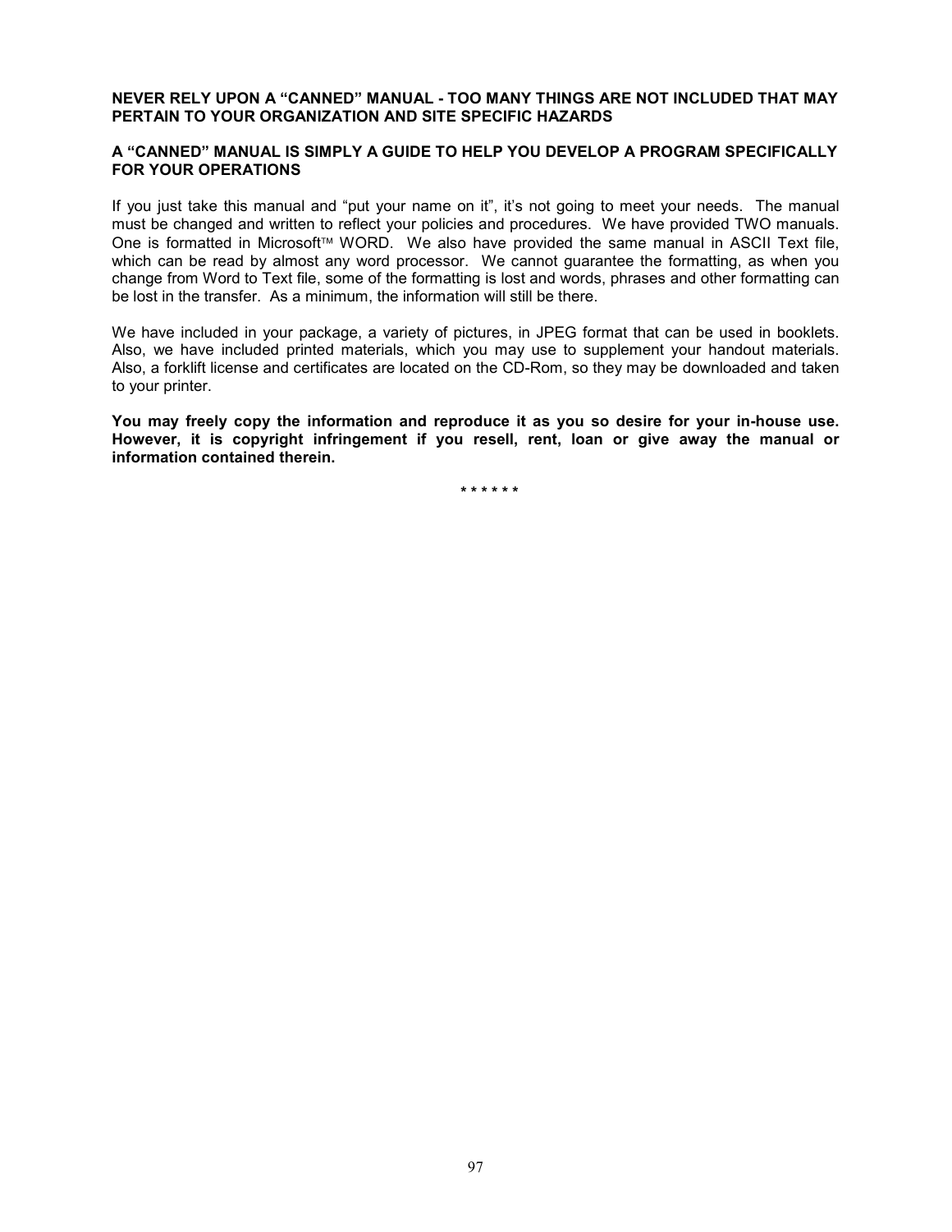**NEVER RELY UPON A "CANNED" MANUAL - TOO MANY THINGS ARE NOT INCLUDED THAT MAY PERTAIN TO YOUR ORGANIZATION AND SITE SPECIFIC HAZARDS**

**A "CANNED" MANUAL IS SIMPLY A GUIDE TO HELP YOU DEVELOP A PROGRAM SPECIFICALLY FOR YOUR OPERATIONS**

If you just take this manual and "put your name on it", it's not going to meet your needs. The manual must be changed and written to reflect your policies and procedures. We have provided TWO manuals. One is formatted in Microsoft™ WORD. We also have provided the same manual in ASCII Text file, which can be read by almost any word processor. We cannot guarantee the formatting, as when you change from Word to Text file, some of the formatting is lost and words, phrases and other formatting can be lost in the transfer. As a minimum, the information will still be there.

We have included in your package, a variety of pictures, in JPEG format that can be used in booklets. Also, we have included printed materials, which you may use to supplement your handout materials. Also, a forklift license and certificates are located on the CD-Rom, so they may be downloaded and taken to your printer.

**You may freely copy the information and reproduce it as you so desire for your in-house use. However, it is copyright infringement if you resell, rent, loan or give away the manual or information contained therein.**

**\* \* \* \* \* \***